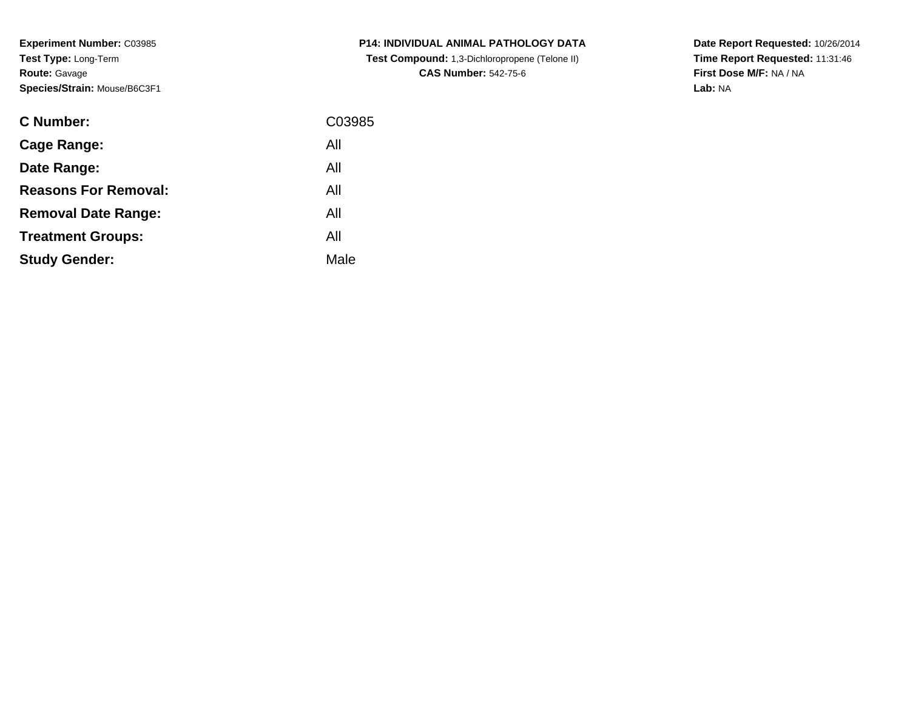**Experiment Number:** C03985
**Test Type:** Long-Term
**Route:** Gavage
**Species/Strain:** Mouse/B6C3F1

**P14: INDIVIDUAL ANIMAL PATHOLOGY DATA**
**Test Compound:** 1,3-Dichloropropene (Telone II)
**CAS Number:** 542-75-6

**Date Report Requested:** 10/26/2014
**Time Report Requested:** 11:31:46
**First Dose M/F:** NA / NA
**Lab:** NA

| | |
|---|---|
| **C Number:** | C03985 |
| **Cage Range:** | All |
| **Date Range:** | All |
| **Reasons For Removal:** | All |
| **Removal Date Range:** | All |
| **Treatment Groups:** | All |
| **Study Gender:** | Male |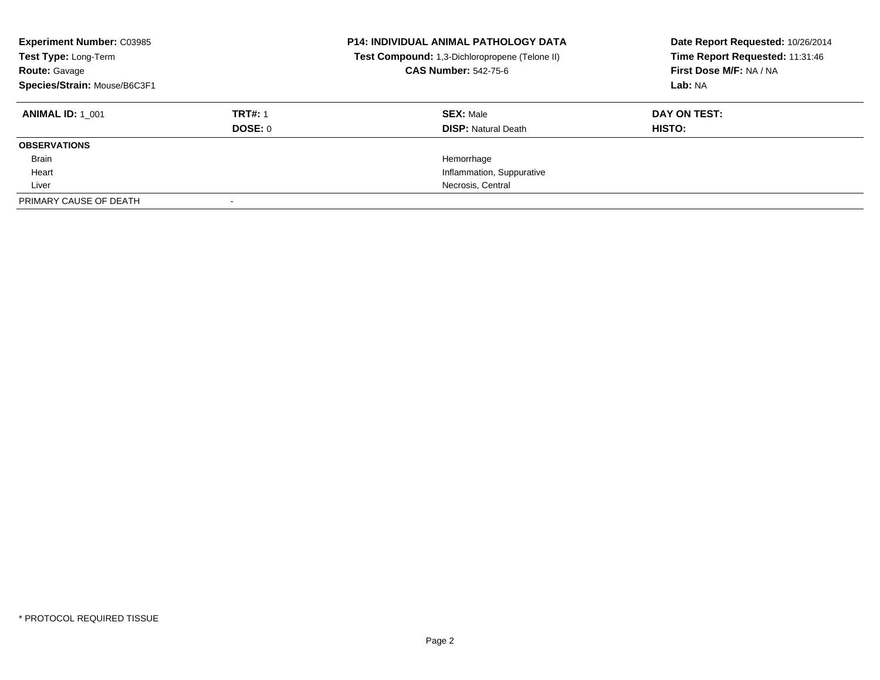**Experiment Number:** C03985
**Test Type:** Long-Term
**Route:** Gavage
**Species/Strain:** Mouse/B6C3F1

**P14: INDIVIDUAL ANIMAL PATHOLOGY DATA**
**Test Compound:** 1,3-Dichloropropene (Telone II)
**CAS Number:** 542-75-6

**Date Report Requested:** 10/26/2014
**Time Report Requested:** 11:31:46
**First Dose M/F:** NA / NA
**Lab:** NA

| **ANIMAL ID:** 1_001 | **TRT#:** 1 | **SEX:** Male | **DAY ON TEST:** |
|---|---|---|---|
| | **DOSE:** 0 | **DISP:** Natural Death | **HISTO:** |
| **OBSERVATIONS** | | | |
| Brain | | Hemorrhage | |
| Heart | | Inflammation, Suppurative | |
| Liver | | Necrosis, Central | |
| PRIMARY CAUSE OF DEATH | - | | |

\* PROTOCOL REQUIRED TISSUE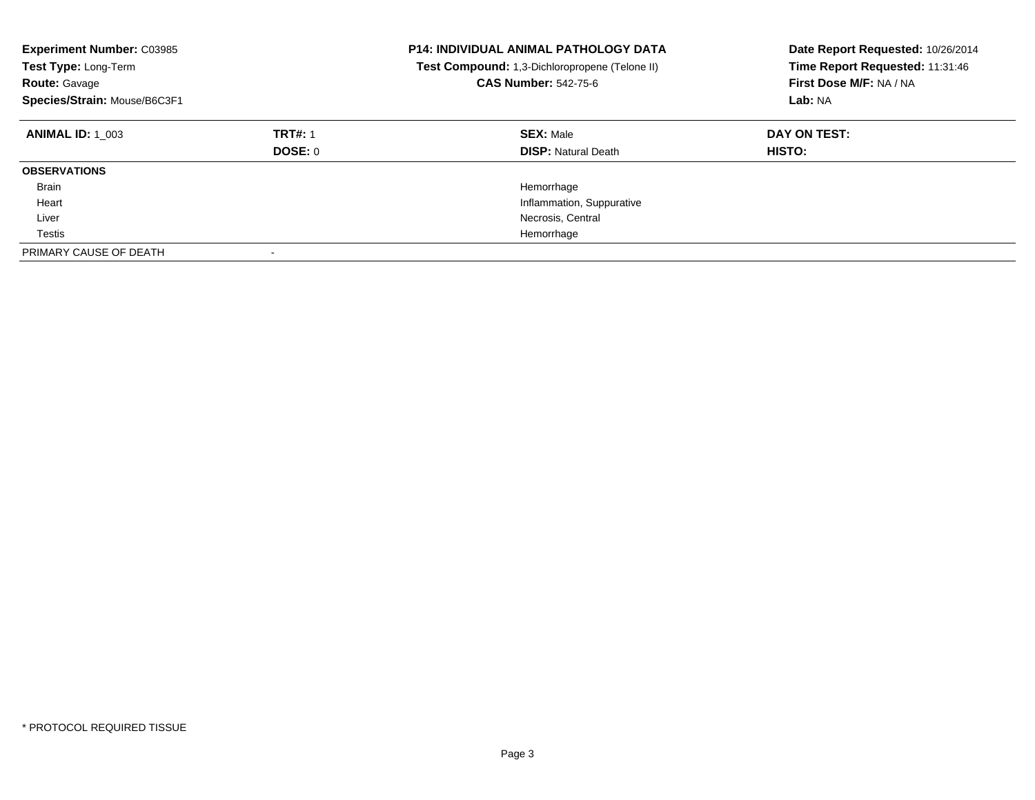**Experiment Number:** C03985
**Test Type:** Long-Term
**Route:** Gavage
**Species/Strain:** Mouse/B6C3F1

**P14: INDIVIDUAL ANIMAL PATHOLOGY DATA**
**Test Compound:** 1,3-Dichloropropene (Telone II)
**CAS Number:** 542-75-6

**Date Report Requested:** 10/26/2014
**Time Report Requested:** 11:31:46
**First Dose M/F:** NA / NA
**Lab:** NA

| **ANIMAL ID:** 1_003 | **TRT#:** 1 | **SEX:** Male | **DAY ON TEST:** |
|---|---|---|---|
| | **DOSE:** 0 | **DISP:** Natural Death | **HISTO:** |
| **OBSERVATIONS** | | | |
| Brain | | Hemorrhage | |
| Heart | | Inflammation, Suppurative | |
| Liver | | Necrosis, Central | |
| Testis | | Hemorrhage | |
| PRIMARY CAUSE OF DEATH | - | | |

* PROTOCOL REQUIRED TISSUE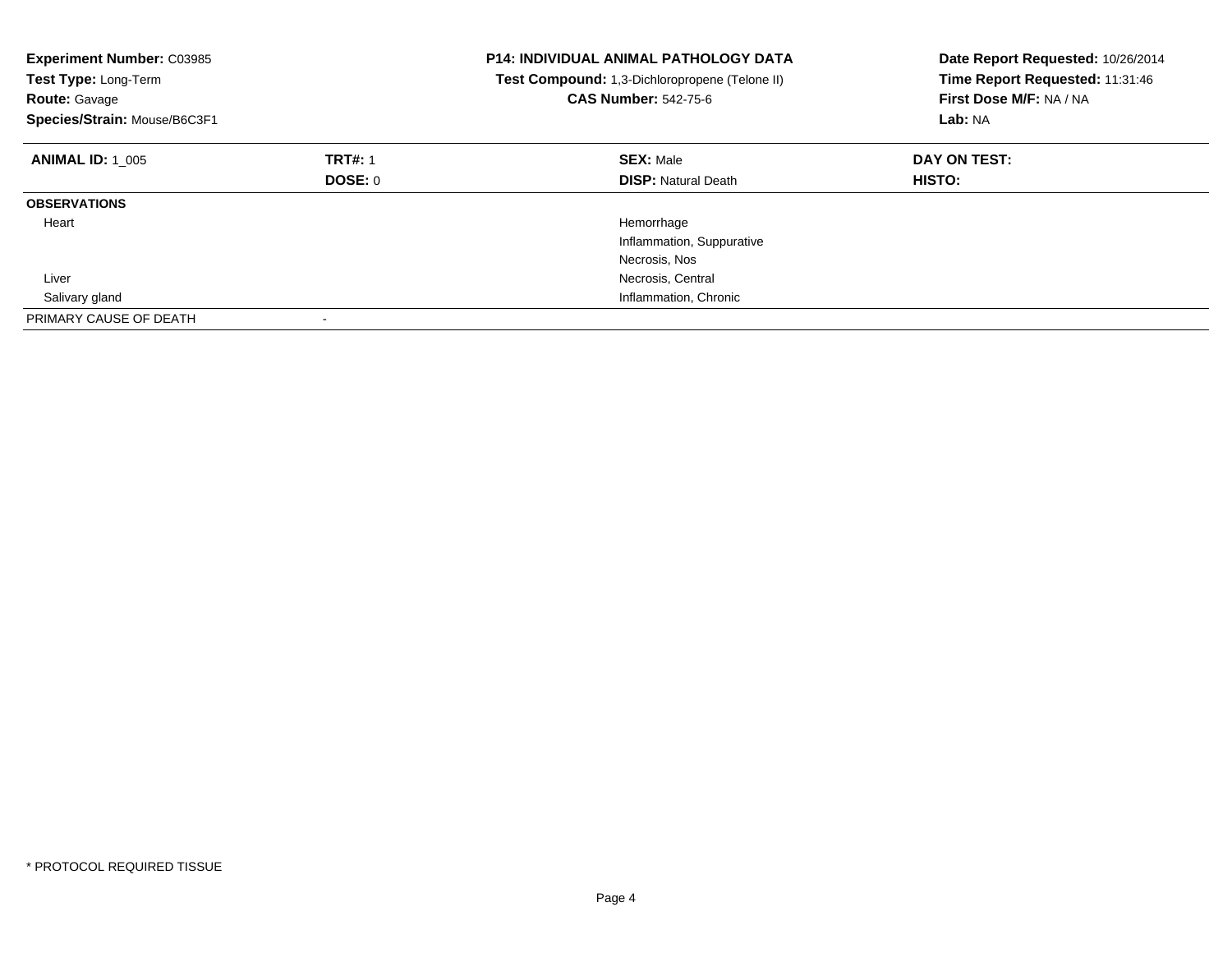**Experiment Number:** C03985
**Test Type:** Long-Term
**Route:** Gavage
**Species/Strain:** Mouse/B6C3F1

**P14: INDIVIDUAL ANIMAL PATHOLOGY DATA**
**Test Compound:** 1,3-Dichloropropene (Telone II)
**CAS Number:** 542-75-6

**Date Report Requested:** 10/26/2014
**Time Report Requested:** 11:31:46
**First Dose M/F:** NA / NA
**Lab:** NA

| **ANIMAL ID:** 1_005 | **TRT#:** 1 | **SEX:** Male | **DAY ON TEST:** |
|---|---|---|---|
| | **DOSE:** 0 | **DISP:** Natural Death | **HISTO:** |
| **OBSERVATIONS** | | | |
| Heart | | Hemorrhage | |
| | | Inflammation, Suppurative | |
| | | Necrosis, Nos | |
| Liver | | Necrosis, Central | |
| Salivary gland | | Inflammation, Chronic | |
| PRIMARY CAUSE OF DEATH | - | | |

* PROTOCOL REQUIRED TISSUE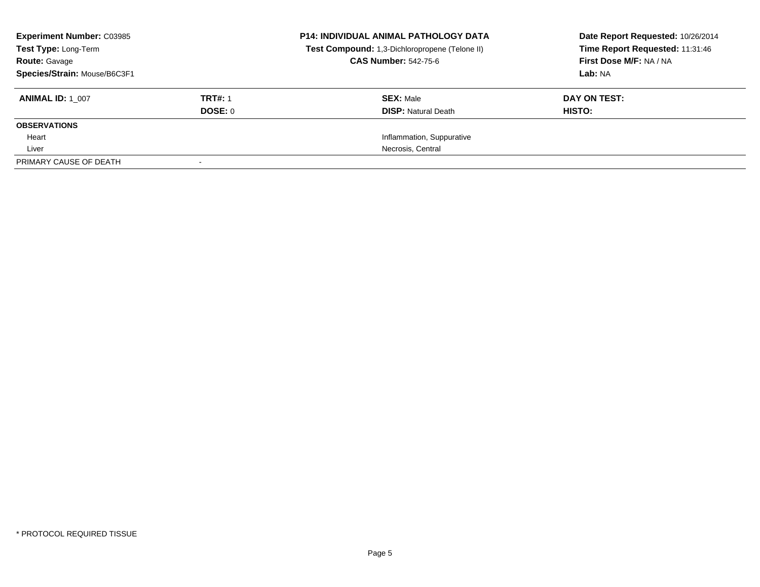**Experiment Number:** C03985
**Test Type:** Long-Term
**Route:** Gavage
**Species/Strain:** Mouse/B6C3F1

**P14: INDIVIDUAL ANIMAL PATHOLOGY DATA**
**Test Compound:** 1,3-Dichloropropene (Telone II)
**CAS Number:** 542-75-6

**Date Report Requested:** 10/26/2014
**Time Report Requested:** 11:31:46
**First Dose M/F:** NA / NA
**Lab:** NA

| **ANIMAL ID:** 1_007 | **TRT#:** 1 | **SEX:** Male | **DAY ON TEST:** |
|---|---|---|---|
| | **DOSE:** 0 | **DISP:** Natural Death | **HISTO:** |
| **OBSERVATIONS** | | | |
| Heart | | Inflammation, Suppurative | |
| Liver | | Necrosis, Central | |
| PRIMARY CAUSE OF DEATH | - | | |

* PROTOCOL REQUIRED TISSUE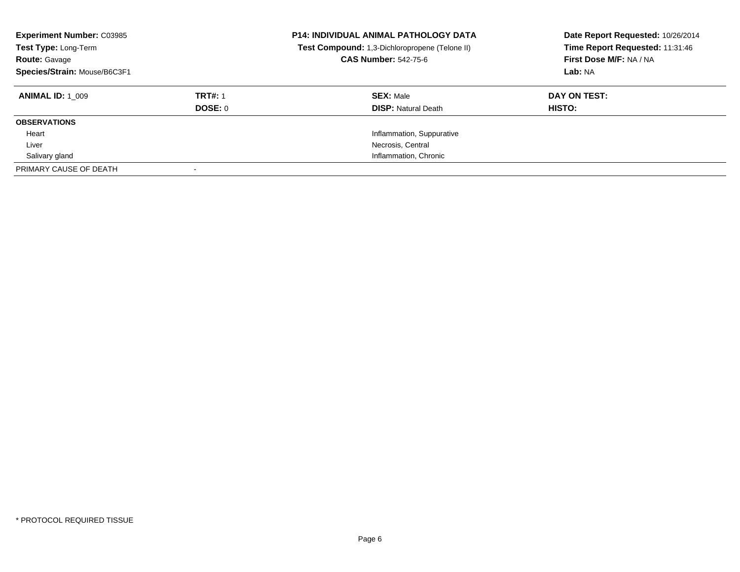**Experiment Number:** C03985
**Test Type:** Long-Term
**Route:** Gavage
**Species/Strain:** Mouse/B6C3F1

**P14: INDIVIDUAL ANIMAL PATHOLOGY DATA**
**Test Compound:** 1,3-Dichloropropene (Telone II)
**CAS Number:** 542-75-6

**Date Report Requested:** 10/26/2014
**Time Report Requested:** 11:31:46
**First Dose M/F:** NA / NA
**Lab:** NA

| **ANIMAL ID:** 1_009 | **TRT#:** 1 | **SEX:** Male | **DAY ON TEST:** |
|---|---|---|---|
| | **DOSE:** 0 | **DISP:** Natural Death | **HISTO:** |
| **OBSERVATIONS** | | | |
| Heart | | Inflammation, Suppurative | |
| Liver | | Necrosis, Central | |
| Salivary gland | | Inflammation, Chronic | |
| PRIMARY CAUSE OF DEATH | - | | |

\* PROTOCOL REQUIRED TISSUE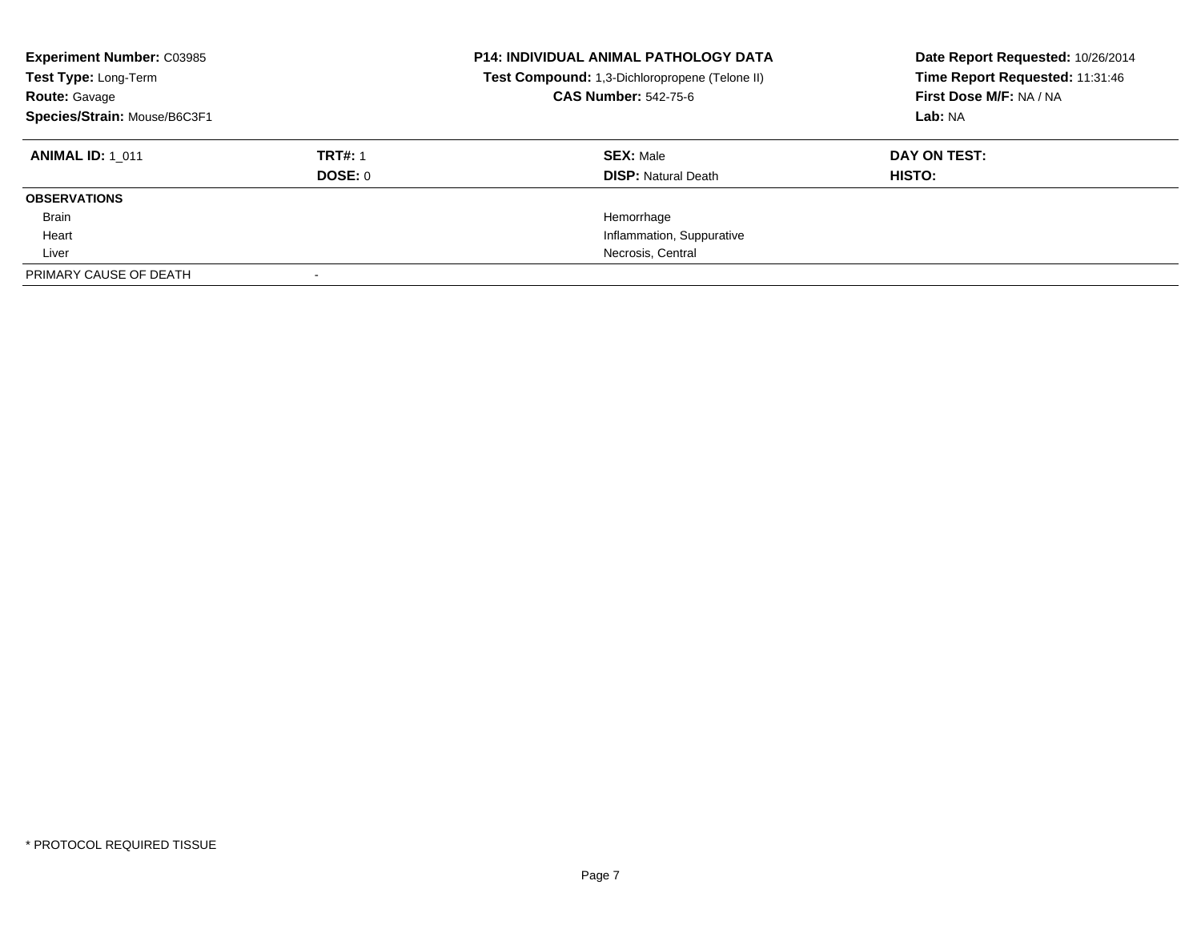**Experiment Number:** C03985
**Test Type:** Long-Term
**Route:** Gavage
**Species/Strain:** Mouse/B6C3F1

**P14: INDIVIDUAL ANIMAL PATHOLOGY DATA**
**Test Compound:** 1,3-Dichloropropene (Telone II)
**CAS Number:** 542-75-6

**Date Report Requested:** 10/26/2014
**Time Report Requested:** 11:31:46
**First Dose M/F:** NA / NA
**Lab:** NA

| **ANIMAL ID:** 1_011 | **TRT#:** 1 | **SEX:** Male | **DAY ON TEST:** |
|---|---|---|---|
| | **DOSE:** 0 | **DISP:** Natural Death | **HISTO:** |
| **OBSERVATIONS** | | | |
| Brain | | Hemorrhage | |
| Heart | | Inflammation, Suppurative | |
| Liver | | Necrosis, Central | |
| PRIMARY CAUSE OF DEATH | - | | |

\* PROTOCOL REQUIRED TISSUE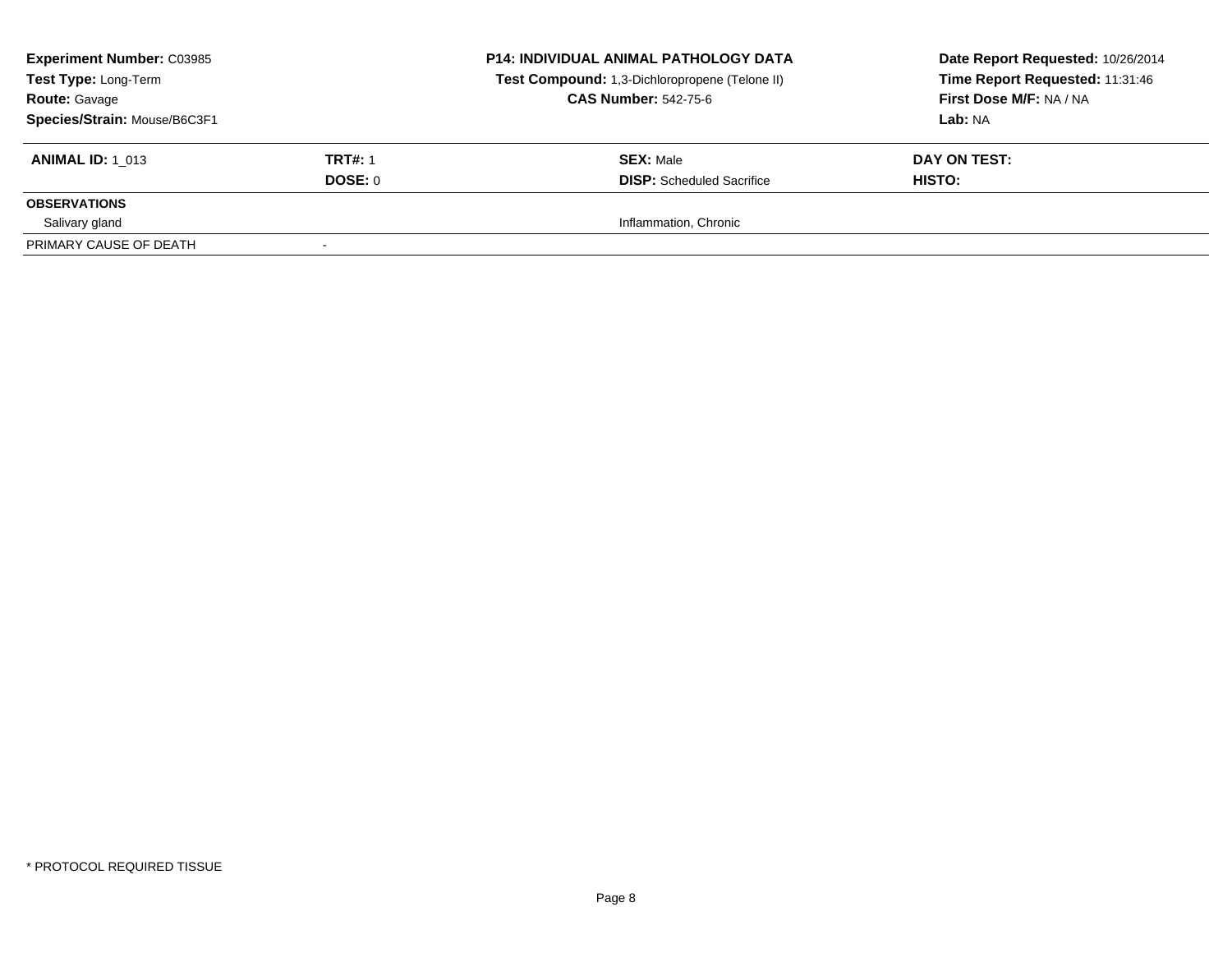| **Experiment Number:** C03985 | **P14: INDIVIDUAL ANIMAL PATHOLOGY DATA** | **Date Report Requested:** 10/26/2014 |
|---|---|---|
| **Test Type:** Long-Term | **Test Compound:** 1,3-Dichloropropene (Telone II) | **Time Report Requested:** 11:31:46 |
| **Route:** Gavage | **CAS Number:** 542-75-6 | **First Dose M/F:** NA / NA |
| **Species/Strain:** Mouse/B6C3F1 | | **Lab:** NA |

| **ANIMAL ID:** 1_013 | **TRT#:** 1 | **SEX:** Male | **DAY ON TEST:** |
|---|---|---|---|
| | **DOSE:** 0 | **DISP:** Scheduled Sacrifice | **HISTO:** |
| **OBSERVATIONS** | | | |
| Salivary gland | | Inflammation, Chronic | |
| PRIMARY CAUSE OF DEATH | - | | |

\* PROTOCOL REQUIRED TISSUE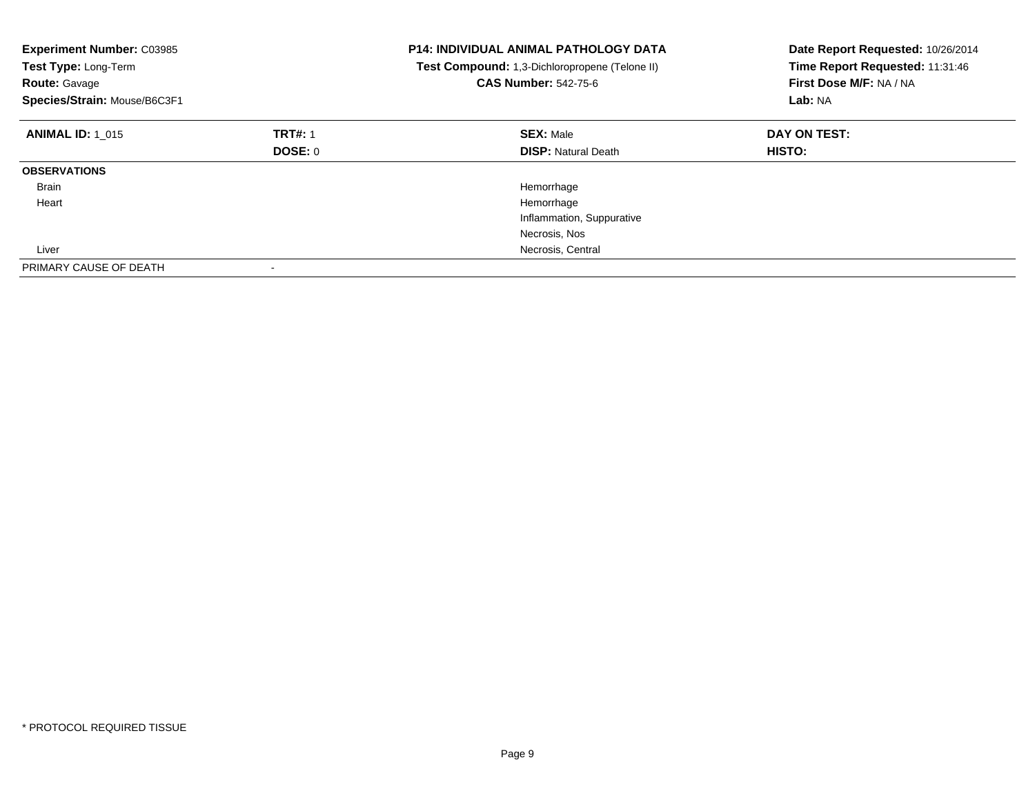**Experiment Number:** C03985
**Test Type:** Long-Term
**Route:** Gavage
**Species/Strain:** Mouse/B6C3F1

**P14: INDIVIDUAL ANIMAL PATHOLOGY DATA**
**Test Compound:** 1,3-Dichloropropene (Telone II)
**CAS Number:** 542-75-6

**Date Report Requested:** 10/26/2014
**Time Report Requested:** 11:31:46
**First Dose M/F:** NA / NA
**Lab:** NA

| **ANIMAL ID:** 1_015 | **TRT#:** 1 | **SEX:** Male | **DAY ON TEST:** |
|---|---|---|---|
| | **DOSE:** 0 | **DISP:** Natural Death | **HISTO:** |
| **OBSERVATIONS** | | | |
| Brain | | Hemorrhage | |
| Heart | | Hemorrhage | |
| | | Inflammation, Suppurative | |
| | | Necrosis, Nos | |
| Liver | | Necrosis, Central | |
| PRIMARY CAUSE OF DEATH | - | | |

\* PROTOCOL REQUIRED TISSUE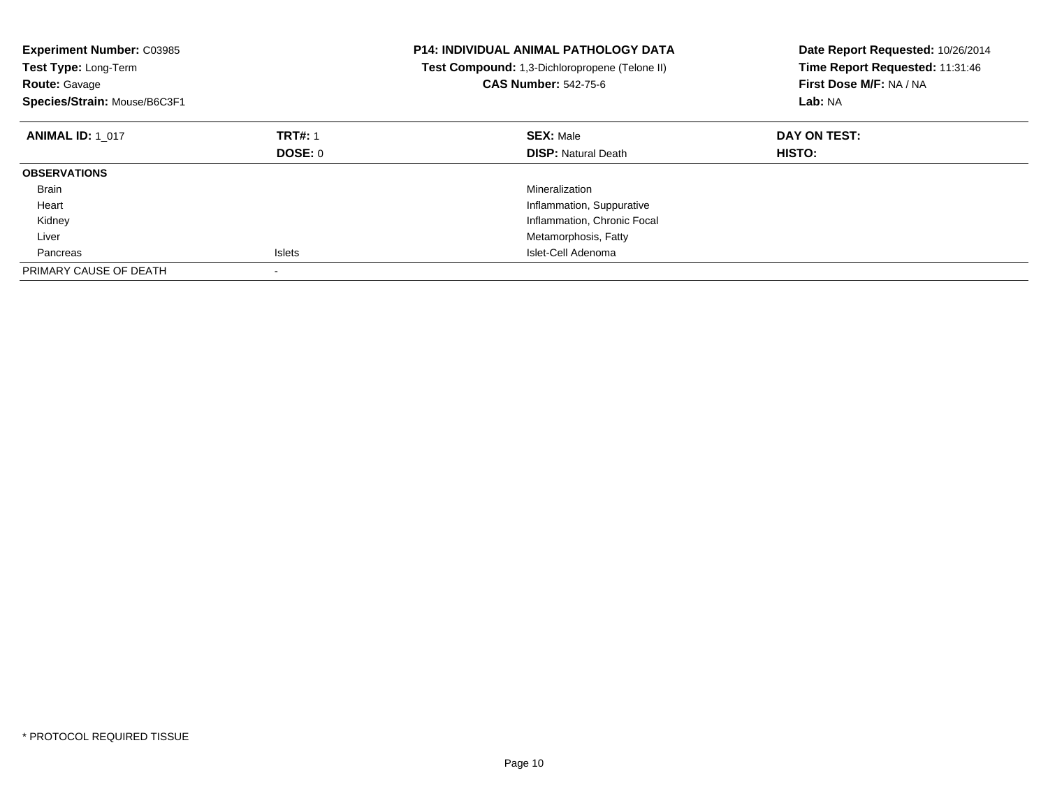**Experiment Number:** C03985
**Test Type:** Long-Term
**Route:** Gavage
**Species/Strain:** Mouse/B6C3F1

**P14: INDIVIDUAL ANIMAL PATHOLOGY DATA**
**Test Compound:** 1,3-Dichloropropene (Telone II)
**CAS Number:** 542-75-6

**Date Report Requested:** 10/26/2014
**Time Report Requested:** 11:31:46
**First Dose M/F:** NA / NA
**Lab:** NA

| **ANIMAL ID:** 1_017 | **TRT#:** 1 | **SEX:** Male | **DAY ON TEST:** |
|---|---|---|---|
| | **DOSE:** 0 | **DISP:** Natural Death | **HISTO:** |
| **OBSERVATIONS** | | | |
| Brain | | Mineralization | |
| Heart | | Inflammation, Suppurative | |
| Kidney | | Inflammation, Chronic Focal | |
| Liver | | Metamorphosis, Fatty | |
| Pancreas | Islets | Islet-Cell Adenoma | |
| PRIMARY CAUSE OF DEATH | - | | |

\* PROTOCOL REQUIRED TISSUE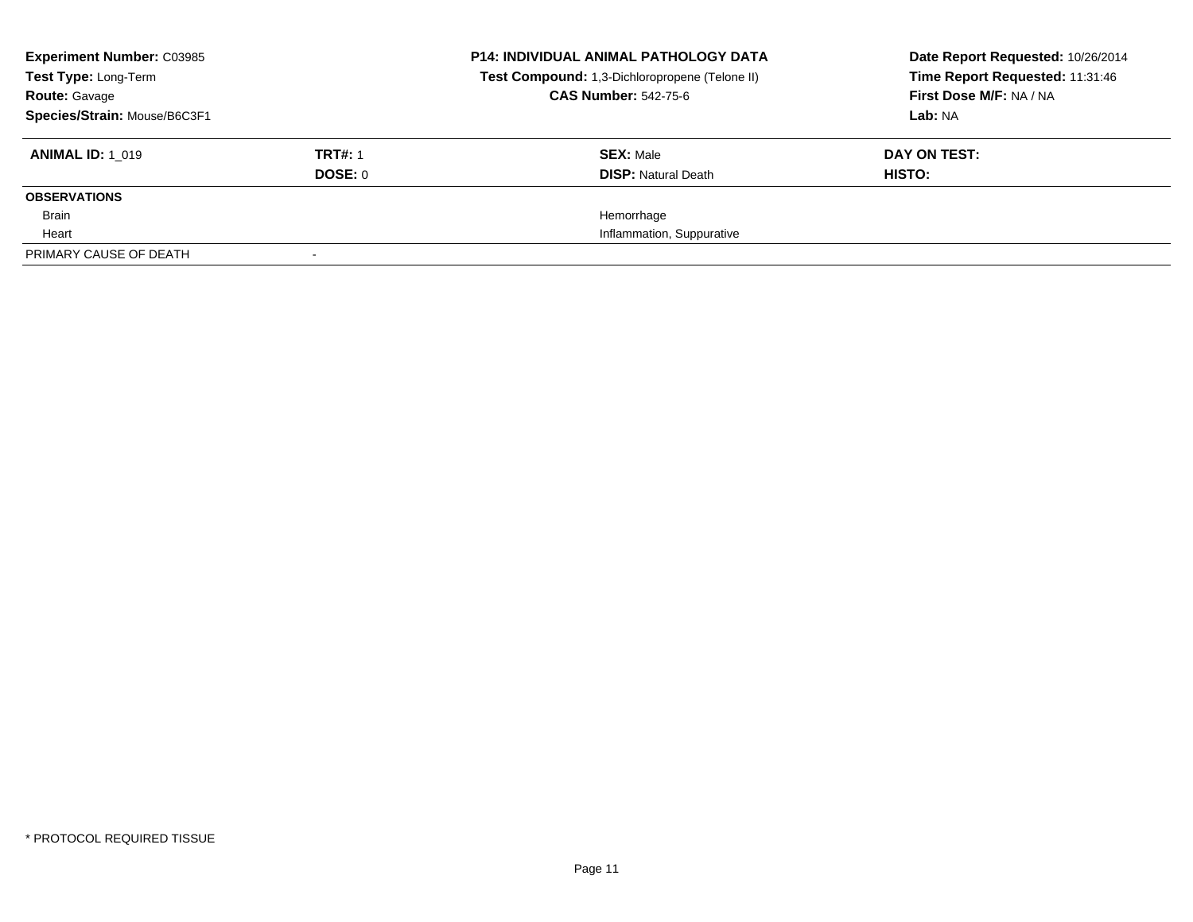**Experiment Number:** C03985
**Test Type:** Long-Term
**Route:** Gavage
**Species/Strain:** Mouse/B6C3F1

**P14: INDIVIDUAL ANIMAL PATHOLOGY DATA**
**Test Compound:** 1,3-Dichloropropene (Telone II)
**CAS Number:** 542-75-6

**Date Report Requested:** 10/26/2014
**Time Report Requested:** 11:31:46
**First Dose M/F:** NA / NA
**Lab:** NA

| **ANIMAL ID:** 1_019 | **TRT#:** 1 | **SEX:** Male | **DAY ON TEST:** |
|---|---|---|---|
| | **DOSE:** 0 | **DISP:** Natural Death | **HISTO:** |
| **OBSERVATIONS** | | | |
| Brain | | Hemorrhage | |
| Heart | | Inflammation, Suppurative | |
| PRIMARY CAUSE OF DEATH | - | | |

* PROTOCOL REQUIRED TISSUE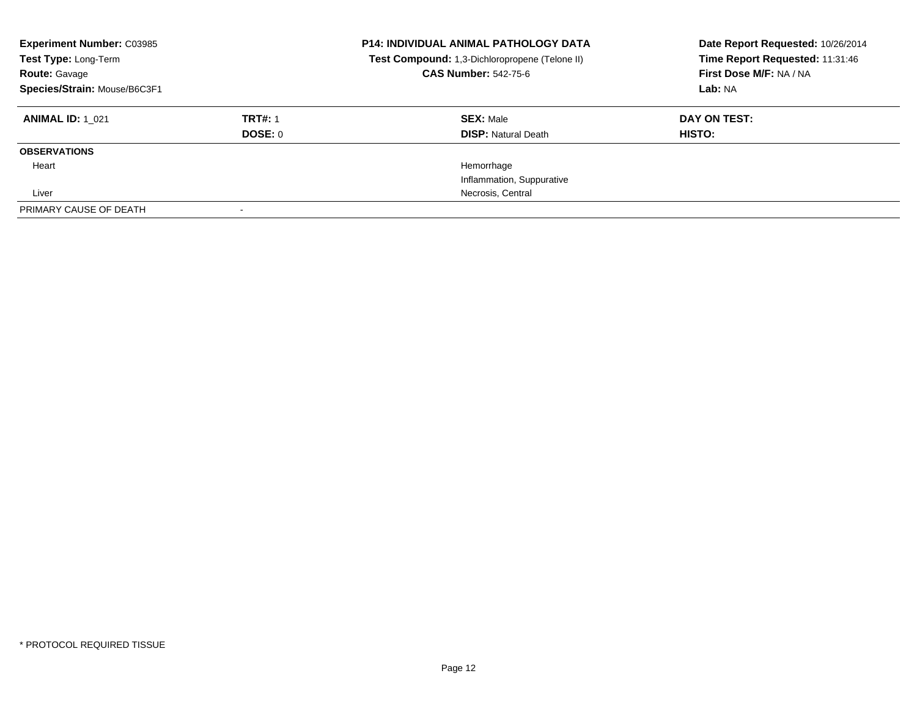**Experiment Number:** C03985
**Test Type:** Long-Term
**Route:** Gavage
**Species/Strain:** Mouse/B6C3F1

**P14: INDIVIDUAL ANIMAL PATHOLOGY DATA**
**Test Compound:** 1,3-Dichloropropene (Telone II)
**CAS Number:** 542-75-6

**Date Report Requested:** 10/26/2014
**Time Report Requested:** 11:31:46
**First Dose M/F:** NA / NA
**Lab:** NA

| **ANIMAL ID:** 1_021 | **TRT#:** 1 | **SEX:** Male | **DAY ON TEST:** |
|---|---|---|---|
| | **DOSE:** 0 | **DISP:** Natural Death | **HISTO:** |
| **OBSERVATIONS** | | | |
| Heart | | Hemorrhage | |
| | | Inflammation, Suppurative | |
| Liver | | Necrosis, Central | |
| PRIMARY CAUSE OF DEATH | - | | |

* PROTOCOL REQUIRED TISSUE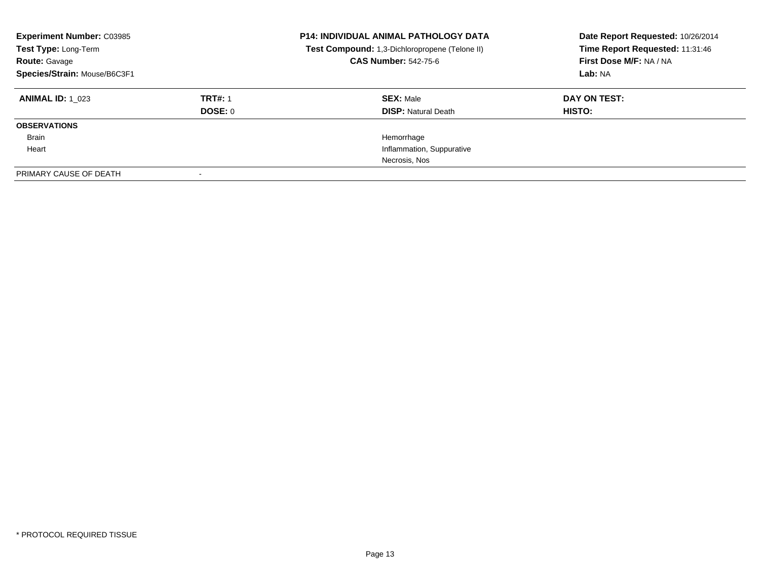**Experiment Number:** C03985
**Test Type:** Long-Term
**Route:** Gavage
**Species/Strain:** Mouse/B6C3F1

**P14: INDIVIDUAL ANIMAL PATHOLOGY DATA**
**Test Compound:** 1,3-Dichloropropene (Telone II)
**CAS Number:** 542-75-6

**Date Report Requested:** 10/26/2014
**Time Report Requested:** 11:31:46
**First Dose M/F:** NA / NA
**Lab:** NA

| **ANIMAL ID:** 1_023 | **TRT#:** 1 | **SEX:** Male | **DAY ON TEST:** |
|---|---|---|---|
| | **DOSE:** 0 | **DISP:** Natural Death | **HISTO:** |
| **OBSERVATIONS** | | | |
| Brain | | Hemorrhage | |
| Heart | | Inflammation, Suppurative | |
| | | Necrosis, Nos | |
| PRIMARY CAUSE OF DEATH | - | | |

* PROTOCOL REQUIRED TISSUE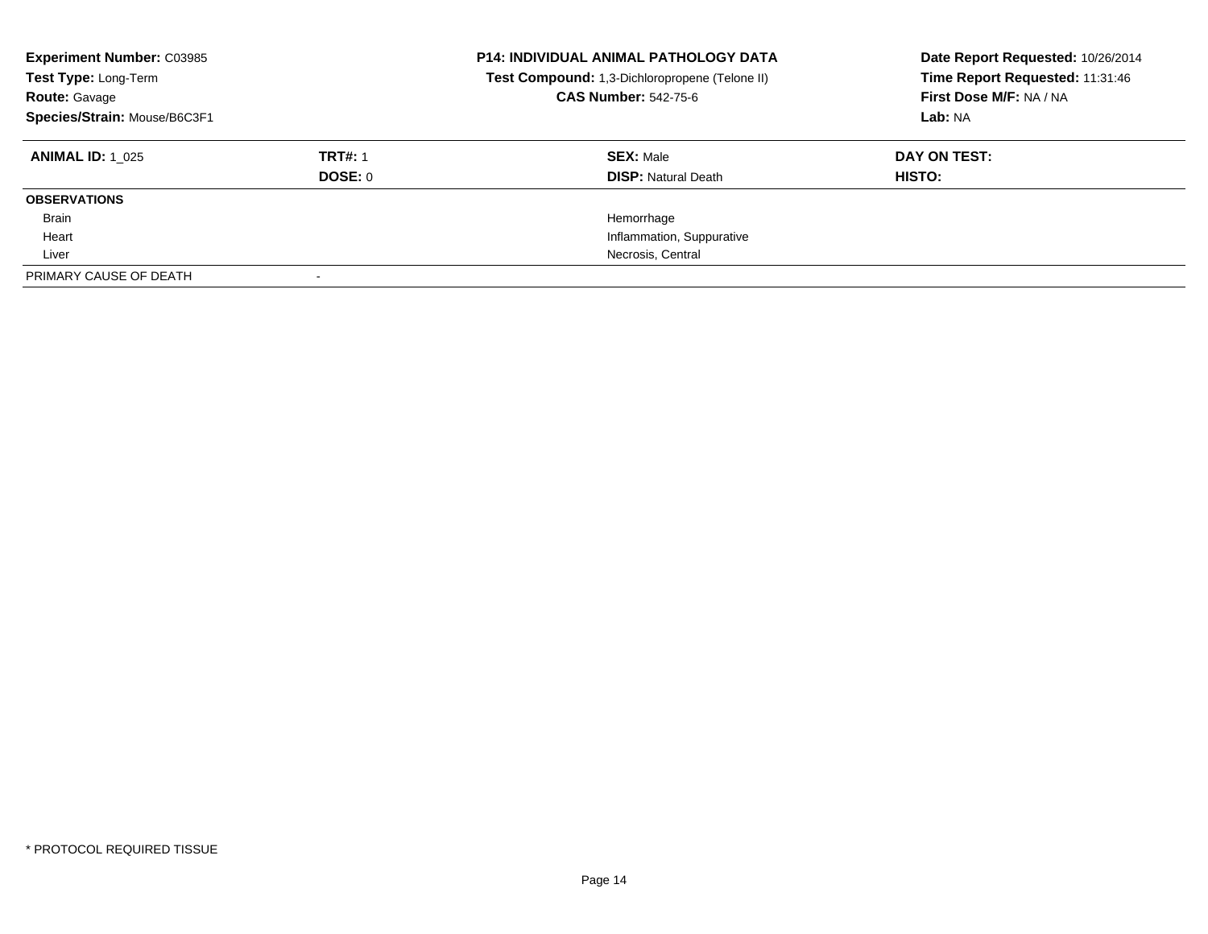**Experiment Number:** C03985
**Test Type:** Long-Term
**Route:** Gavage
**Species/Strain:** Mouse/B6C3F1

**P14: INDIVIDUAL ANIMAL PATHOLOGY DATA**
**Test Compound:** 1,3-Dichloropropene (Telone II)
**CAS Number:** 542-75-6

**Date Report Requested:** 10/26/2014
**Time Report Requested:** 11:31:46
**First Dose M/F:** NA / NA
**Lab:** NA

| **ANIMAL ID:** 1_025 | **TRT#:** 1 | **SEX:** Male | **DAY ON TEST:** |
|---|---|---|---|
| | **DOSE:** 0 | **DISP:** Natural Death | **HISTO:** |
| **OBSERVATIONS** | | | |
| Brain | | Hemorrhage | |
| Heart | | Inflammation, Suppurative | |
| Liver | | Necrosis, Central | |
| PRIMARY CAUSE OF DEATH | - | | |

* PROTOCOL REQUIRED TISSUE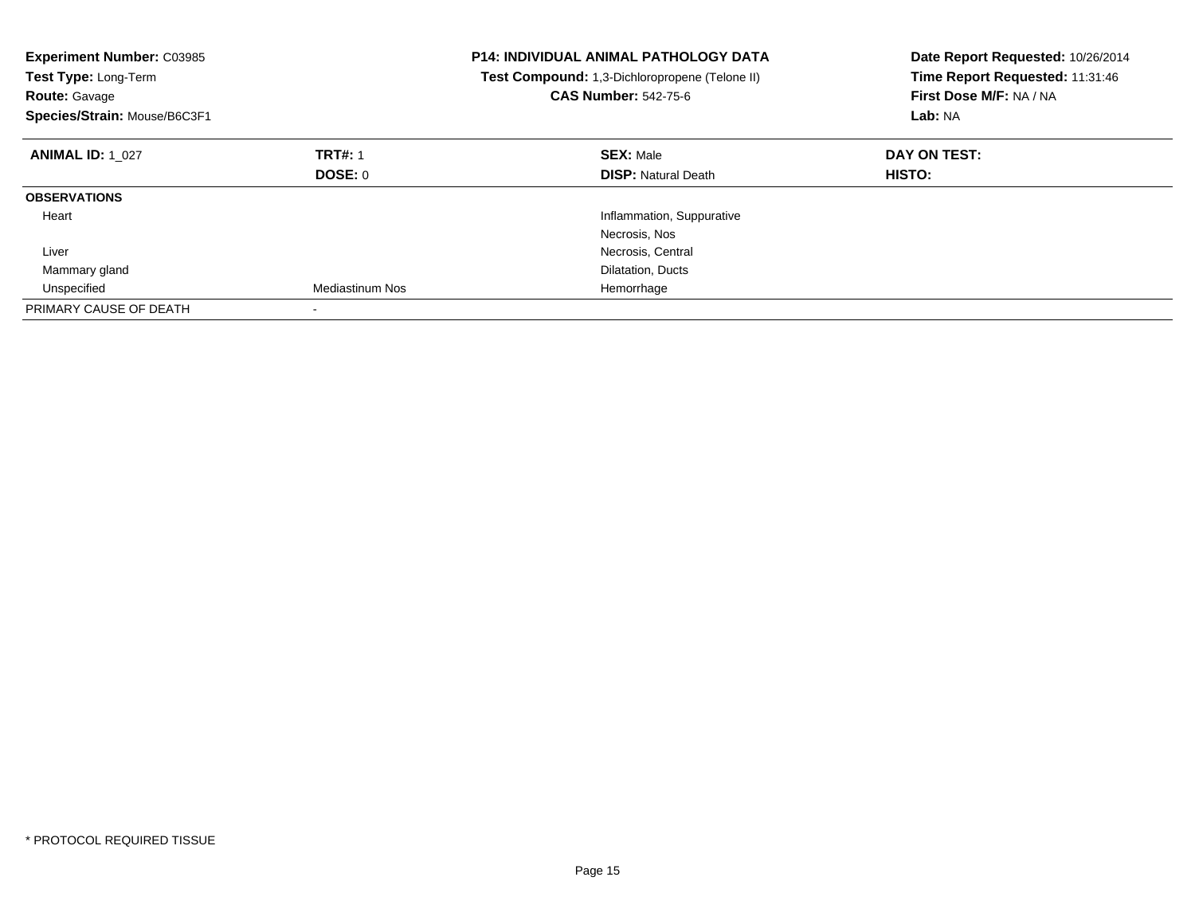**Experiment Number:** C03985
**Test Type:** Long-Term
**Route:** Gavage
**Species/Strain:** Mouse/B6C3F1

**P14: INDIVIDUAL ANIMAL PATHOLOGY DATA**
**Test Compound:** 1,3-Dichloropropene (Telone II)
**CAS Number:** 542-75-6

**Date Report Requested:** 10/26/2014
**Time Report Requested:** 11:31:46
**First Dose M/F:** NA / NA
**Lab:** NA

| **ANIMAL ID:** 1_027 | **TRT#:** 1 | **SEX:** Male | **DAY ON TEST:** |
|---|---|---|---|
| | **DOSE:** 0 | **DISP:** Natural Death | **HISTO:** |
| **OBSERVATIONS** | | | |
| Heart | | Inflammation, Suppurative | |
| | | Necrosis, Nos | |
| Liver | | Necrosis, Central | |
| Mammary gland | | Dilatation, Ducts | |
| Unspecified | Mediastinum Nos | Hemorrhage | |
| PRIMARY CAUSE OF DEATH | - | | |

* PROTOCOL REQUIRED TISSUE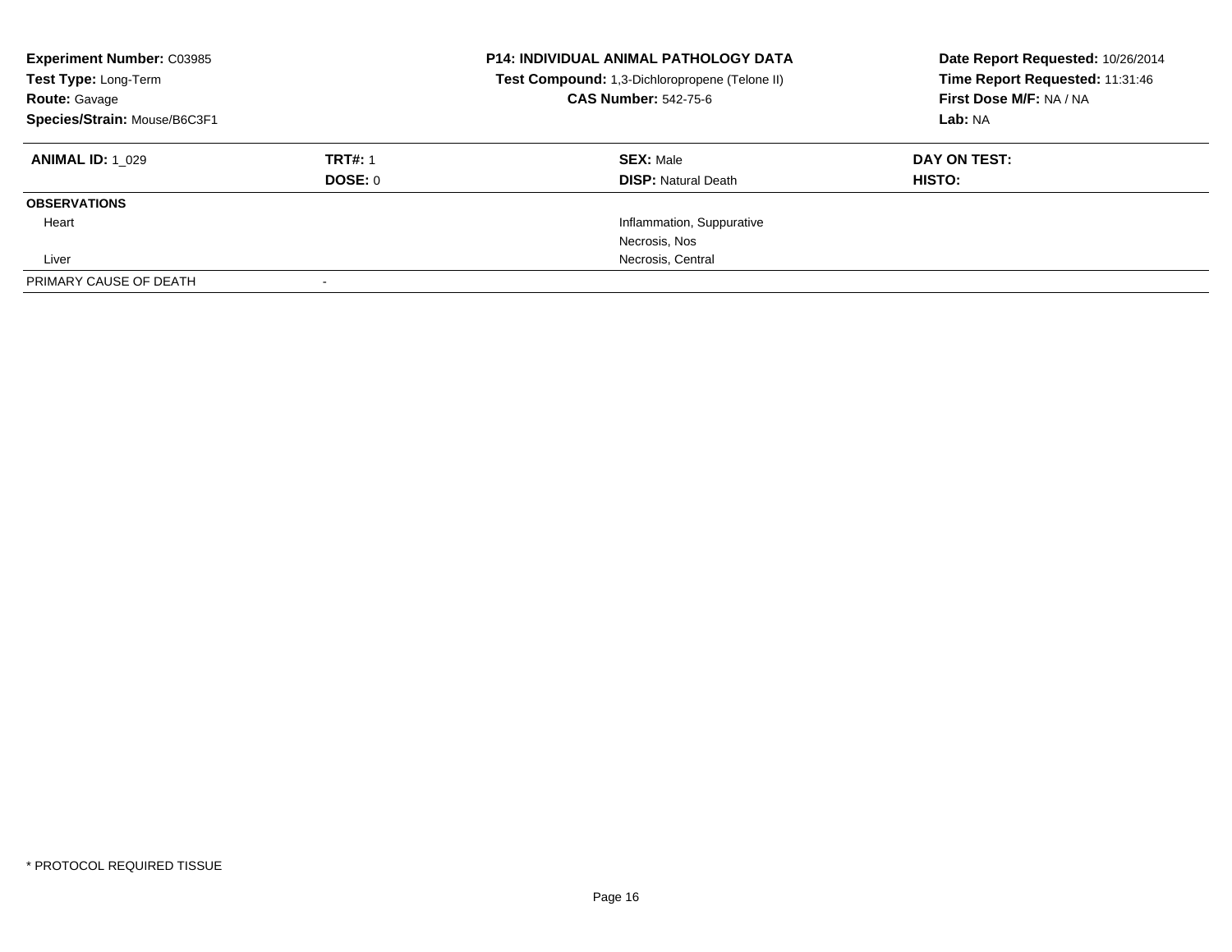**Experiment Number:** C03985
**Test Type:** Long-Term
**Route:** Gavage
**Species/Strain:** Mouse/B6C3F1

**P14: INDIVIDUAL ANIMAL PATHOLOGY DATA**
**Test Compound:** 1,3-Dichloropropene (Telone II)
**CAS Number:** 542-75-6

**Date Report Requested:** 10/26/2014
**Time Report Requested:** 11:31:46
**First Dose M/F:** NA / NA
**Lab:** NA

| **ANIMAL ID:** 1_029 | **TRT#:** 1 | **SEX:** Male | **DAY ON TEST:** |
|---|---|---|---|
| | **DOSE:** 0 | **DISP:** Natural Death | **HISTO:** |
| **OBSERVATIONS** | | | |
| Heart | | Inflammation, Suppurative | |
| | | Necrosis, Nos | |
| Liver | | Necrosis, Central | |
| PRIMARY CAUSE OF DEATH | - | | |

\* PROTOCOL REQUIRED TISSUE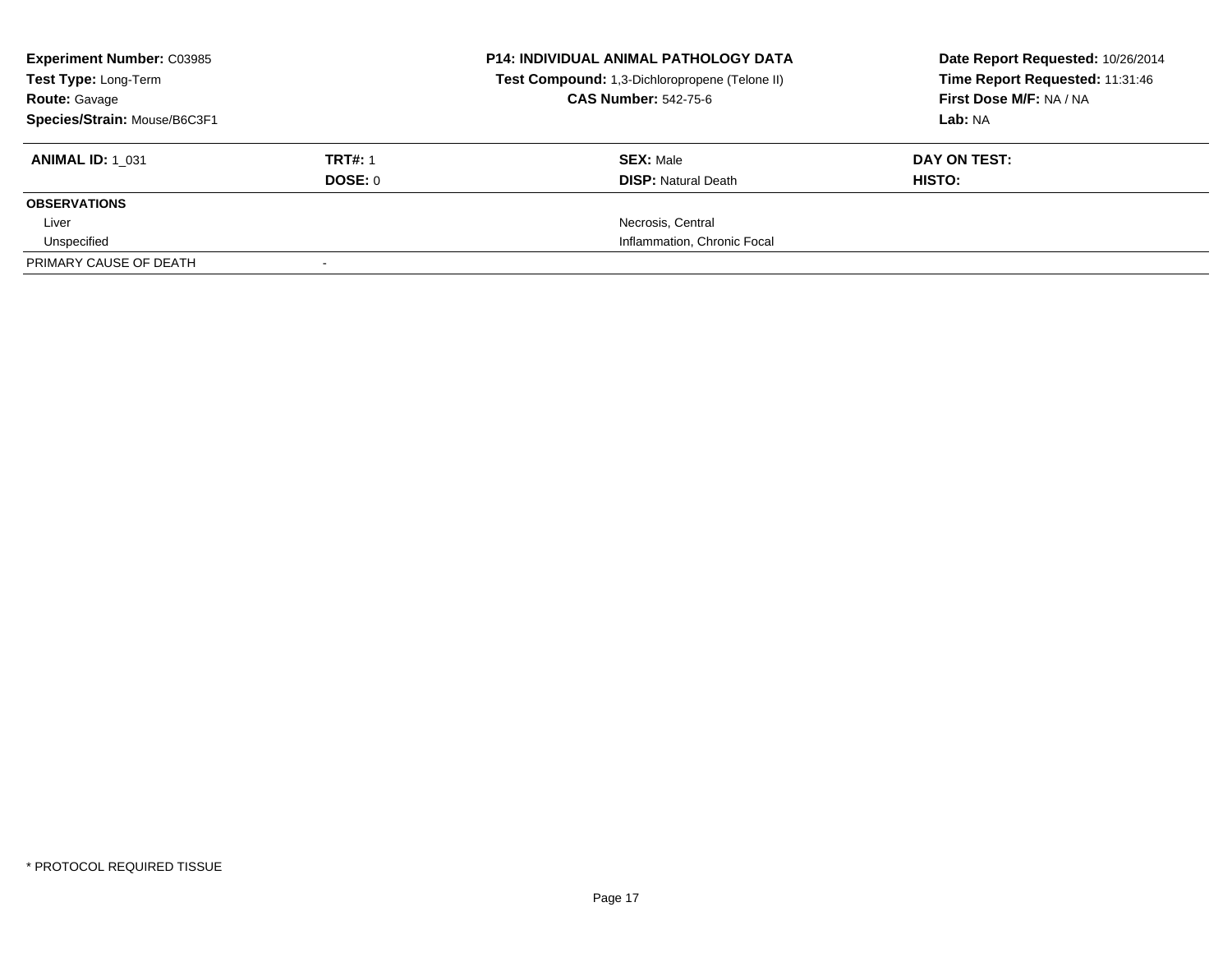| **Experiment Number:** C03985 | **P14: INDIVIDUAL ANIMAL PATHOLOGY DATA** | **Date Report Requested:** 10/26/2014 |
|---|---|---|
| **Test Type:** Long-Term | **Test Compound:** 1,3-Dichloropropene (Telone II) | **Time Report Requested:** 11:31:46 |
| **Route:** Gavage | **CAS Number:** 542-75-6 | **First Dose M/F:** NA / NA |
| **Species/Strain:** Mouse/B6C3F1 | | **Lab:** NA |

| **ANIMAL ID:** 1_031 | **TRT#:** 1 | **SEX:** Male | **DAY ON TEST:** |
|---|---|---|---|
| | **DOSE:** 0 | **DISP:** Natural Death | **HISTO:** |
| **OBSERVATIONS** | | | |
| Liver | | Necrosis, Central | |
| Unspecified | | Inflammation, Chronic Focal | |
| PRIMARY CAUSE OF DEATH | - | | |

\* PROTOCOL REQUIRED TISSUE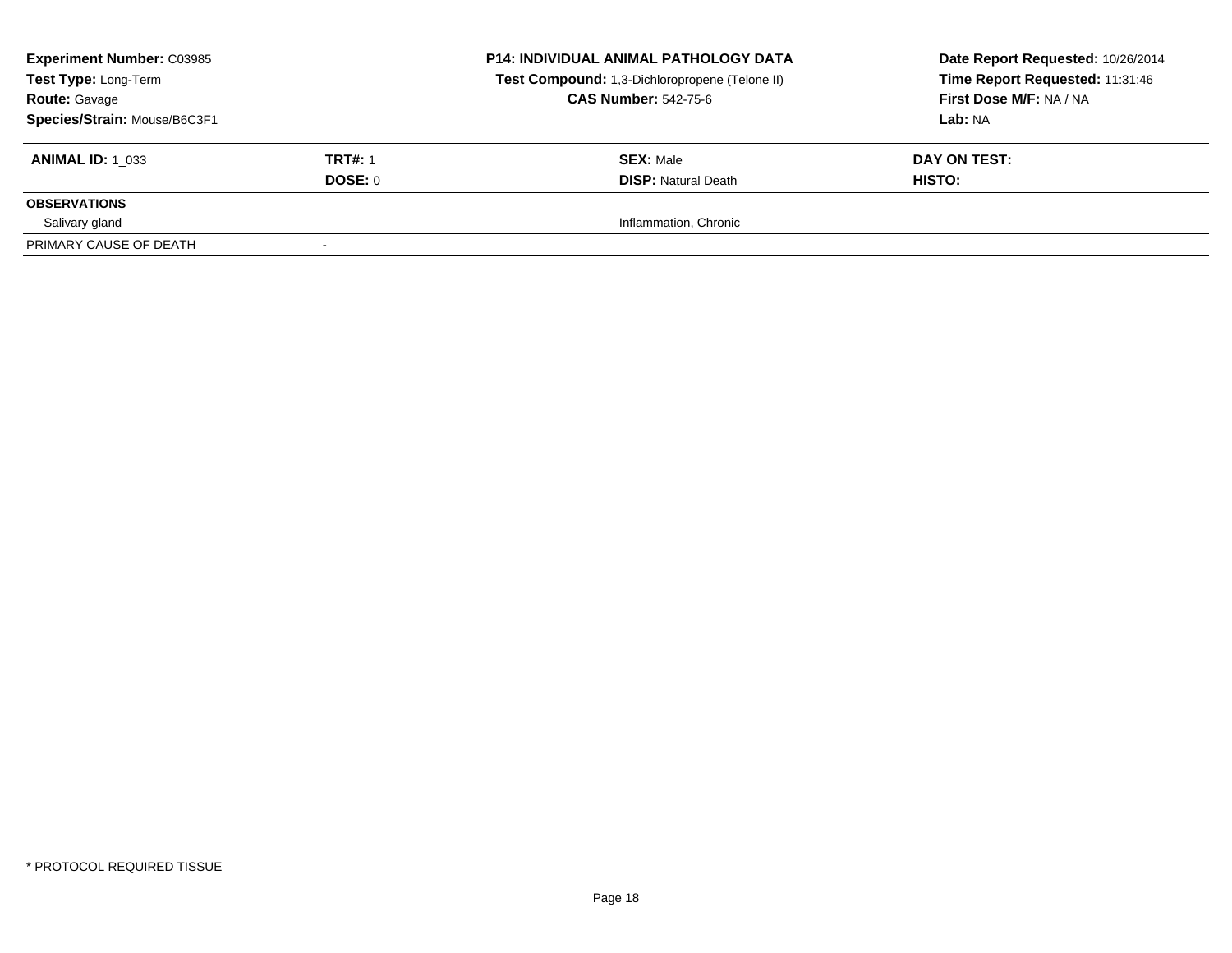**Experiment Number:** C03985
**Test Type:** Long-Term
**Route:** Gavage
**Species/Strain:** Mouse/B6C3F1

**P14: INDIVIDUAL ANIMAL PATHOLOGY DATA**
**Test Compound:** 1,3-Dichloropropene (Telone II)
**CAS Number:** 542-75-6

**Date Report Requested:** 10/26/2014
**Time Report Requested:** 11:31:46
**First Dose M/F:** NA / NA
**Lab:** NA

| **ANIMAL ID:** 1_033 | **TRT#:** 1 | **SEX:** Male | **DAY ON TEST:** |
|---|---|---|---|
| | **DOSE:** 0 | **DISP:** Natural Death | **HISTO:** |
| **OBSERVATIONS** | | | |
| Salivary gland | | Inflammation, Chronic | |
| PRIMARY CAUSE OF DEATH | - | | |

\* PROTOCOL REQUIRED TISSUE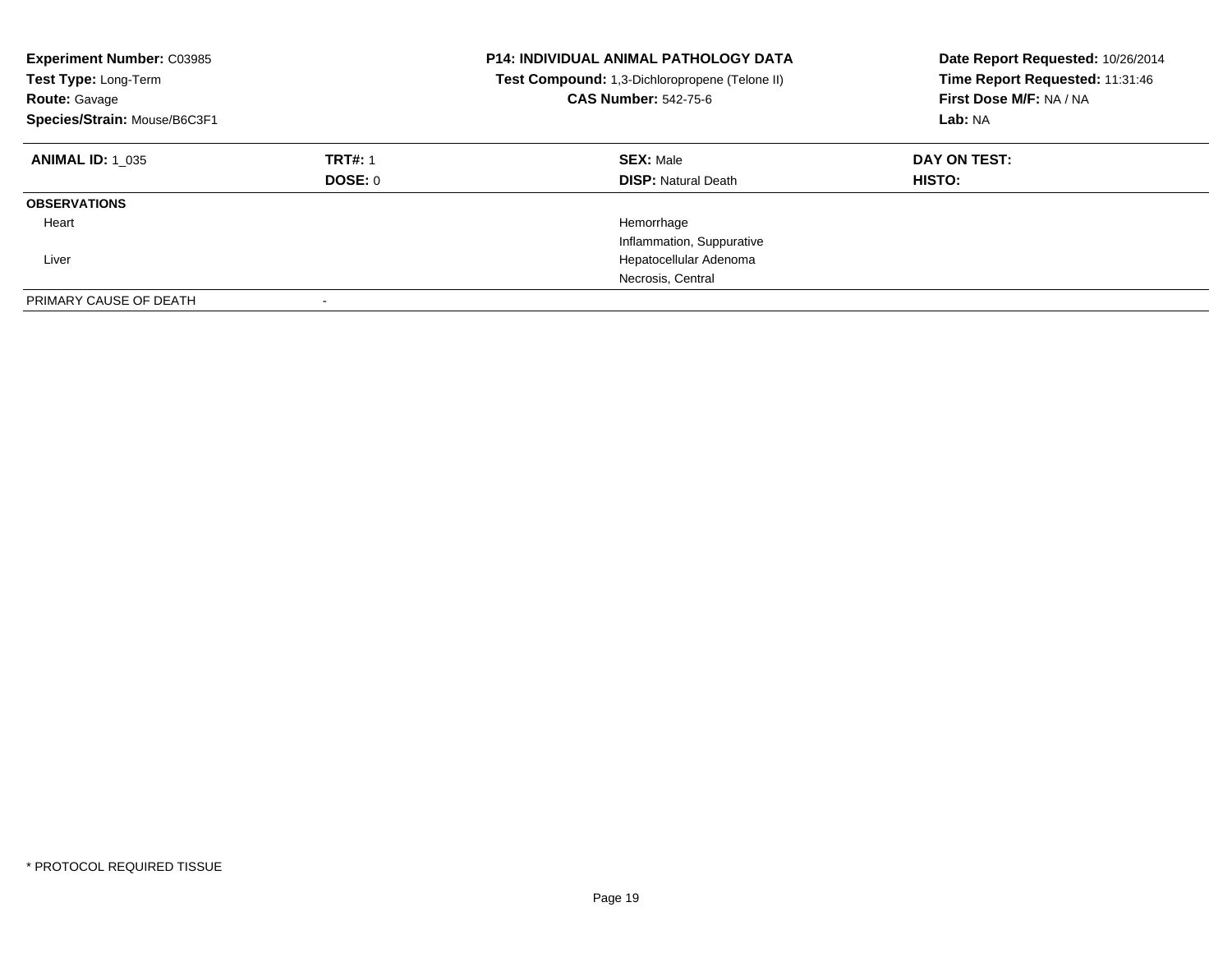**Experiment Number:** C03985
**Test Type:** Long-Term
**Route:** Gavage
**Species/Strain:** Mouse/B6C3F1

**P14: INDIVIDUAL ANIMAL PATHOLOGY DATA**
**Test Compound:** 1,3-Dichloropropene (Telone II)
**CAS Number:** 542-75-6

**Date Report Requested:** 10/26/2014
**Time Report Requested:** 11:31:46
**First Dose M/F:** NA / NA
**Lab:** NA

| **ANIMAL ID:** 1_035 | **TRT#:** 1 | **SEX:** Male | **DAY ON TEST:** |
|---|---|---|---|
| | **DOSE:** 0 | **DISP:** Natural Death | **HISTO:** |
| **OBSERVATIONS** | | | |
| Heart | | Hemorrhage | |
| | | Inflammation, Suppurative | |
| Liver | | Hepatocellular Adenoma | |
| | | Necrosis, Central | |
| PRIMARY CAUSE OF DEATH | - | | |

* PROTOCOL REQUIRED TISSUE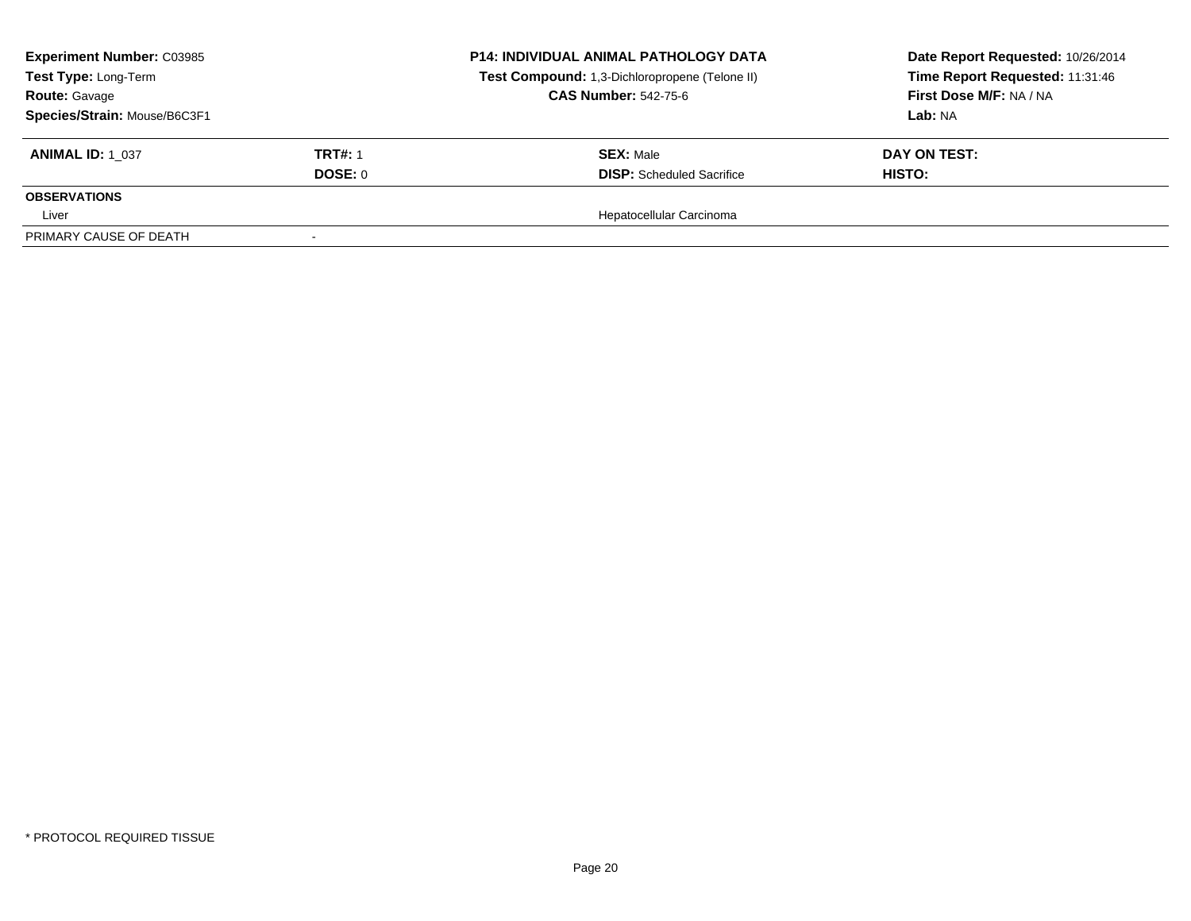**Experiment Number:** C03985
**Test Type:** Long-Term
**Route:** Gavage
**Species/Strain:** Mouse/B6C3F1

**P14: INDIVIDUAL ANIMAL PATHOLOGY DATA**
**Test Compound:** 1,3-Dichloropropene (Telone II)
**CAS Number:** 542-75-6

**Date Report Requested:** 10/26/2014
**Time Report Requested:** 11:31:46
**First Dose M/F:** NA / NA
**Lab:** NA

| **ANIMAL ID:** 1_037 | **TRT#:** 1 | **SEX:** Male | **DAY ON TEST:** |
|---|---|---|---|
| | **DOSE:** 0 | **DISP:** Scheduled Sacrifice | **HISTO:** |
| **OBSERVATIONS** | | | |
| Liver | | Hepatocellular Carcinoma | |
| PRIMARY CAUSE OF DEATH | - | | |

\* PROTOCOL REQUIRED TISSUE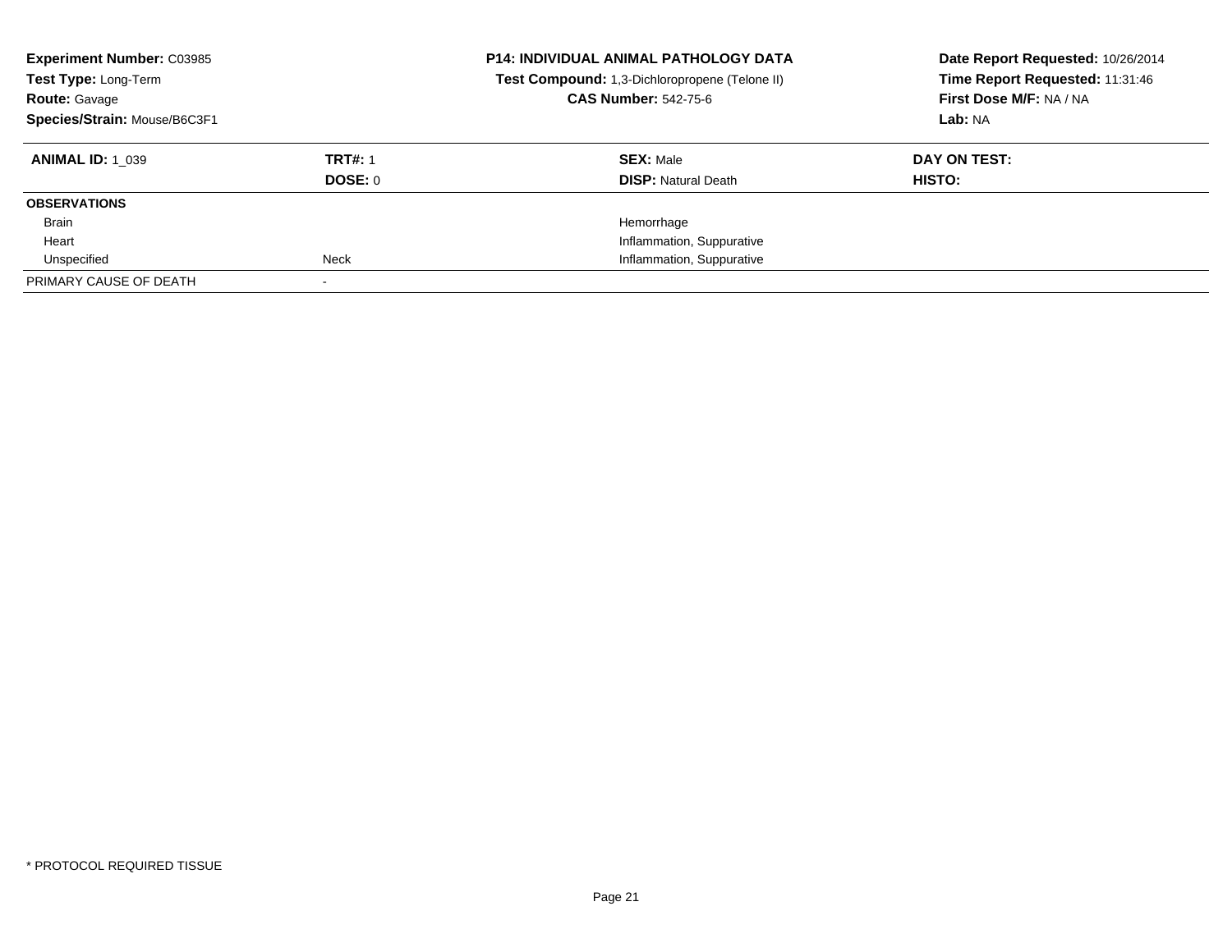**Experiment Number:** C03985
**Test Type:** Long-Term
**Route:** Gavage
**Species/Strain:** Mouse/B6C3F1

**P14: INDIVIDUAL ANIMAL PATHOLOGY DATA**
**Test Compound:** 1,3-Dichloropropene (Telone II)
**CAS Number:** 542-75-6

**Date Report Requested:** 10/26/2014
**Time Report Requested:** 11:31:46
**First Dose M/F:** NA / NA
**Lab:** NA

| **ANIMAL ID:** 1_039 | **TRT#:** 1 | **SEX:** Male | **DAY ON TEST:** |
|---|---|---|---|
| | **DOSE:** 0 | **DISP:** Natural Death | **HISTO:** |
| **OBSERVATIONS** | | | |
| Brain | | Hemorrhage | |
| Heart | | Inflammation, Suppurative | |
| Unspecified | Neck | Inflammation, Suppurative | |
| PRIMARY CAUSE OF DEATH | - | | |

* PROTOCOL REQUIRED TISSUE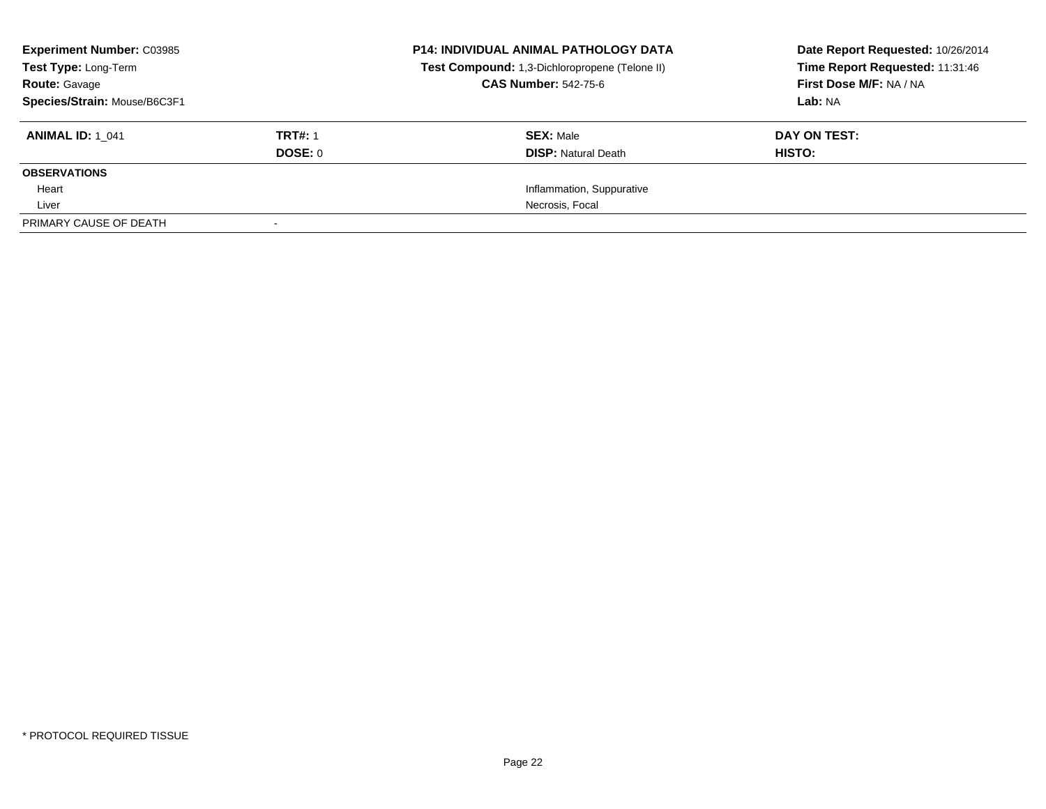**Experiment Number:** C03985
**Test Type:** Long-Term
**Route:** Gavage
**Species/Strain:** Mouse/B6C3F1

**P14: INDIVIDUAL ANIMAL PATHOLOGY DATA**
**Test Compound:** 1,3-Dichloropropene (Telone II)
**CAS Number:** 542-75-6

**Date Report Requested:** 10/26/2014
**Time Report Requested:** 11:31:46
**First Dose M/F:** NA / NA
**Lab:** NA

| **ANIMAL ID:** 1_041 | **TRT#:** 1 | **SEX:** Male | **DAY ON TEST:** |
|---|---|---|---|
| | **DOSE:** 0 | **DISP:** Natural Death | **HISTO:** |
| **OBSERVATIONS** | | | |
| Heart | | Inflammation, Suppurative | |
| Liver | | Necrosis, Focal | |
| PRIMARY CAUSE OF DEATH | - | | |

\* PROTOCOL REQUIRED TISSUE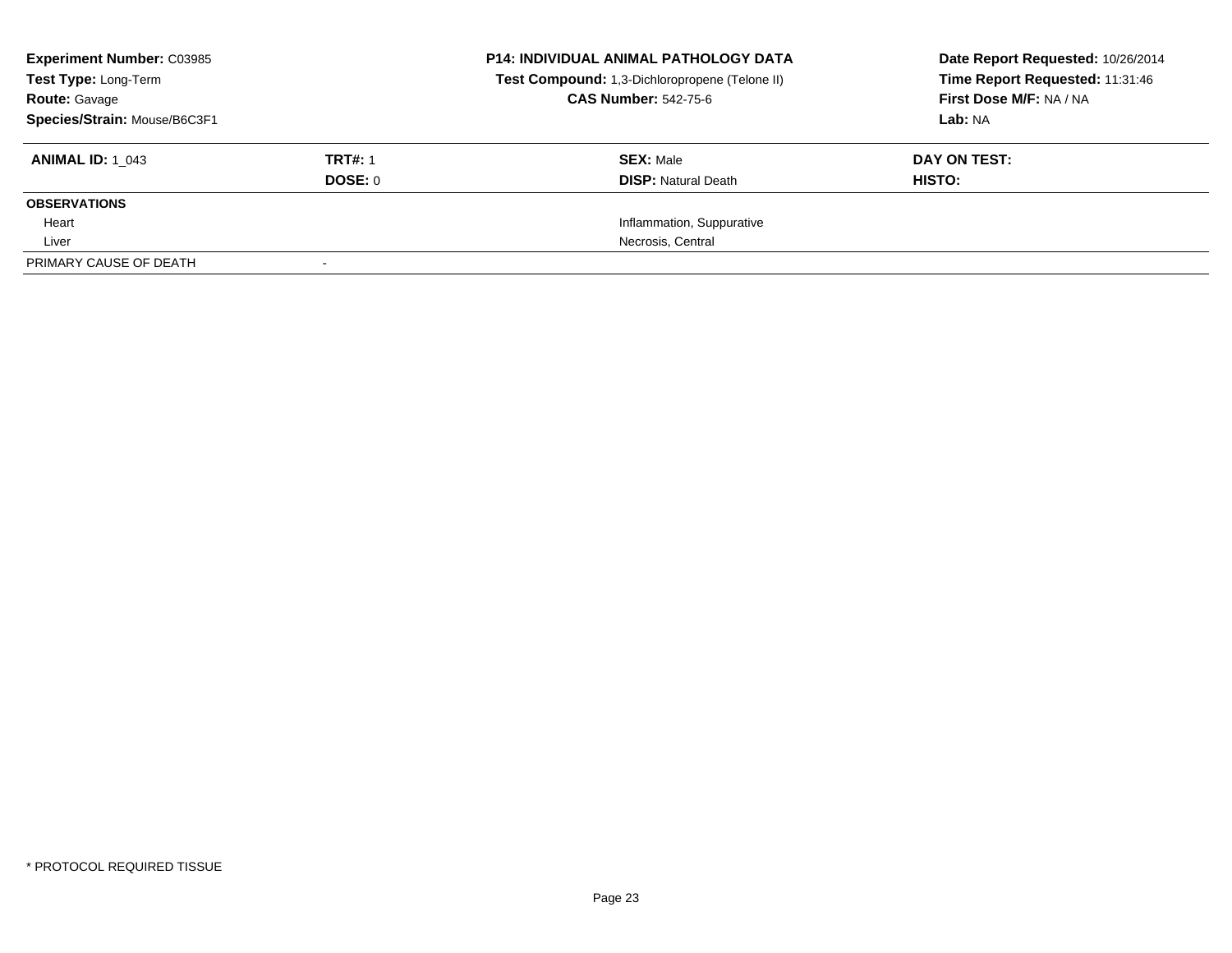**Experiment Number:** C03985
**Test Type:** Long-Term
**Route:** Gavage
**Species/Strain:** Mouse/B6C3F1

**P14: INDIVIDUAL ANIMAL PATHOLOGY DATA**
**Test Compound:** 1,3-Dichloropropene (Telone II)
**CAS Number:** 542-75-6

**Date Report Requested:** 10/26/2014
**Time Report Requested:** 11:31:46
**First Dose M/F:** NA / NA
**Lab:** NA

| **ANIMAL ID:** 1_043 | **TRT#:** 1 | **SEX:** Male | **DAY ON TEST:** |
|---|---|---|---|
| | **DOSE:** 0 | **DISP:** Natural Death | **HISTO:** |
| **OBSERVATIONS** | | | |
| Heart | | Inflammation, Suppurative | |
| Liver | | Necrosis, Central | |
| PRIMARY CAUSE OF DEATH | - | | |

* PROTOCOL REQUIRED TISSUE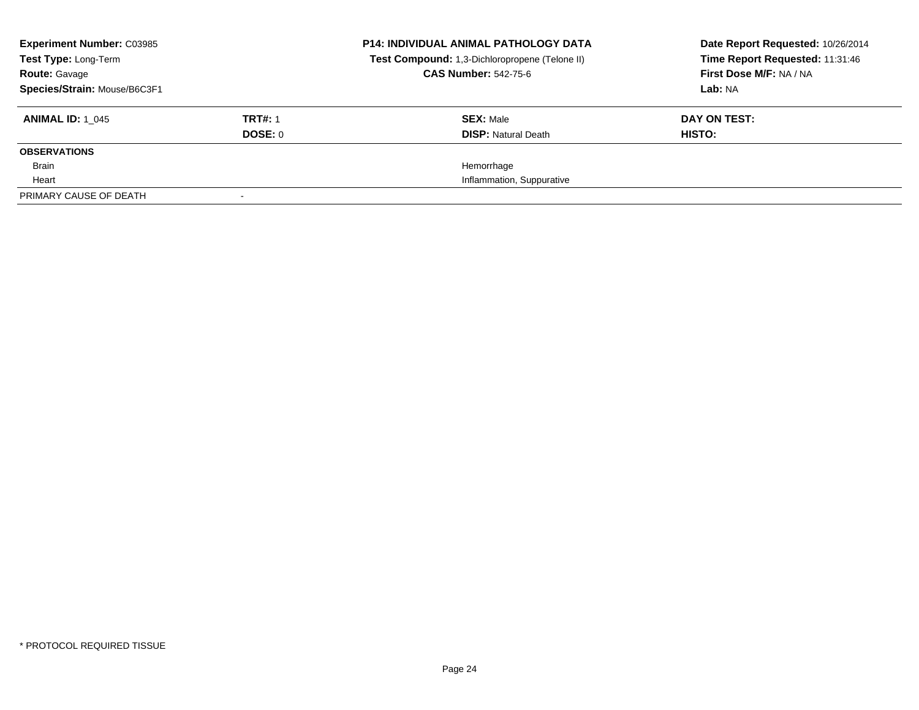**Experiment Number:** C03985
**Test Type:** Long-Term
**Route:** Gavage
**Species/Strain:** Mouse/B6C3F1

**P14: INDIVIDUAL ANIMAL PATHOLOGY DATA**
**Test Compound:** 1,3-Dichloropropene (Telone II)
**CAS Number:** 542-75-6

**Date Report Requested:** 10/26/2014
**Time Report Requested:** 11:31:46
**First Dose M/F:** NA / NA
**Lab:** NA

| **ANIMAL ID:** 1_045 | **TRT#:** 1 | **SEX:** Male | **DAY ON TEST:** |
|---|---|---|---|
| | **DOSE:** 0 | **DISP:** Natural Death | **HISTO:** |
| **OBSERVATIONS** | | | |
| Brain | | Hemorrhage | |
| Heart | | Inflammation, Suppurative | |
| PRIMARY CAUSE OF DEATH | - | | |

\* PROTOCOL REQUIRED TISSUE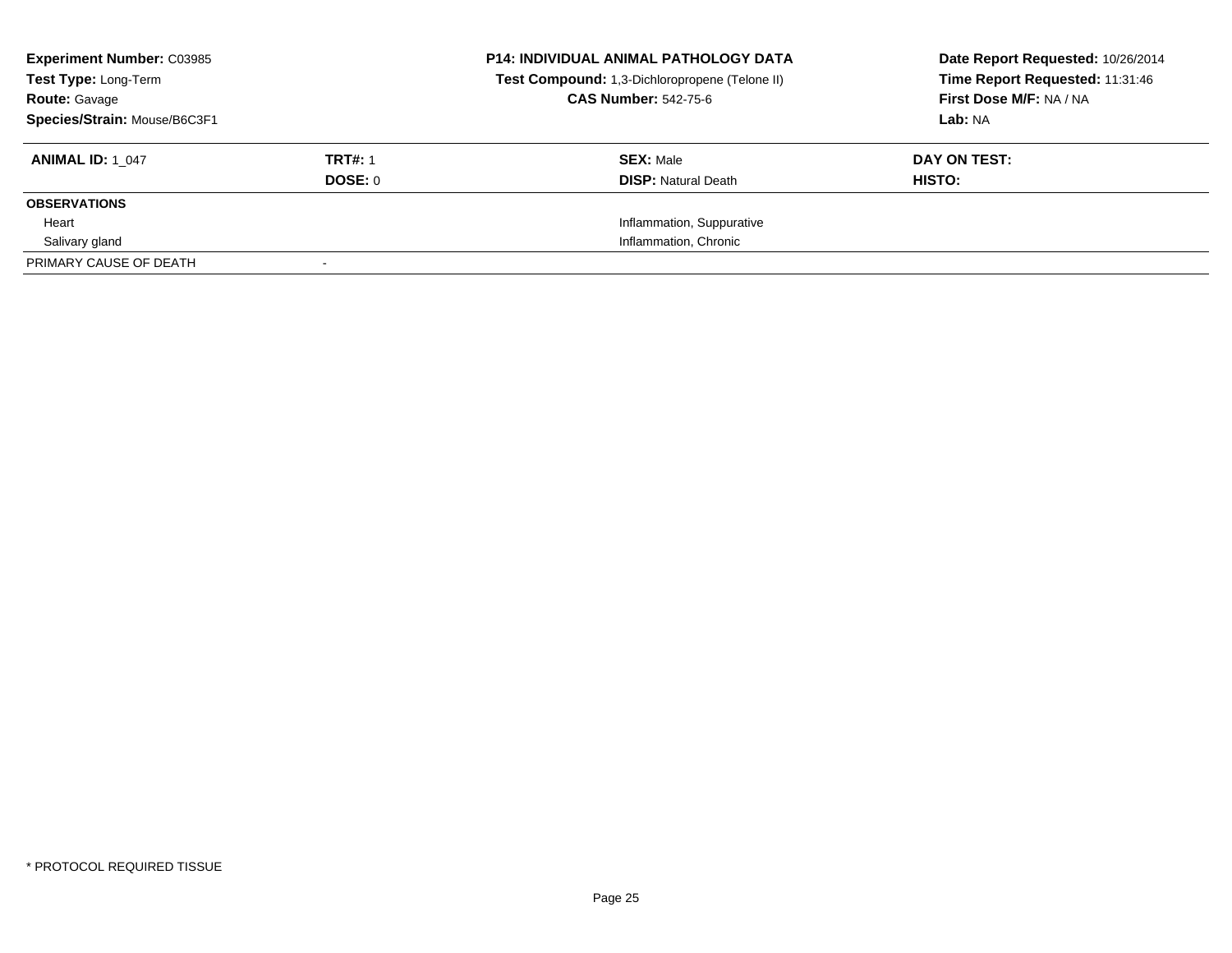| **Experiment Number:** C03985 | **P14: INDIVIDUAL ANIMAL PATHOLOGY DATA** | **Date Report Requested:** 10/26/2014 |
|---|---|---|
| **Test Type:** Long-Term | **Test Compound:** 1,3-Dichloropropene (Telone II) | **Time Report Requested:** 11:31:46 |
| **Route:** Gavage | **CAS Number:** 542-75-6 | **First Dose M/F:** NA / NA |
| **Species/Strain:** Mouse/B6C3F1 | | **Lab:** NA |

| **ANIMAL ID:** 1_047 | **TRT#:** 1 | **SEX:** Male | **DAY ON TEST:** |
|---|---|---|---|
| | **DOSE:** 0 | **DISP:** Natural Death | **HISTO:** |
| **OBSERVATIONS** | | | |
| Heart | | Inflammation, Suppurative | |
| Salivary gland | | Inflammation, Chronic | |
| PRIMARY CAUSE OF DEATH | - | | |

\* PROTOCOL REQUIRED TISSUE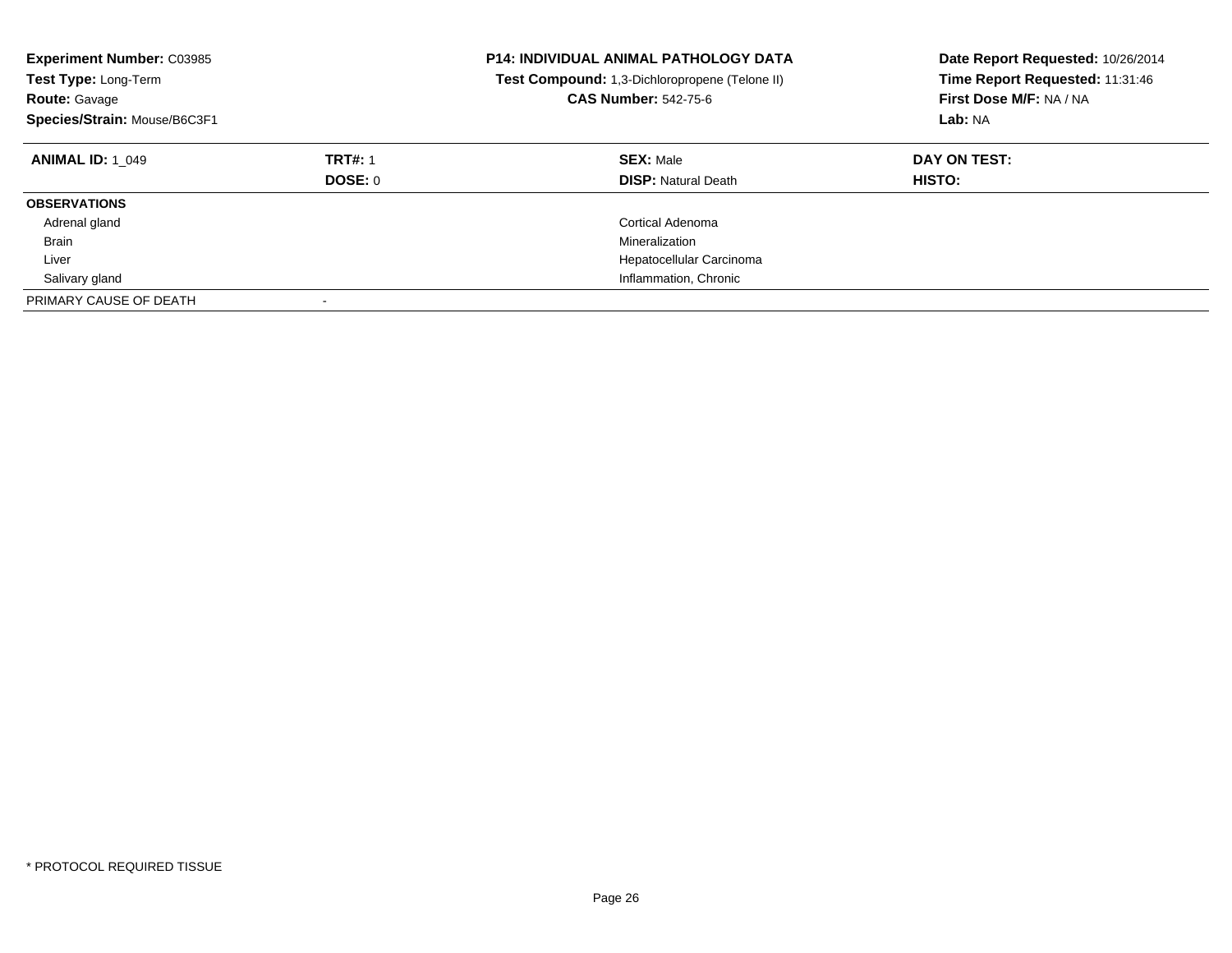**Experiment Number:** C03985
**Test Type:** Long-Term
**Route:** Gavage
**Species/Strain:** Mouse/B6C3F1

**P14: INDIVIDUAL ANIMAL PATHOLOGY DATA**
**Test Compound:** 1,3-Dichloropropene (Telone II)
**CAS Number:** 542-75-6

**Date Report Requested:** 10/26/2014
**Time Report Requested:** 11:31:46
**First Dose M/F:** NA / NA
**Lab:** NA

| **ANIMAL ID:** 1_049 | **TRT#:** 1 | **SEX:** Male | **DAY ON TEST:** |
|---|---|---|---|
| | **DOSE:** 0 | **DISP:** Natural Death | **HISTO:** |
| **OBSERVATIONS** | | | |
| Adrenal gland | | Cortical Adenoma | |
| Brain | | Mineralization | |
| Liver | | Hepatocellular Carcinoma | |
| Salivary gland | | Inflammation, Chronic | |
| PRIMARY CAUSE OF DEATH | - | | |

* PROTOCOL REQUIRED TISSUE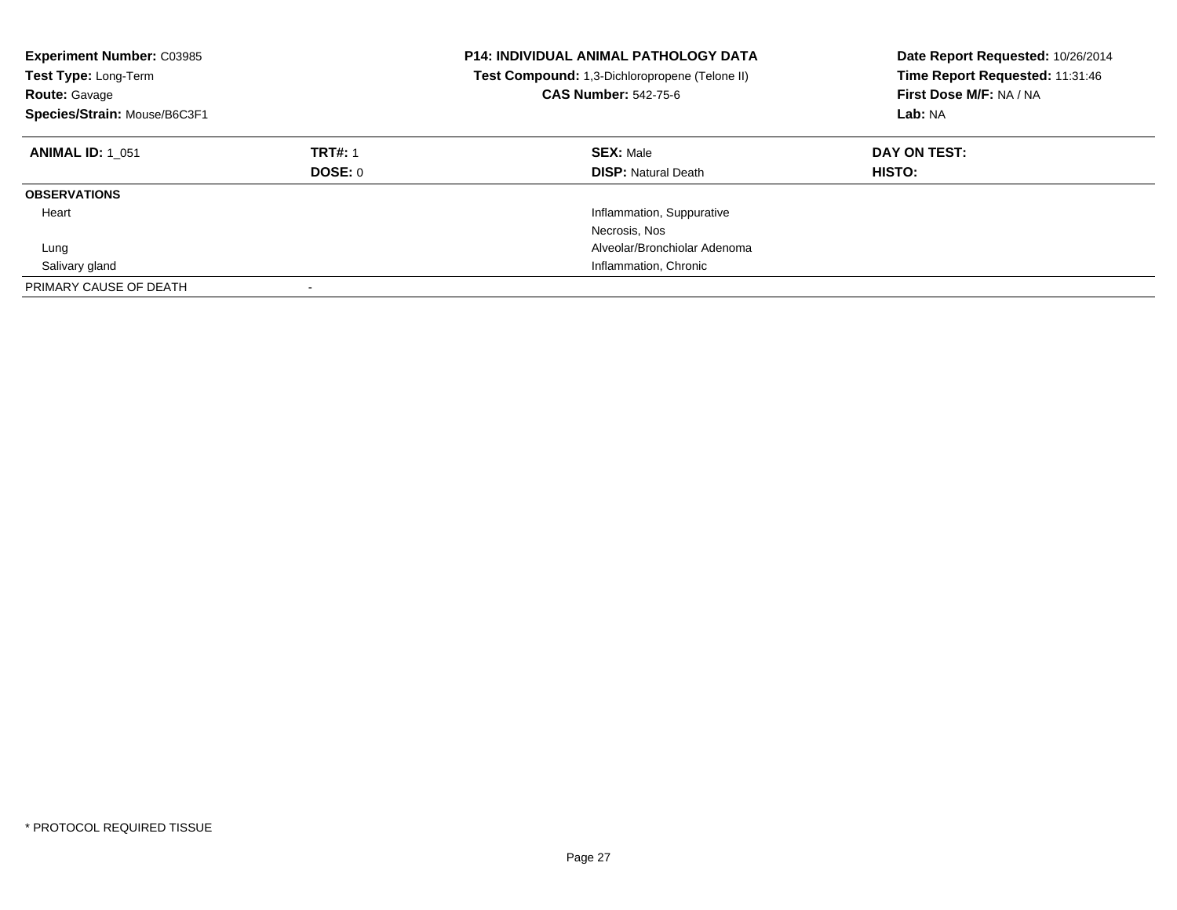**Experiment Number:** C03985
**Test Type:** Long-Term
**Route:** Gavage
**Species/Strain:** Mouse/B6C3F1

**P14: INDIVIDUAL ANIMAL PATHOLOGY DATA**
**Test Compound:** 1,3-Dichloropropene (Telone II)
**CAS Number:** 542-75-6

**Date Report Requested:** 10/26/2014
**Time Report Requested:** 11:31:46
**First Dose M/F:** NA / NA
**Lab:** NA

| **ANIMAL ID:** 1_051 | **TRT#:** 1 | **SEX:** Male | **DAY ON TEST:** |
|---|---|---|---|
| | **DOSE:** 0 | **DISP:** Natural Death | **HISTO:** |
| **OBSERVATIONS** | | | |
| Heart | | Inflammation, Suppurative | |
| | | Necrosis, Nos | |
| Lung | | Alveolar/Bronchiolar Adenoma | |
| Salivary gland | | Inflammation, Chronic | |
| PRIMARY CAUSE OF DEATH | - | | |

* PROTOCOL REQUIRED TISSUE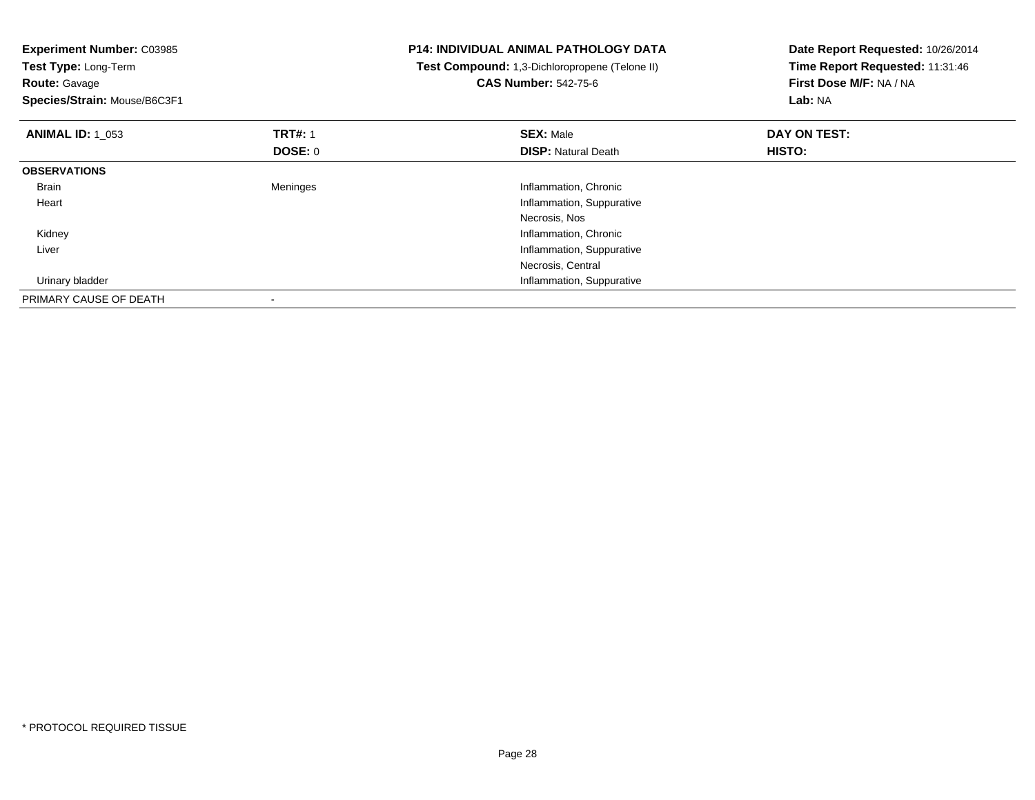**Experiment Number:** C03985
**Test Type:** Long-Term
**Route:** Gavage
**Species/Strain:** Mouse/B6C3F1

**P14: INDIVIDUAL ANIMAL PATHOLOGY DATA**
**Test Compound:** 1,3-Dichloropropene (Telone II)
**CAS Number:** 542-75-6

**Date Report Requested:** 10/26/2014
**Time Report Requested:** 11:31:46
**First Dose M/F:** NA / NA
**Lab:** NA

| **ANIMAL ID:** 1_053 | **TRT#:** 1 | **SEX:** Male | **DAY ON TEST:** |
|---|---|---|---|
| | **DOSE:** 0 | **DISP:** Natural Death | **HISTO:** |
| **OBSERVATIONS** | | | |
| Brain | Meninges | Inflammation, Chronic | |
| Heart | | Inflammation, Suppurative | |
| | | Necrosis, Nos | |
| Kidney | | Inflammation, Chronic | |
| Liver | | Inflammation, Suppurative | |
| | | Necrosis, Central | |
| Urinary bladder | | Inflammation, Suppurative | |
| PRIMARY CAUSE OF DEATH | - | | |

* PROTOCOL REQUIRED TISSUE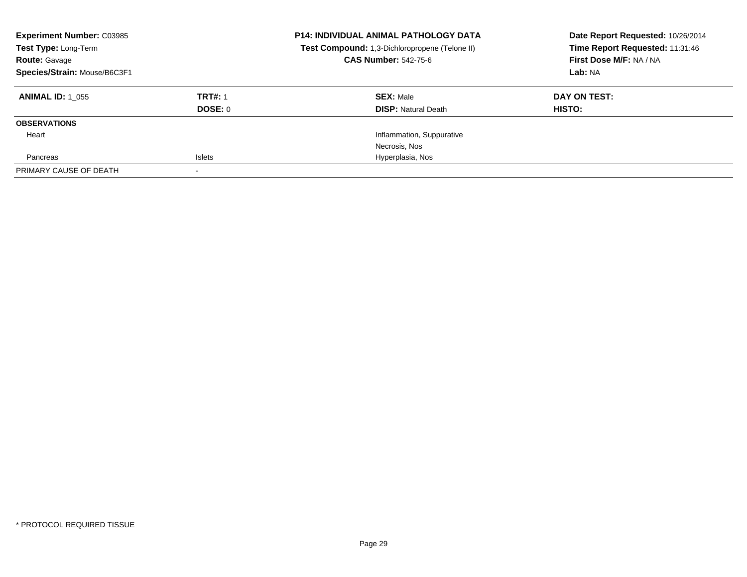**Experiment Number:** C03985
**Test Type:** Long-Term
**Route:** Gavage
**Species/Strain:** Mouse/B6C3F1

**P14: INDIVIDUAL ANIMAL PATHOLOGY DATA**
**Test Compound:** 1,3-Dichloropropene (Telone II)
**CAS Number:** 542-75-6

**Date Report Requested:** 10/26/2014
**Time Report Requested:** 11:31:46
**First Dose M/F:** NA / NA
**Lab:** NA

| **ANIMAL ID:** 1_055 | **TRT#:** 1 | **SEX:** Male | **DAY ON TEST:** |
|---|---|---|---|
| | **DOSE:** 0 | **DISP:** Natural Death | **HISTO:** |
| **OBSERVATIONS** | | | |
| Heart | | Inflammation, Suppurative | |
| | | Necrosis, Nos | |
| Pancreas | Islets | Hyperplasia, Nos | |
| PRIMARY CAUSE OF DEATH | - | | |

\* PROTOCOL REQUIRED TISSUE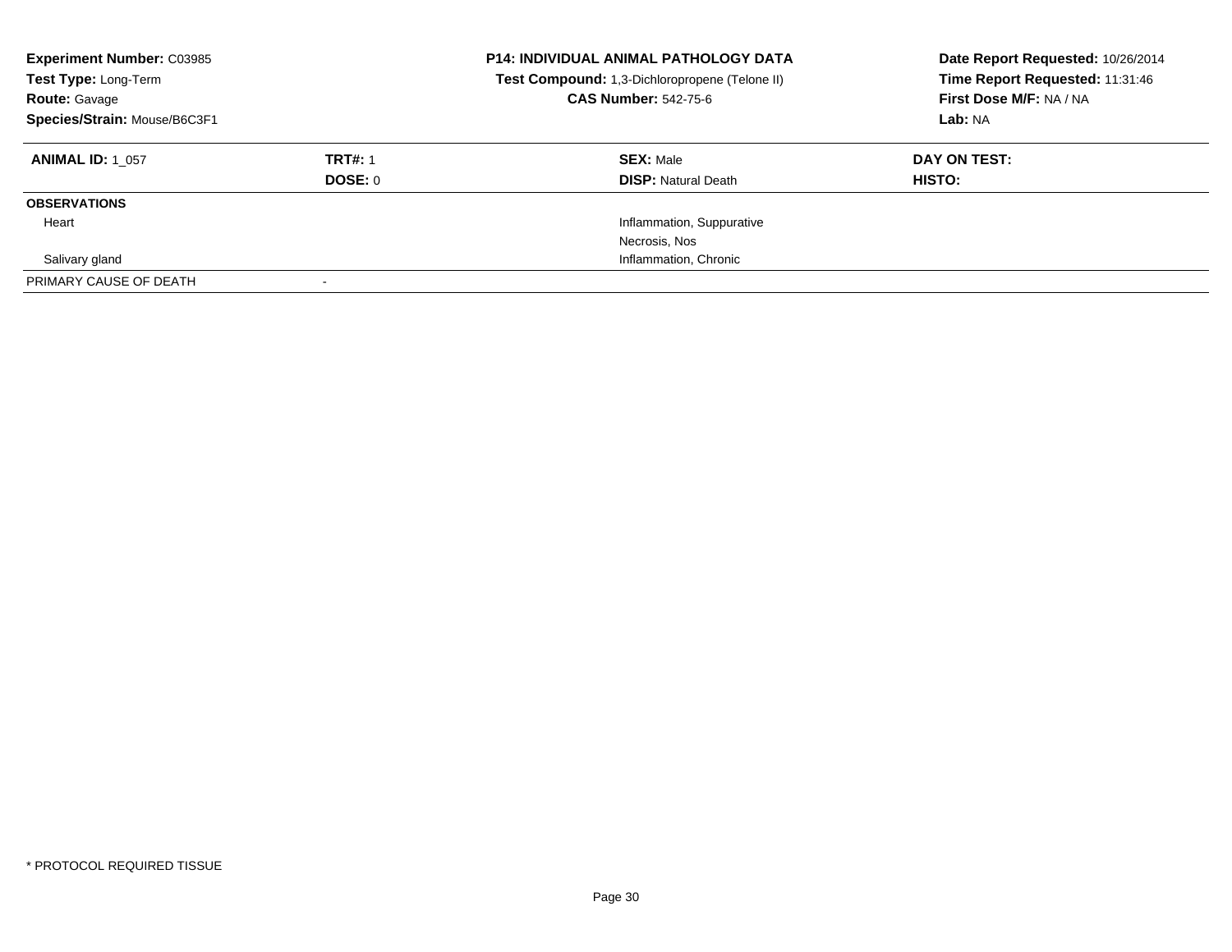**Experiment Number:** C03985
**Test Type:** Long-Term
**Route:** Gavage
**Species/Strain:** Mouse/B6C3F1

**P14: INDIVIDUAL ANIMAL PATHOLOGY DATA**
**Test Compound:** 1,3-Dichloropropene (Telone II)
**CAS Number:** 542-75-6

**Date Report Requested:** 10/26/2014
**Time Report Requested:** 11:31:46
**First Dose M/F:** NA / NA
**Lab:** NA

| **ANIMAL ID:** 1_057 | **TRT#:** 1 | **SEX:** Male | **DAY ON TEST:** |
|---|---|---|---|
| | **DOSE:** 0 | **DISP:** Natural Death | **HISTO:** |
| **OBSERVATIONS** | | | |
| Heart | | Inflammation, Suppurative | |
| | | Necrosis, Nos | |
| Salivary gland | | Inflammation, Chronic | |
| PRIMARY CAUSE OF DEATH | - | | |

\* PROTOCOL REQUIRED TISSUE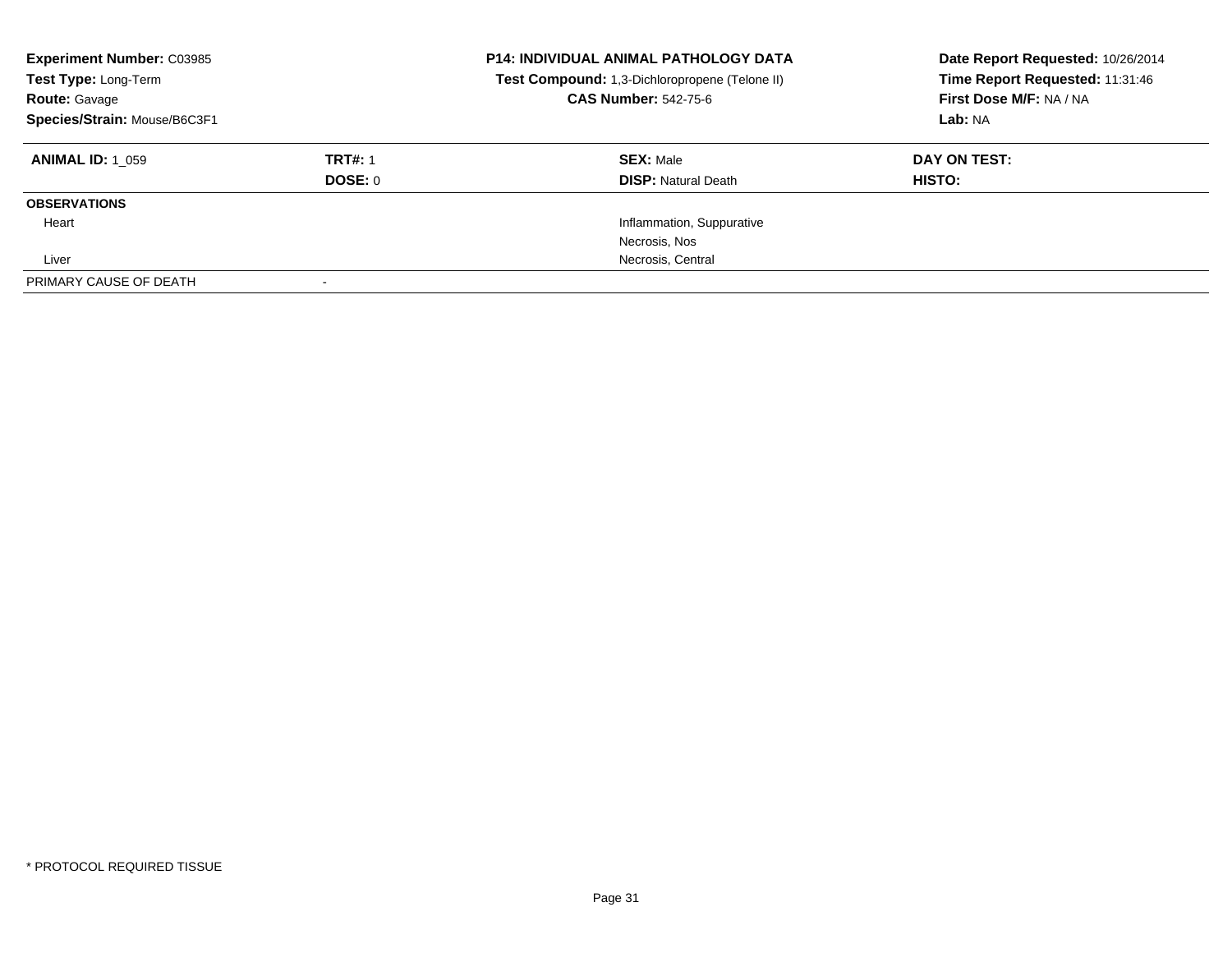**Experiment Number:** C03985
**Test Type:** Long-Term
**Route:** Gavage
**Species/Strain:** Mouse/B6C3F1

**P14: INDIVIDUAL ANIMAL PATHOLOGY DATA**
**Test Compound:** 1,3-Dichloropropene (Telone II)
**CAS Number:** 542-75-6

**Date Report Requested:** 10/26/2014
**Time Report Requested:** 11:31:46
**First Dose M/F:** NA / NA
**Lab:** NA

| **ANIMAL ID:** 1_059 | **TRT#:** 1 | **SEX:** Male | **DAY ON TEST:** |
|---|---|---|---|
| | **DOSE:** 0 | **DISP:** Natural Death | **HISTO:** |
| **OBSERVATIONS** | | | |
| Heart | | Inflammation, Suppurative | |
| | | Necrosis, Nos | |
| Liver | | Necrosis, Central | |
| PRIMARY CAUSE OF DEATH | - | | |

* PROTOCOL REQUIRED TISSUE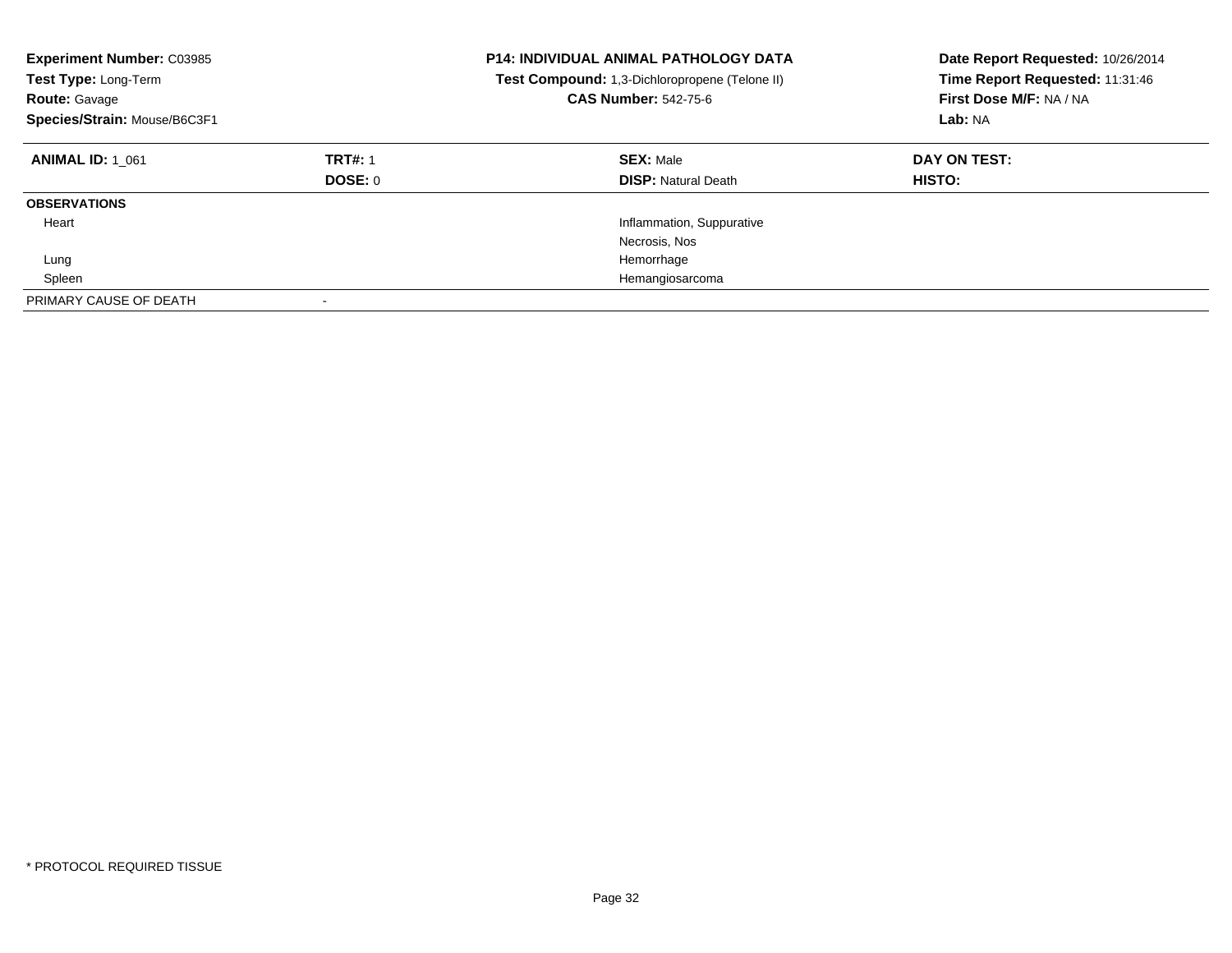**Experiment Number:** C03985
**Test Type:** Long-Term
**Route:** Gavage
**Species/Strain:** Mouse/B6C3F1

**P14: INDIVIDUAL ANIMAL PATHOLOGY DATA**
**Test Compound:** 1,3-Dichloropropene (Telone II)
**CAS Number:** 542-75-6

**Date Report Requested:** 10/26/2014
**Time Report Requested:** 11:31:46
**First Dose M/F:** NA / NA
**Lab:** NA

| **ANIMAL ID:** 1_061 | **TRT#:** 1 | **SEX:** Male | **DAY ON TEST:** |
|---|---|---|---|
| | **DOSE:** 0 | **DISP:** Natural Death | **HISTO:** |
| **OBSERVATIONS** | | | |
| Heart | | Inflammation, Suppurative | |
| | | Necrosis, Nos | |
| Lung | | Hemorrhage | |
| Spleen | | Hemangiosarcoma | |
| PRIMARY CAUSE OF DEATH | - | | |

* PROTOCOL REQUIRED TISSUE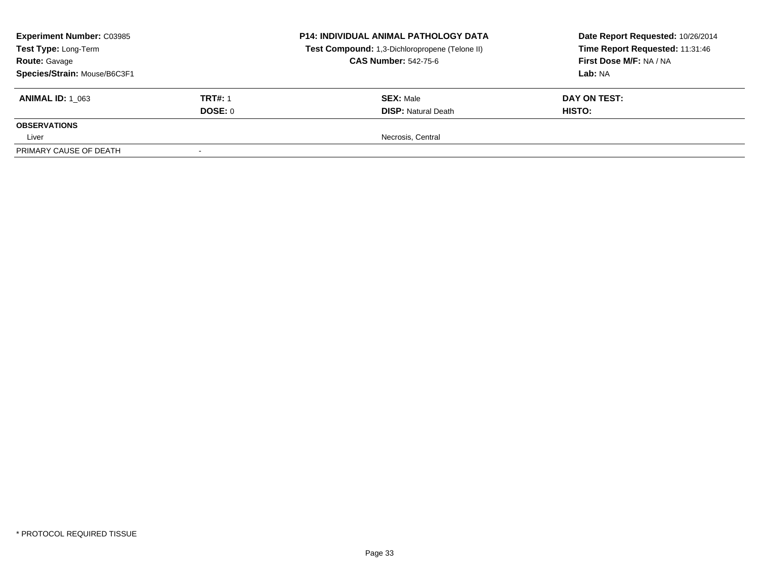| **Experiment Number:** C03985 | | **P14: INDIVIDUAL ANIMAL PATHOLOGY DATA** | **Date Report Requested:** 10/26/2014 |
|---|---|---|---|
| **Test Type:** Long-Term | | **Test Compound:** 1,3-Dichloropropene (Telone II) | **Time Report Requested:** 11:31:46 |
| **Route:** Gavage | | **CAS Number:** 542-75-6 | **First Dose M/F:** NA / NA |
| **Species/Strain:** Mouse/B6C3F1 | | | **Lab:** NA |

| **ANIMAL ID:** 1_063 | **TRT#:** 1 | **SEX:** Male | **DAY ON TEST:** |
|---|---|---|---|
| | **DOSE:** 0 | **DISP:** Natural Death | **HISTO:** |
| **OBSERVATIONS** | | | |
| Liver | | Necrosis, Central | |
| PRIMARY CAUSE OF DEATH | - | | |

\* PROTOCOL REQUIRED TISSUE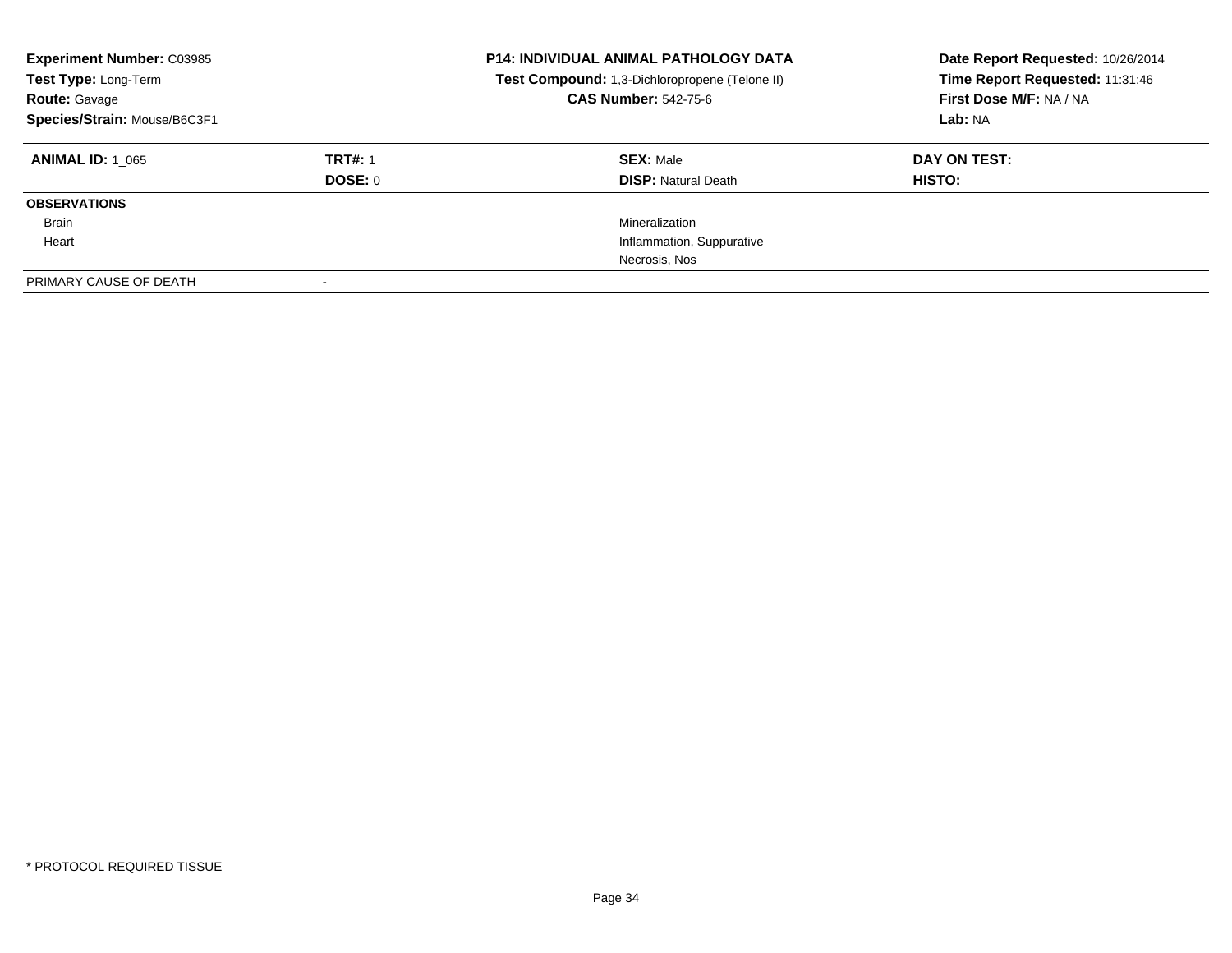**Experiment Number:** C03985
**Test Type:** Long-Term
**Route:** Gavage
**Species/Strain:** Mouse/B6C3F1

**P14: INDIVIDUAL ANIMAL PATHOLOGY DATA**
**Test Compound:** 1,3-Dichloropropene (Telone II)
**CAS Number:** 542-75-6

**Date Report Requested:** 10/26/2014
**Time Report Requested:** 11:31:46
**First Dose M/F:** NA / NA
**Lab:** NA

| **ANIMAL ID:** 1_065 | **TRT#:** 1 | **SEX:** Male | **DAY ON TEST:** |
|---|---|---|---|
| | **DOSE:** 0 | **DISP:** Natural Death | **HISTO:** |
| **OBSERVATIONS** | | | |
| Brain | | Mineralization | |
| Heart | | Inflammation, Suppurative | |
| | | Necrosis, Nos | |
| PRIMARY CAUSE OF DEATH | - | | |

\* PROTOCOL REQUIRED TISSUE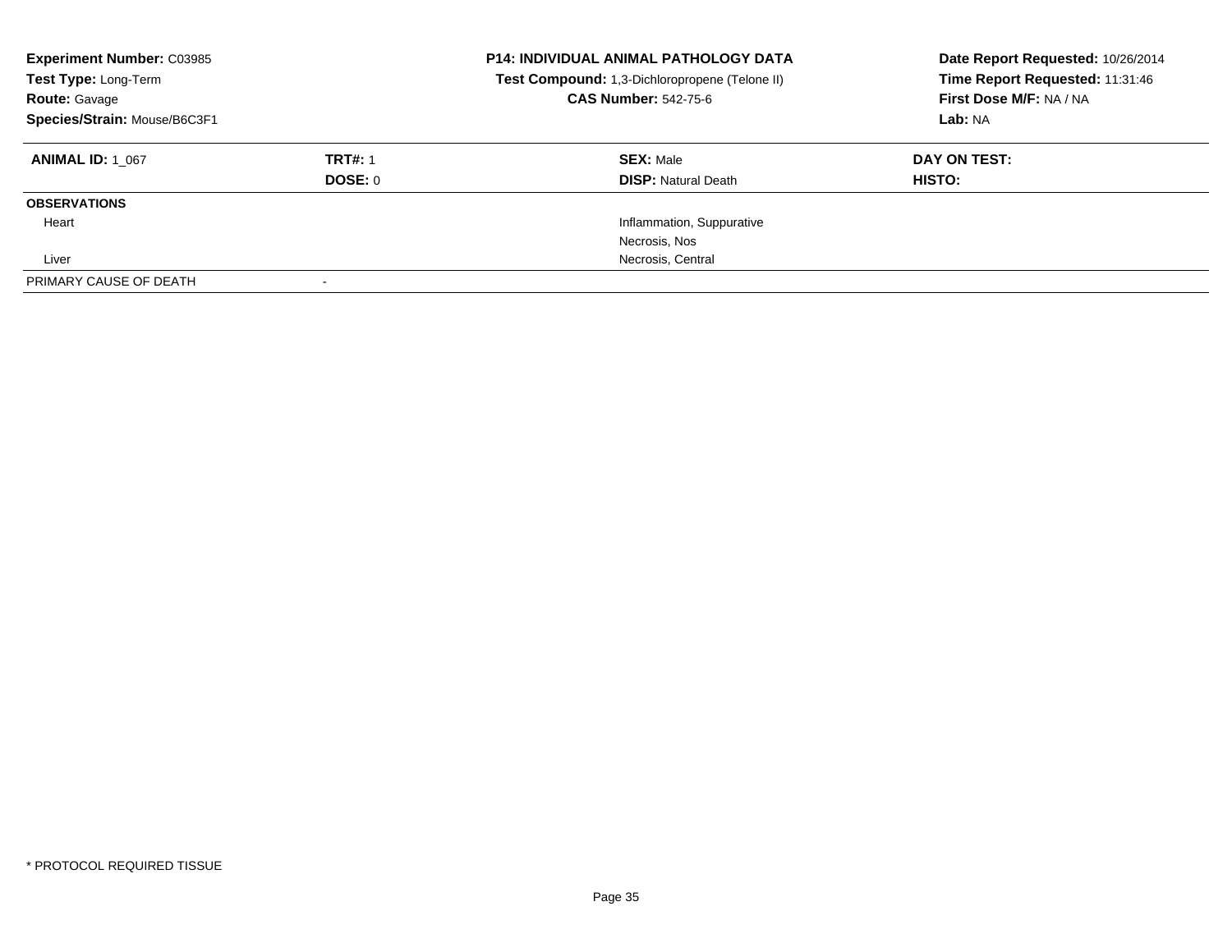**Experiment Number:** C03985
**Test Type:** Long-Term
**Route:** Gavage
**Species/Strain:** Mouse/B6C3F1

**P14: INDIVIDUAL ANIMAL PATHOLOGY DATA**
**Test Compound:** 1,3-Dichloropropene (Telone II)
**CAS Number:** 542-75-6

**Date Report Requested:** 10/26/2014
**Time Report Requested:** 11:31:46
**First Dose M/F:** NA / NA
**Lab:** NA

| **ANIMAL ID:** 1_067 | **TRT#:** 1 | **SEX:** Male | **DAY ON TEST:** |
|---|---|---|---|
| | **DOSE:** 0 | **DISP:** Natural Death | **HISTO:** |
| **OBSERVATIONS** | | | |
| Heart | | Inflammation, Suppurative | |
| | | Necrosis, Nos | |
| Liver | | Necrosis, Central | |
| PRIMARY CAUSE OF DEATH | - | | |

* PROTOCOL REQUIRED TISSUE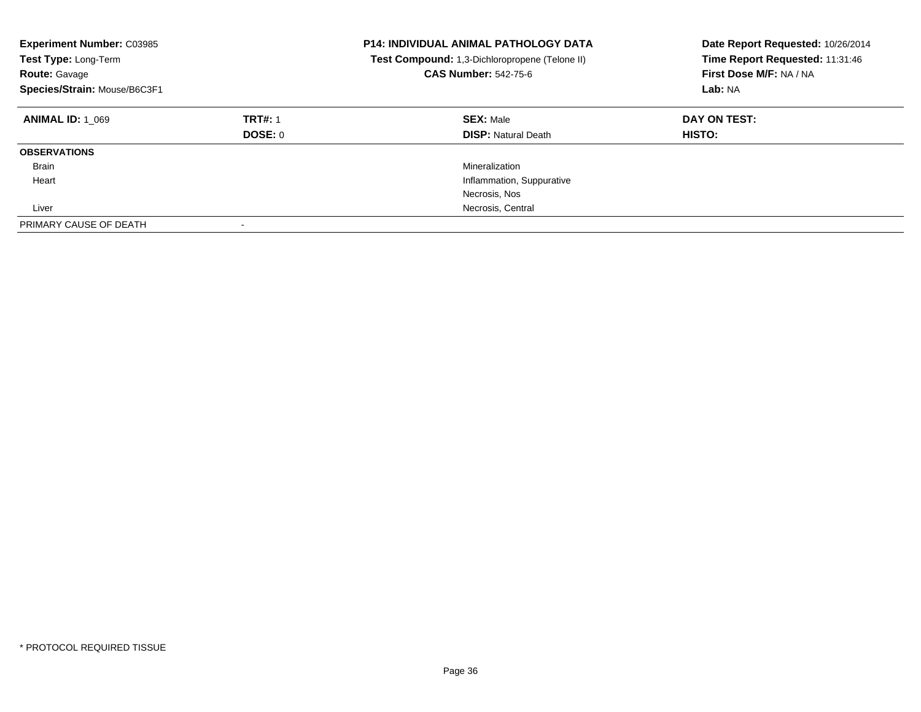**Experiment Number:** C03985
**Test Type:** Long-Term
**Route:** Gavage
**Species/Strain:** Mouse/B6C3F1

**P14: INDIVIDUAL ANIMAL PATHOLOGY DATA**
**Test Compound:** 1,3-Dichloropropene (Telone II)
**CAS Number:** 542-75-6

**Date Report Requested:** 10/26/2014
**Time Report Requested:** 11:31:46
**First Dose M/F:** NA / NA
**Lab:** NA

| **ANIMAL ID:** 1_069 | **TRT#:** 1 | **SEX:** Male | **DAY ON TEST:** |
|---|---|---|---|
| | **DOSE:** 0 | **DISP:** Natural Death | **HISTO:** |
| **OBSERVATIONS** | | | |
| Brain | | Mineralization | |
| Heart | | Inflammation, Suppurative | |
| | | Necrosis, Nos | |
| Liver | | Necrosis, Central | |
| PRIMARY CAUSE OF DEATH | - | | |

\* PROTOCOL REQUIRED TISSUE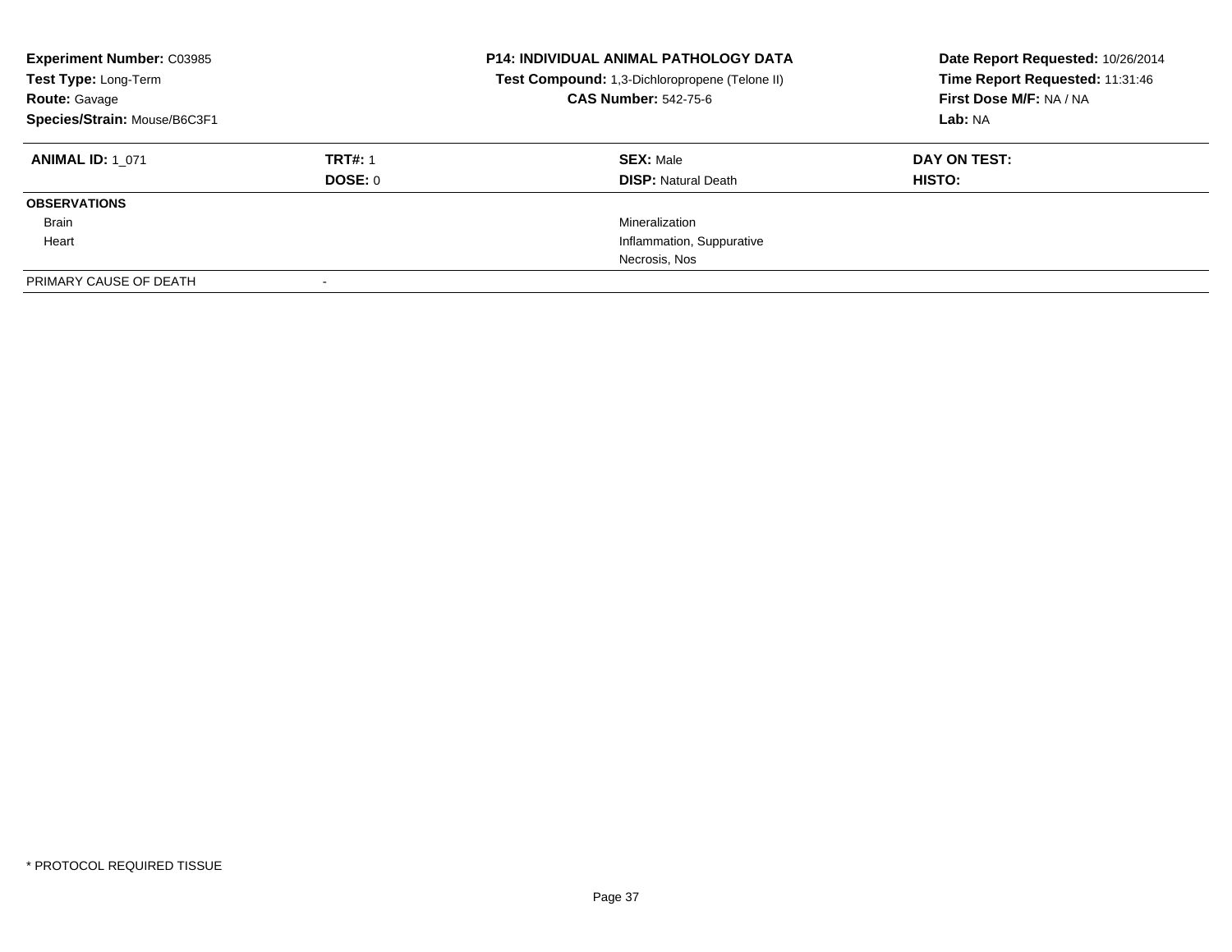| **Experiment Number:** C03985 | **P14: INDIVIDUAL ANIMAL PATHOLOGY DATA** | **Date Report Requested:** 10/26/2014 |
|---|---|---|
| **Test Type:** Long-Term | **Test Compound:** 1,3-Dichloropropene (Telone II) | **Time Report Requested:** 11:31:46 |
| **Route:** Gavage | **CAS Number:** 542-75-6 | **First Dose M/F:** NA / NA |
| **Species/Strain:** Mouse/B6C3F1 | | **Lab:** NA |

| **ANIMAL ID:** 1_071 | **TRT#:** 1 | **SEX:** Male | **DAY ON TEST:** |
|---|---|---|---|
| | **DOSE:** 0 | **DISP:** Natural Death | **HISTO:** |
| **OBSERVATIONS** | | | |
| Brain | | Mineralization | |
| Heart | | Inflammation, Suppurative | |
| | | Necrosis, Nos | |
| PRIMARY CAUSE OF DEATH | - | | |

\* PROTOCOL REQUIRED TISSUE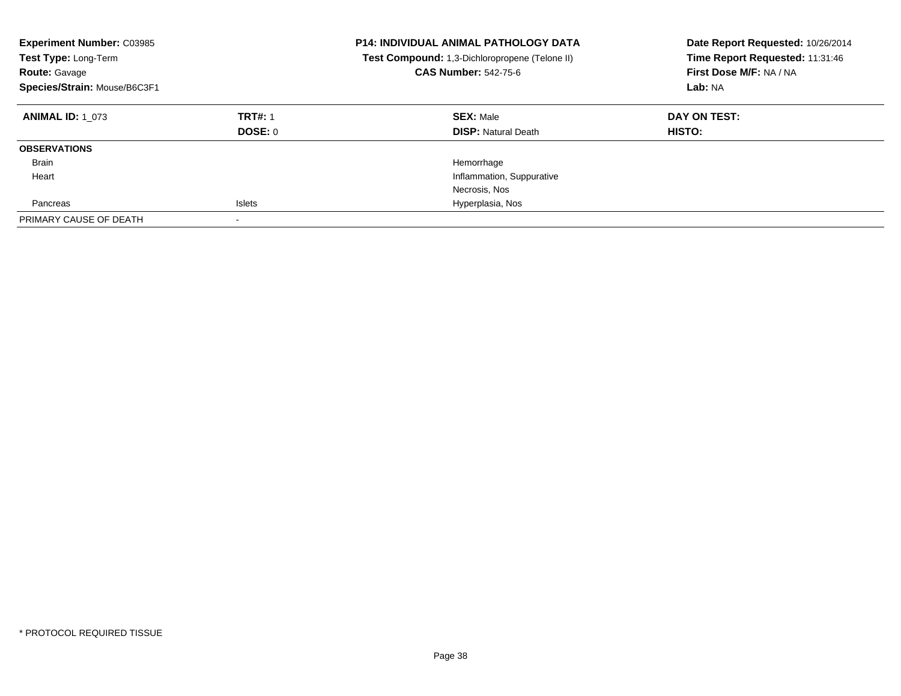**Experiment Number:** C03985
**Test Type:** Long-Term
**Route:** Gavage
**Species/Strain:** Mouse/B6C3F1

**P14: INDIVIDUAL ANIMAL PATHOLOGY DATA**
**Test Compound:** 1,3-Dichloropropene (Telone II)
**CAS Number:** 542-75-6

**Date Report Requested:** 10/26/2014
**Time Report Requested:** 11:31:46
**First Dose M/F:** NA / NA
**Lab:** NA

| **ANIMAL ID:** 1_073 | **TRT#:** 1 | **SEX:** Male | **DAY ON TEST:** |
|---|---|---|---|
| | **DOSE:** 0 | **DISP:** Natural Death | **HISTO:** |
| **OBSERVATIONS** | | | |
| Brain | | Hemorrhage | |
| Heart | | Inflammation, Suppurative | |
| | | Necrosis, Nos | |
| Pancreas | Islets | Hyperplasia, Nos | |
| PRIMARY CAUSE OF DEATH | - | | |

* PROTOCOL REQUIRED TISSUE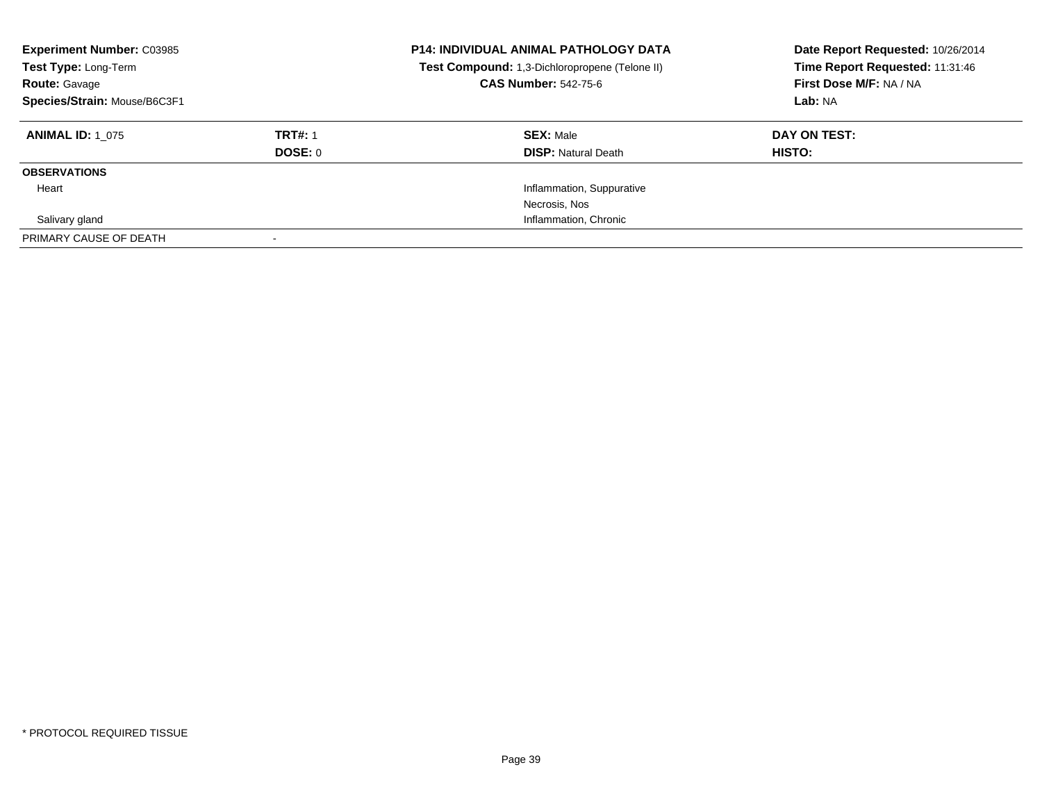**Experiment Number:** C03985
**Test Type:** Long-Term
**Route:** Gavage
**Species/Strain:** Mouse/B6C3F1

**P14: INDIVIDUAL ANIMAL PATHOLOGY DATA**
**Test Compound:** 1,3-Dichloropropene (Telone II)
**CAS Number:** 542-75-6

**Date Report Requested:** 10/26/2014
**Time Report Requested:** 11:31:46
**First Dose M/F:** NA / NA
**Lab:** NA

| **ANIMAL ID:** 1_075 | **TRT#:** 1 | **SEX:** Male | **DAY ON TEST:** |
|---|---|---|---|
| | **DOSE:** 0 | **DISP:** Natural Death | **HISTO:** |
| **OBSERVATIONS** | | | |
| Heart | | Inflammation, Suppurative | |
| | | Necrosis, Nos | |
| Salivary gland | | Inflammation, Chronic | |
| PRIMARY CAUSE OF DEATH | - | | |

\* PROTOCOL REQUIRED TISSUE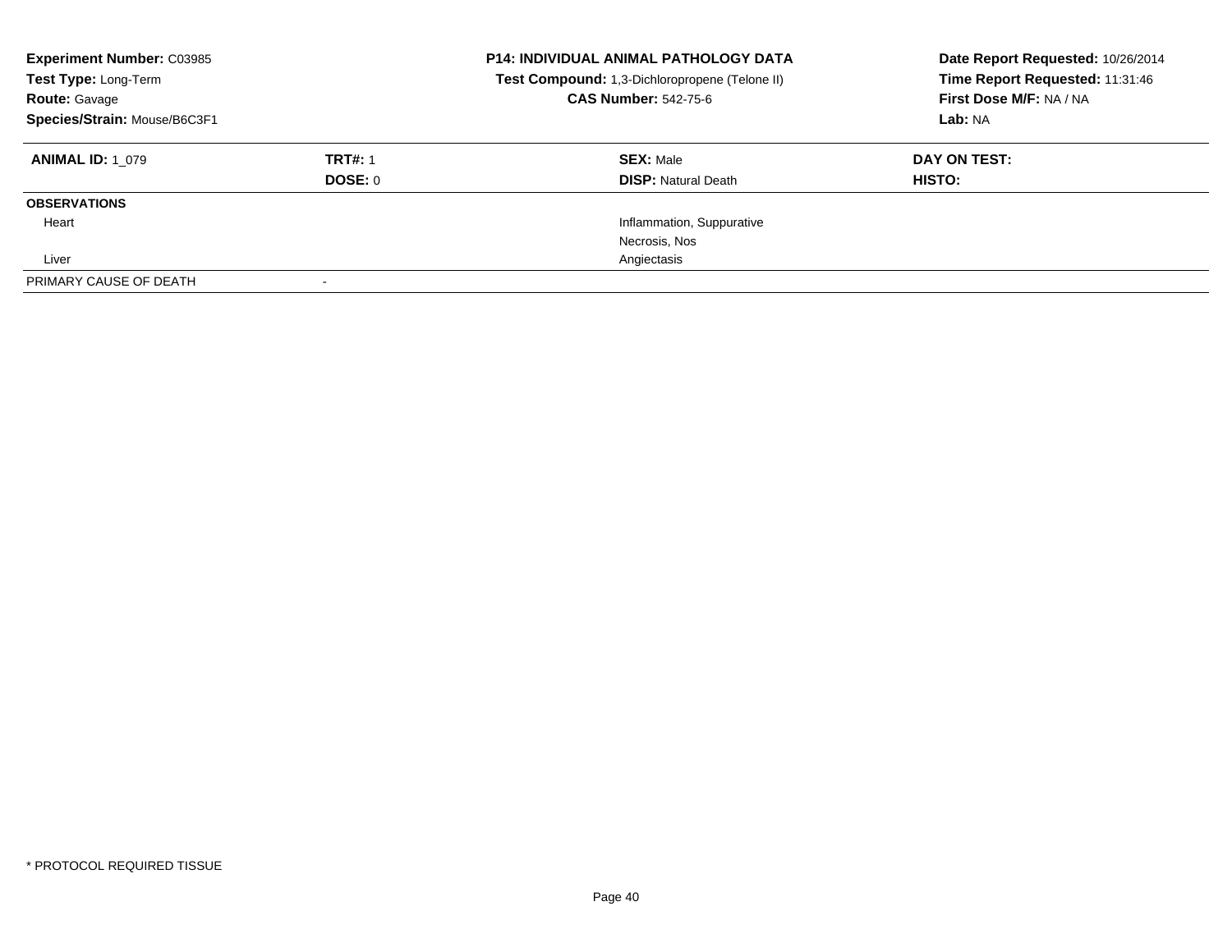**Experiment Number:** C03985
**Test Type:** Long-Term
**Route:** Gavage
**Species/Strain:** Mouse/B6C3F1

**P14: INDIVIDUAL ANIMAL PATHOLOGY DATA**
**Test Compound:** 1,3-Dichloropropene (Telone II)
**CAS Number:** 542-75-6

**Date Report Requested:** 10/26/2014
**Time Report Requested:** 11:31:46
**First Dose M/F:** NA / NA
**Lab:** NA

| **ANIMAL ID:** 1_079 | **TRT#:** 1 | **SEX:** Male | **DAY ON TEST:** |
|---|---|---|---|
| | **DOSE:** 0 | **DISP:** Natural Death | **HISTO:** |
| **OBSERVATIONS** | | | |
| Heart | | Inflammation, Suppurative | |
| | | Necrosis, Nos | |
| Liver | | Angiectasis | |
| PRIMARY CAUSE OF DEATH | - | | |

* PROTOCOL REQUIRED TISSUE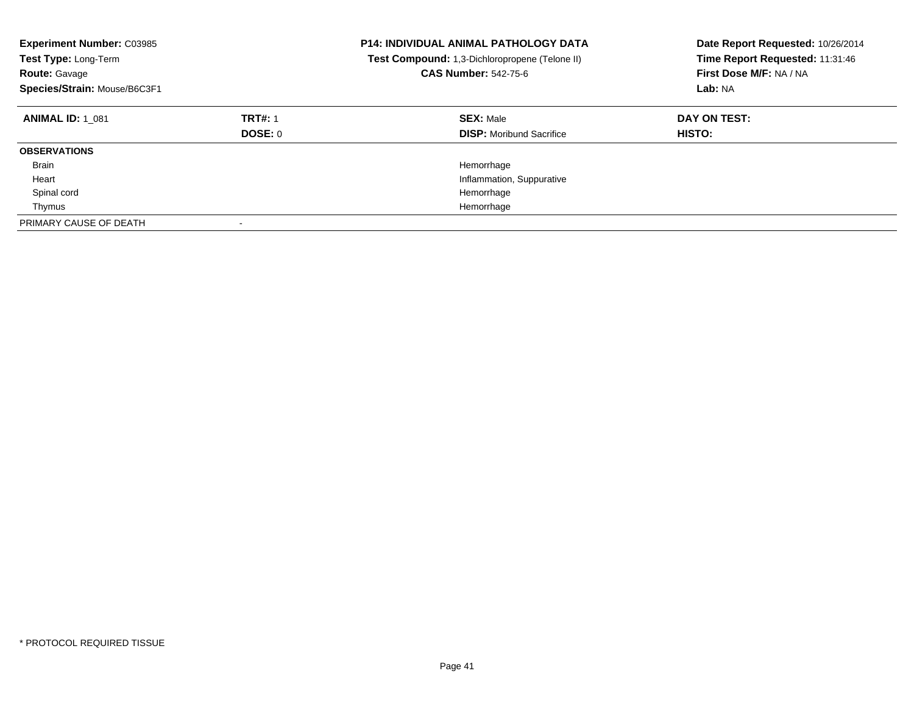**Experiment Number:** C03985
**Test Type:** Long-Term
**Route:** Gavage
**Species/Strain:** Mouse/B6C3F1

**P14: INDIVIDUAL ANIMAL PATHOLOGY DATA**
**Test Compound:** 1,3-Dichloropropene (Telone II)
**CAS Number:** 542-75-6

**Date Report Requested:** 10/26/2014
**Time Report Requested:** 11:31:46
**First Dose M/F:** NA / NA
**Lab:** NA

| **ANIMAL ID:** 1_081 | **TRT#:** 1 | **SEX:** Male | **DAY ON TEST:** |
|---|---|---|---|
| | **DOSE:** 0 | **DISP:** Moribund Sacrifice | **HISTO:** |
| **OBSERVATIONS** | | | |
| Brain | | Hemorrhage | |
| Heart | | Inflammation, Suppurative | |
| Spinal cord | | Hemorrhage | |
| Thymus | | Hemorrhage | |
| PRIMARY CAUSE OF DEATH | - | | |

* PROTOCOL REQUIRED TISSUE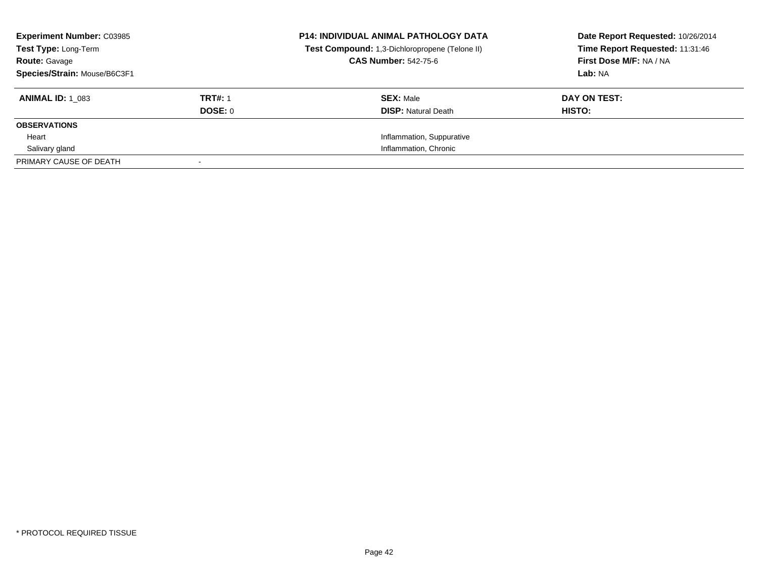**Experiment Number:** C03985
**Test Type:** Long-Term
**Route:** Gavage
**Species/Strain:** Mouse/B6C3F1

**P14: INDIVIDUAL ANIMAL PATHOLOGY DATA**
**Test Compound:** 1,3-Dichloropropene (Telone II)
**CAS Number:** 542-75-6

**Date Report Requested:** 10/26/2014
**Time Report Requested:** 11:31:46
**First Dose M/F:** NA / NA
**Lab:** NA

| **ANIMAL ID:** 1_083 | **TRT#:** 1 | **SEX:** Male | **DAY ON TEST:** |
|---|---|---|---|
| | **DOSE:** 0 | **DISP:** Natural Death | **HISTO:** |
| **OBSERVATIONS** | | | |
| Heart | | Inflammation, Suppurative | |
| Salivary gland | | Inflammation, Chronic | |
| PRIMARY CAUSE OF DEATH | - | | |

* PROTOCOL REQUIRED TISSUE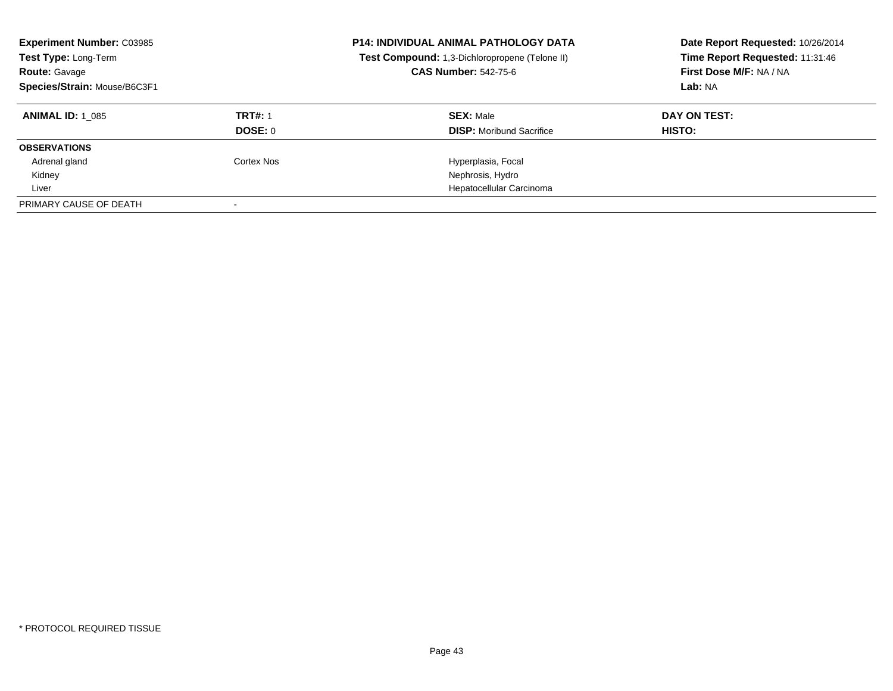**Experiment Number:** C03985
**Test Type:** Long-Term
**Route:** Gavage
**Species/Strain:** Mouse/B6C3F1

**P14: INDIVIDUAL ANIMAL PATHOLOGY DATA**
**Test Compound:** 1,3-Dichloropropene (Telone II)
**CAS Number:** 542-75-6

**Date Report Requested:** 10/26/2014
**Time Report Requested:** 11:31:46
**First Dose M/F:** NA / NA
**Lab:** NA

| **ANIMAL ID:** 1_085 | **TRT#:** 1 | **SEX:** Male | **DAY ON TEST:** |
|---|---|---|---|
| | **DOSE:** 0 | **DISP:** Moribund Sacrifice | **HISTO:** |
| **OBSERVATIONS** | | | |
| Adrenal gland | Cortex Nos | Hyperplasia, Focal | |
| Kidney | | Nephrosis, Hydro | |
| Liver | | Hepatocellular Carcinoma | |
| PRIMARY CAUSE OF DEATH | - | | |

* PROTOCOL REQUIRED TISSUE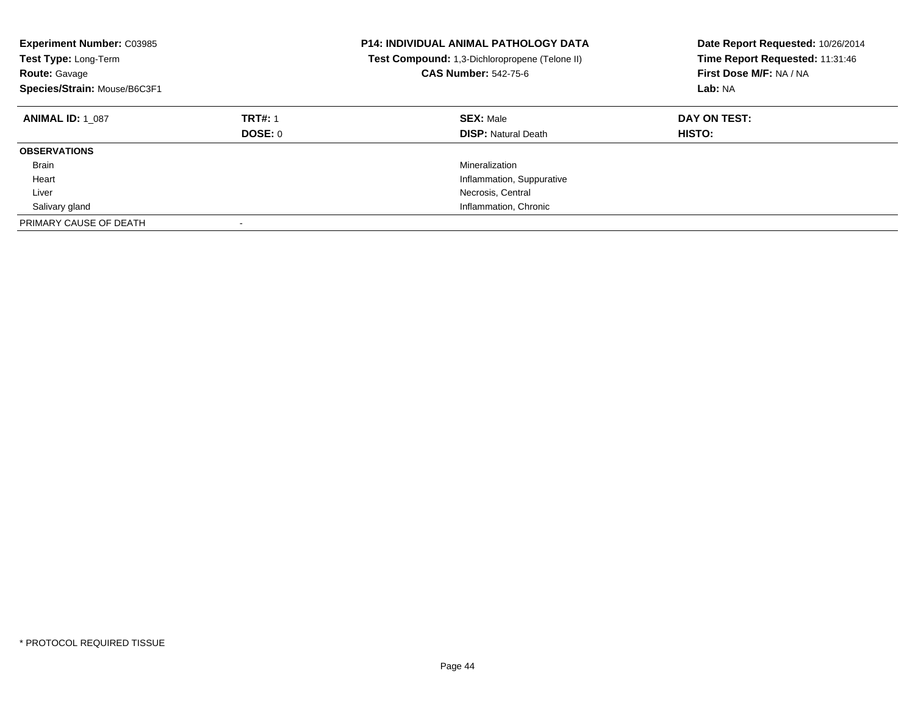**Experiment Number:** C03985
**Test Type:** Long-Term
**Route:** Gavage
**Species/Strain:** Mouse/B6C3F1

**P14: INDIVIDUAL ANIMAL PATHOLOGY DATA**
**Test Compound:** 1,3-Dichloropropene (Telone II)
**CAS Number:** 542-75-6

**Date Report Requested:** 10/26/2014
**Time Report Requested:** 11:31:46
**First Dose M/F:** NA / NA
**Lab:** NA

| **ANIMAL ID:** 1_087 | **TRT#:** 1 | **SEX:** Male | **DAY ON TEST:** |
|---|---|---|---|
| | **DOSE:** 0 | **DISP:** Natural Death | **HISTO:** |
| **OBSERVATIONS** | | | |
| Brain | | Mineralization | |
| Heart | | Inflammation, Suppurative | |
| Liver | | Necrosis, Central | |
| Salivary gland | | Inflammation, Chronic | |
| PRIMARY CAUSE OF DEATH | - | | |

* PROTOCOL REQUIRED TISSUE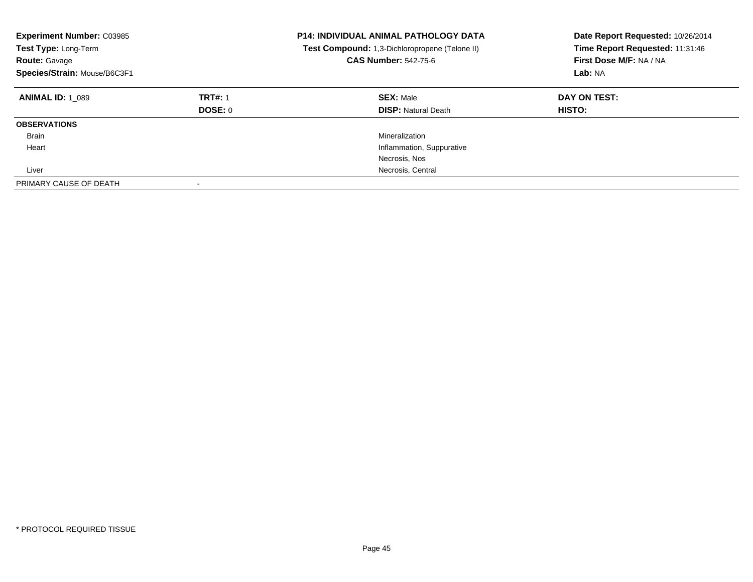**Experiment Number:** C03985
**Test Type:** Long-Term
**Route:** Gavage
**Species/Strain:** Mouse/B6C3F1

**P14: INDIVIDUAL ANIMAL PATHOLOGY DATA**
**Test Compound:** 1,3-Dichloropropene (Telone II)
**CAS Number:** 542-75-6

**Date Report Requested:** 10/26/2014
**Time Report Requested:** 11:31:46
**First Dose M/F:** NA / NA
**Lab:** NA

| **ANIMAL ID:** 1_089 | **TRT#:** 1 | **SEX:** Male | **DAY ON TEST:** |
|---|---|---|---|
| | **DOSE:** 0 | **DISP:** Natural Death | **HISTO:** |
| **OBSERVATIONS** | | | |
| Brain | | Mineralization | |
| Heart | | Inflammation, Suppurative | |
| | | Necrosis, Nos | |
| Liver | | Necrosis, Central | |
| PRIMARY CAUSE OF DEATH | - | | |

* PROTOCOL REQUIRED TISSUE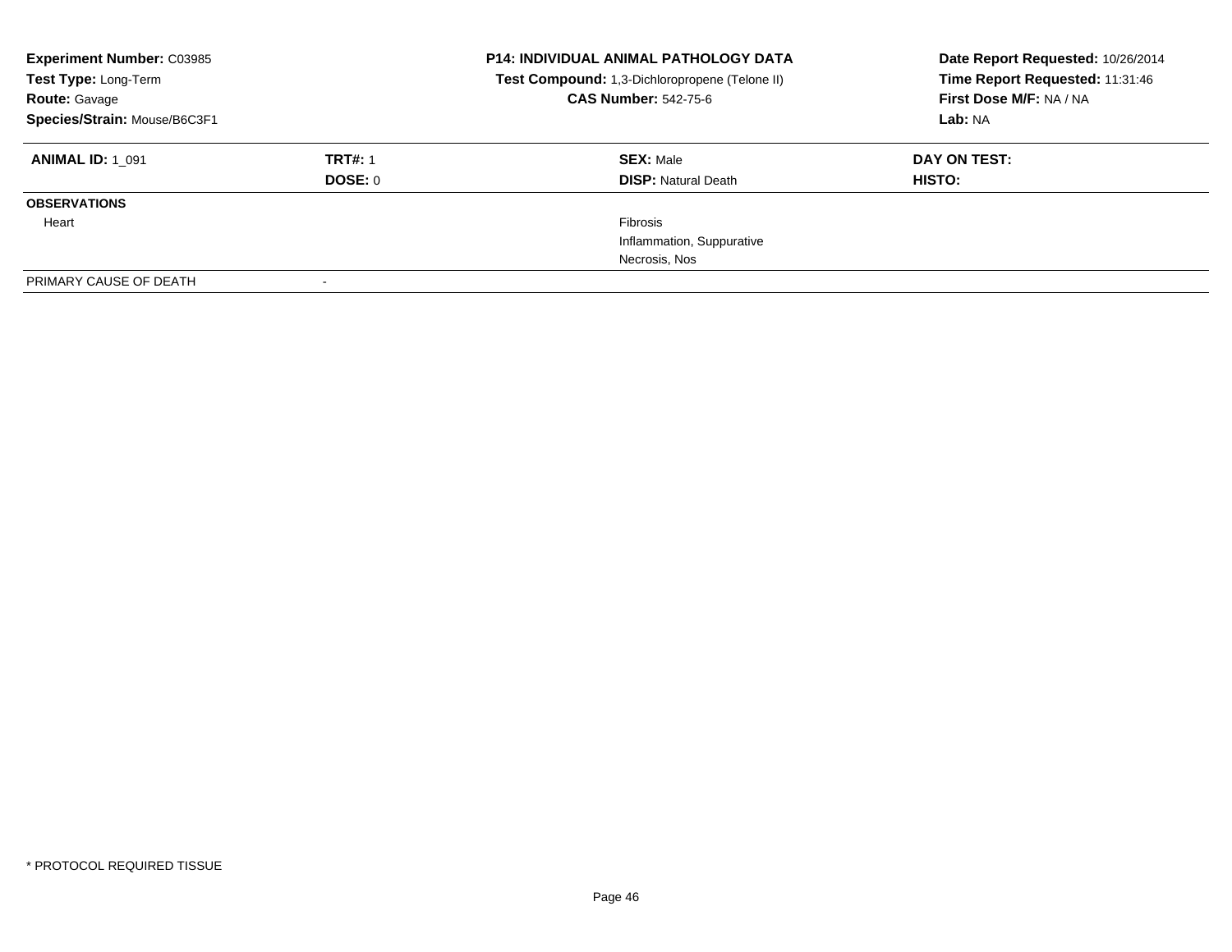| **Experiment Number:** C03985 | | **P14: INDIVIDUAL ANIMAL PATHOLOGY DATA** | **Date Report Requested:** 10/26/2014 |
|---|---|---|---|
| **Test Type:** Long-Term | | **Test Compound:** 1,3-Dichloropropene (Telone II) | **Time Report Requested:** 11:31:46 |
| **Route:** Gavage | | **CAS Number:** 542-75-6 | **First Dose M/F:** NA / NA |
| **Species/Strain:** Mouse/B6C3F1 | | | **Lab:** NA |

| **ANIMAL ID:** 1_091 | **TRT#:** 1 | **SEX:** Male | **DAY ON TEST:** |
|---|---|---|---|
| | **DOSE:** 0 | **DISP:** Natural Death | **HISTO:** |
| **OBSERVATIONS** | | | |
| Heart | | Fibrosis | |
| | | Inflammation, Suppurative | |
| | | Necrosis, Nos | |
| PRIMARY CAUSE OF DEATH | - | | |

\* PROTOCOL REQUIRED TISSUE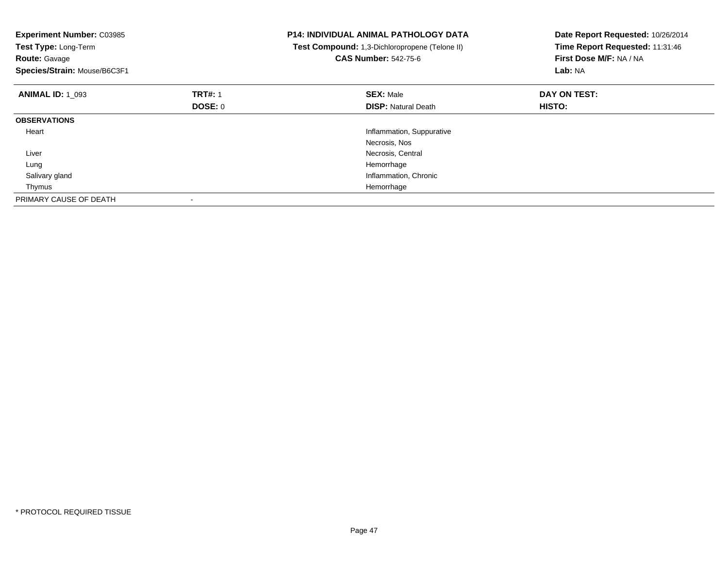**Experiment Number:** C03985
**Test Type:** Long-Term
**Route:** Gavage
**Species/Strain:** Mouse/B6C3F1

**P14: INDIVIDUAL ANIMAL PATHOLOGY DATA**
**Test Compound:** 1,3-Dichloropropene (Telone II)
**CAS Number:** 542-75-6

**Date Report Requested:** 10/26/2014
**Time Report Requested:** 11:31:46
**First Dose M/F:** NA / NA
**Lab:** NA

| **ANIMAL ID:** 1_093 | **TRT#:** 1 | **SEX:** Male | **DAY ON TEST:** |
|---|---|---|---|
| | **DOSE:** 0 | **DISP:** Natural Death | **HISTO:** |
| **OBSERVATIONS** | | | |
| Heart | | Inflammation, Suppurative | |
| | | Necrosis, Nos | |
| Liver | | Necrosis, Central | |
| Lung | | Hemorrhage | |
| Salivary gland | | Inflammation, Chronic | |
| Thymus | | Hemorrhage | |
| PRIMARY CAUSE OF DEATH | - | | |

* PROTOCOL REQUIRED TISSUE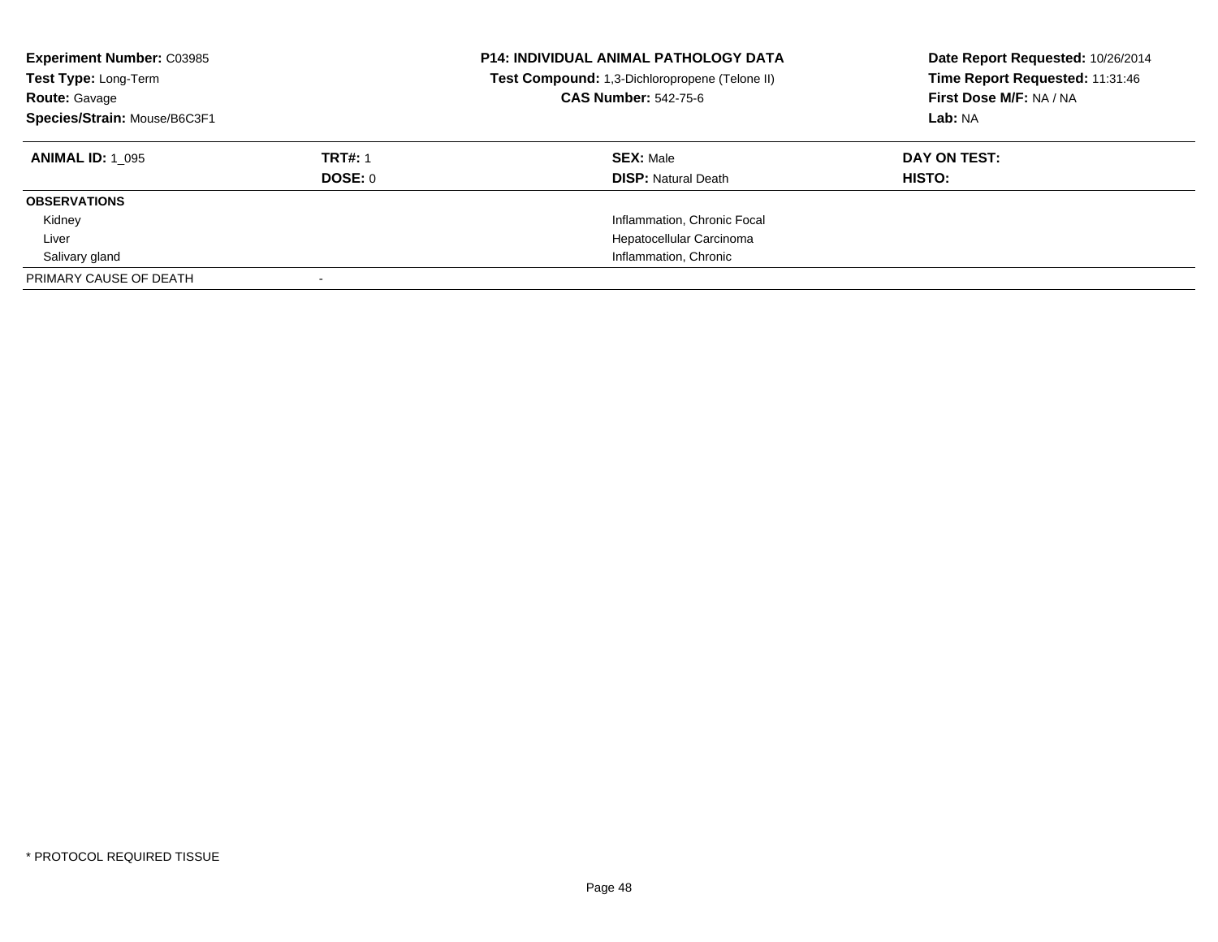**Experiment Number:** C03985
**Test Type:** Long-Term
**Route:** Gavage
**Species/Strain:** Mouse/B6C3F1

**P14: INDIVIDUAL ANIMAL PATHOLOGY DATA**
**Test Compound:** 1,3-Dichloropropene (Telone II)
**CAS Number:** 542-75-6

**Date Report Requested:** 10/26/2014
**Time Report Requested:** 11:31:46
**First Dose M/F:** NA / NA
**Lab:** NA

| **ANIMAL ID:** 1_095 | **TRT#:** 1 | **SEX:** Male | **DAY ON TEST:** |
|---|---|---|---|
| | **DOSE:** 0 | **DISP:** Natural Death | **HISTO:** |
| **OBSERVATIONS** | | | |
| Kidney | | Inflammation, Chronic Focal | |
| Liver | | Hepatocellular Carcinoma | |
| Salivary gland | | Inflammation, Chronic | |
| PRIMARY CAUSE OF DEATH | - | | |

* PROTOCOL REQUIRED TISSUE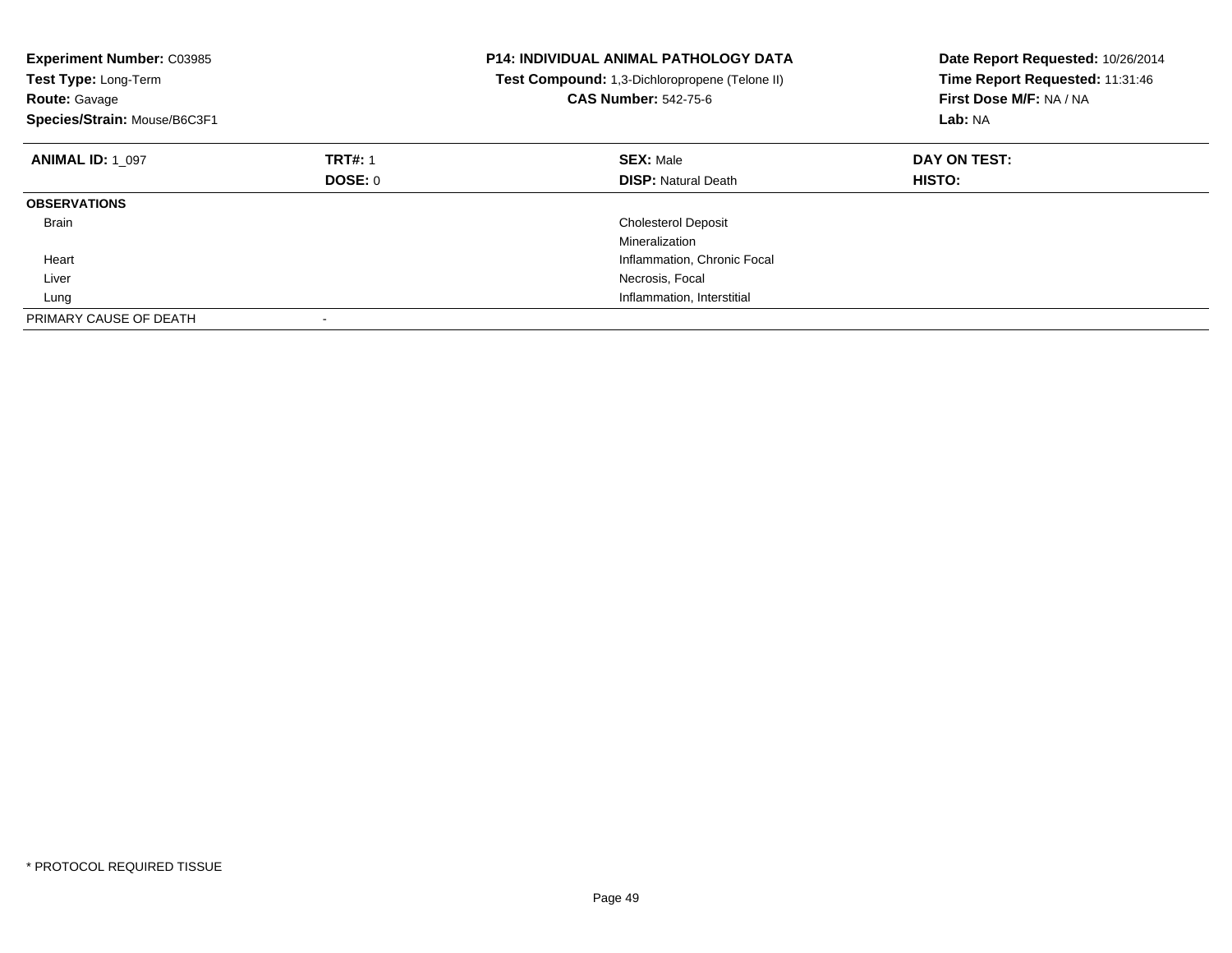**Experiment Number:** C03985
**Test Type:** Long-Term
**Route:** Gavage
**Species/Strain:** Mouse/B6C3F1

**P14: INDIVIDUAL ANIMAL PATHOLOGY DATA**
**Test Compound:** 1,3-Dichloropropene (Telone II)
**CAS Number:** 542-75-6

**Date Report Requested:** 10/26/2014
**Time Report Requested:** 11:31:46
**First Dose M/F:** NA / NA
**Lab:** NA

| **ANIMAL ID:** 1_097 | **TRT#:** 1 | **SEX:** Male | **DAY ON TEST:** |
|---|---|---|---|
| | **DOSE:** 0 | **DISP:** Natural Death | **HISTO:** |
| **OBSERVATIONS** | | | |
| Brain | | Cholesterol Deposit | |
| | | Mineralization | |
| Heart | | Inflammation, Chronic Focal | |
| Liver | | Necrosis, Focal | |
| Lung | | Inflammation, Interstitial | |
| PRIMARY CAUSE OF DEATH | - | | |

* PROTOCOL REQUIRED TISSUE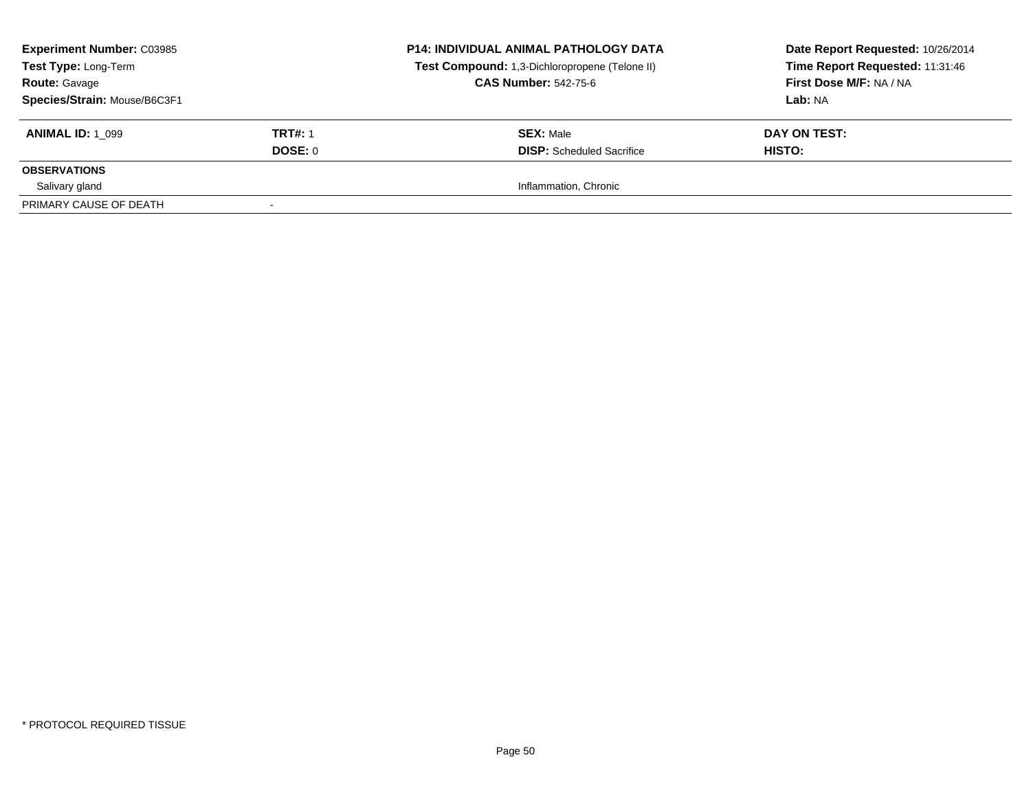| **Experiment Number:** C03985 | | **P14: INDIVIDUAL ANIMAL PATHOLOGY DATA** | **Date Report Requested:** 10/26/2014 |
|---|---|---|---|
| **Test Type:** Long-Term | | **Test Compound:** 1,3-Dichloropropene (Telone II) | **Time Report Requested:** 11:31:46 |
| **Route:** Gavage | | **CAS Number:** 542-75-6 | **First Dose M/F:** NA / NA |
| **Species/Strain:** Mouse/B6C3F1 | | | **Lab:** NA |

| **ANIMAL ID:** 1_099 | **TRT#:** 1 | **SEX:** Male | **DAY ON TEST:** |
|---|---|---|---|
| | **DOSE:** 0 | **DISP:** Scheduled Sacrifice | **HISTO:** |
| **OBSERVATIONS** | | | |
| Salivary gland | | Inflammation, Chronic | |
| PRIMARY CAUSE OF DEATH | - | | |

* PROTOCOL REQUIRED TISSUE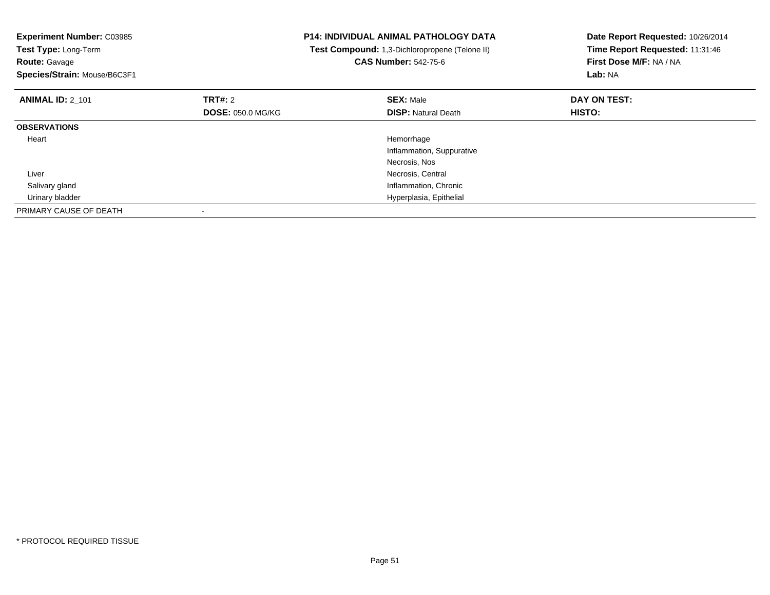**Experiment Number:** C03985
**Test Type:** Long-Term
**Route:** Gavage
**Species/Strain:** Mouse/B6C3F1

**P14: INDIVIDUAL ANIMAL PATHOLOGY DATA**
**Test Compound:** 1,3-Dichloropropene (Telone II)
**CAS Number:** 542-75-6

**Date Report Requested:** 10/26/2014
**Time Report Requested:** 11:31:46
**First Dose M/F:** NA / NA
**Lab:** NA

| **ANIMAL ID:** 2_101 | **TRT#:** 2 | **SEX:** Male | **DAY ON TEST:** |
|---|---|---|---|
| | **DOSE:** 050.0 MG/KG | **DISP:** Natural Death | **HISTO:** |
| **OBSERVATIONS** | | | |
| Heart | | Hemorrhage | |
| | | Inflammation, Suppurative | |
| | | Necrosis, Nos | |
| Liver | | Necrosis, Central | |
| Salivary gland | | Inflammation, Chronic | |
| Urinary bladder | | Hyperplasia, Epithelial | |
| PRIMARY CAUSE OF DEATH | - | | |

* PROTOCOL REQUIRED TISSUE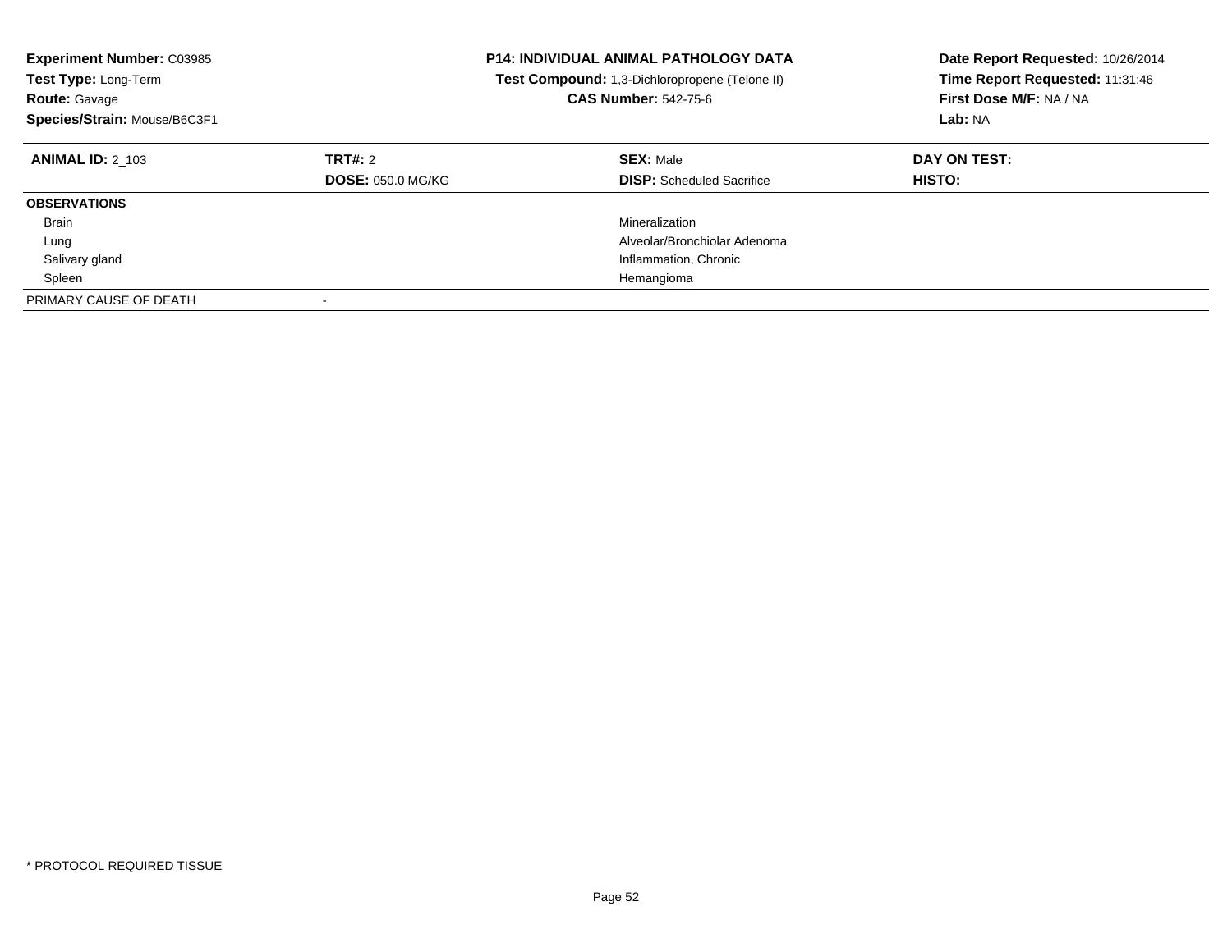**Experiment Number:** C03985
**Test Type:** Long-Term
**Route:** Gavage
**Species/Strain:** Mouse/B6C3F1

**P14: INDIVIDUAL ANIMAL PATHOLOGY DATA**
**Test Compound:** 1,3-Dichloropropene (Telone II)
**CAS Number:** 542-75-6

**Date Report Requested:** 10/26/2014
**Time Report Requested:** 11:31:46
**First Dose M/F:** NA / NA
**Lab:** NA

| **ANIMAL ID:** 2_103 | **TRT#:** 2 | **SEX:** Male | **DAY ON TEST:** |
|---|---|---|---|
| | **DOSE:** 050.0 MG/KG | **DISP:** Scheduled Sacrifice | **HISTO:** |
| **OBSERVATIONS** | | | |
| Brain | | Mineralization | |
| Lung | | Alveolar/Bronchiolar Adenoma | |
| Salivary gland | | Inflammation, Chronic | |
| Spleen | | Hemangioma | |
| PRIMARY CAUSE OF DEATH | - | | |

* PROTOCOL REQUIRED TISSUE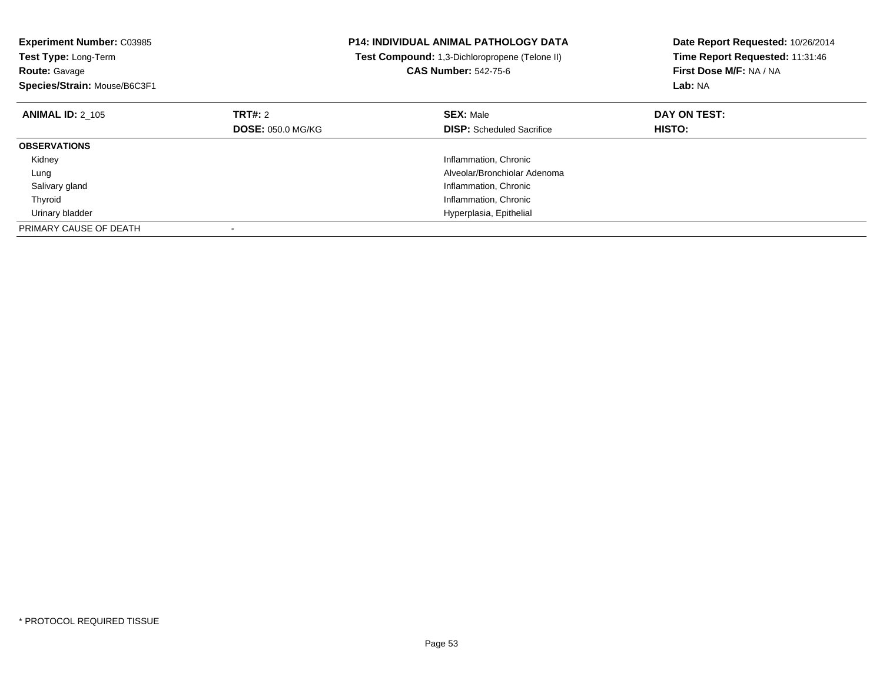**Experiment Number:** C03985
**Test Type:** Long-Term
**Route:** Gavage
**Species/Strain:** Mouse/B6C3F1

**P14: INDIVIDUAL ANIMAL PATHOLOGY DATA**
**Test Compound:** 1,3-Dichloropropene (Telone II)
**CAS Number:** 542-75-6

**Date Report Requested:** 10/26/2014
**Time Report Requested:** 11:31:46
**First Dose M/F:** NA / NA
**Lab:** NA

| **ANIMAL ID:** 2_105 | **TRT#:** 2 | **SEX:** Male | **DAY ON TEST:** |
|---|---|---|---|
| | **DOSE:** 050.0 MG/KG | **DISP:** Scheduled Sacrifice | **HISTO:** |
| **OBSERVATIONS** | | | |
| Kidney | | Inflammation, Chronic | |
| Lung | | Alveolar/Bronchiolar Adenoma | |
| Salivary gland | | Inflammation, Chronic | |
| Thyroid | | Inflammation, Chronic | |
| Urinary bladder | | Hyperplasia, Epithelial | |
| PRIMARY CAUSE OF DEATH | - | | |

* PROTOCOL REQUIRED TISSUE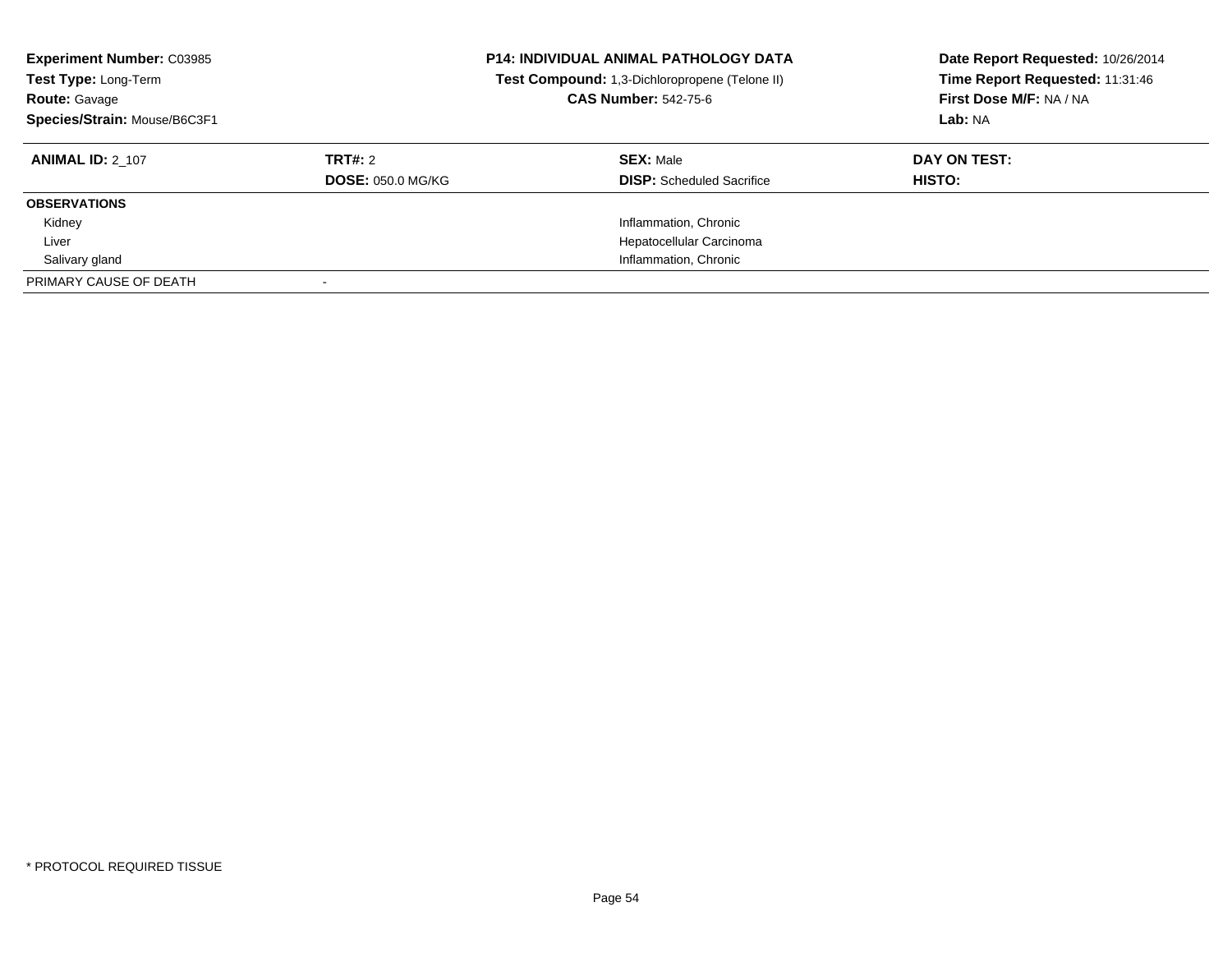**Experiment Number:** C03985
**Test Type:** Long-Term
**Route:** Gavage
**Species/Strain:** Mouse/B6C3F1

**P14: INDIVIDUAL ANIMAL PATHOLOGY DATA**
**Test Compound:** 1,3-Dichloropropene (Telone II)
**CAS Number:** 542-75-6

**Date Report Requested:** 10/26/2014
**Time Report Requested:** 11:31:46
**First Dose M/F:** NA / NA
**Lab:** NA

| **ANIMAL ID:** 2_107 | **TRT#:** 2 | **SEX:** Male | **DAY ON TEST:** |
|---|---|---|---|
| | **DOSE:** 050.0 MG/KG | **DISP:** Scheduled Sacrifice | **HISTO:** |
| **OBSERVATIONS** | | | |
| Kidney | | Inflammation, Chronic | |
| Liver | | Hepatocellular Carcinoma | |
| Salivary gland | | Inflammation, Chronic | |
| PRIMARY CAUSE OF DEATH | - | | |

* PROTOCOL REQUIRED TISSUE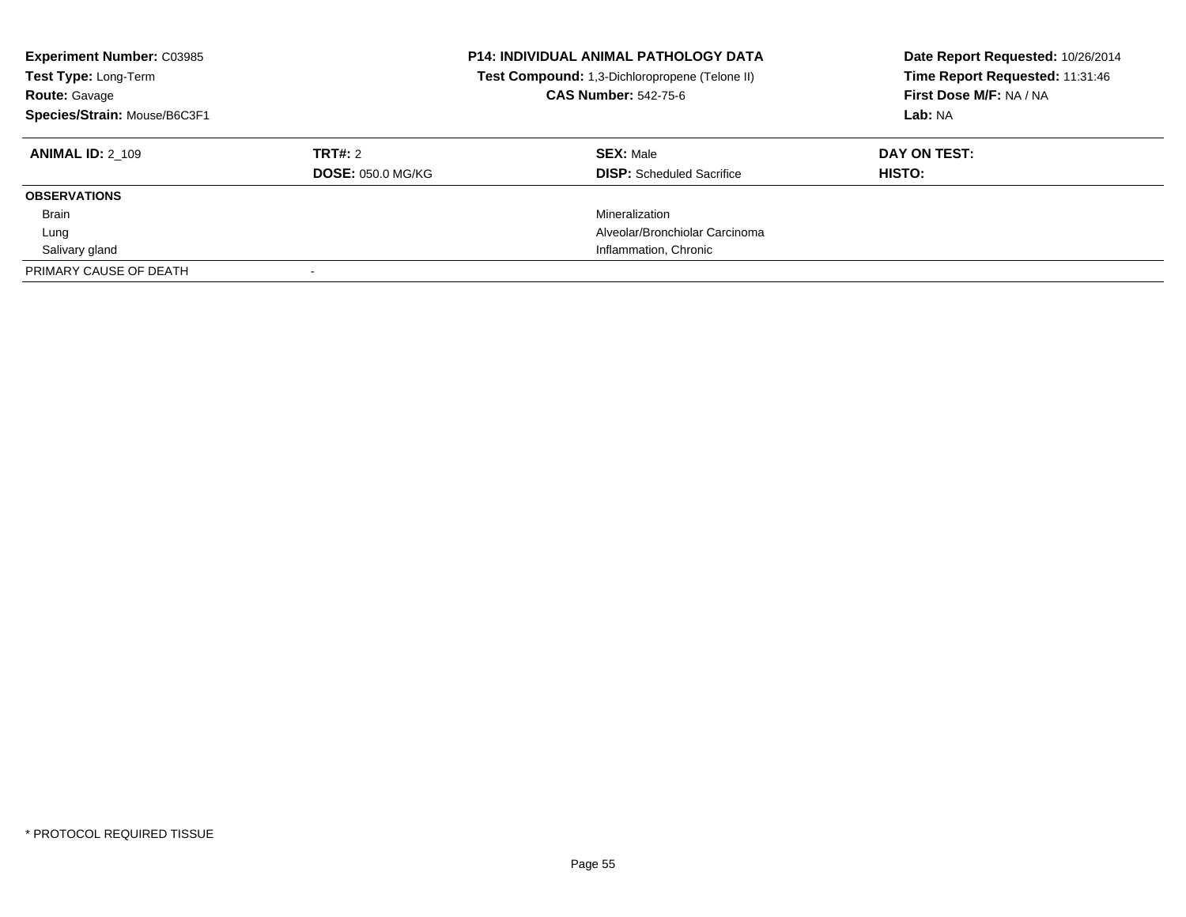**Experiment Number:** C03985
**Test Type:** Long-Term
**Route:** Gavage
**Species/Strain:** Mouse/B6C3F1

**P14: INDIVIDUAL ANIMAL PATHOLOGY DATA**
**Test Compound:** 1,3-Dichloropropene (Telone II)
**CAS Number:** 542-75-6

**Date Report Requested:** 10/26/2014
**Time Report Requested:** 11:31:46
**First Dose M/F:** NA / NA
**Lab:** NA

| **ANIMAL ID:** 2_109 | **TRT#:** 2 | **SEX:** Male | **DAY ON TEST:** |
|---|---|---|---|
| | **DOSE:** 050.0 MG/KG | **DISP:** Scheduled Sacrifice | **HISTO:** |
| **OBSERVATIONS** | | | |
| Brain | | Mineralization | |
| Lung | | Alveolar/Bronchiolar Carcinoma | |
| Salivary gland | | Inflammation, Chronic | |
| PRIMARY CAUSE OF DEATH | - | | |

* PROTOCOL REQUIRED TISSUE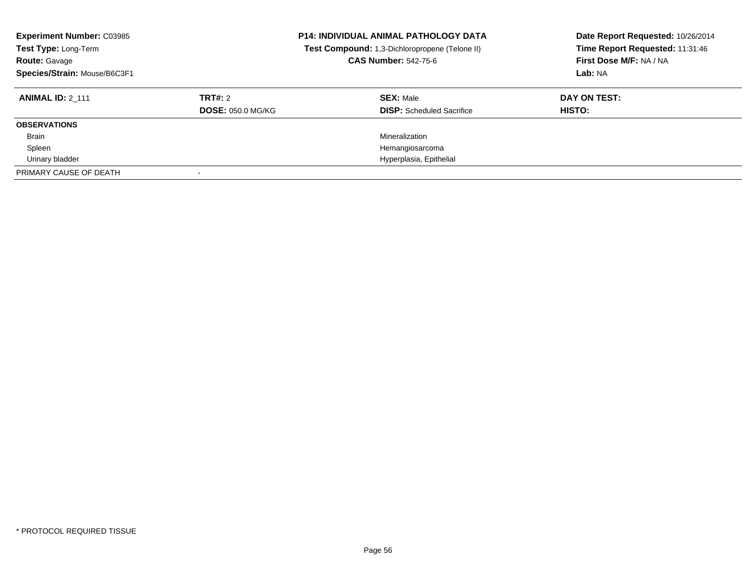**Experiment Number:** C03985
**Test Type:** Long-Term
**Route:** Gavage
**Species/Strain:** Mouse/B6C3F1

**P14: INDIVIDUAL ANIMAL PATHOLOGY DATA**
**Test Compound:** 1,3-Dichloropropene (Telone II)
**CAS Number:** 542-75-6

**Date Report Requested:** 10/26/2014
**Time Report Requested:** 11:31:46
**First Dose M/F:** NA / NA
**Lab:** NA

| **ANIMAL ID:** 2_111 | **TRT#:** 2 | **SEX:** Male | **DAY ON TEST:** |
|---|---|---|---|
| | **DOSE:** 050.0 MG/KG | **DISP:** Scheduled Sacrifice | **HISTO:** |
| **OBSERVATIONS** | | | |
| Brain | | Mineralization | |
| Spleen | | Hemangiosarcoma | |
| Urinary bladder | | Hyperplasia, Epithelial | |
| PRIMARY CAUSE OF DEATH | - | | |

* PROTOCOL REQUIRED TISSUE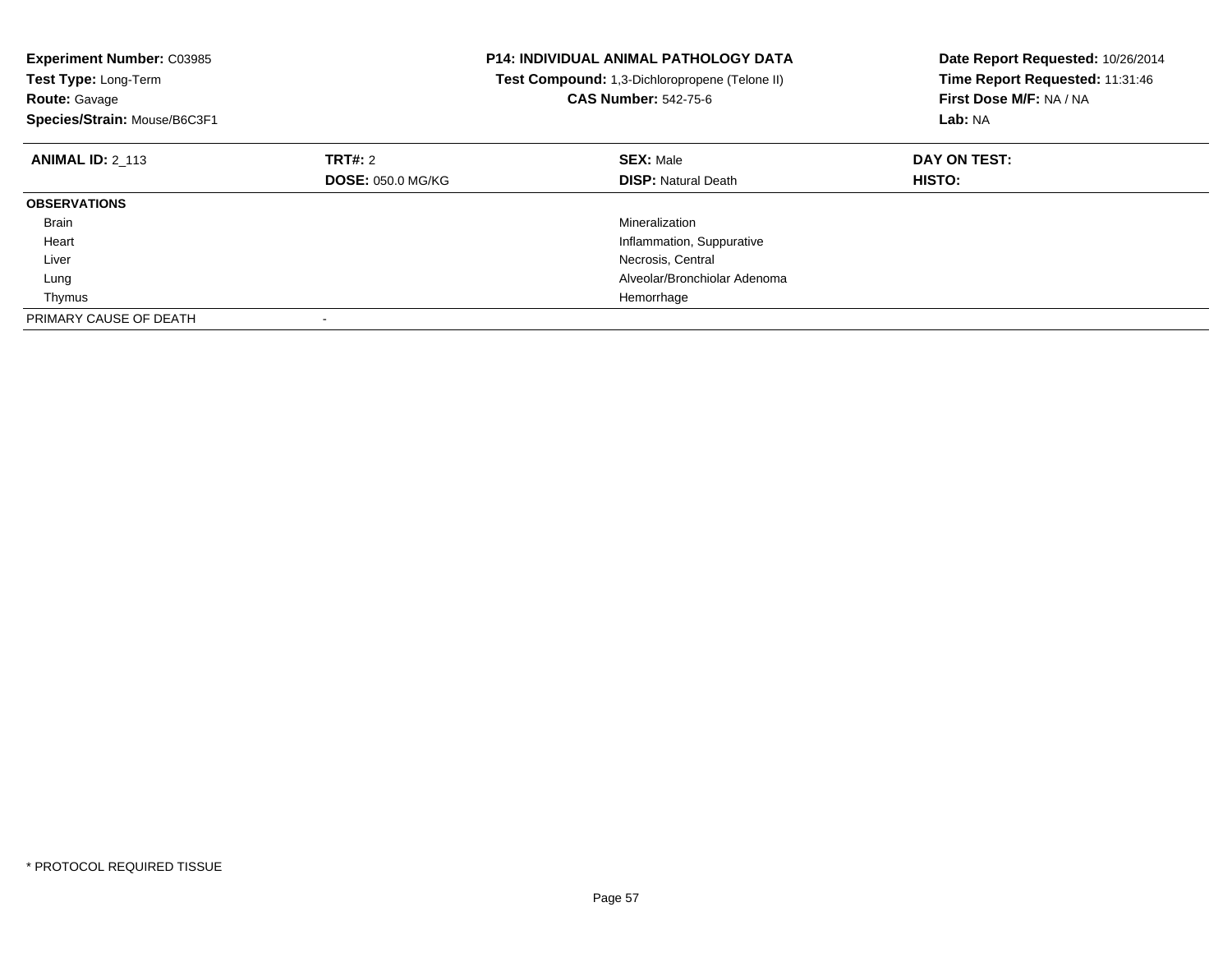**Experiment Number:** C03985
**Test Type:** Long-Term
**Route:** Gavage
**Species/Strain:** Mouse/B6C3F1

**P14: INDIVIDUAL ANIMAL PATHOLOGY DATA**
**Test Compound:** 1,3-Dichloropropene (Telone II)
**CAS Number:** 542-75-6

**Date Report Requested:** 10/26/2014
**Time Report Requested:** 11:31:46
**First Dose M/F:** NA / NA
**Lab:** NA

| **ANIMAL ID:** 2_113 | **TRT#:** 2 | **SEX:** Male | **DAY ON TEST:** |
|---|---|---|---|
| | **DOSE:** 050.0 MG/KG | **DISP:** Natural Death | **HISTO:** |
| **OBSERVATIONS** | | | |
| Brain | | Mineralization | |
| Heart | | Inflammation, Suppurative | |
| Liver | | Necrosis, Central | |
| Lung | | Alveolar/Bronchiolar Adenoma | |
| Thymus | | Hemorrhage | |
| PRIMARY CAUSE OF DEATH | - | | |

* PROTOCOL REQUIRED TISSUE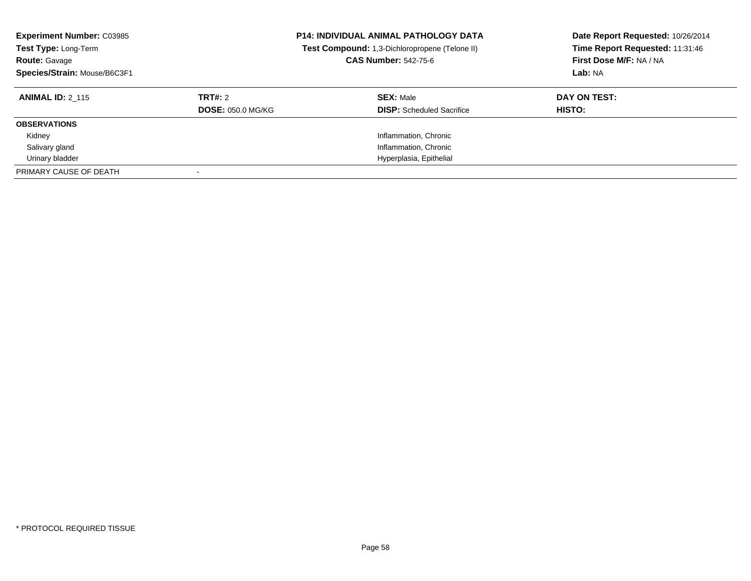**Experiment Number:** C03985
**Test Type:** Long-Term
**Route:** Gavage
**Species/Strain:** Mouse/B6C3F1

**P14: INDIVIDUAL ANIMAL PATHOLOGY DATA**
**Test Compound:** 1,3-Dichloropropene (Telone II)
**CAS Number:** 542-75-6

**Date Report Requested:** 10/26/2014
**Time Report Requested:** 11:31:46
**First Dose M/F:** NA / NA
**Lab:** NA

| **ANIMAL ID:** 2_115 | **TRT#:** 2 | **SEX:** Male | **DAY ON TEST:** |
|---|---|---|---|
| | **DOSE:** 050.0 MG/KG | **DISP:** Scheduled Sacrifice | **HISTO:** |
| **OBSERVATIONS** | | | |
| Kidney | | Inflammation, Chronic | |
| Salivary gland | | Inflammation, Chronic | |
| Urinary bladder | | Hyperplasia, Epithelial | |
| PRIMARY CAUSE OF DEATH | - | | |

\* PROTOCOL REQUIRED TISSUE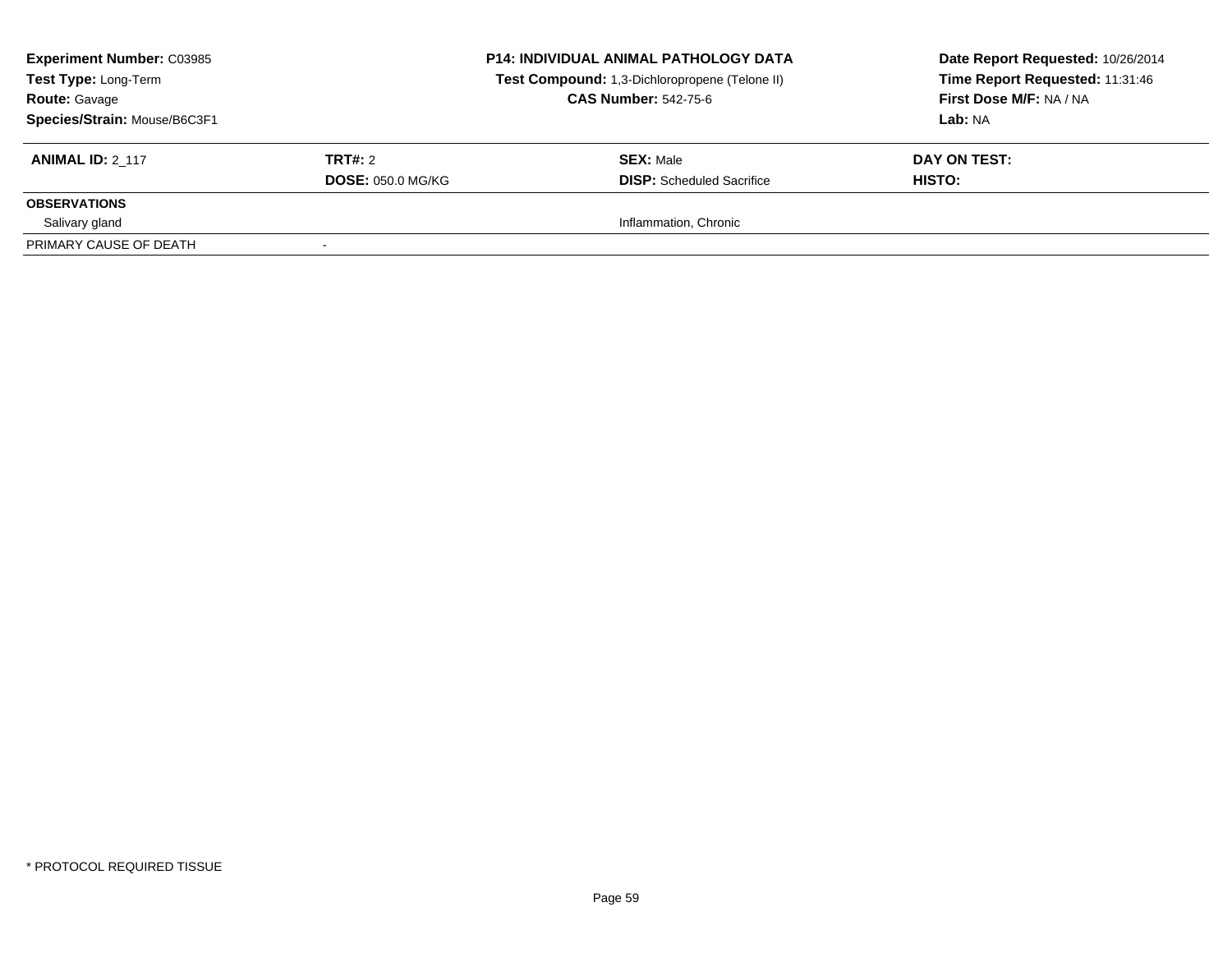| **Experiment Number:** C03985 | **P14: INDIVIDUAL ANIMAL PATHOLOGY DATA** | **Date Report Requested:** 10/26/2014 |
|---|---|---|
| **Test Type:** Long-Term | **Test Compound:** 1,3-Dichloropropene (Telone II) | **Time Report Requested:** 11:31:46 |
| **Route:** Gavage | **CAS Number:** 542-75-6 | **First Dose M/F:** NA / NA |
| **Species/Strain:** Mouse/B6C3F1 | | **Lab:** NA |

| **ANIMAL ID:** 2_117 | **TRT#:** 2 | **SEX:** Male | **DAY ON TEST:** |
|---|---|---|---|
| | **DOSE:** 050.0 MG/KG | **DISP:** Scheduled Sacrifice | **HISTO:** |
| **OBSERVATIONS** | | | |
| Salivary gland | | Inflammation, Chronic | |
| PRIMARY CAUSE OF DEATH | - | | |

\* PROTOCOL REQUIRED TISSUE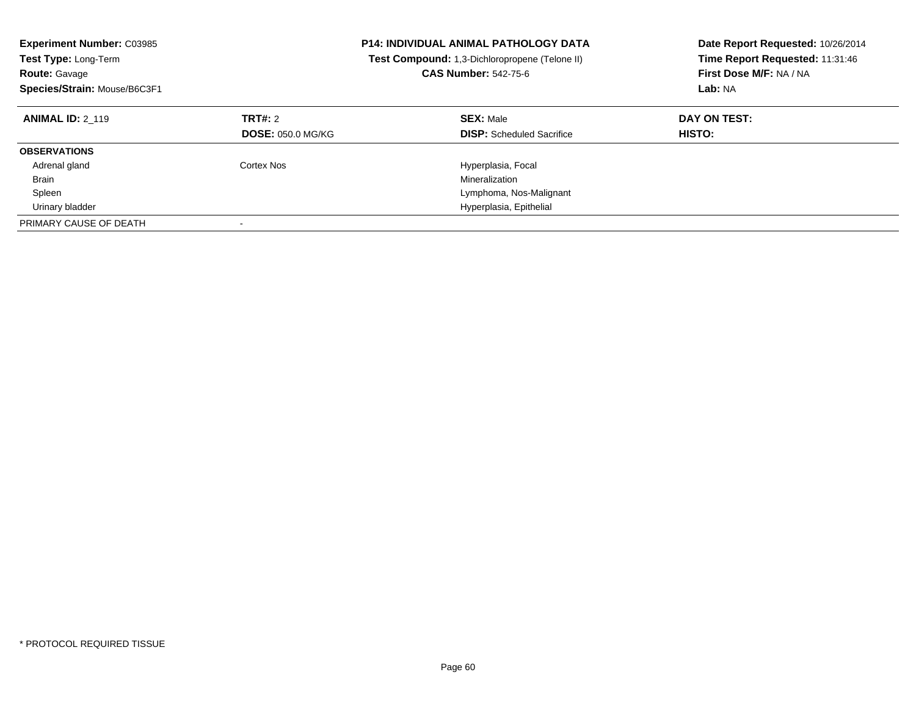**Experiment Number:** C03985
**Test Type:** Long-Term
**Route:** Gavage
**Species/Strain:** Mouse/B6C3F1

**P14: INDIVIDUAL ANIMAL PATHOLOGY DATA**
**Test Compound:** 1,3-Dichloropropene (Telone II)
**CAS Number:** 542-75-6

**Date Report Requested:** 10/26/2014
**Time Report Requested:** 11:31:46
**First Dose M/F:** NA / NA
**Lab:** NA

| **ANIMAL ID:** 2_119 | **TRT#:** 2 | **SEX:** Male | **DAY ON TEST:** |
|---|---|---|---|
| | **DOSE:** 050.0 MG/KG | **DISP:** Scheduled Sacrifice | **HISTO:** |
| **OBSERVATIONS** | | | |
| Adrenal gland | Cortex Nos | Hyperplasia, Focal | |
| Brain | | Mineralization | |
| Spleen | | Lymphoma, Nos-Malignant | |
| Urinary bladder | | Hyperplasia, Epithelial | |
| PRIMARY CAUSE OF DEATH | - | | |

* PROTOCOL REQUIRED TISSUE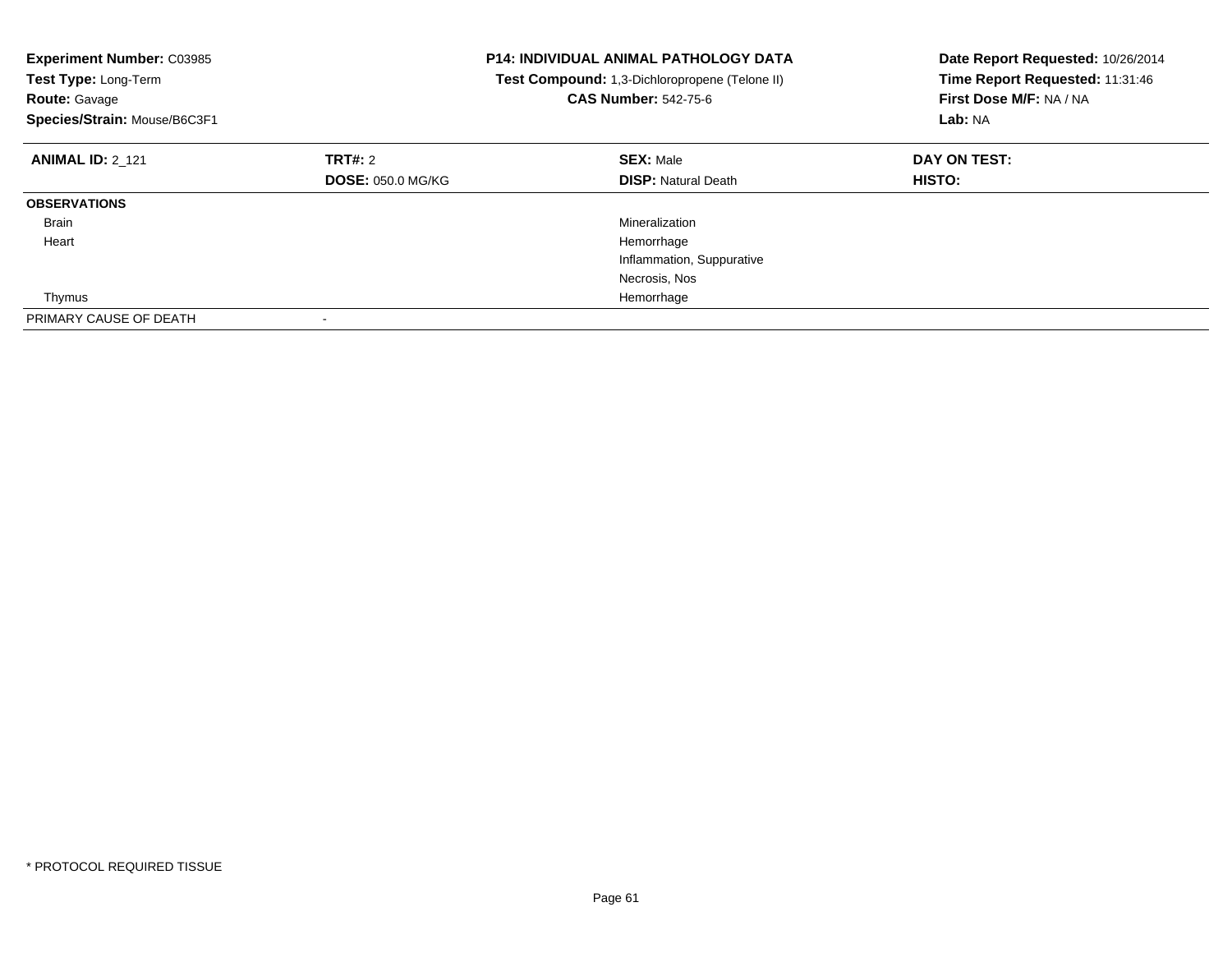**Experiment Number:** C03985
**Test Type:** Long-Term
**Route:** Gavage
**Species/Strain:** Mouse/B6C3F1

**P14: INDIVIDUAL ANIMAL PATHOLOGY DATA**
**Test Compound:** 1,3-Dichloropropene (Telone II)
**CAS Number:** 542-75-6

**Date Report Requested:** 10/26/2014
**Time Report Requested:** 11:31:46
**First Dose M/F:** NA / NA
**Lab:** NA

| **ANIMAL ID:** 2_121 | **TRT#:** 2 | **SEX:** Male | **DAY ON TEST:** |
|---|---|---|---|
| | **DOSE:** 050.0 MG/KG | **DISP:** Natural Death | **HISTO:** |
| **OBSERVATIONS** | | | |
| Brain | | Mineralization | |
| Heart | | Hemorrhage | |
| | | Inflammation, Suppurative | |
| | | Necrosis, Nos | |
| Thymus | | Hemorrhage | |
| PRIMARY CAUSE OF DEATH | - | | |

* PROTOCOL REQUIRED TISSUE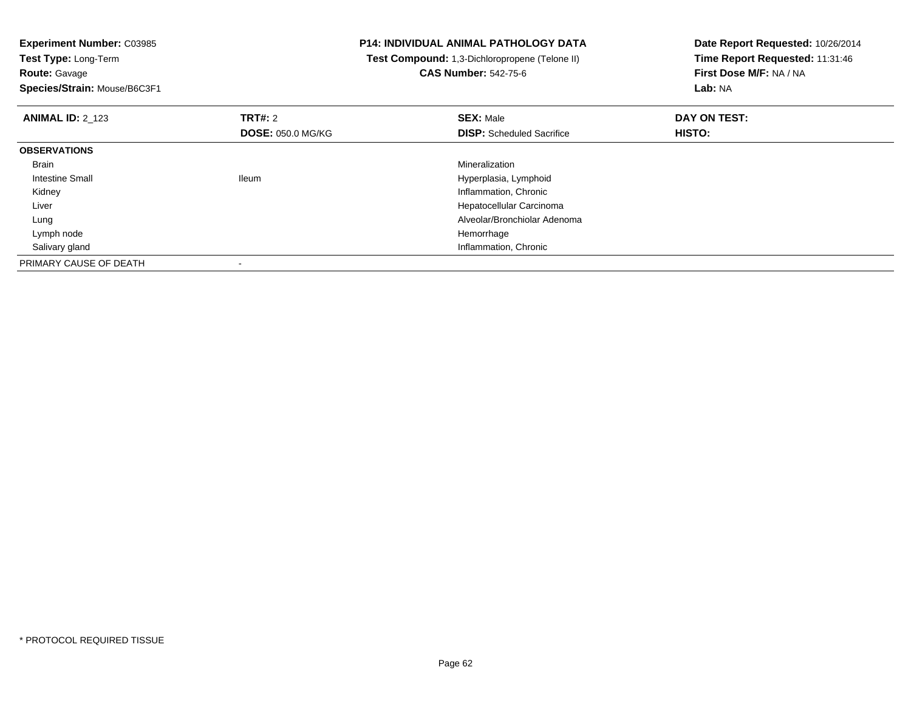**Experiment Number:** C03985
**Test Type:** Long-Term
**Route:** Gavage
**Species/Strain:** Mouse/B6C3F1

**P14: INDIVIDUAL ANIMAL PATHOLOGY DATA**
**Test Compound:** 1,3-Dichloropropene (Telone II)
**CAS Number:** 542-75-6

**Date Report Requested:** 10/26/2014
**Time Report Requested:** 11:31:46
**First Dose M/F:** NA / NA
**Lab:** NA

| **ANIMAL ID:** 2_123 | **TRT#:** 2 | **SEX:** Male | **DAY ON TEST:** |
|---|---|---|---|
| | **DOSE:** 050.0 MG/KG | **DISP:** Scheduled Sacrifice | **HISTO:** |
| **OBSERVATIONS** | | | |
| Brain | | Mineralization | |
| Intestine Small | Ileum | Hyperplasia, Lymphoid | |
| Kidney | | Inflammation, Chronic | |
| Liver | | Hepatocellular Carcinoma | |
| Lung | | Alveolar/Bronchiolar Adenoma | |
| Lymph node | | Hemorrhage | |
| Salivary gland | | Inflammation, Chronic | |
| PRIMARY CAUSE OF DEATH | - | | |

\* PROTOCOL REQUIRED TISSUE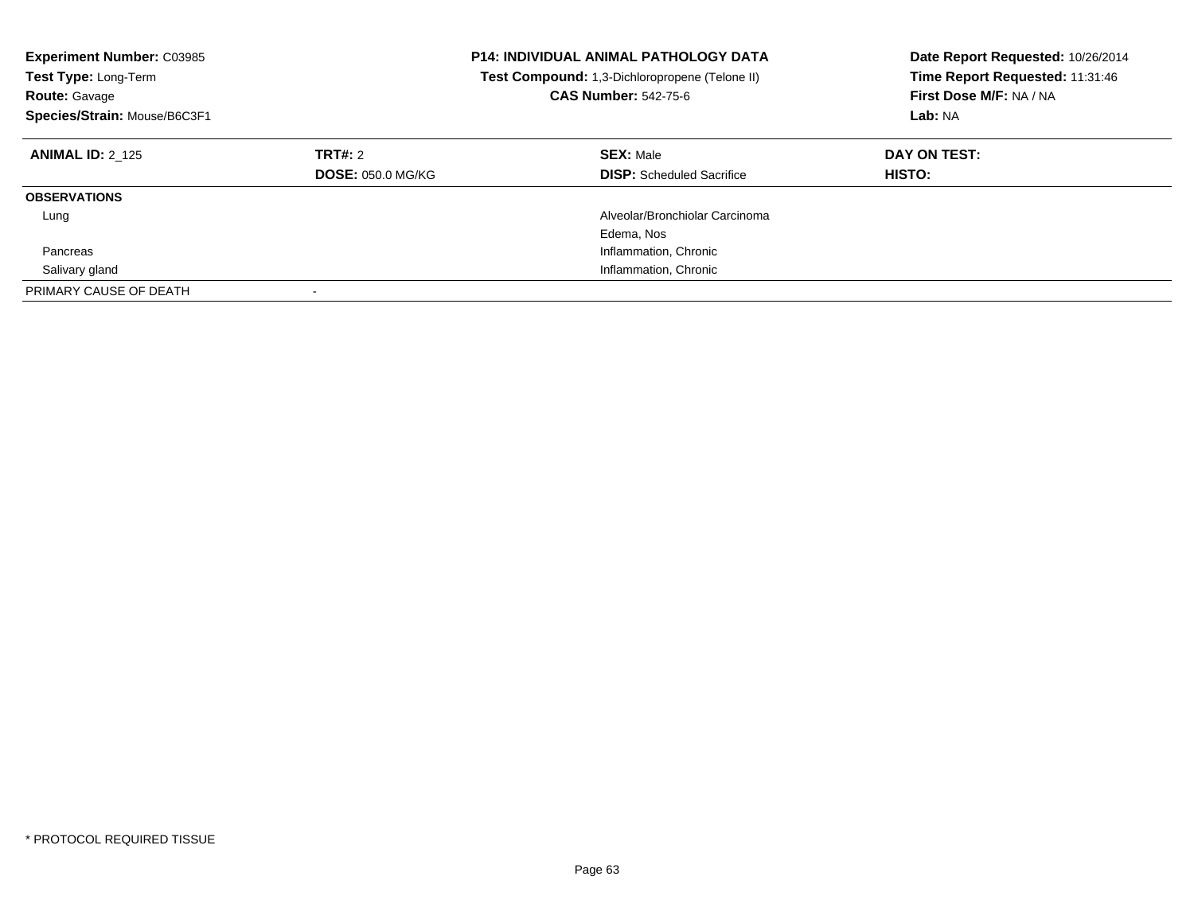**Experiment Number:** C03985
**Test Type:** Long-Term
**Route:** Gavage
**Species/Strain:** Mouse/B6C3F1

**P14: INDIVIDUAL ANIMAL PATHOLOGY DATA**
**Test Compound:** 1,3-Dichloropropene (Telone II)
**CAS Number:** 542-75-6

**Date Report Requested:** 10/26/2014
**Time Report Requested:** 11:31:46
**First Dose M/F:** NA / NA
**Lab:** NA

| **ANIMAL ID:** 2_125 | **TRT#:** 2 | **SEX:** Male | **DAY ON TEST:** |
|---|---|---|---|
| | **DOSE:** 050.0 MG/KG | **DISP:** Scheduled Sacrifice | **HISTO:** |
| **OBSERVATIONS** | | | |
| Lung | | Alveolar/Bronchiolar Carcinoma | |
| | | Edema, Nos | |
| Pancreas | | Inflammation, Chronic | |
| Salivary gland | | Inflammation, Chronic | |
| PRIMARY CAUSE OF DEATH | - | | |

\* PROTOCOL REQUIRED TISSUE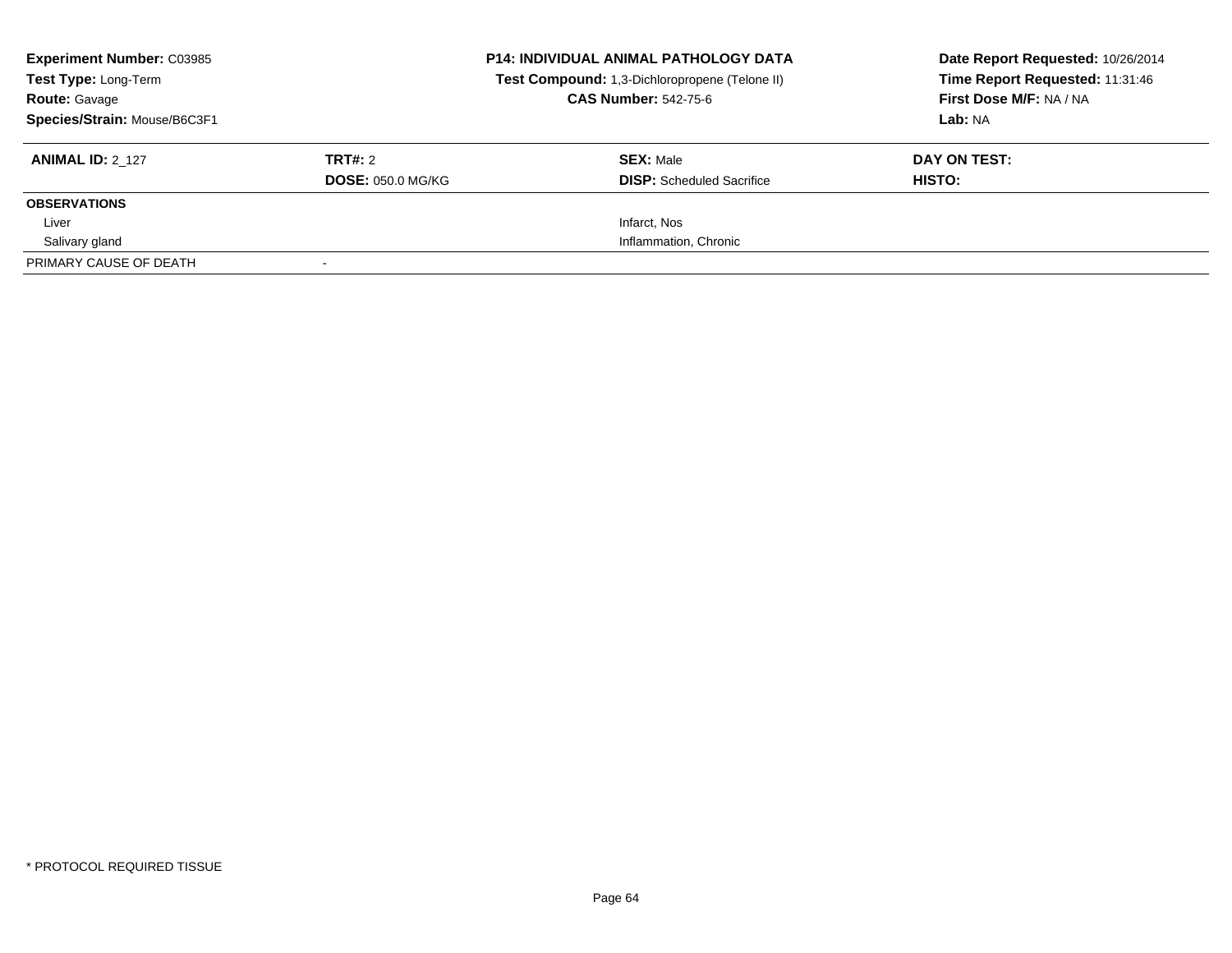**Experiment Number:** C03985
**Test Type:** Long-Term
**Route:** Gavage
**Species/Strain:** Mouse/B6C3F1

**P14: INDIVIDUAL ANIMAL PATHOLOGY DATA**
**Test Compound:** 1,3-Dichloropropene (Telone II)
**CAS Number:** 542-75-6

**Date Report Requested:** 10/26/2014
**Time Report Requested:** 11:31:46
**First Dose M/F:** NA / NA
**Lab:** NA

| **ANIMAL ID:** 2_127 | **TRT#:** 2 | **SEX:** Male | **DAY ON TEST:** |
|---|---|---|---|
| | **DOSE:** 050.0 MG/KG | **DISP:** Scheduled Sacrifice | **HISTO:** |
| **OBSERVATIONS** | | | |
| Liver | | Infarct, Nos | |
| Salivary gland | | Inflammation, Chronic | |
| PRIMARY CAUSE OF DEATH | - | | |

* PROTOCOL REQUIRED TISSUE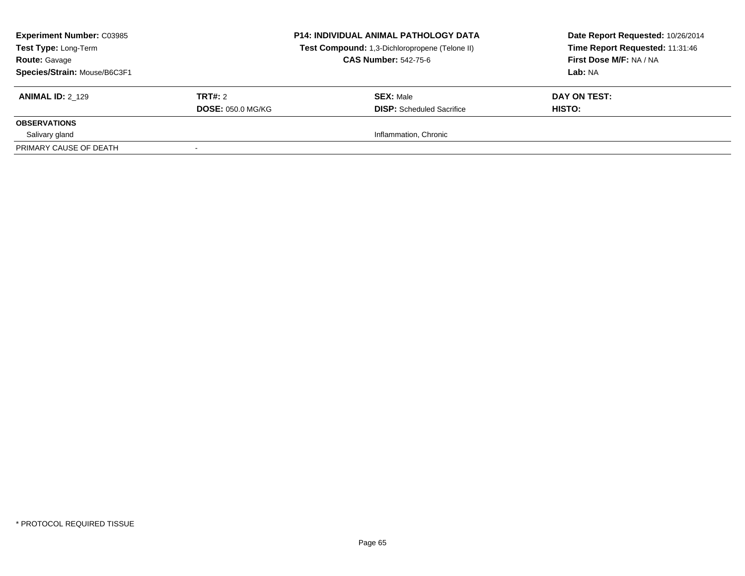**Experiment Number:** C03985
**Test Type:** Long-Term
**Route:** Gavage
**Species/Strain:** Mouse/B6C3F1

**P14: INDIVIDUAL ANIMAL PATHOLOGY DATA**
**Test Compound:** 1,3-Dichloropropene (Telone II)
**CAS Number:** 542-75-6

**Date Report Requested:** 10/26/2014
**Time Report Requested:** 11:31:46
**First Dose M/F:** NA / NA
**Lab:** NA

| **ANIMAL ID:** 2_129 | **TRT#:** 2 | **SEX:** Male | **DAY ON TEST:** |
|---|---|---|---|
| | **DOSE:** 050.0 MG/KG | **DISP:** Scheduled Sacrifice | **HISTO:** |
| **OBSERVATIONS** | | | |
| Salivary gland | | Inflammation, Chronic | |
| PRIMARY CAUSE OF DEATH | - | | |

* PROTOCOL REQUIRED TISSUE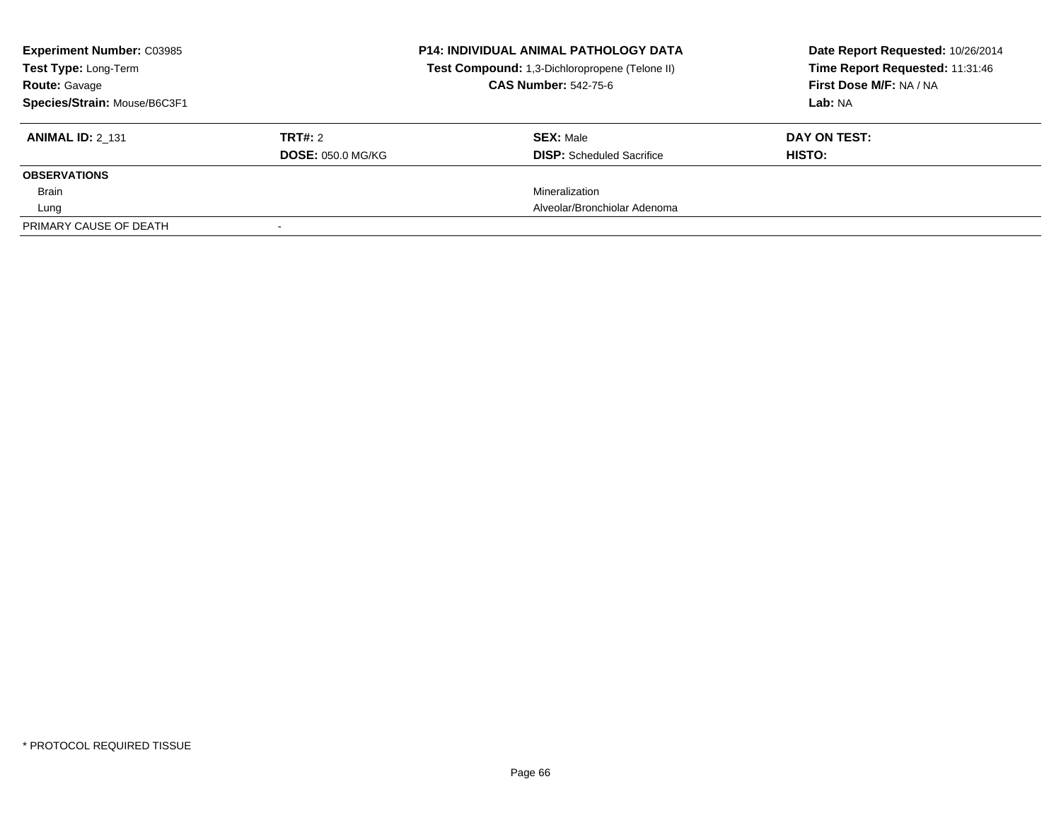**Experiment Number:** C03985
**Test Type:** Long-Term
**Route:** Gavage
**Species/Strain:** Mouse/B6C3F1

**P14: INDIVIDUAL ANIMAL PATHOLOGY DATA**
**Test Compound:** 1,3-Dichloropropene (Telone II)
**CAS Number:** 542-75-6

**Date Report Requested:** 10/26/2014
**Time Report Requested:** 11:31:46
**First Dose M/F:** NA / NA
**Lab:** NA

| **ANIMAL ID:** 2_131 | **TRT#:** 2 | **SEX:** Male | **DAY ON TEST:** |
|---|---|---|---|
| | **DOSE:** 050.0 MG/KG | **DISP:** Scheduled Sacrifice | **HISTO:** |
| **OBSERVATIONS** | | | |
| Brain | | Mineralization | |
| Lung | | Alveolar/Bronchiolar Adenoma | |
| PRIMARY CAUSE OF DEATH | - | | |

* PROTOCOL REQUIRED TISSUE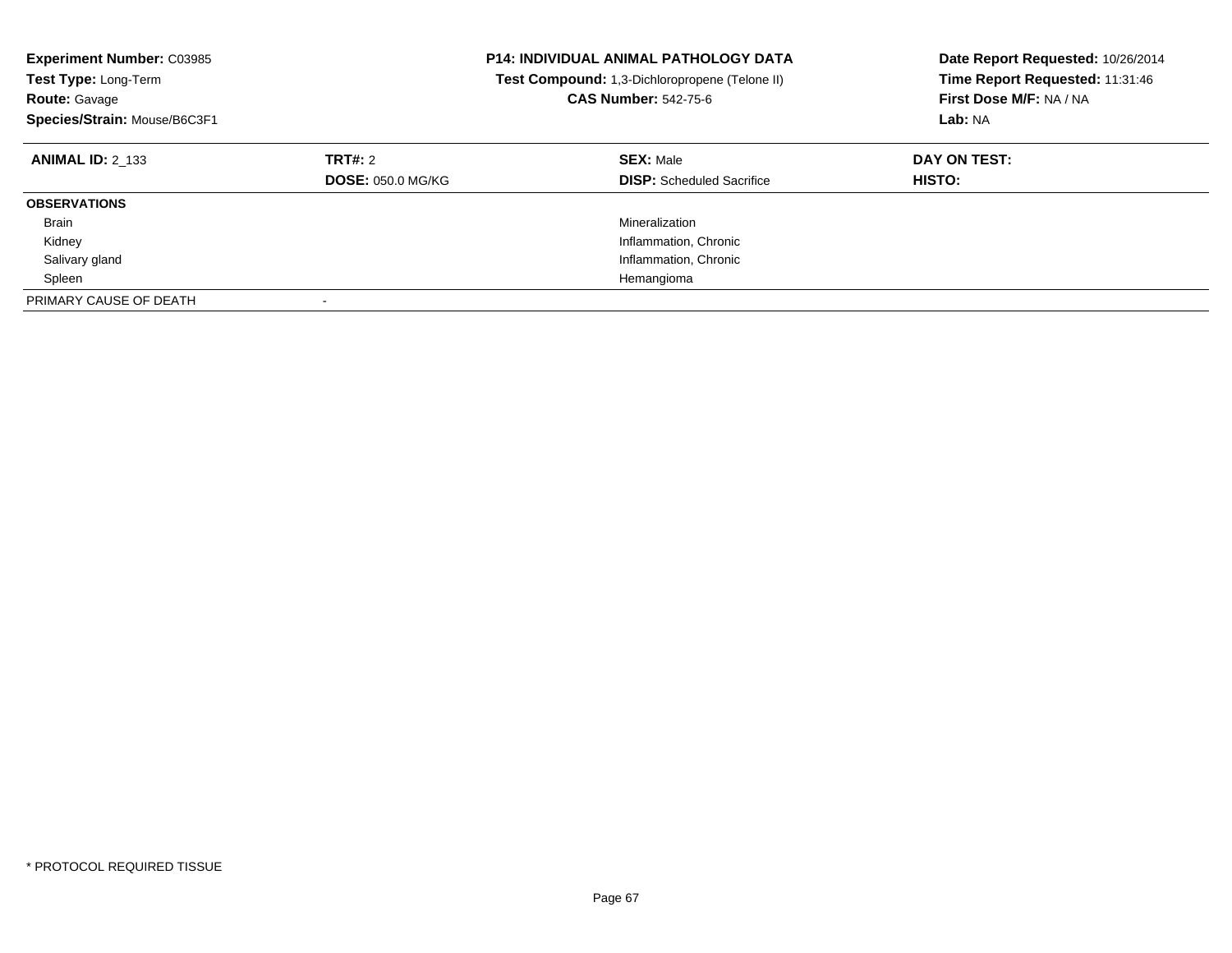**Experiment Number:** C03985
**Test Type:** Long-Term
**Route:** Gavage
**Species/Strain:** Mouse/B6C3F1

**P14: INDIVIDUAL ANIMAL PATHOLOGY DATA**
**Test Compound:** 1,3-Dichloropropene (Telone II)
**CAS Number:** 542-75-6

**Date Report Requested:** 10/26/2014
**Time Report Requested:** 11:31:46
**First Dose M/F:** NA / NA
**Lab:** NA

| **ANIMAL ID:** 2_133 | **TRT#:** 2 | **SEX:** Male | **DAY ON TEST:** |
|---|---|---|---|
| | **DOSE:** 050.0 MG/KG | **DISP:** Scheduled Sacrifice | **HISTO:** |
| **OBSERVATIONS** | | | |
| Brain | | Mineralization | |
| Kidney | | Inflammation, Chronic | |
| Salivary gland | | Inflammation, Chronic | |
| Spleen | | Hemangioma | |
| PRIMARY CAUSE OF DEATH | - | | |

* PROTOCOL REQUIRED TISSUE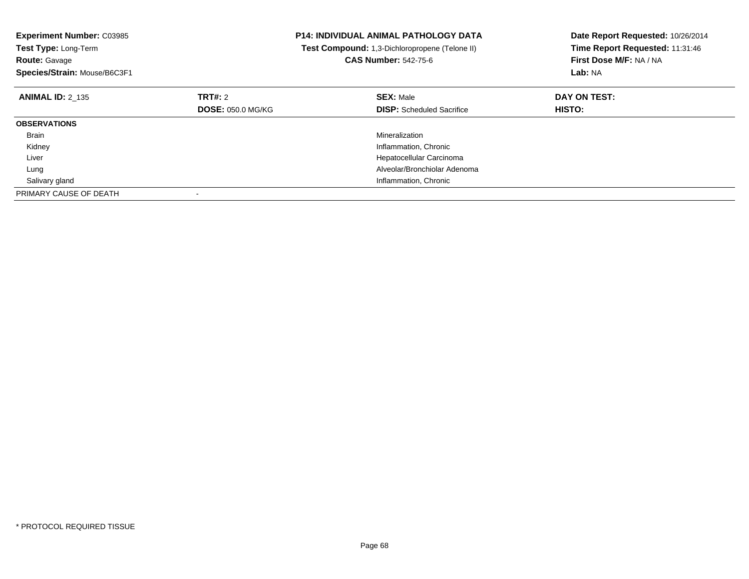**Experiment Number:** C03985
**Test Type:** Long-Term
**Route:** Gavage
**Species/Strain:** Mouse/B6C3F1

**P14: INDIVIDUAL ANIMAL PATHOLOGY DATA**
**Test Compound:** 1,3-Dichloropropene (Telone II)
**CAS Number:** 542-75-6

**Date Report Requested:** 10/26/2014
**Time Report Requested:** 11:31:46
**First Dose M/F:** NA / NA
**Lab:** NA

| **ANIMAL ID:** 2_135 | **TRT#:** 2 | **SEX:** Male | **DAY ON TEST:** |
|---|---|---|---|
| | **DOSE:** 050.0 MG/KG | **DISP:** Scheduled Sacrifice | **HISTO:** |
| **OBSERVATIONS** | | | |
| Brain | | Mineralization | |
| Kidney | | Inflammation, Chronic | |
| Liver | | Hepatocellular Carcinoma | |
| Lung | | Alveolar/Bronchiolar Adenoma | |
| Salivary gland | | Inflammation, Chronic | |
| PRIMARY CAUSE OF DEATH | - | | |

* PROTOCOL REQUIRED TISSUE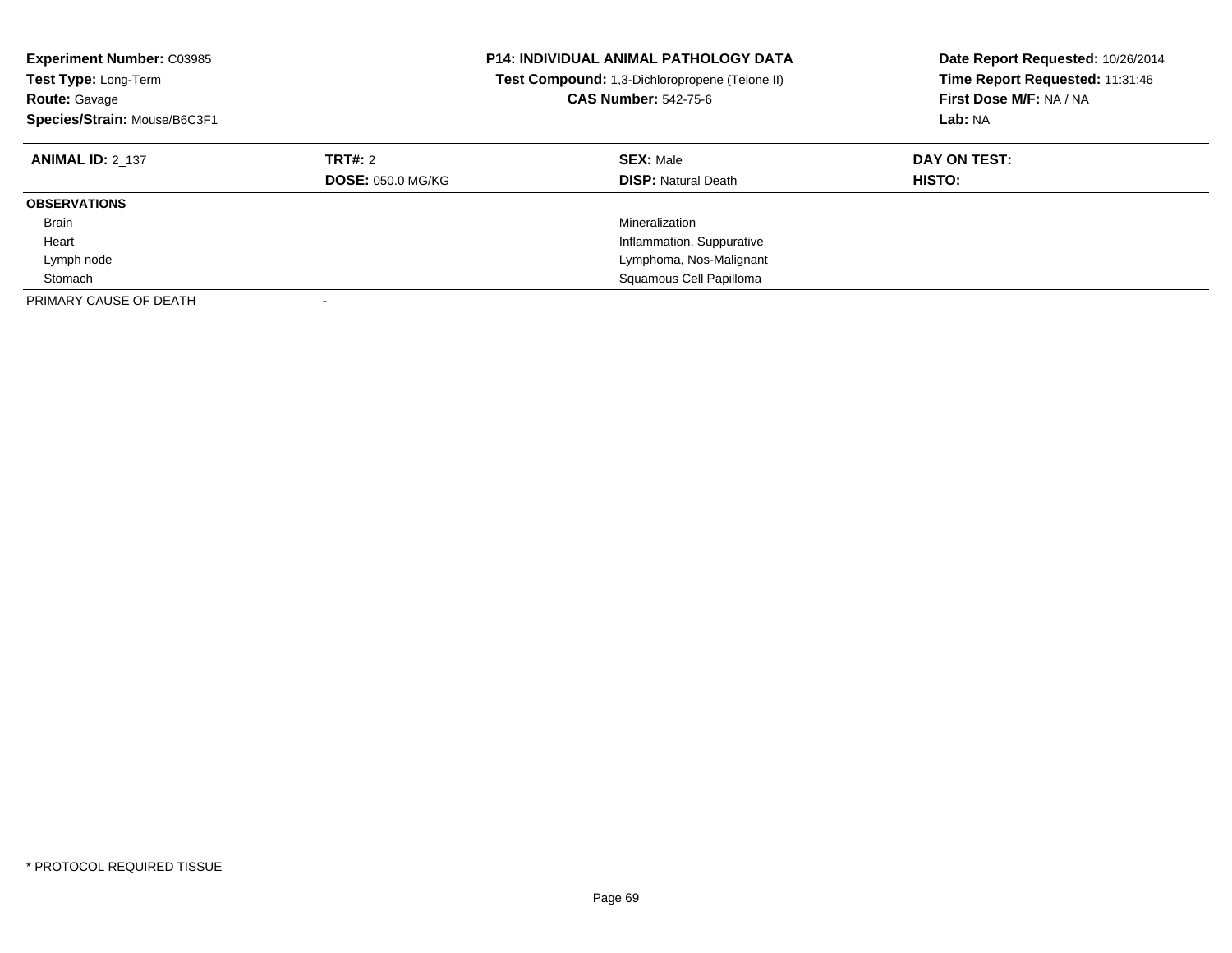**Experiment Number:** C03985
**Test Type:** Long-Term
**Route:** Gavage
**Species/Strain:** Mouse/B6C3F1

**P14: INDIVIDUAL ANIMAL PATHOLOGY DATA**
**Test Compound:** 1,3-Dichloropropene (Telone II)
**CAS Number:** 542-75-6

**Date Report Requested:** 10/26/2014
**Time Report Requested:** 11:31:46
**First Dose M/F:** NA / NA
**Lab:** NA

| **ANIMAL ID:** 2_137 | **TRT#:** 2 | **SEX:** Male | **DAY ON TEST:** |
|---|---|---|---|
| | **DOSE:** 050.0 MG/KG | **DISP:** Natural Death | **HISTO:** |
| **OBSERVATIONS** | | | |
| Brain | | Mineralization | |
| Heart | | Inflammation, Suppurative | |
| Lymph node | | Lymphoma, Nos-Malignant | |
| Stomach | | Squamous Cell Papilloma | |
| PRIMARY CAUSE OF DEATH | - | | |

* PROTOCOL REQUIRED TISSUE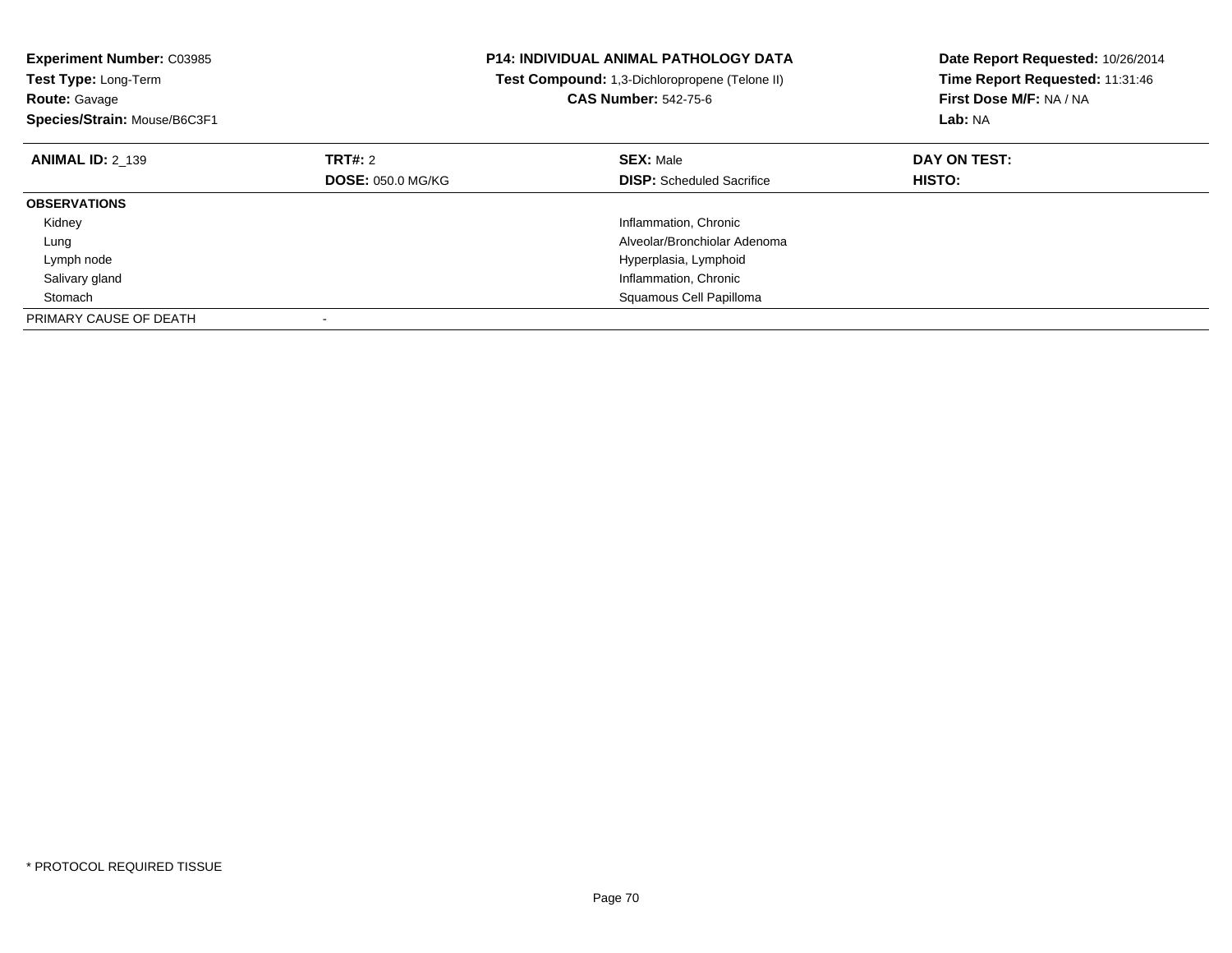**Experiment Number:** C03985
**Test Type:** Long-Term
**Route:** Gavage
**Species/Strain:** Mouse/B6C3F1

**P14: INDIVIDUAL ANIMAL PATHOLOGY DATA**
**Test Compound:** 1,3-Dichloropropene (Telone II)
**CAS Number:** 542-75-6

**Date Report Requested:** 10/26/2014
**Time Report Requested:** 11:31:46
**First Dose M/F:** NA / NA
**Lab:** NA

| **ANIMAL ID:** 2_139 | **TRT#:** 2 | **SEX:** Male | **DAY ON TEST:** |
|---|---|---|---|
| | **DOSE:** 050.0 MG/KG | **DISP:** Scheduled Sacrifice | **HISTO:** |
| **OBSERVATIONS** | | | |
| Kidney | | Inflammation, Chronic | |
| Lung | | Alveolar/Bronchiolar Adenoma | |
| Lymph node | | Hyperplasia, Lymphoid | |
| Salivary gland | | Inflammation, Chronic | |
| Stomach | | Squamous Cell Papilloma | |
| PRIMARY CAUSE OF DEATH | - | | |

* PROTOCOL REQUIRED TISSUE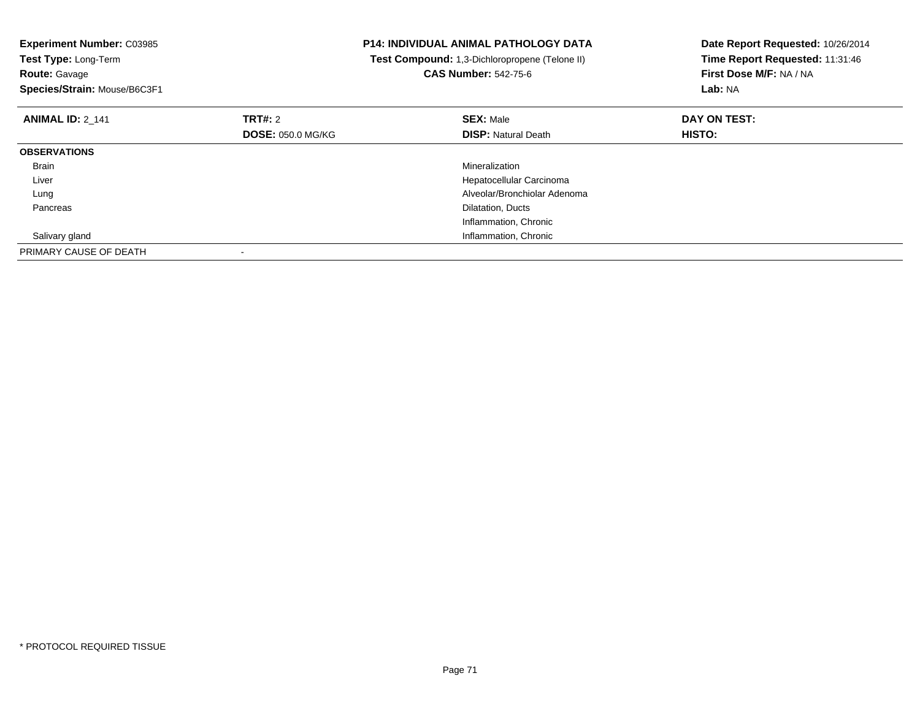**Experiment Number:** C03985
**Test Type:** Long-Term
**Route:** Gavage
**Species/Strain:** Mouse/B6C3F1

**P14: INDIVIDUAL ANIMAL PATHOLOGY DATA**
**Test Compound:** 1,3-Dichloropropene (Telone II)
**CAS Number:** 542-75-6

**Date Report Requested:** 10/26/2014
**Time Report Requested:** 11:31:46
**First Dose M/F:** NA / NA
**Lab:** NA

| **ANIMAL ID:** 2_141 | **TRT#:** 2 | **SEX:** Male | **DAY ON TEST:** |
|---|---|---|---|
| | **DOSE:** 050.0 MG/KG | **DISP:** Natural Death | **HISTO:** |
| **OBSERVATIONS** | | | |
| Brain | | Mineralization | |
| Liver | | Hepatocellular Carcinoma | |
| Lung | | Alveolar/Bronchiolar Adenoma | |
| Pancreas | | Dilatation, Ducts | |
| | | Inflammation, Chronic | |
| Salivary gland | | Inflammation, Chronic | |
| PRIMARY CAUSE OF DEATH | - | | |

* PROTOCOL REQUIRED TISSUE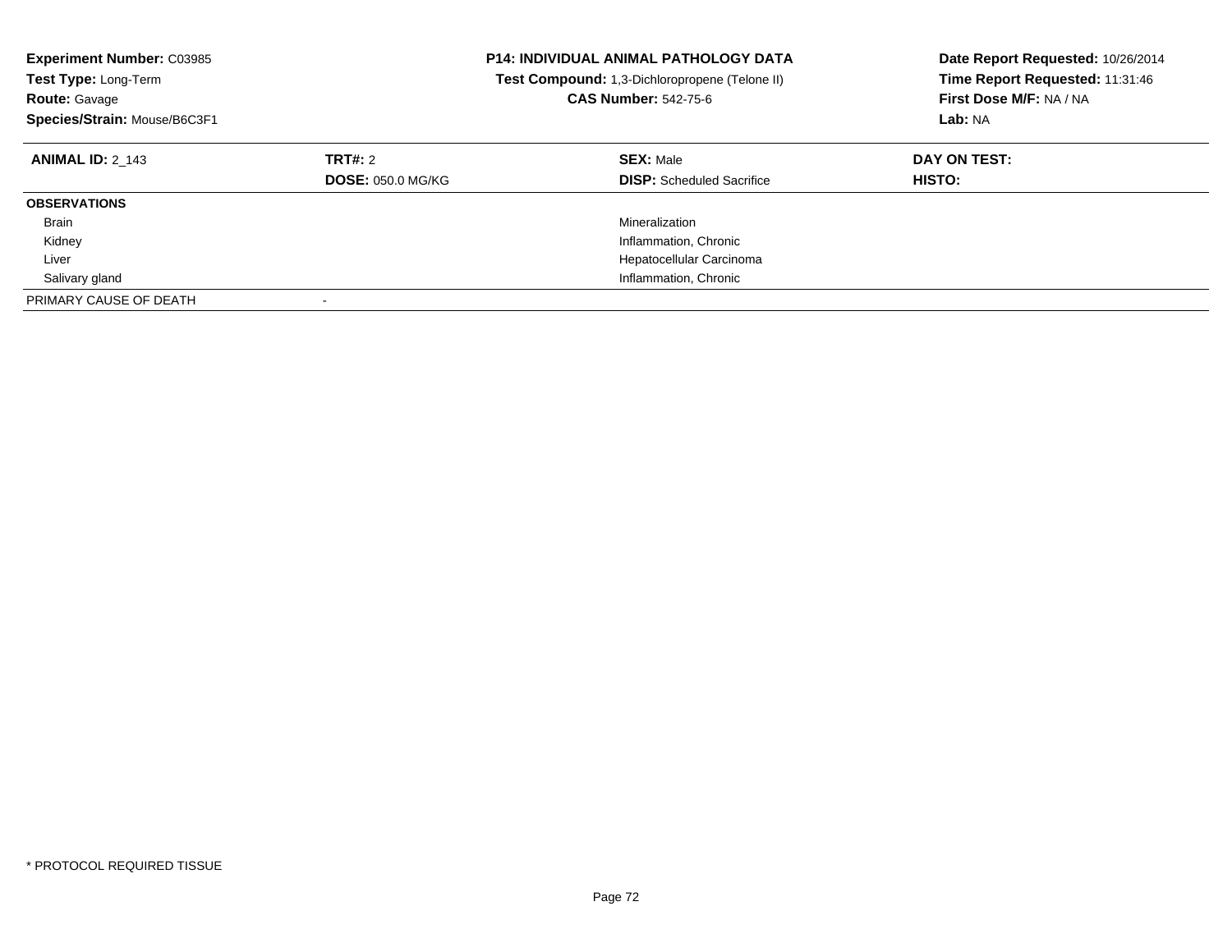**Experiment Number:** C03985
**Test Type:** Long-Term
**Route:** Gavage
**Species/Strain:** Mouse/B6C3F1

**P14: INDIVIDUAL ANIMAL PATHOLOGY DATA**
**Test Compound:** 1,3-Dichloropropene (Telone II)
**CAS Number:** 542-75-6

**Date Report Requested:** 10/26/2014
**Time Report Requested:** 11:31:46
**First Dose M/F:** NA / NA
**Lab:** NA

| **ANIMAL ID:** 2_143 | **TRT#:** 2 | **SEX:** Male | **DAY ON TEST:** |
|---|---|---|---|
| | **DOSE:** 050.0 MG/KG | **DISP:** Scheduled Sacrifice | **HISTO:** |
| **OBSERVATIONS** | | | |
| Brain | | Mineralization | |
| Kidney | | Inflammation, Chronic | |
| Liver | | Hepatocellular Carcinoma | |
| Salivary gland | | Inflammation, Chronic | |
| PRIMARY CAUSE OF DEATH | - | | |

* PROTOCOL REQUIRED TISSUE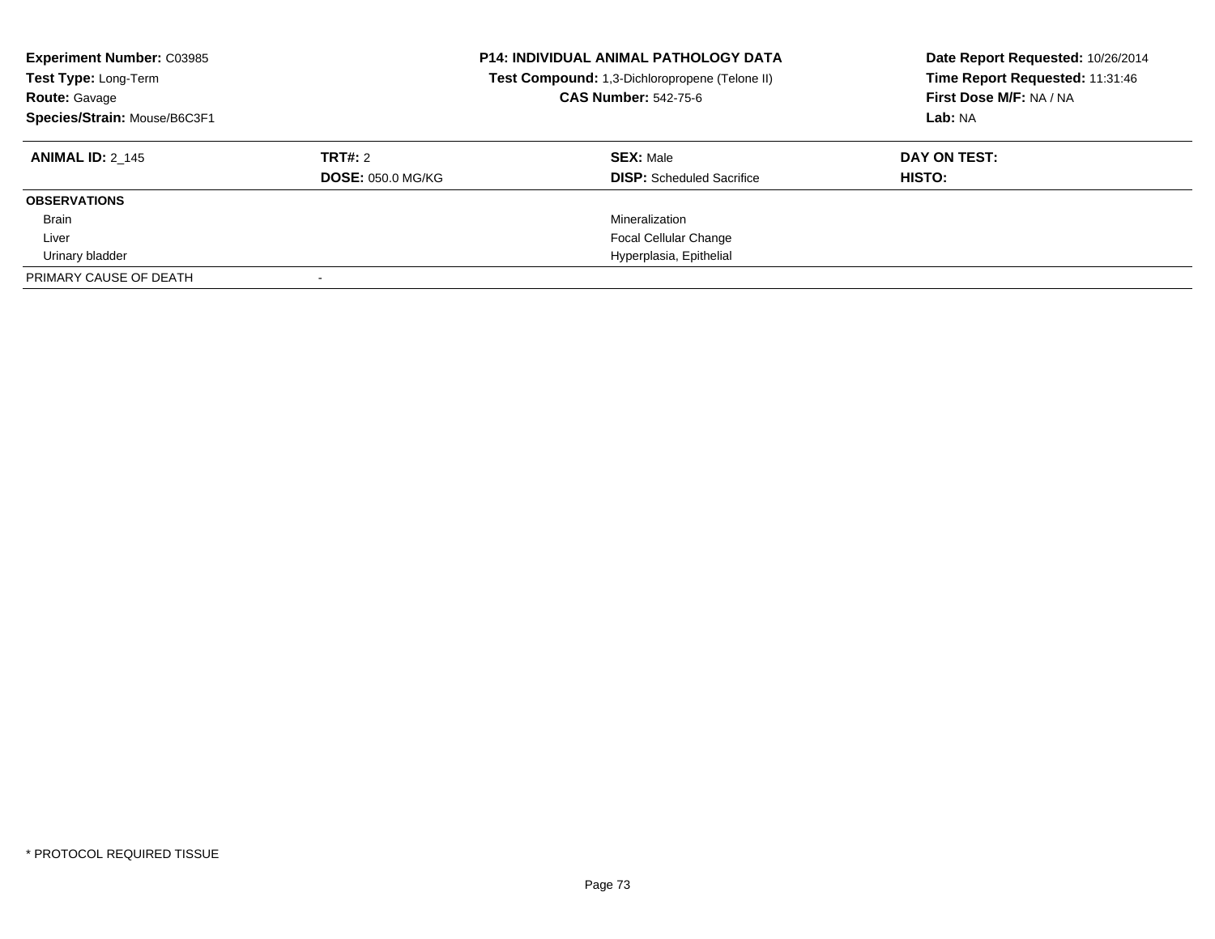**Experiment Number:** C03985
**Test Type:** Long-Term
**Route:** Gavage
**Species/Strain:** Mouse/B6C3F1

**P14: INDIVIDUAL ANIMAL PATHOLOGY DATA**
**Test Compound:** 1,3-Dichloropropene (Telone II)
**CAS Number:** 542-75-6

**Date Report Requested:** 10/26/2014
**Time Report Requested:** 11:31:46
**First Dose M/F:** NA / NA
**Lab:** NA

| **ANIMAL ID:** 2_145 | **TRT#:** 2 | **SEX:** Male | **DAY ON TEST:** |
|---|---|---|---|
| | **DOSE:** 050.0 MG/KG | **DISP:** Scheduled Sacrifice | **HISTO:** |
| **OBSERVATIONS** | | | |
| Brain | | Mineralization | |
| Liver | | Focal Cellular Change | |
| Urinary bladder | | Hyperplasia, Epithelial | |
| PRIMARY CAUSE OF DEATH | - | | |

* PROTOCOL REQUIRED TISSUE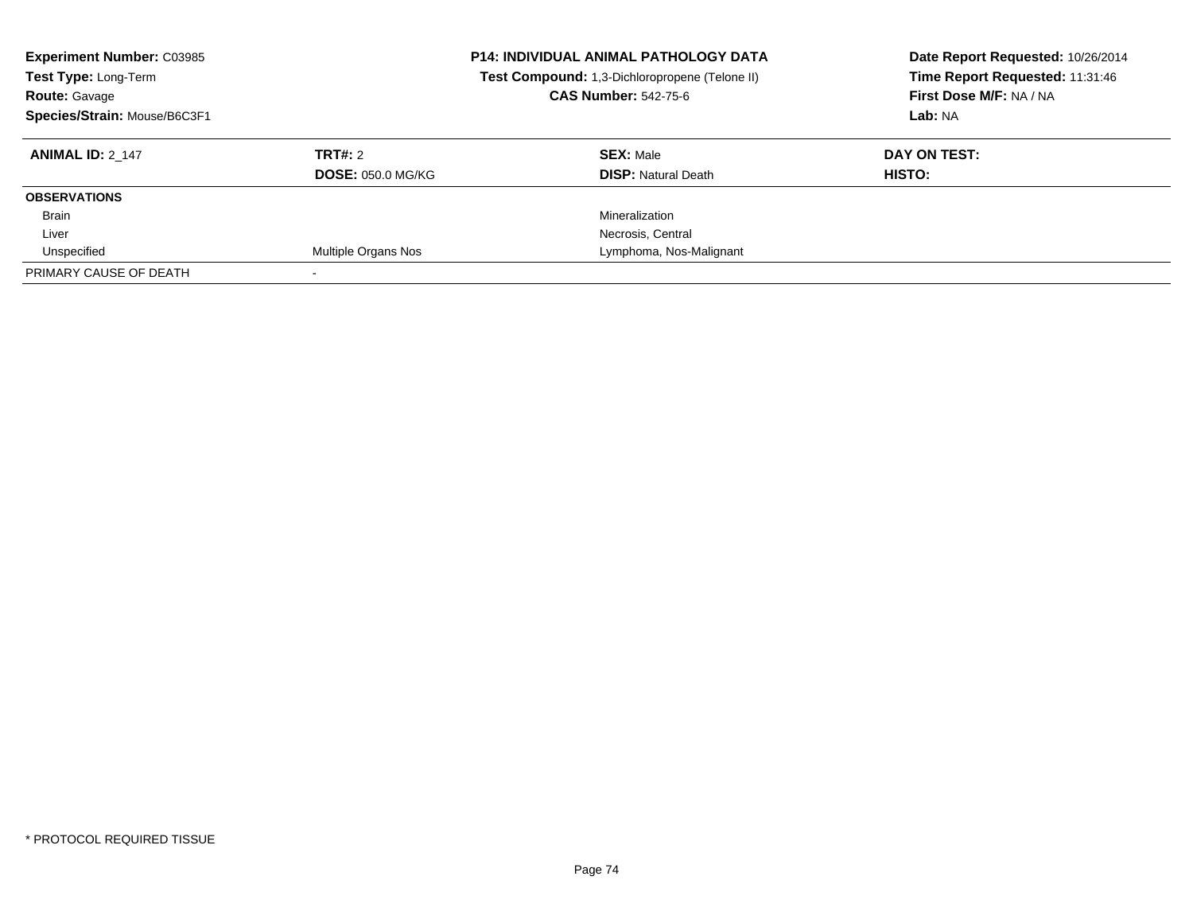**Experiment Number:** C03985
**Test Type:** Long-Term
**Route:** Gavage
**Species/Strain:** Mouse/B6C3F1

**P14: INDIVIDUAL ANIMAL PATHOLOGY DATA**
**Test Compound:** 1,3-Dichloropropene (Telone II)
**CAS Number:** 542-75-6

**Date Report Requested:** 10/26/2014
**Time Report Requested:** 11:31:46
**First Dose M/F:** NA / NA
**Lab:** NA

| **ANIMAL ID:** 2_147 | **TRT#:** 2 | **SEX:** Male | **DAY ON TEST:** |
|---|---|---|---|
| | **DOSE:** 050.0 MG/KG | **DISP:** Natural Death | **HISTO:** |
| **OBSERVATIONS** | | | |
| Brain | | Mineralization | |
| Liver | | Necrosis, Central | |
| Unspecified | Multiple Organs Nos | Lymphoma, Nos-Malignant | |
| PRIMARY CAUSE OF DEATH | - | | |

* PROTOCOL REQUIRED TISSUE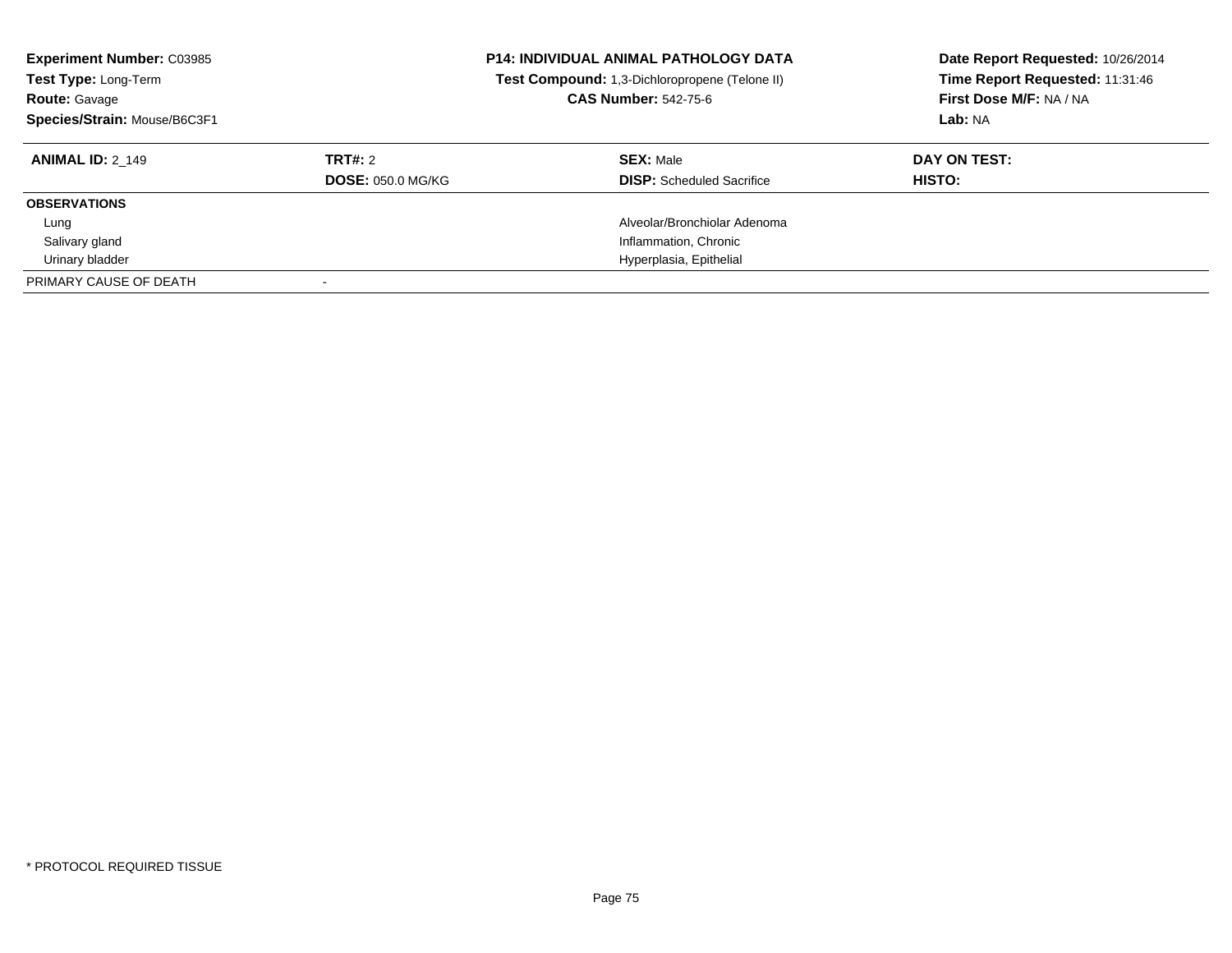**Experiment Number:** C03985
**Test Type:** Long-Term
**Route:** Gavage
**Species/Strain:** Mouse/B6C3F1

**P14: INDIVIDUAL ANIMAL PATHOLOGY DATA**
**Test Compound:** 1,3-Dichloropropene (Telone II)
**CAS Number:** 542-75-6

**Date Report Requested:** 10/26/2014
**Time Report Requested:** 11:31:46
**First Dose M/F:** NA / NA
**Lab:** NA

| **ANIMAL ID:** 2_149 | **TRT#:** 2 | **SEX:** Male | **DAY ON TEST:** |
|---|---|---|---|
| | **DOSE:** 050.0 MG/KG | **DISP:** Scheduled Sacrifice | **HISTO:** |
| **OBSERVATIONS** | | | |
| Lung | | Alveolar/Bronchiolar Adenoma | |
| Salivary gland | | Inflammation, Chronic | |
| Urinary bladder | | Hyperplasia, Epithelial | |
| PRIMARY CAUSE OF DEATH | - | | |

* PROTOCOL REQUIRED TISSUE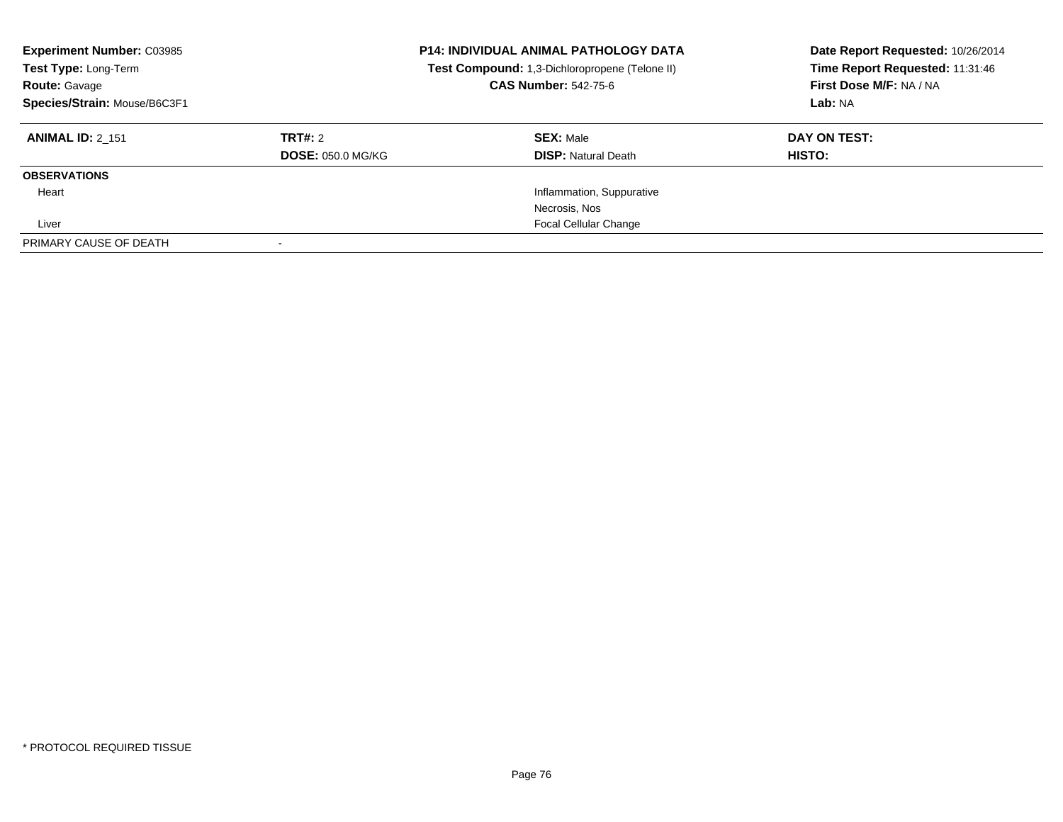**Experiment Number:** C03985
**Test Type:** Long-Term
**Route:** Gavage
**Species/Strain:** Mouse/B6C3F1

**P14: INDIVIDUAL ANIMAL PATHOLOGY DATA**
**Test Compound:** 1,3-Dichloropropene (Telone II)
**CAS Number:** 542-75-6

**Date Report Requested:** 10/26/2014
**Time Report Requested:** 11:31:46
**First Dose M/F:** NA / NA
**Lab:** NA

| **ANIMAL ID:** 2_151 | **TRT#:** 2 | **SEX:** Male | **DAY ON TEST:** |
|---|---|---|---|
| | **DOSE:** 050.0 MG/KG | **DISP:** Natural Death | **HISTO:** |
| **OBSERVATIONS** | | | |
| Heart | | Inflammation, Suppurative | |
| | | Necrosis, Nos | |
| Liver | | Focal Cellular Change | |
| PRIMARY CAUSE OF DEATH | - | | |

* PROTOCOL REQUIRED TISSUE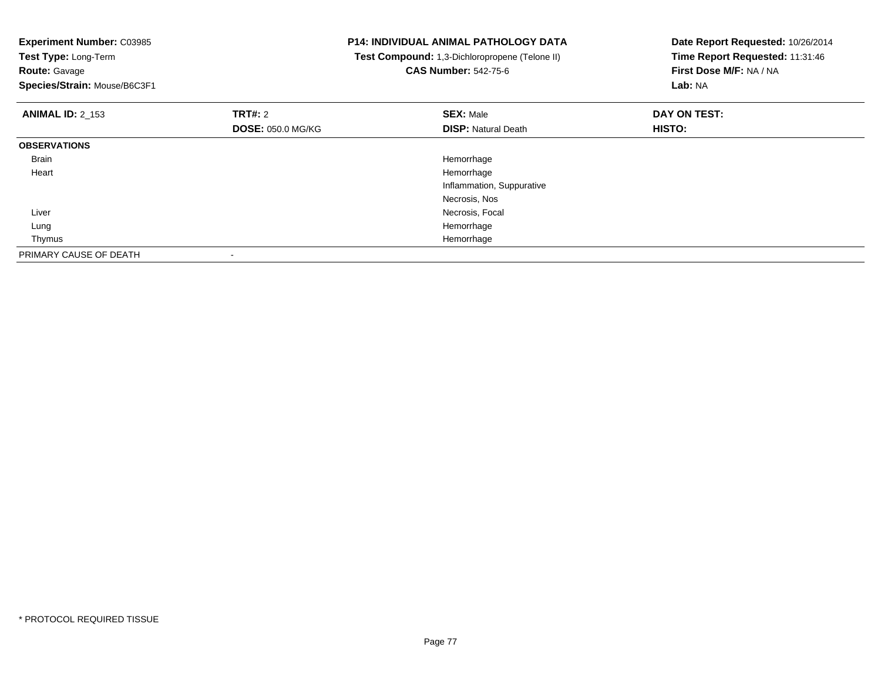**Experiment Number:** C03985
**Test Type:** Long-Term
**Route:** Gavage
**Species/Strain:** Mouse/B6C3F1

**P14: INDIVIDUAL ANIMAL PATHOLOGY DATA**
**Test Compound:** 1,3-Dichloropropene (Telone II)
**CAS Number:** 542-75-6

**Date Report Requested:** 10/26/2014
**Time Report Requested:** 11:31:46
**First Dose M/F:** NA / NA
**Lab:** NA

| **ANIMAL ID:** 2_153 | **TRT#:** 2 | **SEX:** Male | **DAY ON TEST:** |
|---|---|---|---|
| | **DOSE:** 050.0 MG/KG | **DISP:** Natural Death | **HISTO:** |
| **OBSERVATIONS** | | | |
| Brain | | Hemorrhage | |
| Heart | | Hemorrhage | |
| | | Inflammation, Suppurative | |
| | | Necrosis, Nos | |
| Liver | | Necrosis, Focal | |
| Lung | | Hemorrhage | |
| Thymus | | Hemorrhage | |
| PRIMARY CAUSE OF DEATH | - | | |

\* PROTOCOL REQUIRED TISSUE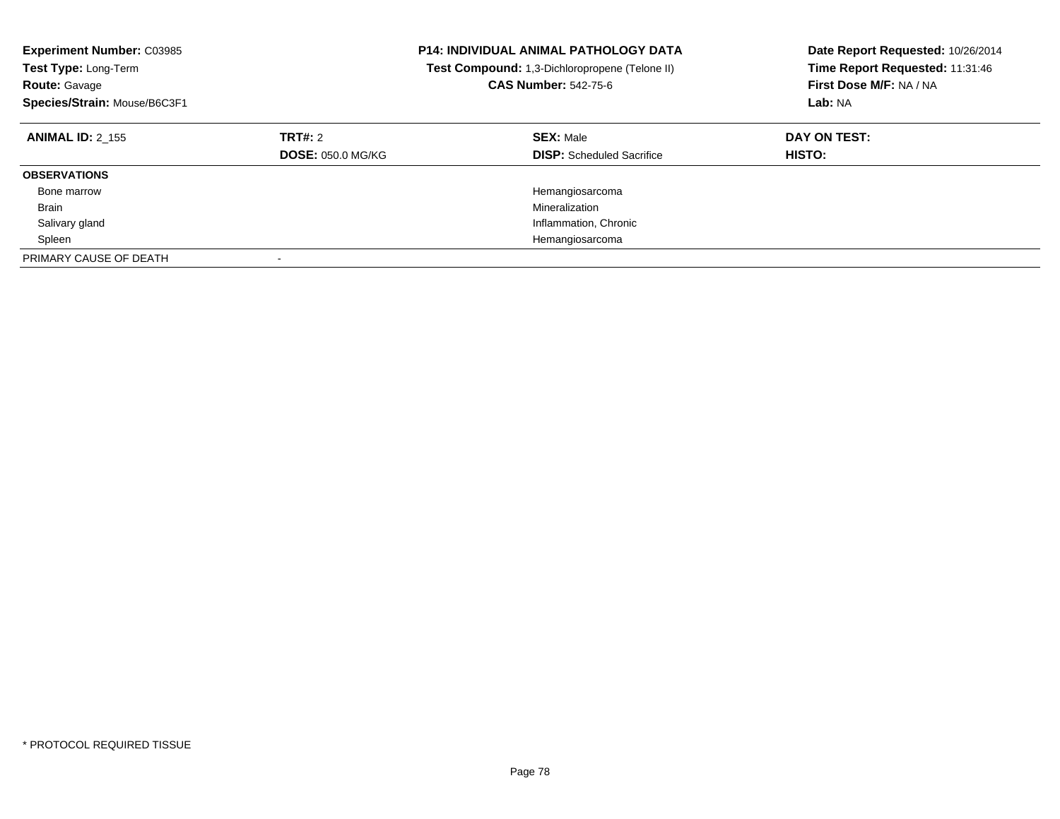**Experiment Number:** C03985
**Test Type:** Long-Term
**Route:** Gavage
**Species/Strain:** Mouse/B6C3F1

**P14: INDIVIDUAL ANIMAL PATHOLOGY DATA**
**Test Compound:** 1,3-Dichloropropene (Telone II)
**CAS Number:** 542-75-6

**Date Report Requested:** 10/26/2014
**Time Report Requested:** 11:31:46
**First Dose M/F:** NA / NA
**Lab:** NA

| **ANIMAL ID:** 2_155 | **TRT#:** 2 | **SEX:** Male | **DAY ON TEST:** |
|---|---|---|---|
| | **DOSE:** 050.0 MG/KG | **DISP:** Scheduled Sacrifice | **HISTO:** |
| **OBSERVATIONS** | | | |
| Bone marrow | | Hemangiosarcoma | |
| Brain | | Mineralization | |
| Salivary gland | | Inflammation, Chronic | |
| Spleen | | Hemangiosarcoma | |
| PRIMARY CAUSE OF DEATH | - | | |

* PROTOCOL REQUIRED TISSUE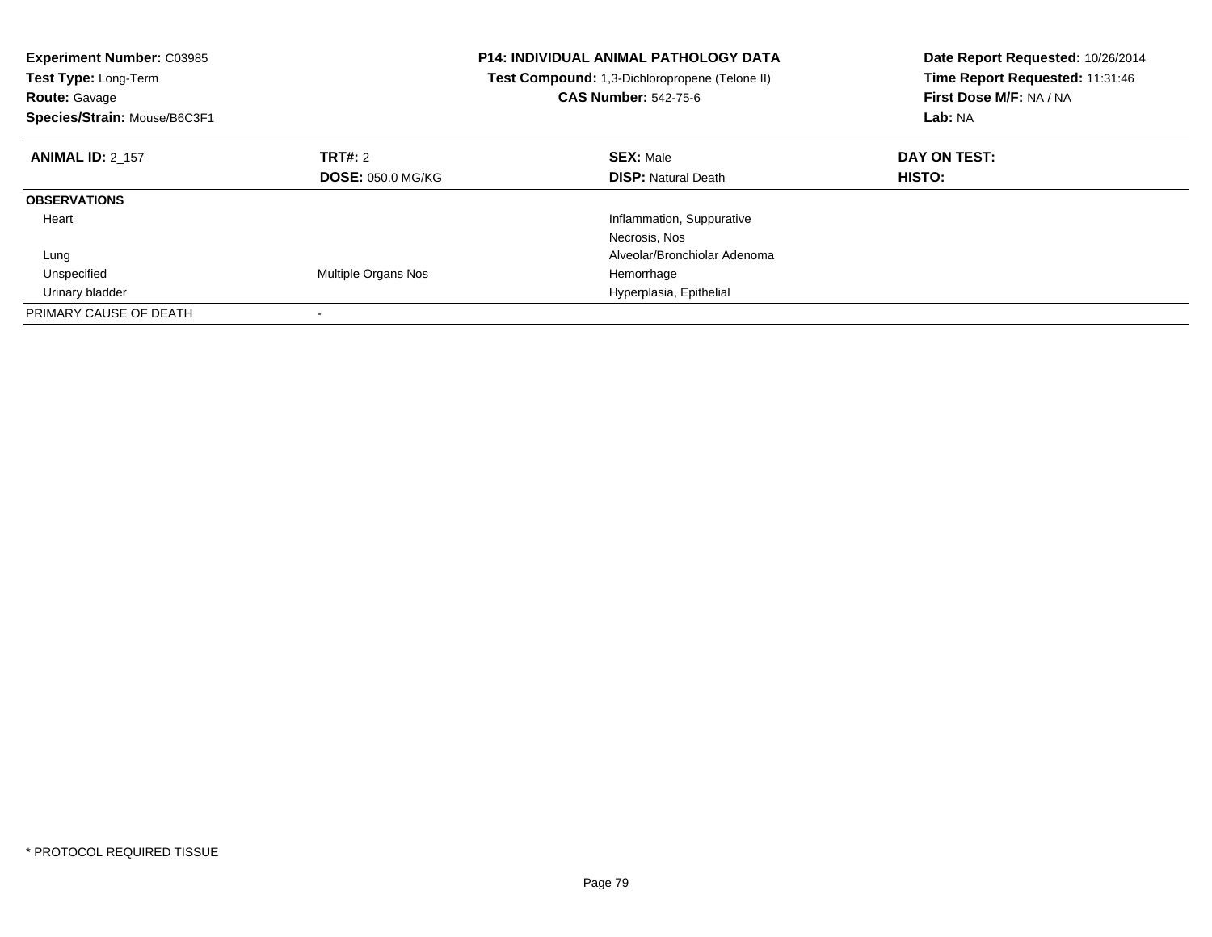**Experiment Number:** C03985
**Test Type:** Long-Term
**Route:** Gavage
**Species/Strain:** Mouse/B6C3F1

**P14: INDIVIDUAL ANIMAL PATHOLOGY DATA**
**Test Compound:** 1,3-Dichloropropene (Telone II)
**CAS Number:** 542-75-6

**Date Report Requested:** 10/26/2014
**Time Report Requested:** 11:31:46
**First Dose M/F:** NA / NA
**Lab:** NA

| **ANIMAL ID:** 2_157 | **TRT#:** 2 | **SEX:** Male | **DAY ON TEST:** |
|---|---|---|---|
| | **DOSE:** 050.0 MG/KG | **DISP:** Natural Death | **HISTO:** |
| **OBSERVATIONS** | | | |
| Heart | | Inflammation, Suppurative | |
| | | Necrosis, Nos | |
| Lung | | Alveolar/Bronchiolar Adenoma | |
| Unspecified | Multiple Organs Nos | Hemorrhage | |
| Urinary bladder | | Hyperplasia, Epithelial | |
| PRIMARY CAUSE OF DEATH | - | | |

* PROTOCOL REQUIRED TISSUE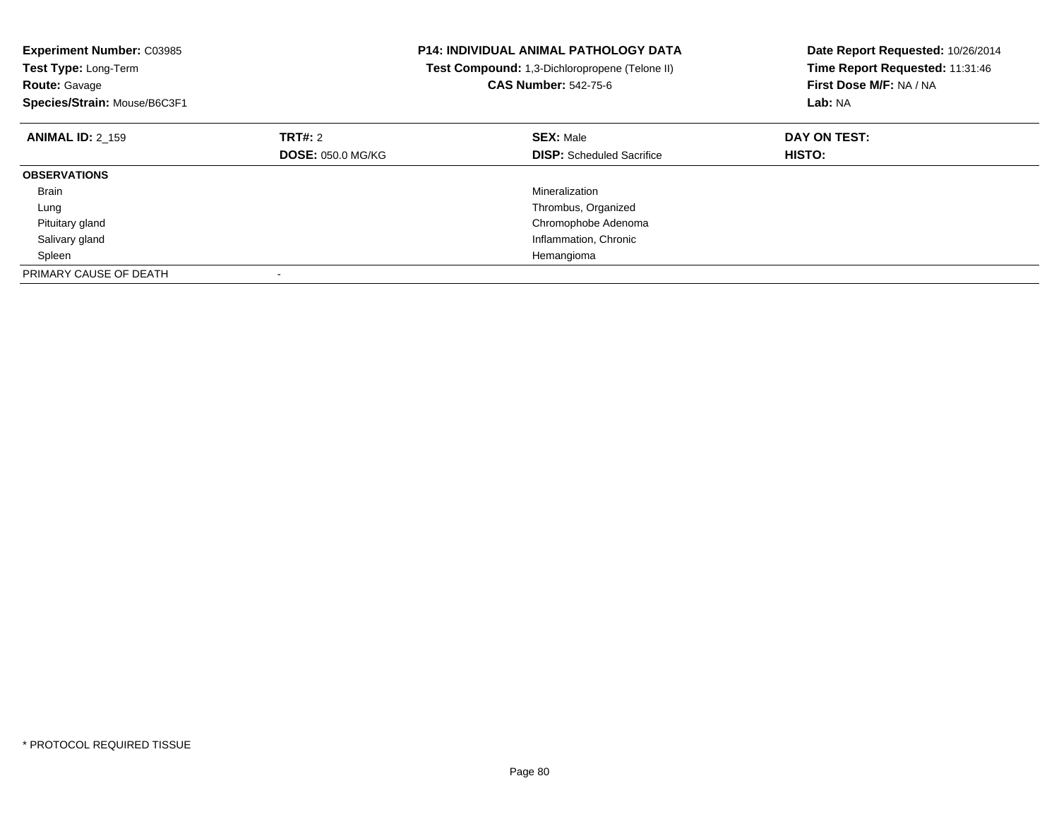**Experiment Number:** C03985
**Test Type:** Long-Term
**Route:** Gavage
**Species/Strain:** Mouse/B6C3F1

**P14: INDIVIDUAL ANIMAL PATHOLOGY DATA**
**Test Compound:** 1,3-Dichloropropene (Telone II)
**CAS Number:** 542-75-6

**Date Report Requested:** 10/26/2014
**Time Report Requested:** 11:31:46
**First Dose M/F:** NA / NA
**Lab:** NA

| **ANIMAL ID:** 2_159 | **TRT#:** 2 | **SEX:** Male | **DAY ON TEST:** |
|---|---|---|---|
| | **DOSE:** 050.0 MG/KG | **DISP:** Scheduled Sacrifice | **HISTO:** |
| **OBSERVATIONS** | | | |
| Brain | | Mineralization | |
| Lung | | Thrombus, Organized | |
| Pituitary gland | | Chromophobe Adenoma | |
| Salivary gland | | Inflammation, Chronic | |
| Spleen | | Hemangioma | |
| PRIMARY CAUSE OF DEATH | - | | |

* PROTOCOL REQUIRED TISSUE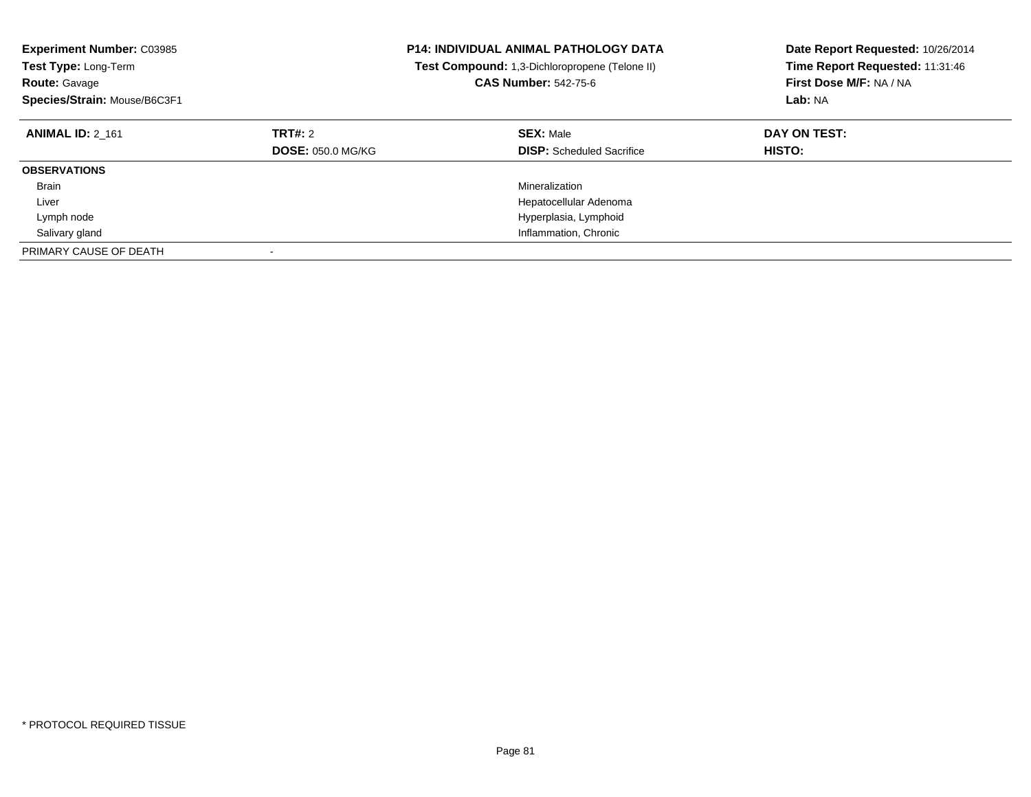**Experiment Number:** C03985
**Test Type:** Long-Term
**Route:** Gavage
**Species/Strain:** Mouse/B6C3F1

**P14: INDIVIDUAL ANIMAL PATHOLOGY DATA**
**Test Compound:** 1,3-Dichloropropene (Telone II)
**CAS Number:** 542-75-6

**Date Report Requested:** 10/26/2014
**Time Report Requested:** 11:31:46
**First Dose M/F:** NA / NA
**Lab:** NA

| **ANIMAL ID:** 2_161 | **TRT#:** 2 | **SEX:** Male | **DAY ON TEST:** |
|---|---|---|---|
| | **DOSE:** 050.0 MG/KG | **DISP:** Scheduled Sacrifice | **HISTO:** |
| **OBSERVATIONS** | | | |
| Brain | | Mineralization | |
| Liver | | Hepatocellular Adenoma | |
| Lymph node | | Hyperplasia, Lymphoid | |
| Salivary gland | | Inflammation, Chronic | |
| PRIMARY CAUSE OF DEATH | - | | |

* PROTOCOL REQUIRED TISSUE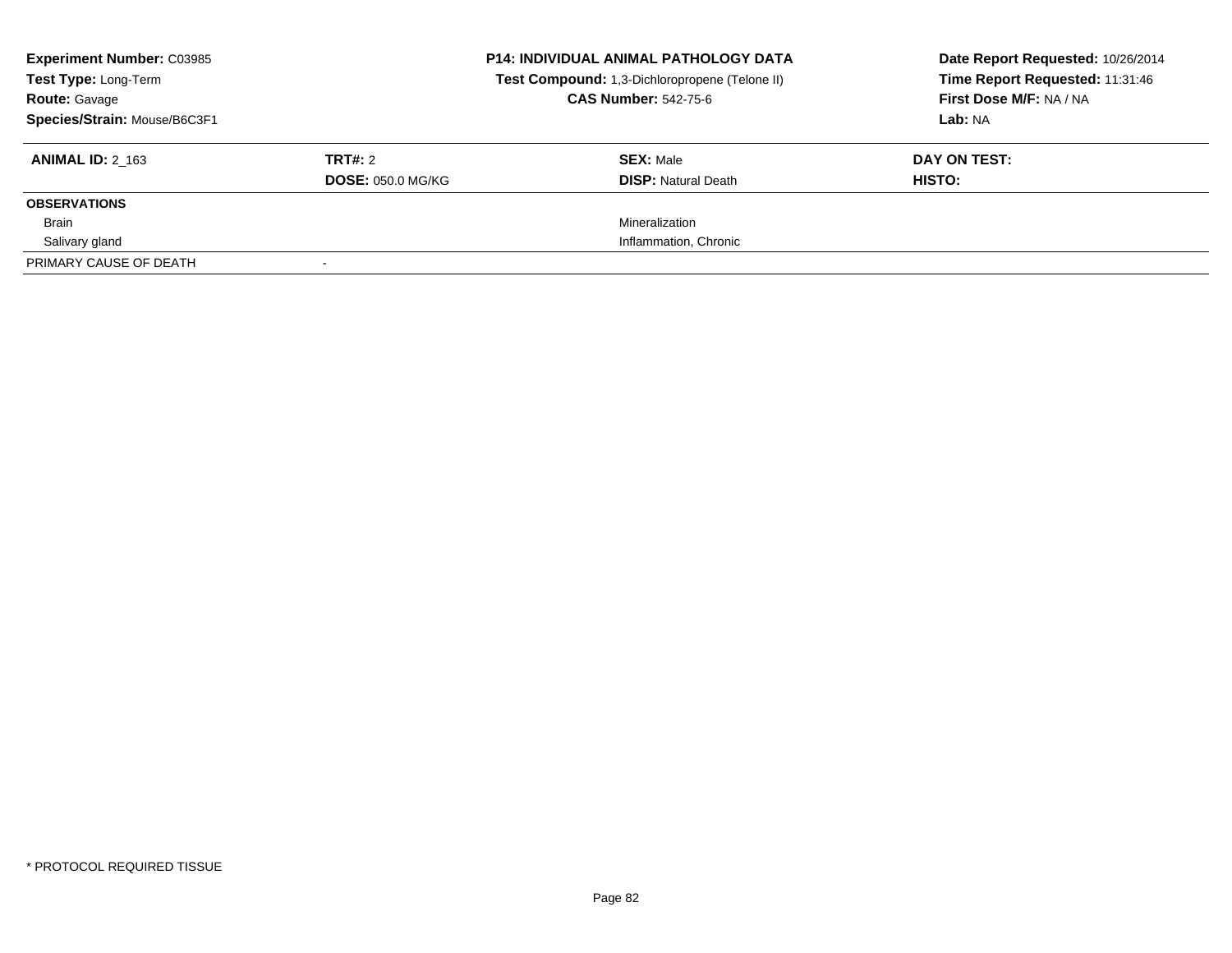**Experiment Number:** C03985
**Test Type:** Long-Term
**Route:** Gavage
**Species/Strain:** Mouse/B6C3F1

**P14: INDIVIDUAL ANIMAL PATHOLOGY DATA**
**Test Compound:** 1,3-Dichloropropene (Telone II)
**CAS Number:** 542-75-6

**Date Report Requested:** 10/26/2014
**Time Report Requested:** 11:31:46
**First Dose M/F:** NA / NA
**Lab:** NA

| **ANIMAL ID:** 2_163 | **TRT#:** 2 | **SEX:** Male | **DAY ON TEST:** |
|---|---|---|---|
| | **DOSE:** 050.0 MG/KG | **DISP:** Natural Death | **HISTO:** |
| **OBSERVATIONS** | | | |
| Brain | | Mineralization | |
| Salivary gland | | Inflammation, Chronic | |
| PRIMARY CAUSE OF DEATH | - | | |

* PROTOCOL REQUIRED TISSUE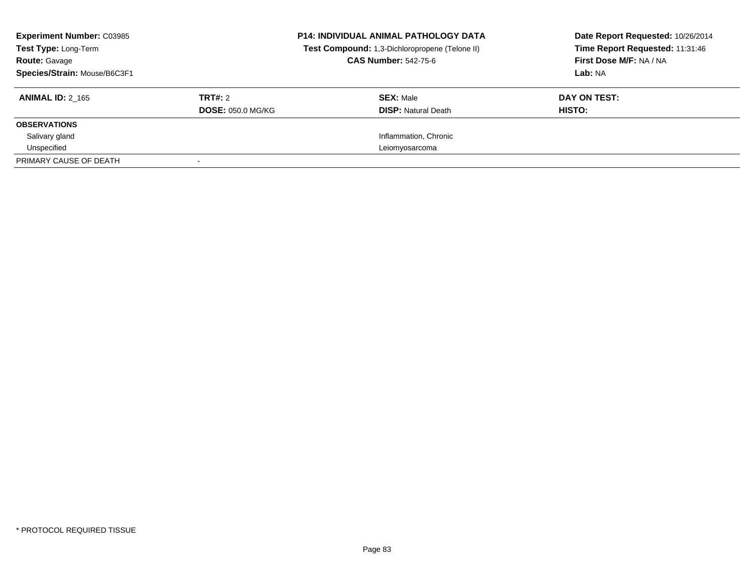**Experiment Number:** C03985
**Test Type:** Long-Term
**Route:** Gavage
**Species/Strain:** Mouse/B6C3F1

**P14: INDIVIDUAL ANIMAL PATHOLOGY DATA**
**Test Compound:** 1,3-Dichloropropene (Telone II)
**CAS Number:** 542-75-6

**Date Report Requested:** 10/26/2014
**Time Report Requested:** 11:31:46
**First Dose M/F:** NA / NA
**Lab:** NA

| **ANIMAL ID:** 2_165 | **TRT#:** 2 | **SEX:** Male | **DAY ON TEST:** |
|---|---|---|---|
| | **DOSE:** 050.0 MG/KG | **DISP:** Natural Death | **HISTO:** |
| **OBSERVATIONS** | | | |
| Salivary gland | | Inflammation, Chronic | |
| Unspecified | | Leiomyosarcoma | |
| PRIMARY CAUSE OF DEATH | - | | |

* PROTOCOL REQUIRED TISSUE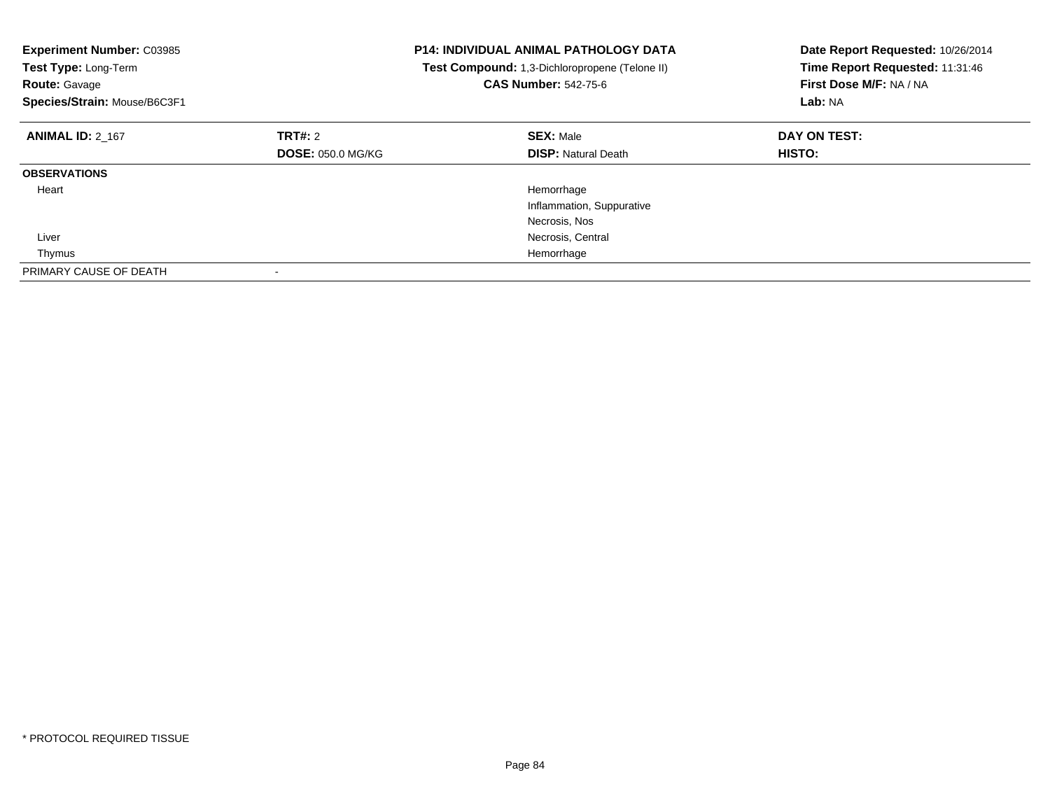**Experiment Number:** C03985
**Test Type:** Long-Term
**Route:** Gavage
**Species/Strain:** Mouse/B6C3F1

**P14: INDIVIDUAL ANIMAL PATHOLOGY DATA**
**Test Compound:** 1,3-Dichloropropene (Telone II)
**CAS Number:** 542-75-6

**Date Report Requested:** 10/26/2014
**Time Report Requested:** 11:31:46
**First Dose M/F:** NA / NA
**Lab:** NA

| **ANIMAL ID:** 2_167 | **TRT#:** 2 | **SEX:** Male | **DAY ON TEST:** |
|---|---|---|---|
| | **DOSE:** 050.0 MG/KG | **DISP:** Natural Death | **HISTO:** |
| **OBSERVATIONS** | | | |
| Heart | | Hemorrhage | |
| | | Inflammation, Suppurative | |
| | | Necrosis, Nos | |
| Liver | | Necrosis, Central | |
| Thymus | | Hemorrhage | |
| PRIMARY CAUSE OF DEATH | - | | |

\* PROTOCOL REQUIRED TISSUE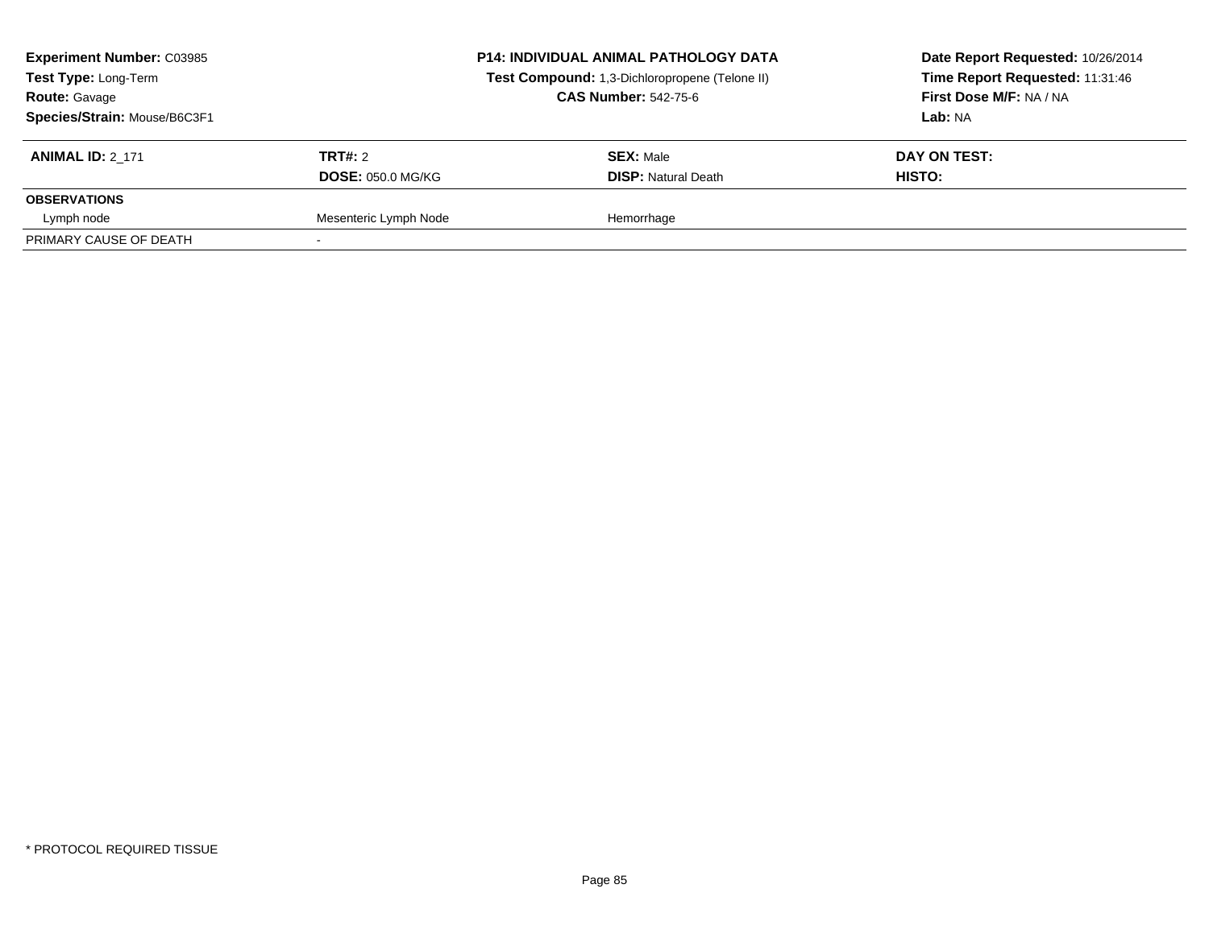| **Experiment Number:** C03985 | **P14: INDIVIDUAL ANIMAL PATHOLOGY DATA** | | **Date Report Requested:** 10/26/2014 |
|---|---|---|---|
| **Test Type:** Long-Term | **Test Compound:** 1,3-Dichloropropene (Telone II) | | **Time Report Requested:** 11:31:46 |
| **Route:** Gavage | **CAS Number:** 542-75-6 | | **First Dose M/F:** NA / NA |
| **Species/Strain:** Mouse/B6C3F1 | | | **Lab:** NA |

| **ANIMAL ID:** 2_171 | **TRT#:** 2 | **SEX:** Male | **DAY ON TEST:** |
|---|---|---|---|
| | **DOSE:** 050.0 MG/KG | **DISP:** Natural Death | **HISTO:** |
| **OBSERVATIONS** | | | |
| Lymph node | Mesenteric Lymph Node | Hemorrhage | |
| PRIMARY CAUSE OF DEATH | - | | |

* PROTOCOL REQUIRED TISSUE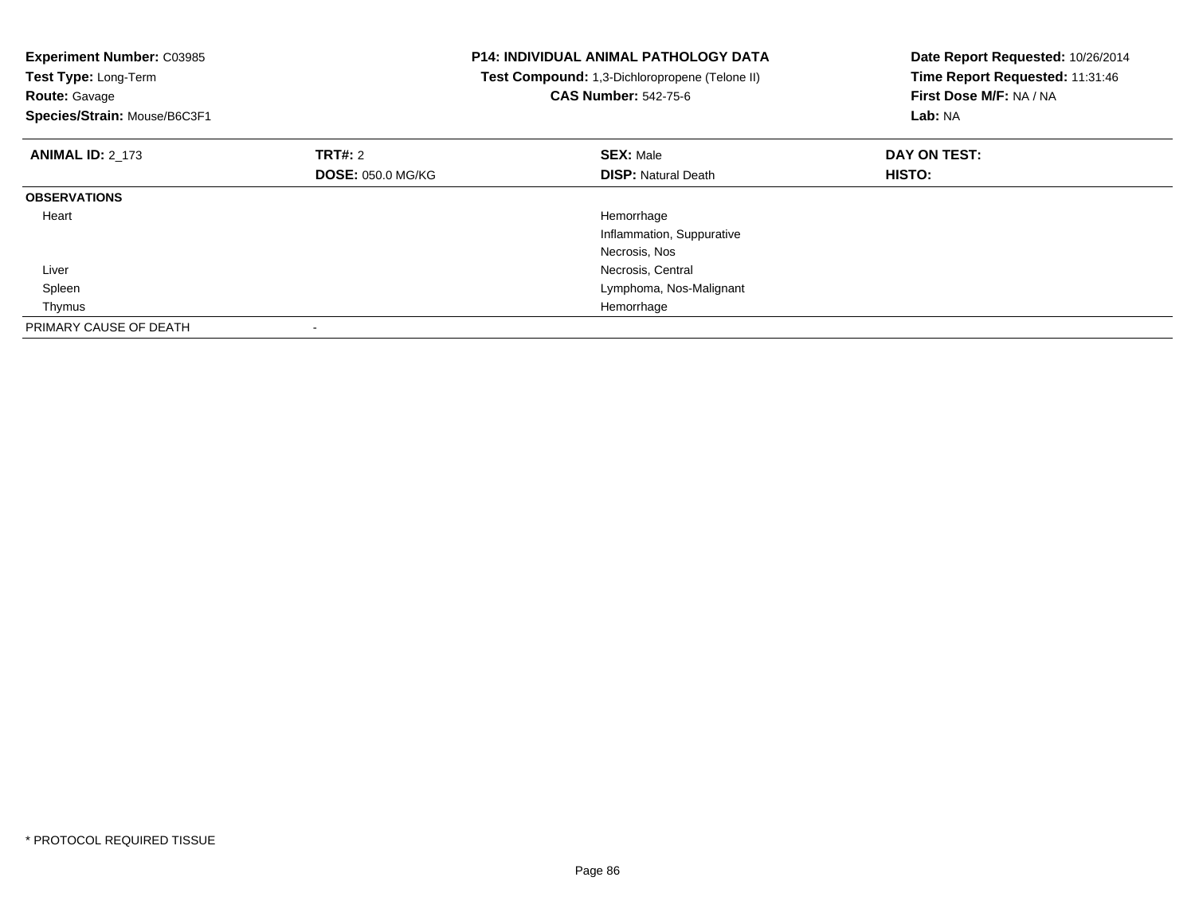**Experiment Number:** C03985
**Test Type:** Long-Term
**Route:** Gavage
**Species/Strain:** Mouse/B6C3F1

**P14: INDIVIDUAL ANIMAL PATHOLOGY DATA**
**Test Compound:** 1,3-Dichloropropene (Telone II)
**CAS Number:** 542-75-6

**Date Report Requested:** 10/26/2014
**Time Report Requested:** 11:31:46
**First Dose M/F:** NA / NA
**Lab:** NA

| **ANIMAL ID:** 2_173 | **TRT#:** 2 | **SEX:** Male | **DAY ON TEST:** |
|---|---|---|---|
| | **DOSE:** 050.0 MG/KG | **DISP:** Natural Death | **HISTO:** |
| **OBSERVATIONS** | | | |
| Heart | | Hemorrhage | |
| | | Inflammation, Suppurative | |
| | | Necrosis, Nos | |
| Liver | | Necrosis, Central | |
| Spleen | | Lymphoma, Nos-Malignant | |
| Thymus | | Hemorrhage | |
| PRIMARY CAUSE OF DEATH | - | | |

* PROTOCOL REQUIRED TISSUE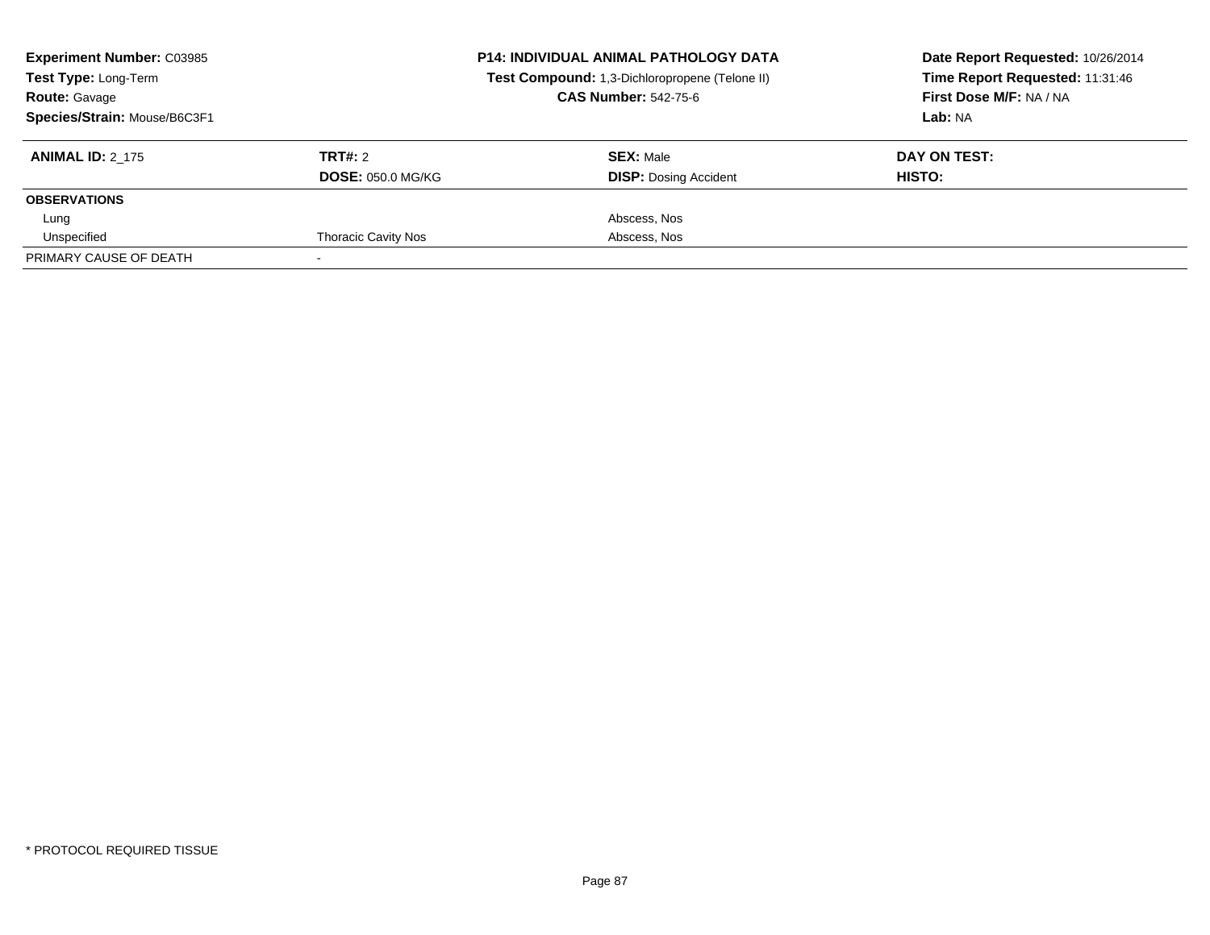**Experiment Number:** C03985
**Test Type:** Long-Term
**Route:** Gavage
**Species/Strain:** Mouse/B6C3F1

**P14: INDIVIDUAL ANIMAL PATHOLOGY DATA**
**Test Compound:** 1,3-Dichloropropene (Telone II)
**CAS Number:** 542-75-6

**Date Report Requested:** 10/26/2014
**Time Report Requested:** 11:31:46
**First Dose M/F:** NA / NA
**Lab:** NA

| **ANIMAL ID:** 2_175 | **TRT#:** 2 | **SEX:** Male | **DAY ON TEST:** |
|---|---|---|---|
| | **DOSE:** 050.0 MG/KG | **DISP:** Dosing Accident | **HISTO:** |
| **OBSERVATIONS** | | | |
| Lung | | Abscess, Nos | |
| Unspecified | Thoracic Cavity Nos | Abscess, Nos | |
| PRIMARY CAUSE OF DEATH | - | | |

* PROTOCOL REQUIRED TISSUE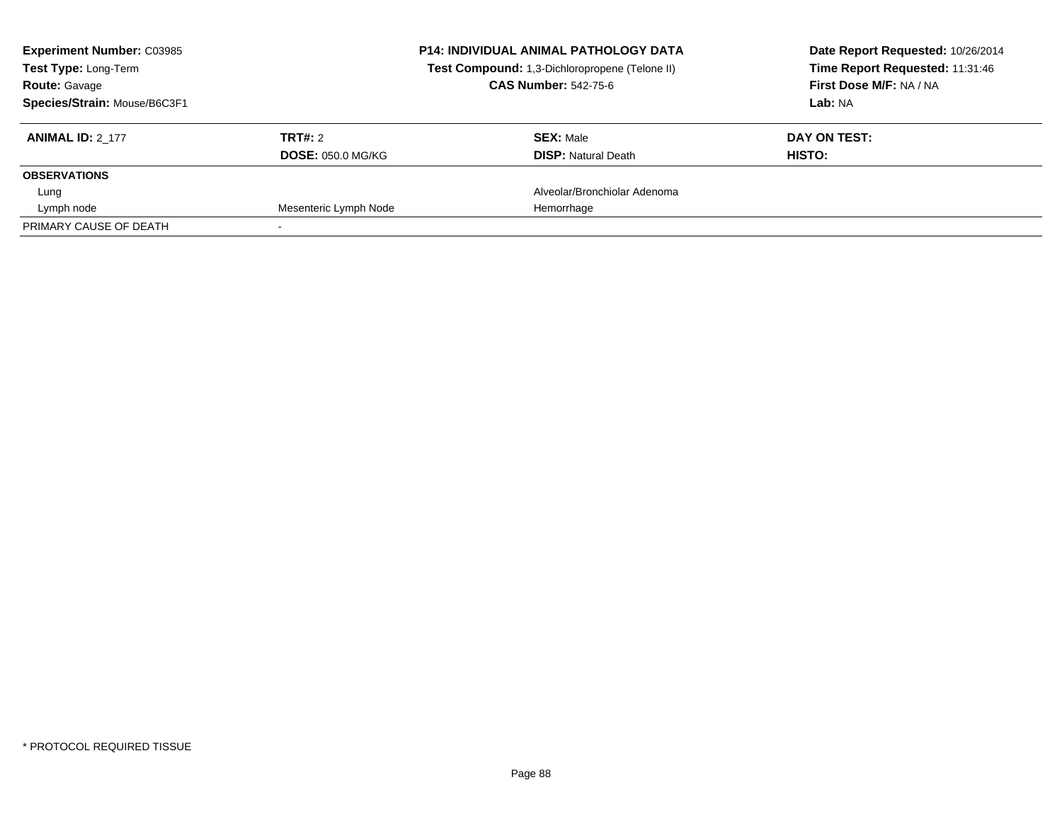**Experiment Number:** C03985
**Test Type:** Long-Term
**Route:** Gavage
**Species/Strain:** Mouse/B6C3F1

**P14: INDIVIDUAL ANIMAL PATHOLOGY DATA**
**Test Compound:** 1,3-Dichloropropene (Telone II)
**CAS Number:** 542-75-6

**Date Report Requested:** 10/26/2014
**Time Report Requested:** 11:31:46
**First Dose M/F:** NA / NA
**Lab:** NA

| **ANIMAL ID:** 2_177 | **TRT#:** 2 | **SEX:** Male | **DAY ON TEST:** |
|---|---|---|---|
| | **DOSE:** 050.0 MG/KG | **DISP:** Natural Death | **HISTO:** |
| **OBSERVATIONS** | | | |
| Lung | | Alveolar/Bronchiolar Adenoma | |
| Lymph node | Mesenteric Lymph Node | Hemorrhage | |
| PRIMARY CAUSE OF DEATH | - | | |

* PROTOCOL REQUIRED TISSUE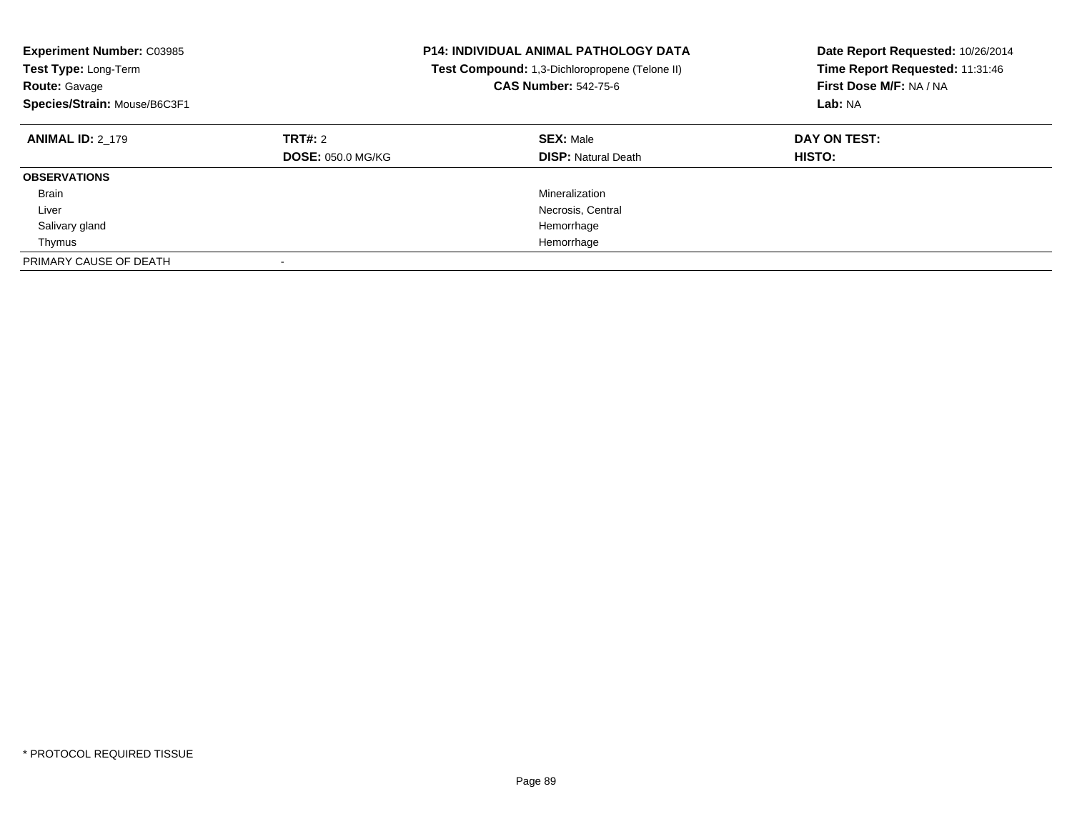**Experiment Number:** C03985
**Test Type:** Long-Term
**Route:** Gavage
**Species/Strain:** Mouse/B6C3F1

**P14: INDIVIDUAL ANIMAL PATHOLOGY DATA**
**Test Compound:** 1,3-Dichloropropene (Telone II)
**CAS Number:** 542-75-6

**Date Report Requested:** 10/26/2014
**Time Report Requested:** 11:31:46
**First Dose M/F:** NA / NA
**Lab:** NA

| **ANIMAL ID:** 2_179 | **TRT#:** 2 | **SEX:** Male | **DAY ON TEST:** |
|---|---|---|---|
| | **DOSE:** 050.0 MG/KG | **DISP:** Natural Death | **HISTO:** |
| **OBSERVATIONS** | | | |
| Brain | | Mineralization | |
| Liver | | Necrosis, Central | |
| Salivary gland | | Hemorrhage | |
| Thymus | | Hemorrhage | |
| PRIMARY CAUSE OF DEATH | - | | |

\* PROTOCOL REQUIRED TISSUE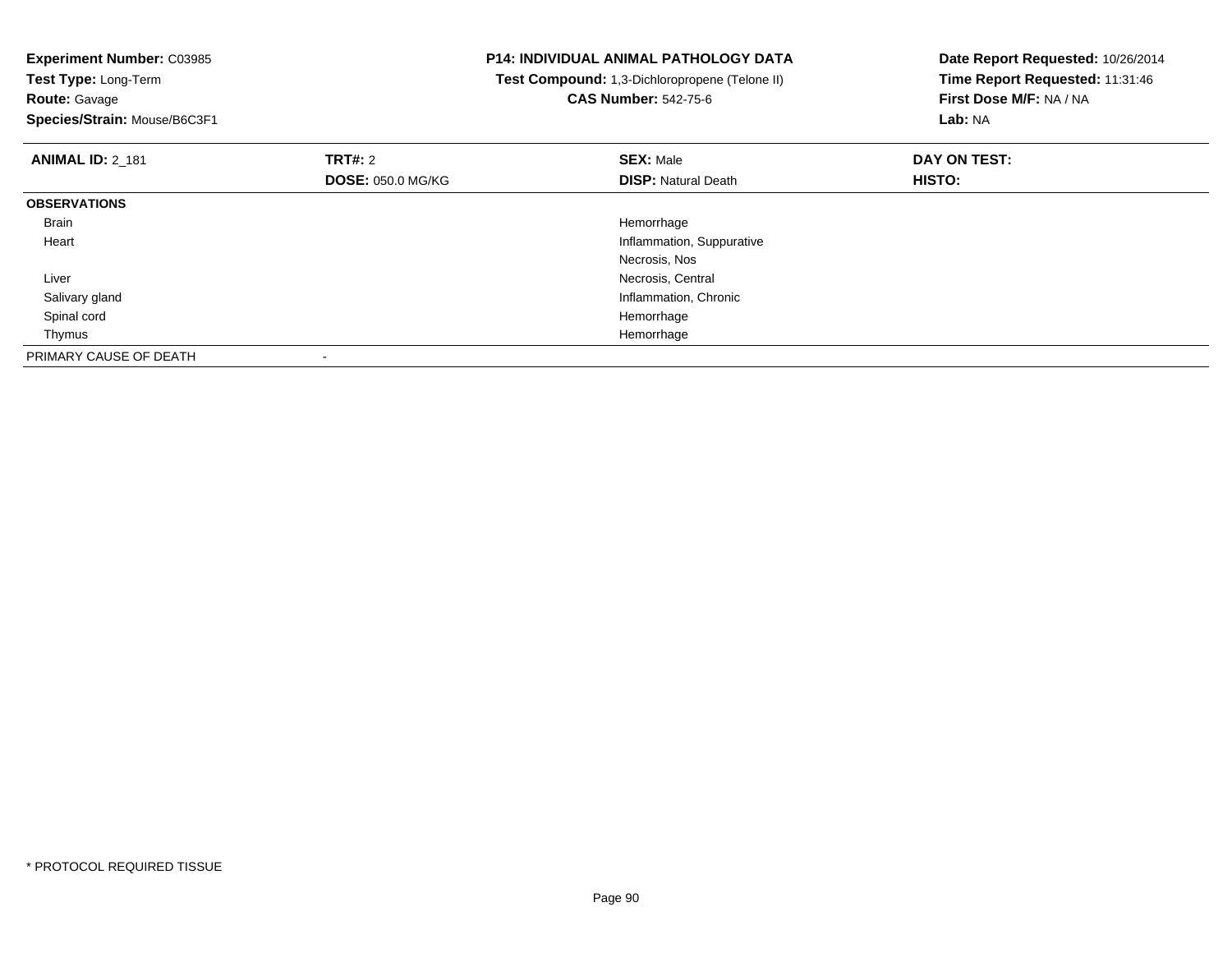**Experiment Number:** C03985
**Test Type:** Long-Term
**Route:** Gavage
**Species/Strain:** Mouse/B6C3F1

**P14: INDIVIDUAL ANIMAL PATHOLOGY DATA**
**Test Compound:** 1,3-Dichloropropene (Telone II)
**CAS Number:** 542-75-6

**Date Report Requested:** 10/26/2014
**Time Report Requested:** 11:31:46
**First Dose M/F:** NA / NA
**Lab:** NA

| **ANIMAL ID:** 2_181 | **TRT#:** 2 | **SEX:** Male | **DAY ON TEST:** |
|---|---|---|---|
| | **DOSE:** 050.0 MG/KG | **DISP:** Natural Death | **HISTO:** |
| **OBSERVATIONS** | | | |
| Brain | | Hemorrhage | |
| Heart | | Inflammation, Suppurative | |
| | | Necrosis, Nos | |
| Liver | | Necrosis, Central | |
| Salivary gland | | Inflammation, Chronic | |
| Spinal cord | | Hemorrhage | |
| Thymus | | Hemorrhage | |
| PRIMARY CAUSE OF DEATH | - | | |

\* PROTOCOL REQUIRED TISSUE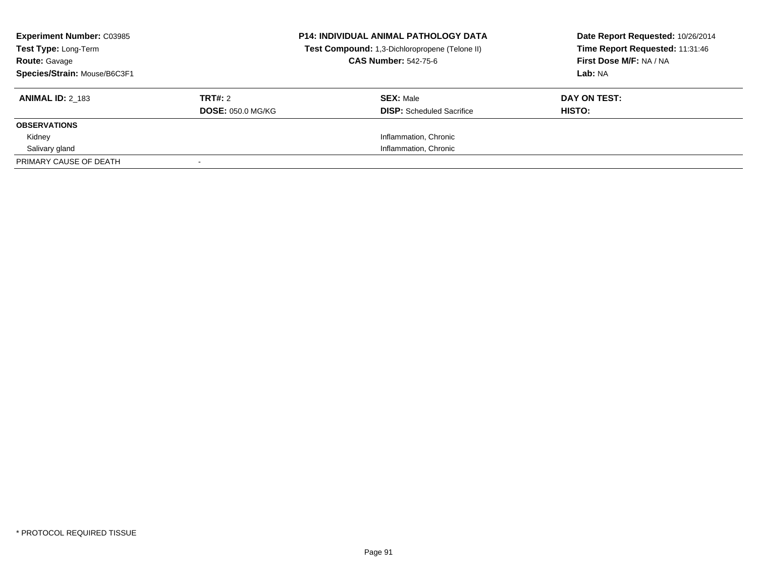**Experiment Number:** C03985
**Test Type:** Long-Term
**Route:** Gavage
**Species/Strain:** Mouse/B6C3F1

**P14: INDIVIDUAL ANIMAL PATHOLOGY DATA**
**Test Compound:** 1,3-Dichloropropene (Telone II)
**CAS Number:** 542-75-6

**Date Report Requested:** 10/26/2014
**Time Report Requested:** 11:31:46
**First Dose M/F:** NA / NA
**Lab:** NA

| **ANIMAL ID:** 2_183 | **TRT#:** 2 | **SEX:** Male | **DAY ON TEST:** |
|---|---|---|---|
| | **DOSE:** 050.0 MG/KG | **DISP:** Scheduled Sacrifice | **HISTO:** |
| **OBSERVATIONS** | | | |
| Kidney | | Inflammation, Chronic | |
| Salivary gland | | Inflammation, Chronic | |
| PRIMARY CAUSE OF DEATH | - | | |

\* PROTOCOL REQUIRED TISSUE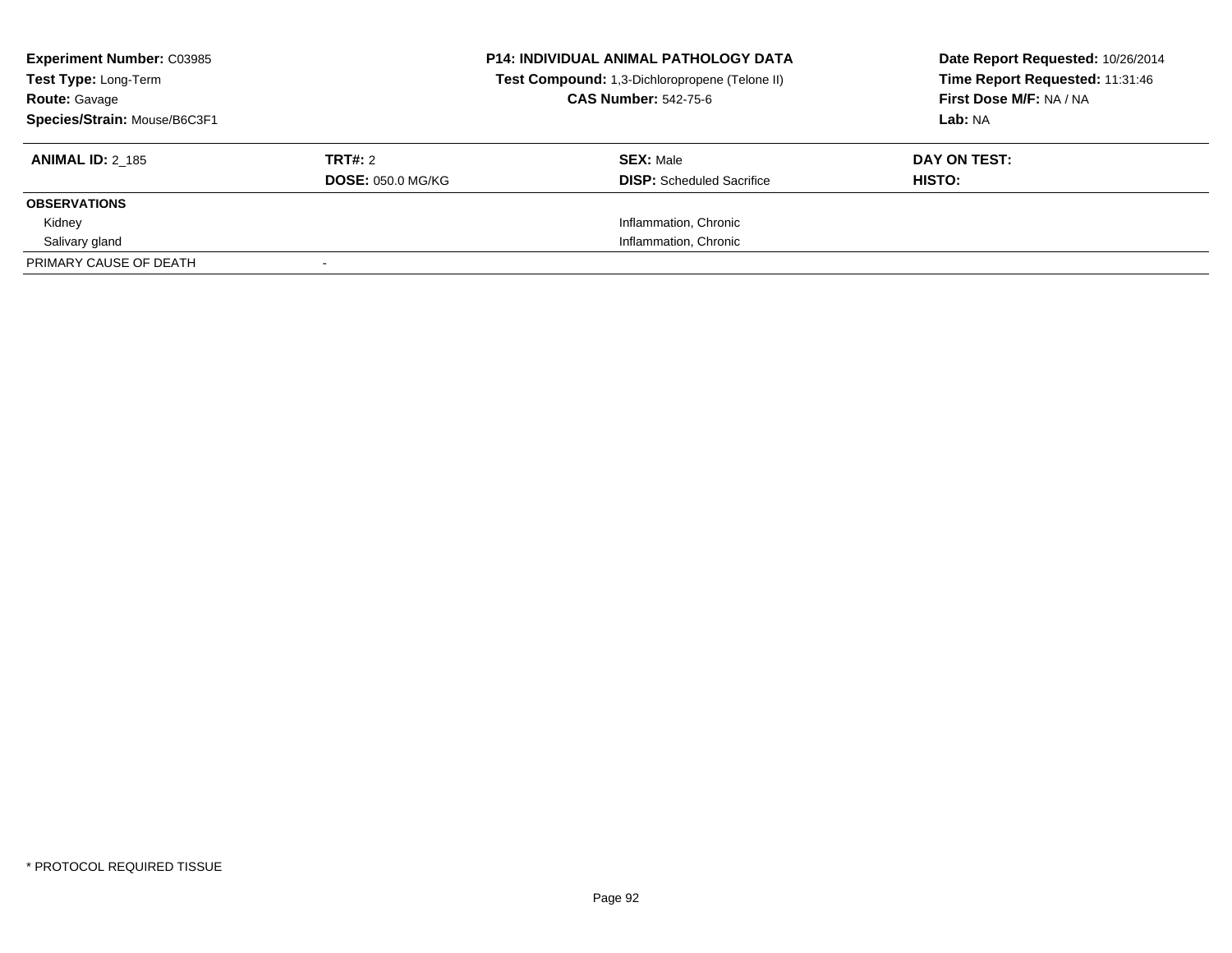**Experiment Number:** C03985
**Test Type:** Long-Term
**Route:** Gavage
**Species/Strain:** Mouse/B6C3F1

**P14: INDIVIDUAL ANIMAL PATHOLOGY DATA**
**Test Compound:** 1,3-Dichloropropene (Telone II)
**CAS Number:** 542-75-6

**Date Report Requested:** 10/26/2014
**Time Report Requested:** 11:31:46
**First Dose M/F:** NA / NA
**Lab:** NA

| **ANIMAL ID:** 2_185 | **TRT#:** 2 | **SEX:** Male | **DAY ON TEST:** |
|---|---|---|---|
| | **DOSE:** 050.0 MG/KG | **DISP:** Scheduled Sacrifice | **HISTO:** |
| **OBSERVATIONS** | | | |
| Kidney | | Inflammation, Chronic | |
| Salivary gland | | Inflammation, Chronic | |
| PRIMARY CAUSE OF DEATH | - | | |

* PROTOCOL REQUIRED TISSUE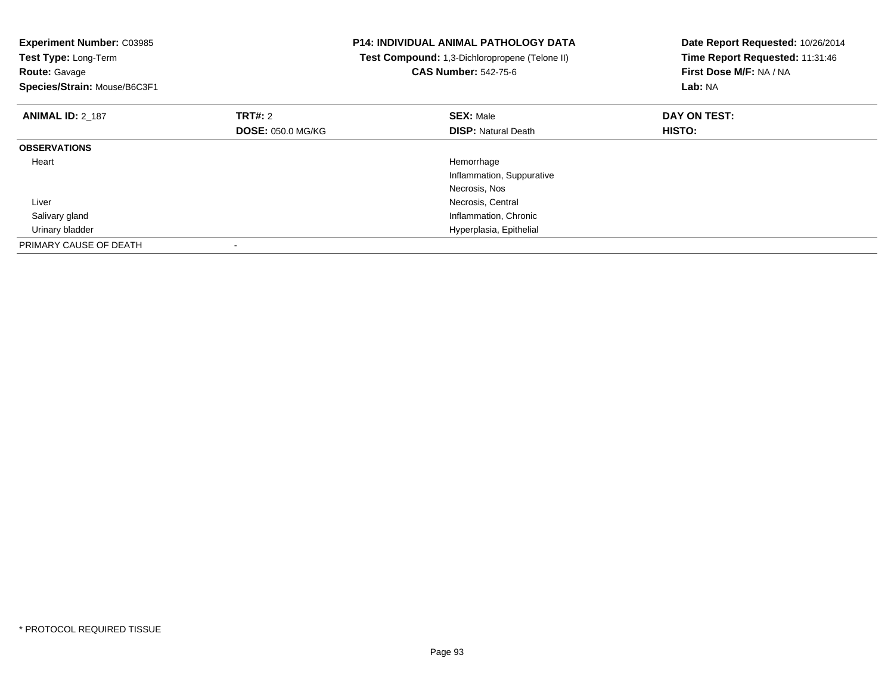**Experiment Number:** C03985
**Test Type:** Long-Term
**Route:** Gavage
**Species/Strain:** Mouse/B6C3F1

**P14: INDIVIDUAL ANIMAL PATHOLOGY DATA**
**Test Compound:** 1,3-Dichloropropene (Telone II)
**CAS Number:** 542-75-6

**Date Report Requested:** 10/26/2014
**Time Report Requested:** 11:31:46
**First Dose M/F:** NA / NA
**Lab:** NA

| **ANIMAL ID:** 2_187 | **TRT#:** 2 | **SEX:** Male | **DAY ON TEST:** |
|---|---|---|---|
| | **DOSE:** 050.0 MG/KG | **DISP:** Natural Death | **HISTO:** |
| **OBSERVATIONS** | | | |
| Heart | | Hemorrhage | |
| | | Inflammation, Suppurative | |
| | | Necrosis, Nos | |
| Liver | | Necrosis, Central | |
| Salivary gland | | Inflammation, Chronic | |
| Urinary bladder | | Hyperplasia, Epithelial | |
| PRIMARY CAUSE OF DEATH | - | | |

* PROTOCOL REQUIRED TISSUE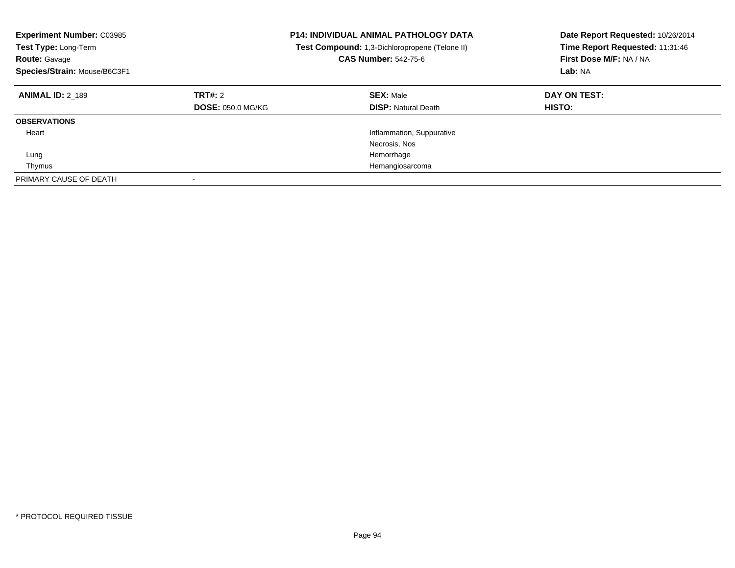**Experiment Number:** C03985
**Test Type:** Long-Term
**Route:** Gavage
**Species/Strain:** Mouse/B6C3F1

**P14: INDIVIDUAL ANIMAL PATHOLOGY DATA**
**Test Compound:** 1,3-Dichloropropene (Telone II)
**CAS Number:** 542-75-6

**Date Report Requested:** 10/26/2014
**Time Report Requested:** 11:31:46
**First Dose M/F:** NA / NA
**Lab:** NA

| **ANIMAL ID:** 2_189 | **TRT#:** 2 | **SEX:** Male | **DAY ON TEST:** |
|---|---|---|---|
| | **DOSE:** 050.0 MG/KG | **DISP:** Natural Death | **HISTO:** |
| **OBSERVATIONS** | | | |
| Heart | | Inflammation, Suppurative | |
| | | Necrosis, Nos | |
| Lung | | Hemorrhage | |
| Thymus | | Hemangiosarcoma | |
| PRIMARY CAUSE OF DEATH | - | | |

\* PROTOCOL REQUIRED TISSUE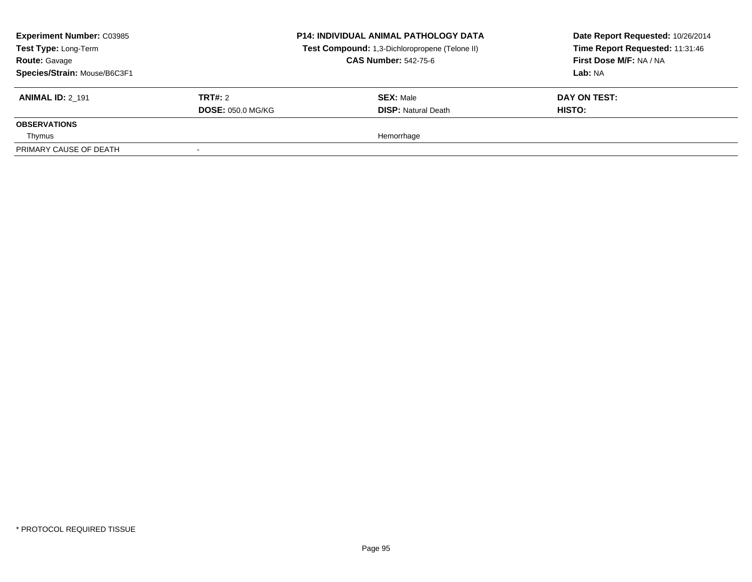**Experiment Number:** C03985
**Test Type:** Long-Term
**Route:** Gavage
**Species/Strain:** Mouse/B6C3F1

**P14: INDIVIDUAL ANIMAL PATHOLOGY DATA**
**Test Compound:** 1,3-Dichloropropene (Telone II)
**CAS Number:** 542-75-6

**Date Report Requested:** 10/26/2014
**Time Report Requested:** 11:31:46
**First Dose M/F:** NA / NA
**Lab:** NA

| **ANIMAL ID:** 2_191 | **TRT#:** 2 | **SEX:** Male | **DAY ON TEST:** |
|---|---|---|---|
| | **DOSE:** 050.0 MG/KG | **DISP:** Natural Death | **HISTO:** |
| **OBSERVATIONS** | | | |
| Thymus | | Hemorrhage | |
| PRIMARY CAUSE OF DEATH | - | | |

* PROTOCOL REQUIRED TISSUE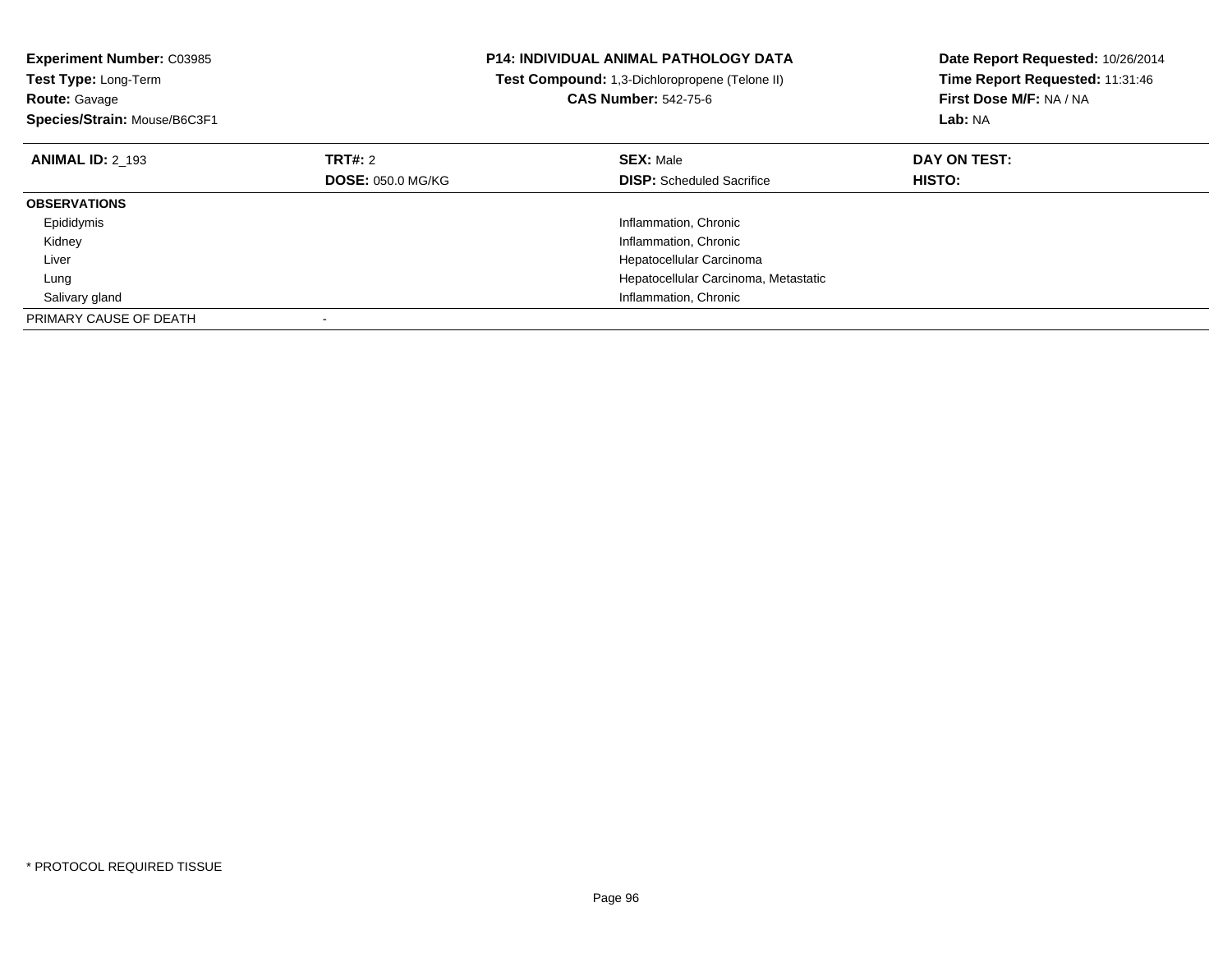**Experiment Number:** C03985
**Test Type:** Long-Term
**Route:** Gavage
**Species/Strain:** Mouse/B6C3F1

**P14: INDIVIDUAL ANIMAL PATHOLOGY DATA**
**Test Compound:** 1,3-Dichloropropene (Telone II)
**CAS Number:** 542-75-6

**Date Report Requested:** 10/26/2014
**Time Report Requested:** 11:31:46
**First Dose M/F:** NA / NA
**Lab:** NA

| **ANIMAL ID:** 2_193 | **TRT#:** 2 | **SEX:** Male | **DAY ON TEST:** |
|---|---|---|---|
| | **DOSE:** 050.0 MG/KG | **DISP:** Scheduled Sacrifice | **HISTO:** |
| **OBSERVATIONS** | | | |
| Epididymis | | Inflammation, Chronic | |
| Kidney | | Inflammation, Chronic | |
| Liver | | Hepatocellular Carcinoma | |
| Lung | | Hepatocellular Carcinoma, Metastatic | |
| Salivary gland | | Inflammation, Chronic | |
| PRIMARY CAUSE OF DEATH | - | | |

* PROTOCOL REQUIRED TISSUE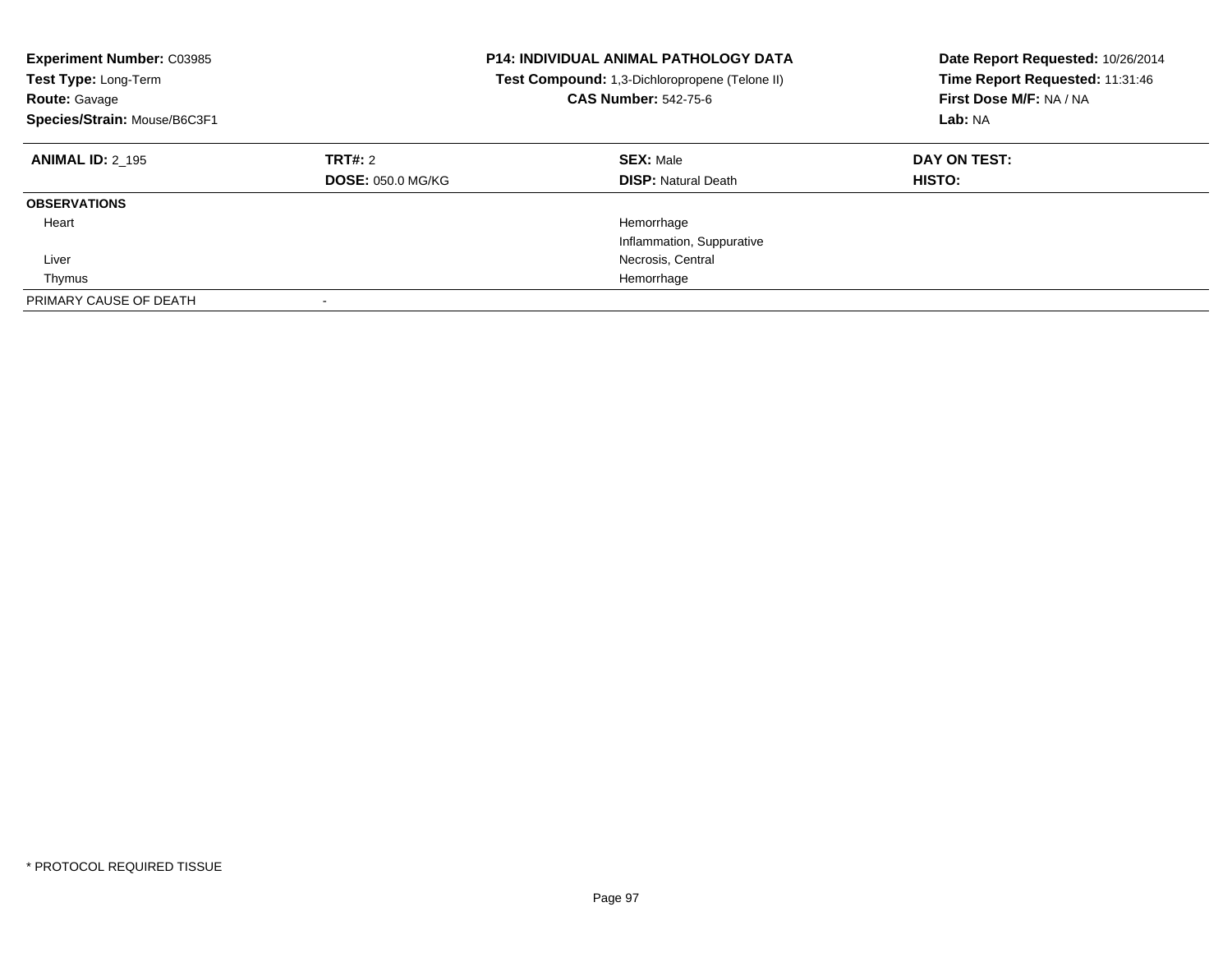**Experiment Number:** C03985
**Test Type:** Long-Term
**Route:** Gavage
**Species/Strain:** Mouse/B6C3F1

**P14: INDIVIDUAL ANIMAL PATHOLOGY DATA**
**Test Compound:** 1,3-Dichloropropene (Telone II)
**CAS Number:** 542-75-6

**Date Report Requested:** 10/26/2014
**Time Report Requested:** 11:31:46
**First Dose M/F:** NA / NA
**Lab:** NA

| **ANIMAL ID:** 2_195 | **TRT#:** 2 | **SEX:** Male | **DAY ON TEST:** |
|---|---|---|---|
| | **DOSE:** 050.0 MG/KG | **DISP:** Natural Death | **HISTO:** |
| **OBSERVATIONS** | | | |
| Heart | | Hemorrhage | |
| | | Inflammation, Suppurative | |
| Liver | | Necrosis, Central | |
| Thymus | | Hemorrhage | |
| PRIMARY CAUSE OF DEATH | - | | |

* PROTOCOL REQUIRED TISSUE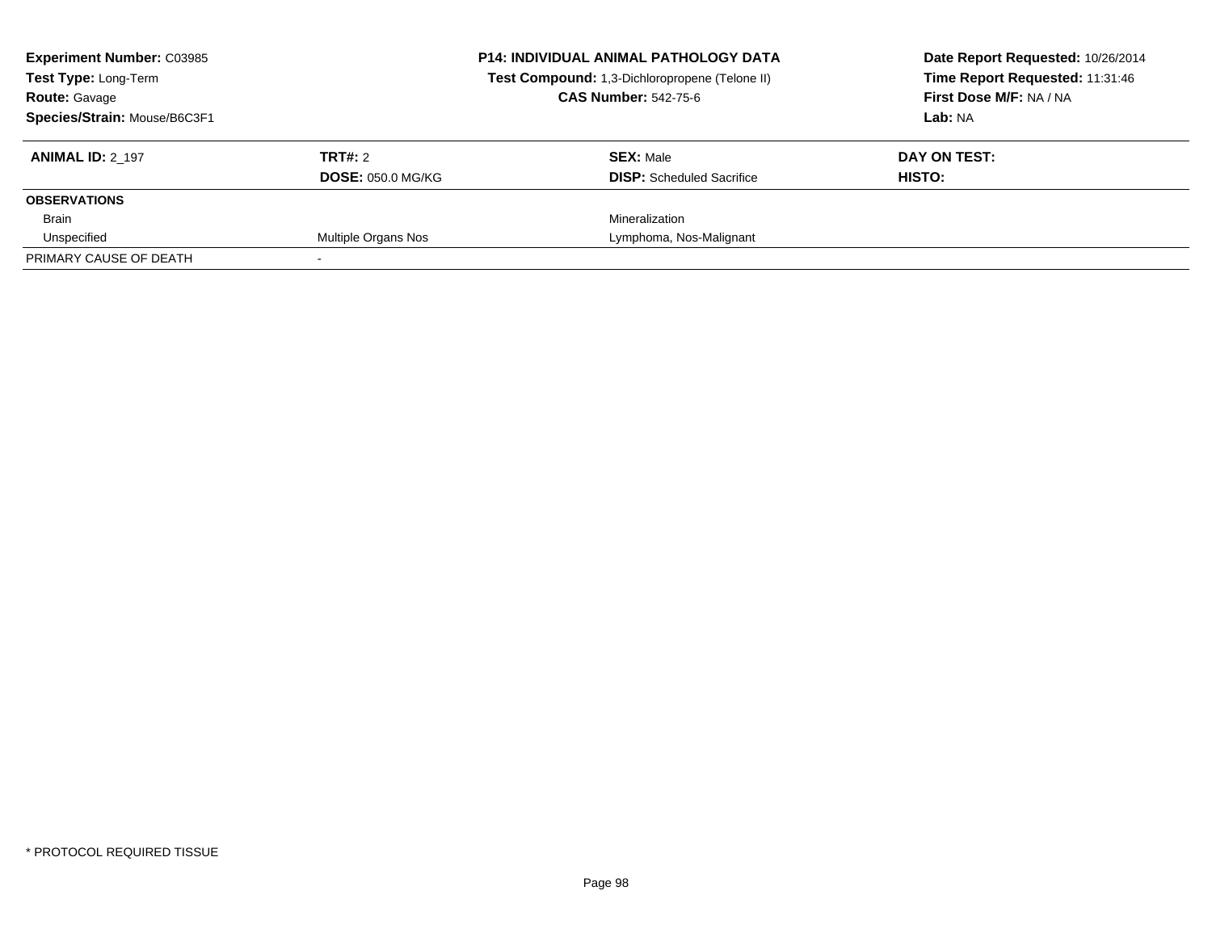**Experiment Number:** C03985
**Test Type:** Long-Term
**Route:** Gavage
**Species/Strain:** Mouse/B6C3F1

**P14: INDIVIDUAL ANIMAL PATHOLOGY DATA**
**Test Compound:** 1,3-Dichloropropene (Telone II)
**CAS Number:** 542-75-6

**Date Report Requested:** 10/26/2014
**Time Report Requested:** 11:31:46
**First Dose M/F:** NA / NA
**Lab:** NA

| **ANIMAL ID:** 2_197 | **TRT#:** 2<br>**DOSE:** 050.0 MG/KG | **SEX:** Male<br>**DISP:** Scheduled Sacrifice | **DAY ON TEST:**<br>**HISTO:** |
|---|---|---|---|
| **OBSERVATIONS** | | | |
| Brain | | Mineralization | |
| Unspecified | Multiple Organs Nos | Lymphoma, Nos-Malignant | |
| PRIMARY CAUSE OF DEATH | - | | |

* PROTOCOL REQUIRED TISSUE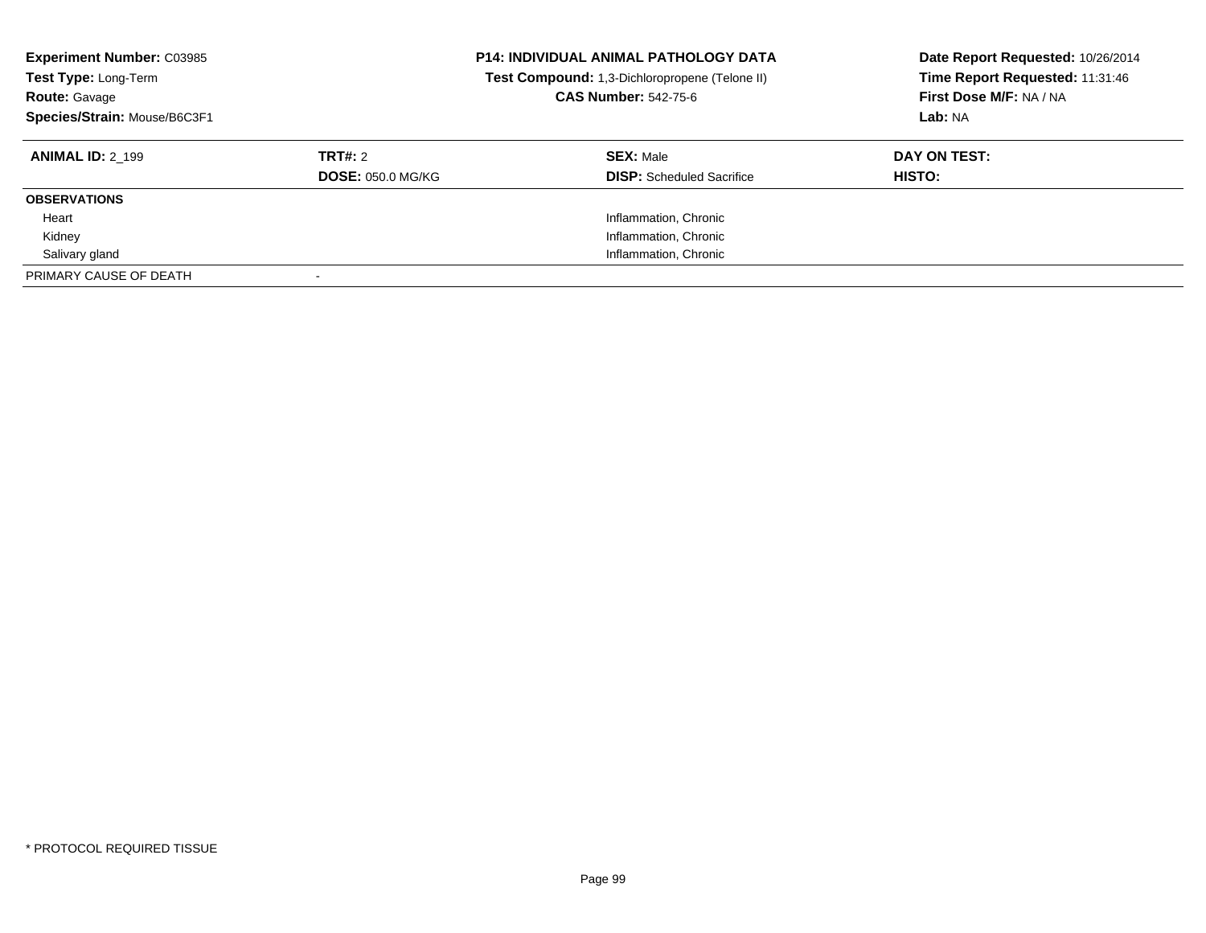**Experiment Number:** C03985
**Test Type:** Long-Term
**Route:** Gavage
**Species/Strain:** Mouse/B6C3F1

**P14: INDIVIDUAL ANIMAL PATHOLOGY DATA**
**Test Compound:** 1,3-Dichloropropene (Telone II)
**CAS Number:** 542-75-6

**Date Report Requested:** 10/26/2014
**Time Report Requested:** 11:31:46
**First Dose M/F:** NA / NA
**Lab:** NA

| **ANIMAL ID:** 2_199 | **TRT#:** 2 | **SEX:** Male | **DAY ON TEST:** |
|---|---|---|---|
| | **DOSE:** 050.0 MG/KG | **DISP:** Scheduled Sacrifice | **HISTO:** |
| **OBSERVATIONS** | | | |
| Heart | | Inflammation, Chronic | |
| Kidney | | Inflammation, Chronic | |
| Salivary gland | | Inflammation, Chronic | |
| PRIMARY CAUSE OF DEATH | - | | |

* PROTOCOL REQUIRED TISSUE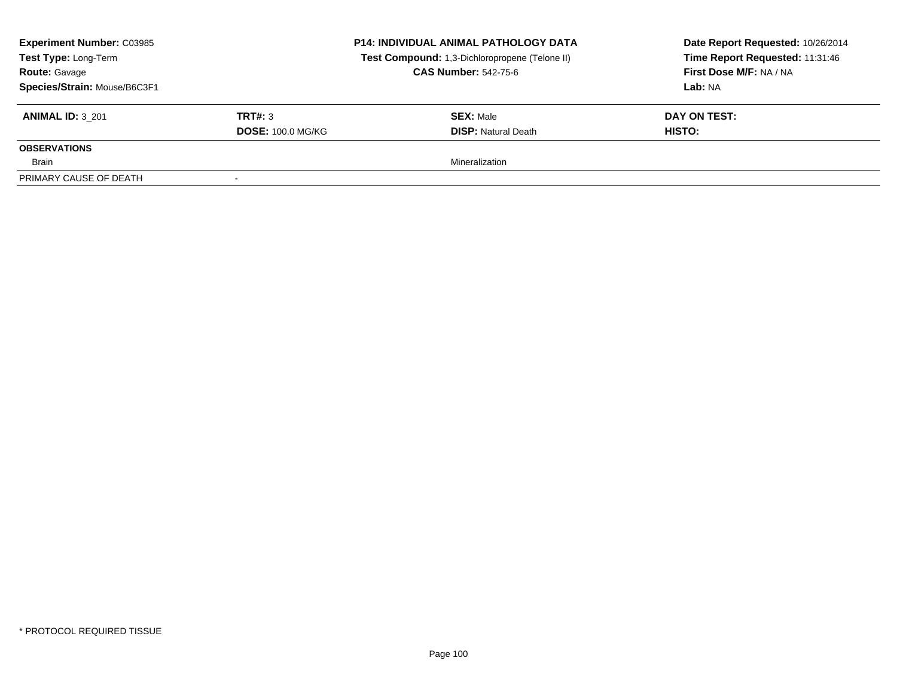**Experiment Number:** C03985
**Test Type:** Long-Term
**Route:** Gavage
**Species/Strain:** Mouse/B6C3F1

**P14: INDIVIDUAL ANIMAL PATHOLOGY DATA**
**Test Compound:** 1,3-Dichloropropene (Telone II)
**CAS Number:** 542-75-6

**Date Report Requested:** 10/26/2014
**Time Report Requested:** 11:31:46
**First Dose M/F:** NA / NA
**Lab:** NA

| **ANIMAL ID:** 3_201 | **TRT#:** 3 | **SEX:** Male | **DAY ON TEST:** |
|---|---|---|---|
| | **DOSE:** 100.0 MG/KG | **DISP:** Natural Death | **HISTO:** |
| **OBSERVATIONS** | | | |
| Brain | | Mineralization | |
| PRIMARY CAUSE OF DEATH | - | | |

* PROTOCOL REQUIRED TISSUE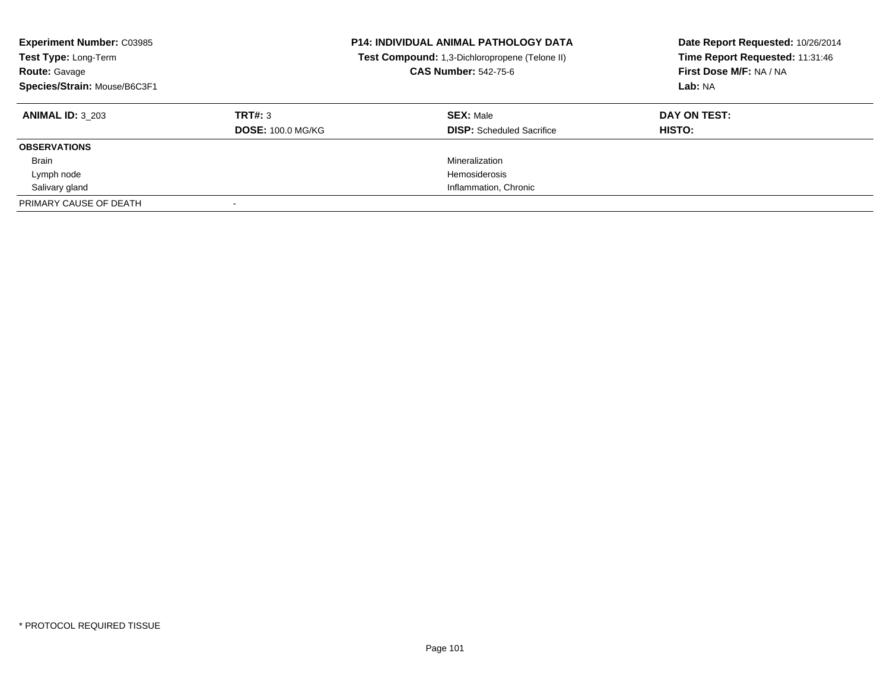**Experiment Number:** C03985
**Test Type:** Long-Term
**Route:** Gavage
**Species/Strain:** Mouse/B6C3F1

**P14: INDIVIDUAL ANIMAL PATHOLOGY DATA**
**Test Compound:** 1,3-Dichloropropene (Telone II)
**CAS Number:** 542-75-6

**Date Report Requested:** 10/26/2014
**Time Report Requested:** 11:31:46
**First Dose M/F:** NA / NA
**Lab:** NA

| **ANIMAL ID:** 3_203 | **TRT#:** 3 | **SEX:** Male | **DAY ON TEST:** |
|---|---|---|---|
| | **DOSE:** 100.0 MG/KG | **DISP:** Scheduled Sacrifice | **HISTO:** |
| **OBSERVATIONS** | | | |
| Brain | | Mineralization | |
| Lymph node | | Hemosiderosis | |
| Salivary gland | | Inflammation, Chronic | |
| PRIMARY CAUSE OF DEATH | - | | |

* PROTOCOL REQUIRED TISSUE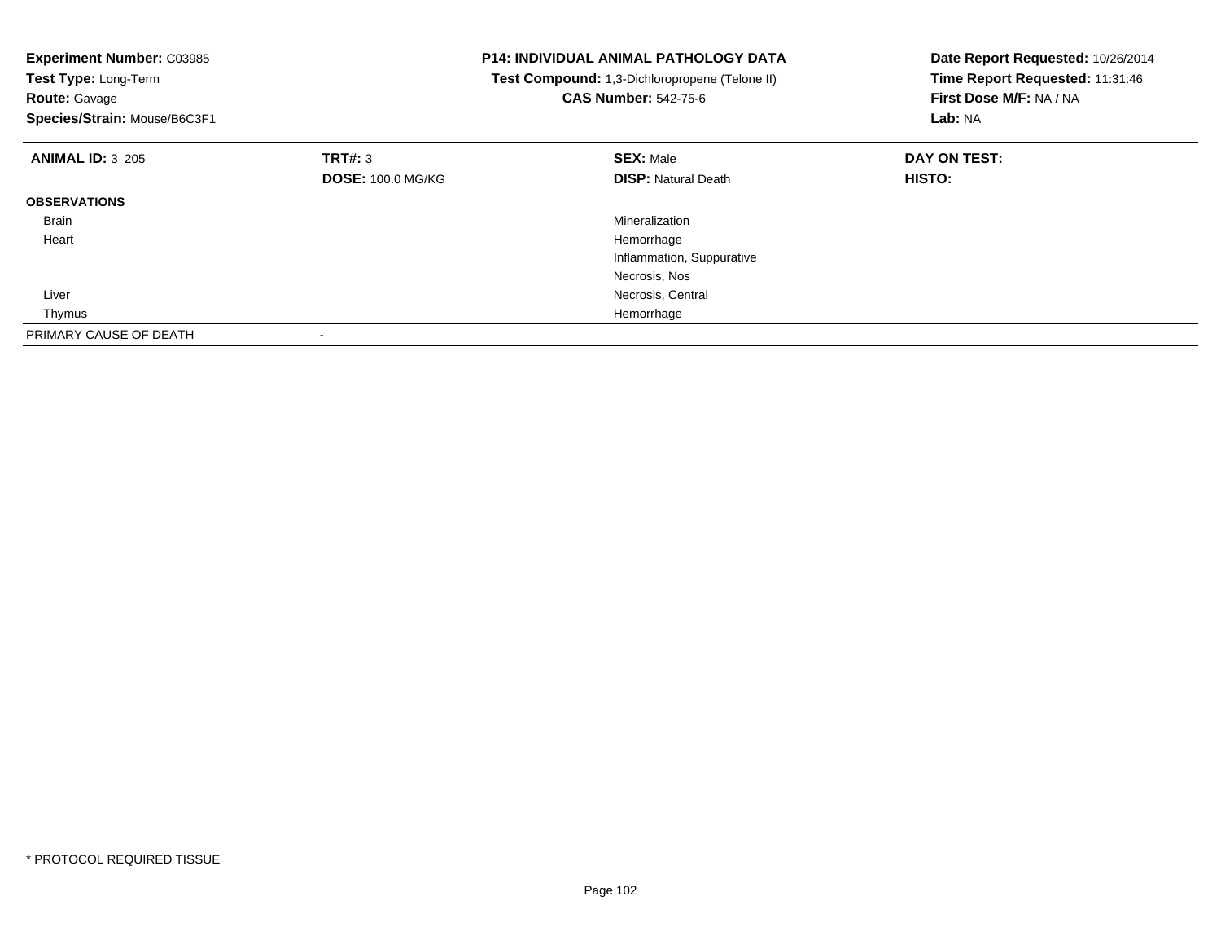**Experiment Number:** C03985
**Test Type:** Long-Term
**Route:** Gavage
**Species/Strain:** Mouse/B6C3F1

**P14: INDIVIDUAL ANIMAL PATHOLOGY DATA**
**Test Compound:** 1,3-Dichloropropene (Telone II)
**CAS Number:** 542-75-6

**Date Report Requested:** 10/26/2014
**Time Report Requested:** 11:31:46
**First Dose M/F:** NA / NA
**Lab:** NA

| **ANIMAL ID:** 3_205 | **TRT#:** 3 | **SEX:** Male | **DAY ON TEST:** |
|---|---|---|---|
| | **DOSE:** 100.0 MG/KG | **DISP:** Natural Death | **HISTO:** |
| **OBSERVATIONS** | | | |
| Brain | | Mineralization | |
| Heart | | Hemorrhage | |
| | | Inflammation, Suppurative | |
| | | Necrosis, Nos | |
| Liver | | Necrosis, Central | |
| Thymus | | Hemorrhage | |
| PRIMARY CAUSE OF DEATH | - | | |

\* PROTOCOL REQUIRED TISSUE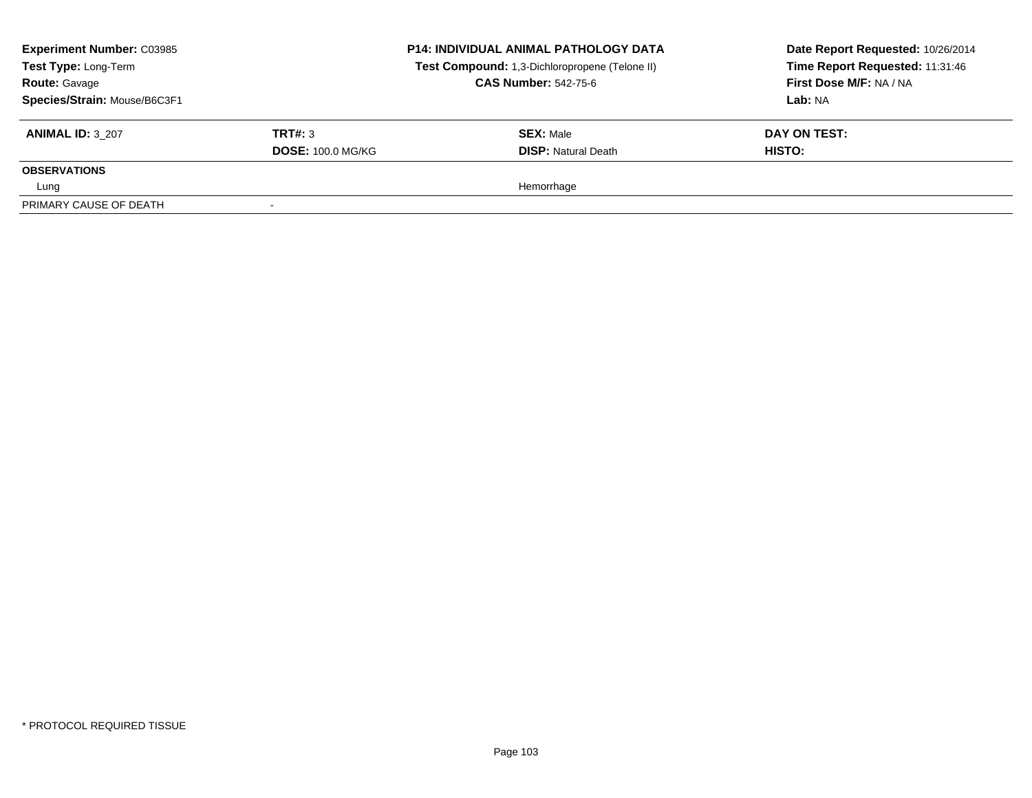| **Experiment Number:** C03985 | **P14: INDIVIDUAL ANIMAL PATHOLOGY DATA** | **Date Report Requested:** 10/26/2014 |
|---|---|---|
| **Test Type:** Long-Term | **Test Compound:** 1,3-Dichloropropene (Telone II) | **Time Report Requested:** 11:31:46 |
| **Route:** Gavage | **CAS Number:** 542-75-6 | **First Dose M/F:** NA / NA |
| **Species/Strain:** Mouse/B6C3F1 | | **Lab:** NA |

| **ANIMAL ID:** 3_207 | **TRT#:** 3 | **SEX:** Male | **DAY ON TEST:** |
|---|---|---|---|
| | **DOSE:** 100.0 MG/KG | **DISP:** Natural Death | **HISTO:** |
| **OBSERVATIONS** | | | |
| Lung | | Hemorrhage | |
| PRIMARY CAUSE OF DEATH | - | | |

\* PROTOCOL REQUIRED TISSUE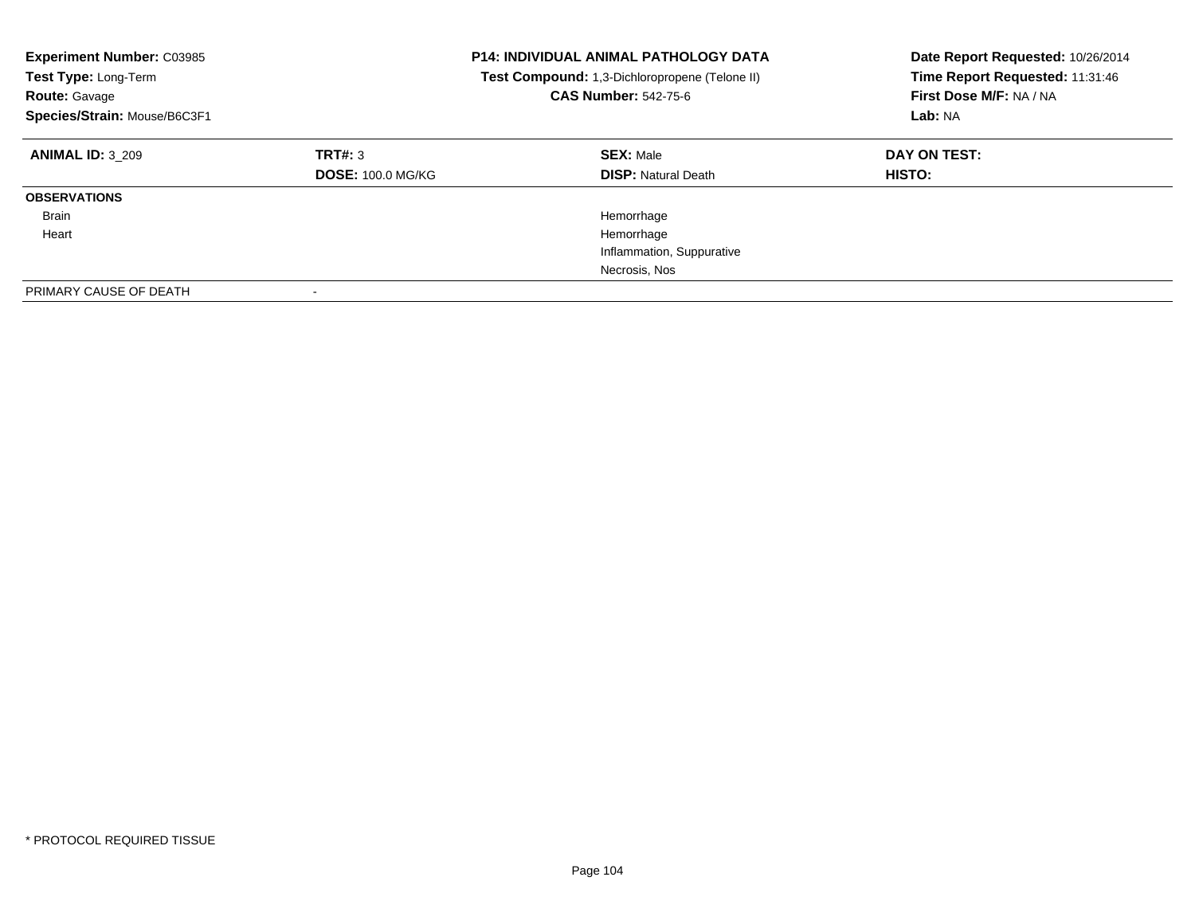**Experiment Number:** C03985
**Test Type:** Long-Term
**Route:** Gavage
**Species/Strain:** Mouse/B6C3F1

**P14: INDIVIDUAL ANIMAL PATHOLOGY DATA**
**Test Compound:** 1,3-Dichloropropene (Telone II)
**CAS Number:** 542-75-6

**Date Report Requested:** 10/26/2014
**Time Report Requested:** 11:31:46
**First Dose M/F:** NA / NA
**Lab:** NA

| **ANIMAL ID:** 3_209 | **TRT#:** 3 | **SEX:** Male | **DAY ON TEST:** |
|---|---|---|---|
| | **DOSE:** 100.0 MG/KG | **DISP:** Natural Death | **HISTO:** |
| **OBSERVATIONS** | | | |
| Brain | | Hemorrhage | |
| Heart | | Hemorrhage | |
| | | Inflammation, Suppurative | |
| | | Necrosis, Nos | |
| PRIMARY CAUSE OF DEATH | - | | |

* PROTOCOL REQUIRED TISSUE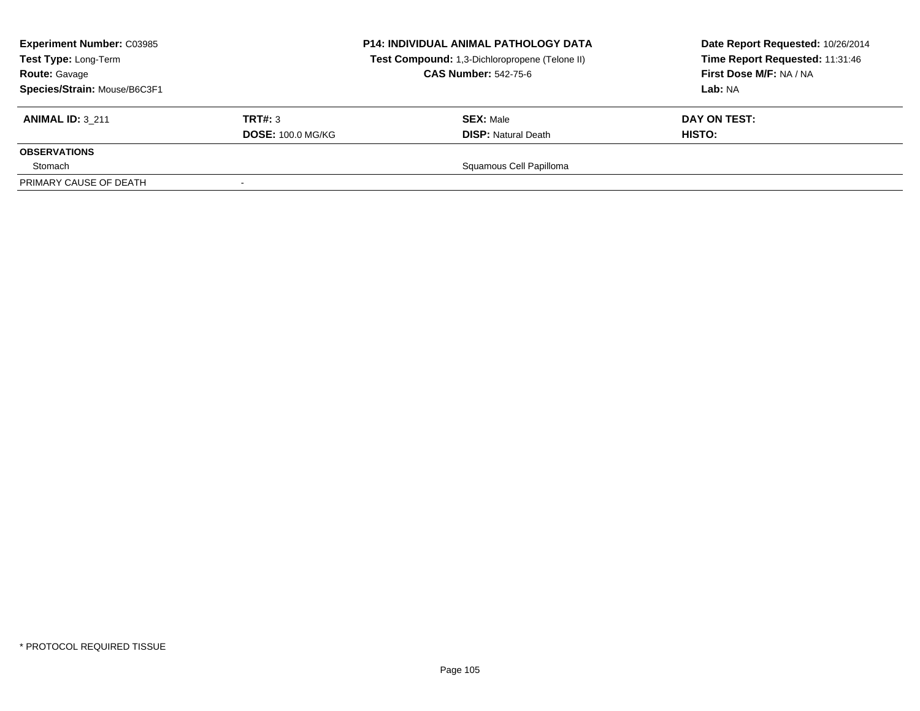**Experiment Number:** C03985
**Test Type:** Long-Term
**Route:** Gavage
**Species/Strain:** Mouse/B6C3F1

**P14: INDIVIDUAL ANIMAL PATHOLOGY DATA**
**Test Compound:** 1,3-Dichloropropene (Telone II)
**CAS Number:** 542-75-6

**Date Report Requested:** 10/26/2014
**Time Report Requested:** 11:31:46
**First Dose M/F:** NA / NA
**Lab:** NA

| **ANIMAL ID:** 3_211 | **TRT#:** 3 | **SEX:** Male | **DAY ON TEST:** |
|---|---|---|---|
| | **DOSE:** 100.0 MG/KG | **DISP:** Natural Death | **HISTO:** |
| **OBSERVATIONS** | | | |
| Stomach | | Squamous Cell Papilloma | |
| PRIMARY CAUSE OF DEATH | - | | |

* PROTOCOL REQUIRED TISSUE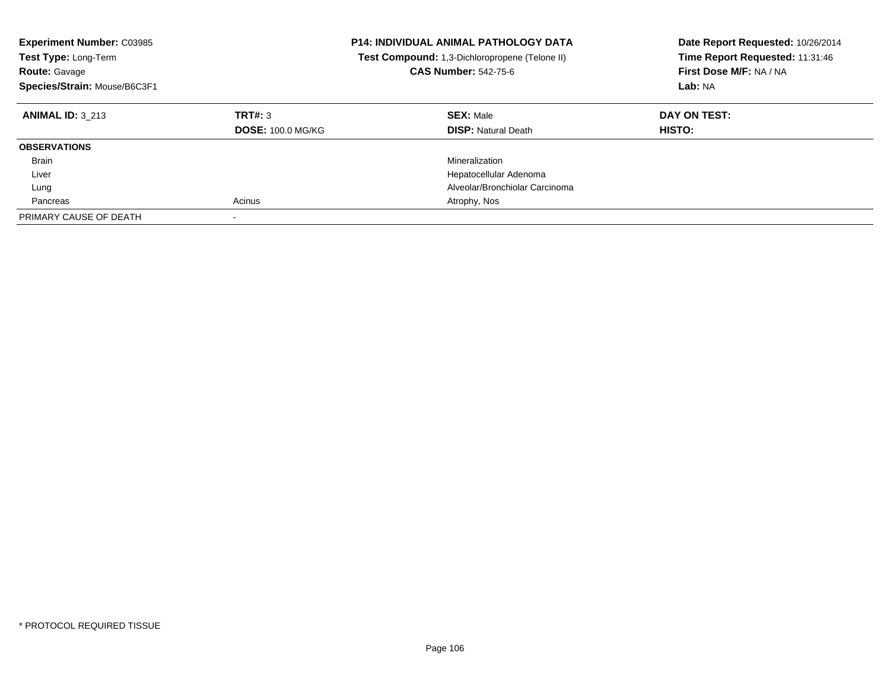**Experiment Number:** C03985
**Test Type:** Long-Term
**Route:** Gavage
**Species/Strain:** Mouse/B6C3F1

**P14: INDIVIDUAL ANIMAL PATHOLOGY DATA**
**Test Compound:** 1,3-Dichloropropene (Telone II)
**CAS Number:** 542-75-6

**Date Report Requested:** 10/26/2014
**Time Report Requested:** 11:31:46
**First Dose M/F:** NA / NA
**Lab:** NA

| **ANIMAL ID:** 3_213 | **TRT#:** 3 | **SEX:** Male | **DAY ON TEST:** |
|---|---|---|---|
| | **DOSE:** 100.0 MG/KG | **DISP:** Natural Death | **HISTO:** |
| **OBSERVATIONS** | | | |
| Brain | | Mineralization | |
| Liver | | Hepatocellular Adenoma | |
| Lung | | Alveolar/Bronchiolar Carcinoma | |
| Pancreas | Acinus | Atrophy, Nos | |
| PRIMARY CAUSE OF DEATH | - | | |

* PROTOCOL REQUIRED TISSUE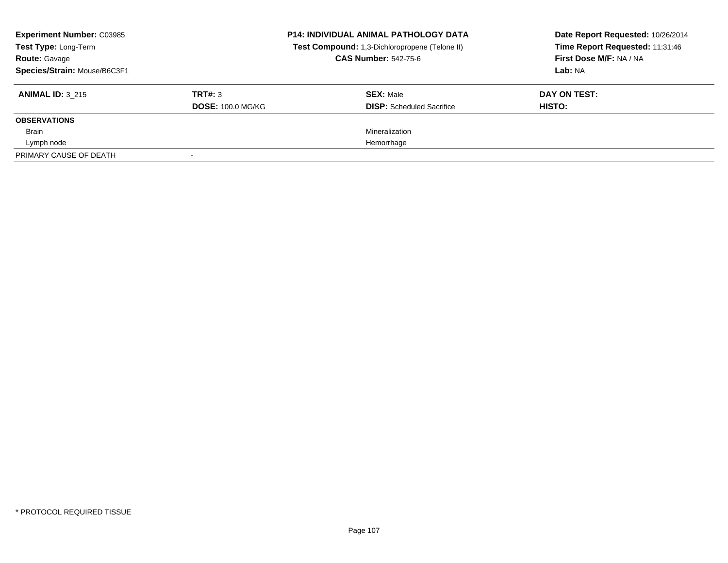| **Experiment Number:** C03985 | **P14: INDIVIDUAL ANIMAL PATHOLOGY DATA** | **Date Report Requested:** 10/26/2014 |
|---|---|---|
| **Test Type:** Long-Term | **Test Compound:** 1,3-Dichloropropene (Telone II) | **Time Report Requested:** 11:31:46 |
| **Route:** Gavage | **CAS Number:** 542-75-6 | **First Dose M/F:** NA / NA |
| **Species/Strain:** Mouse/B6C3F1 | | **Lab:** NA |

| **ANIMAL ID:** 3_215 | **TRT#:** 3 | **SEX:** Male | **DAY ON TEST:** |
|---|---|---|---|
| | **DOSE:** 100.0 MG/KG | **DISP:** Scheduled Sacrifice | **HISTO:** |
| **OBSERVATIONS** | | | |
| Brain | | Mineralization | |
| Lymph node | | Hemorrhage | |
| PRIMARY CAUSE OF DEATH | - | | |

* PROTOCOL REQUIRED TISSUE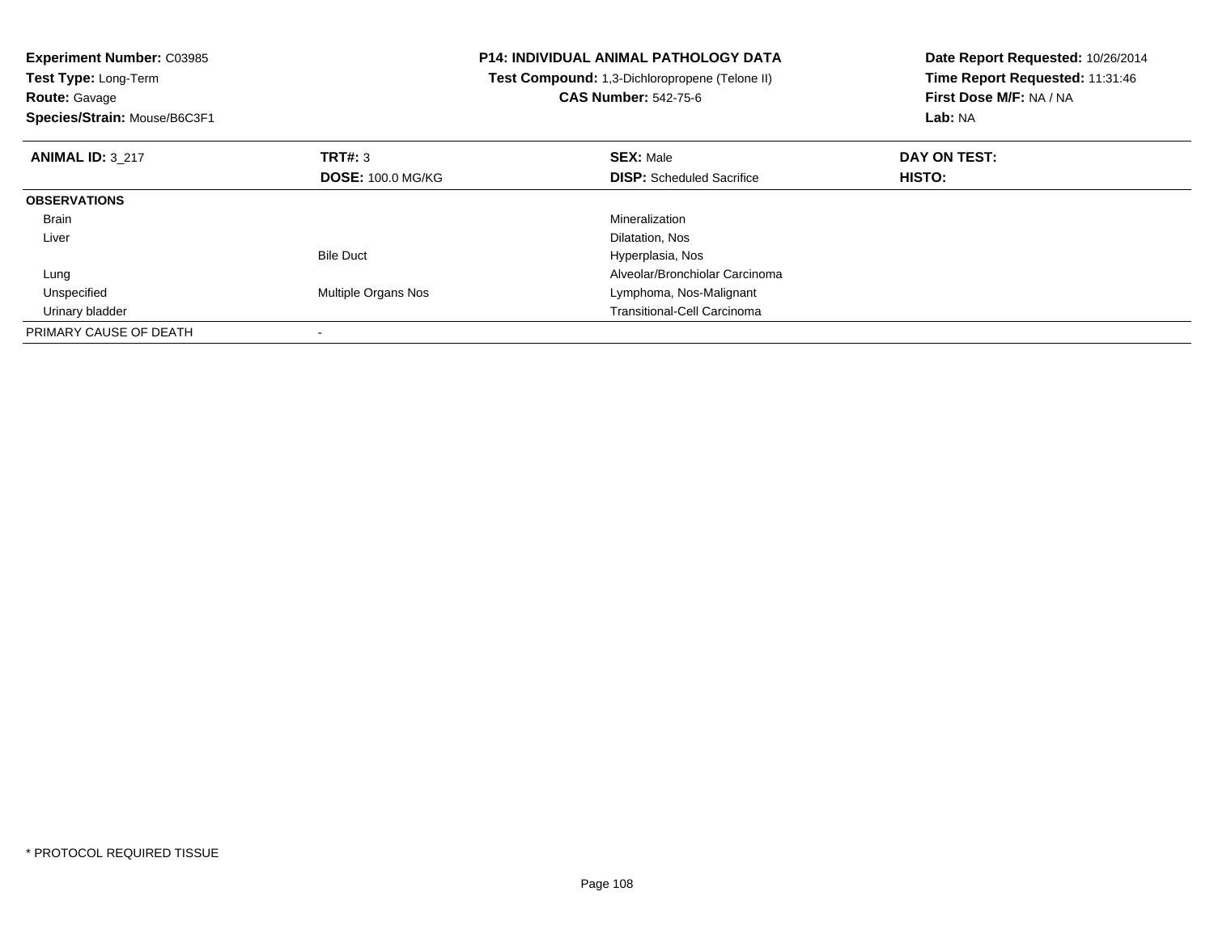**Experiment Number:** C03985
**Test Type:** Long-Term
**Route:** Gavage
**Species/Strain:** Mouse/B6C3F1

**P14: INDIVIDUAL ANIMAL PATHOLOGY DATA**
**Test Compound:** 1,3-Dichloropropene (Telone II)
**CAS Number:** 542-75-6

**Date Report Requested:** 10/26/2014
**Time Report Requested:** 11:31:46
**First Dose M/F:** NA / NA
**Lab:** NA

| **ANIMAL ID:** 3_217 | **TRT#:** 3 | **SEX:** Male | **DAY ON TEST:** |
|---|---|---|---|
| | **DOSE:** 100.0 MG/KG | **DISP:** Scheduled Sacrifice | **HISTO:** |
| **OBSERVATIONS** | | | |
| Brain | | Mineralization | |
| Liver | | Dilatation, Nos | |
| | Bile Duct | Hyperplasia, Nos | |
| Lung | | Alveolar/Bronchiolar Carcinoma | |
| Unspecified | Multiple Organs Nos | Lymphoma, Nos-Malignant | |
| Urinary bladder | | Transitional-Cell Carcinoma | |
| PRIMARY CAUSE OF DEATH | - | | |

\* PROTOCOL REQUIRED TISSUE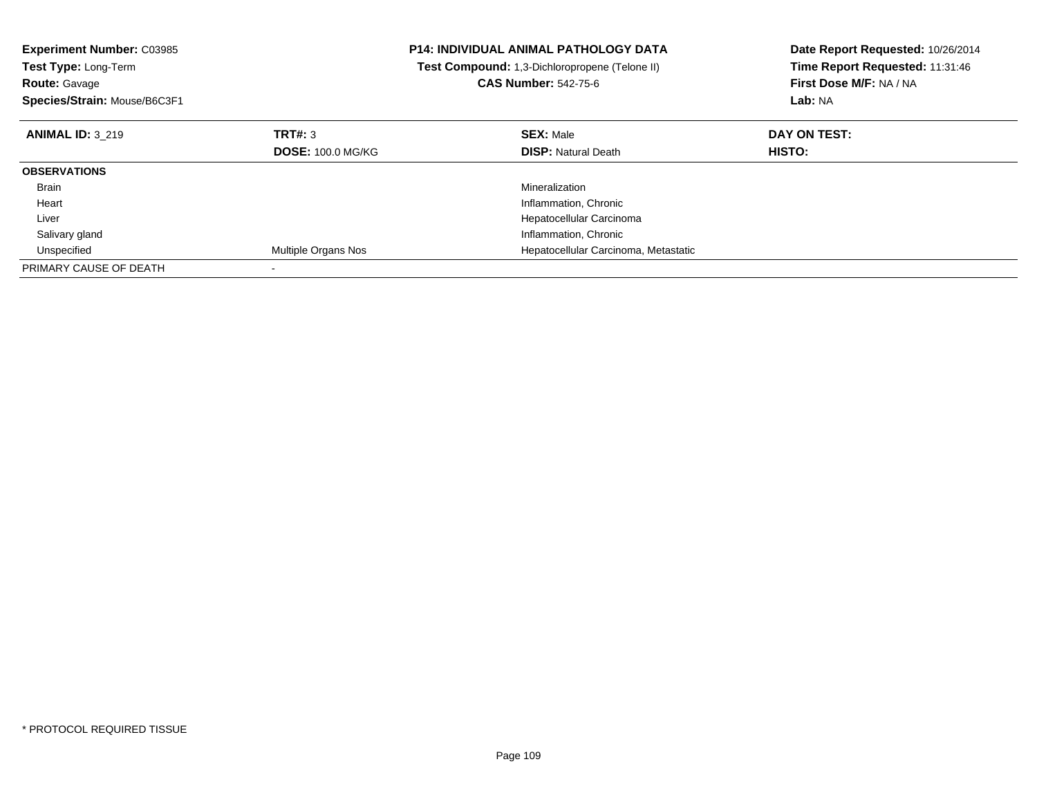**Experiment Number:** C03985
**Test Type:** Long-Term
**Route:** Gavage
**Species/Strain:** Mouse/B6C3F1

**P14: INDIVIDUAL ANIMAL PATHOLOGY DATA**
**Test Compound:** 1,3-Dichloropropene (Telone II)
**CAS Number:** 542-75-6

**Date Report Requested:** 10/26/2014
**Time Report Requested:** 11:31:46
**First Dose M/F:** NA / NA
**Lab:** NA

| **ANIMAL ID:** 3_219 | **TRT#:** 3 | **SEX:** Male | **DAY ON TEST:** |
|---|---|---|---|
| | **DOSE:** 100.0 MG/KG | **DISP:** Natural Death | **HISTO:** |
| **OBSERVATIONS** | | | |
| Brain | | Mineralization | |
| Heart | | Inflammation, Chronic | |
| Liver | | Hepatocellular Carcinoma | |
| Salivary gland | | Inflammation, Chronic | |
| Unspecified | Multiple Organs Nos | Hepatocellular Carcinoma, Metastatic | |
| PRIMARY CAUSE OF DEATH | - | | |

* PROTOCOL REQUIRED TISSUE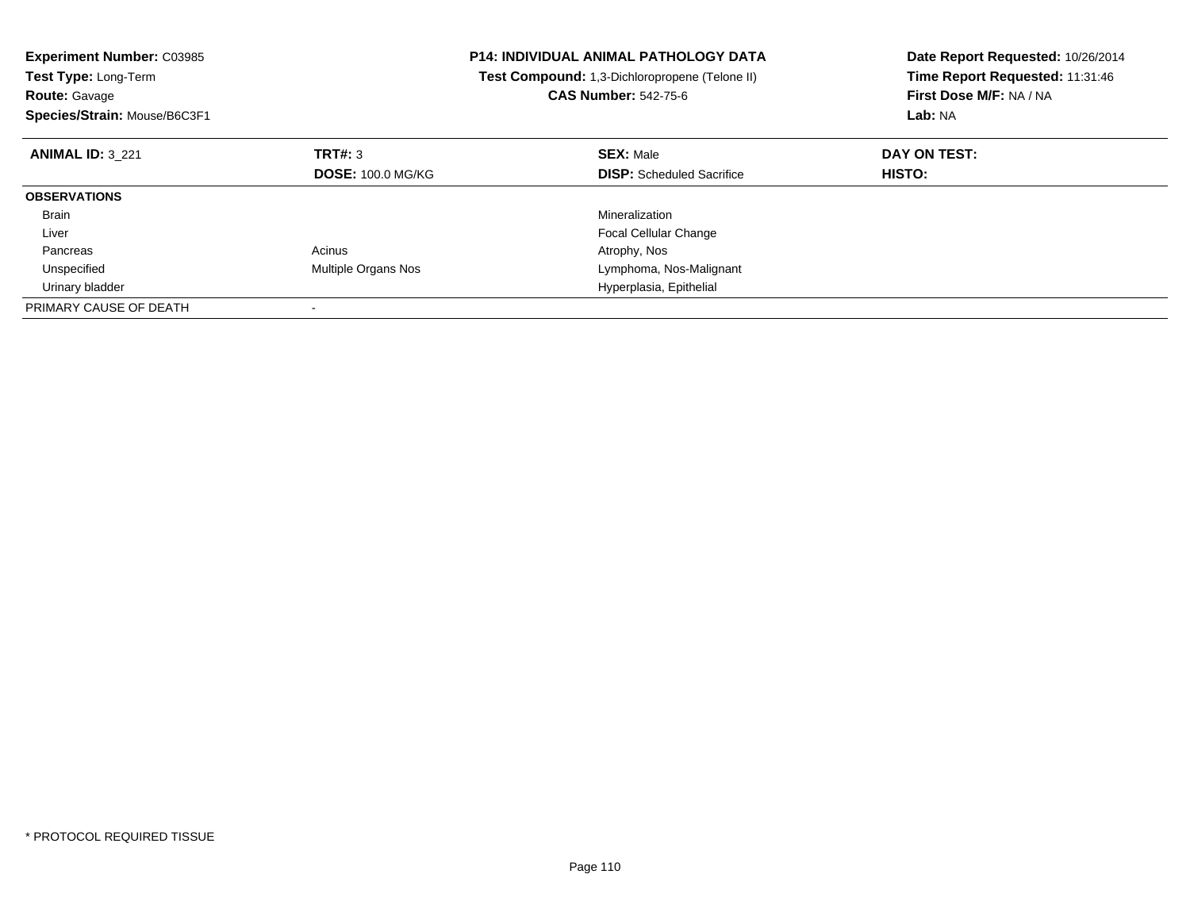**Experiment Number:** C03985
**Test Type:** Long-Term
**Route:** Gavage
**Species/Strain:** Mouse/B6C3F1

**P14: INDIVIDUAL ANIMAL PATHOLOGY DATA**
**Test Compound:** 1,3-Dichloropropene (Telone II)
**CAS Number:** 542-75-6

**Date Report Requested:** 10/26/2014
**Time Report Requested:** 11:31:46
**First Dose M/F:** NA / NA
**Lab:** NA

| **ANIMAL ID:** 3_221 | **TRT#:** 3 | **SEX:** Male | **DAY ON TEST:** |
|---|---|---|---|
| | **DOSE:** 100.0 MG/KG | **DISP:** Scheduled Sacrifice | **HISTO:** |
| **OBSERVATIONS** | | | |
| Brain | | Mineralization | |
| Liver | | Focal Cellular Change | |
| Pancreas | Acinus | Atrophy, Nos | |
| Unspecified | Multiple Organs Nos | Lymphoma, Nos-Malignant | |
| Urinary bladder | | Hyperplasia, Epithelial | |
| PRIMARY CAUSE OF DEATH | - | | |

* PROTOCOL REQUIRED TISSUE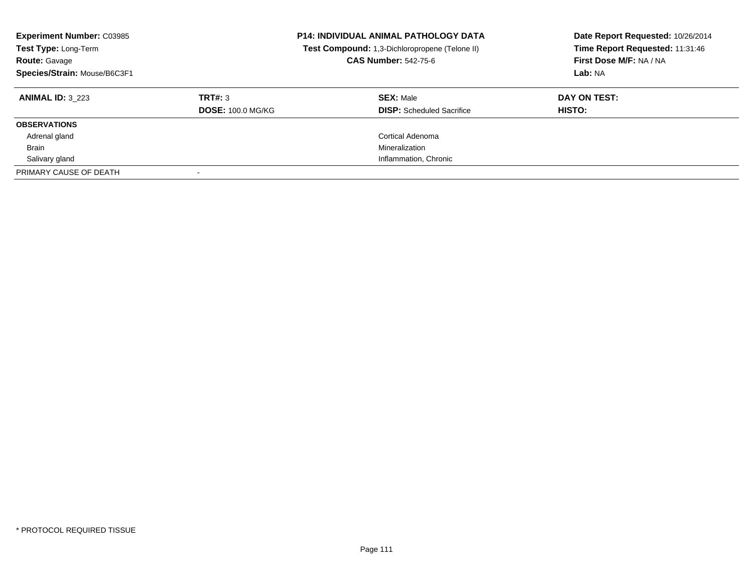**Experiment Number:** C03985
**Test Type:** Long-Term
**Route:** Gavage
**Species/Strain:** Mouse/B6C3F1

**P14: INDIVIDUAL ANIMAL PATHOLOGY DATA**
**Test Compound:** 1,3-Dichloropropene (Telone II)
**CAS Number:** 542-75-6

**Date Report Requested:** 10/26/2014
**Time Report Requested:** 11:31:46
**First Dose M/F:** NA / NA
**Lab:** NA

| **ANIMAL ID:** 3_223 | **TRT#:** 3 | **SEX:** Male | **DAY ON TEST:** |
|---|---|---|---|
| | **DOSE:** 100.0 MG/KG | **DISP:** Scheduled Sacrifice | **HISTO:** |
| **OBSERVATIONS** | | | |
| Adrenal gland | | Cortical Adenoma | |
| Brain | | Mineralization | |
| Salivary gland | | Inflammation, Chronic | |
| PRIMARY CAUSE OF DEATH | - | | |

* PROTOCOL REQUIRED TISSUE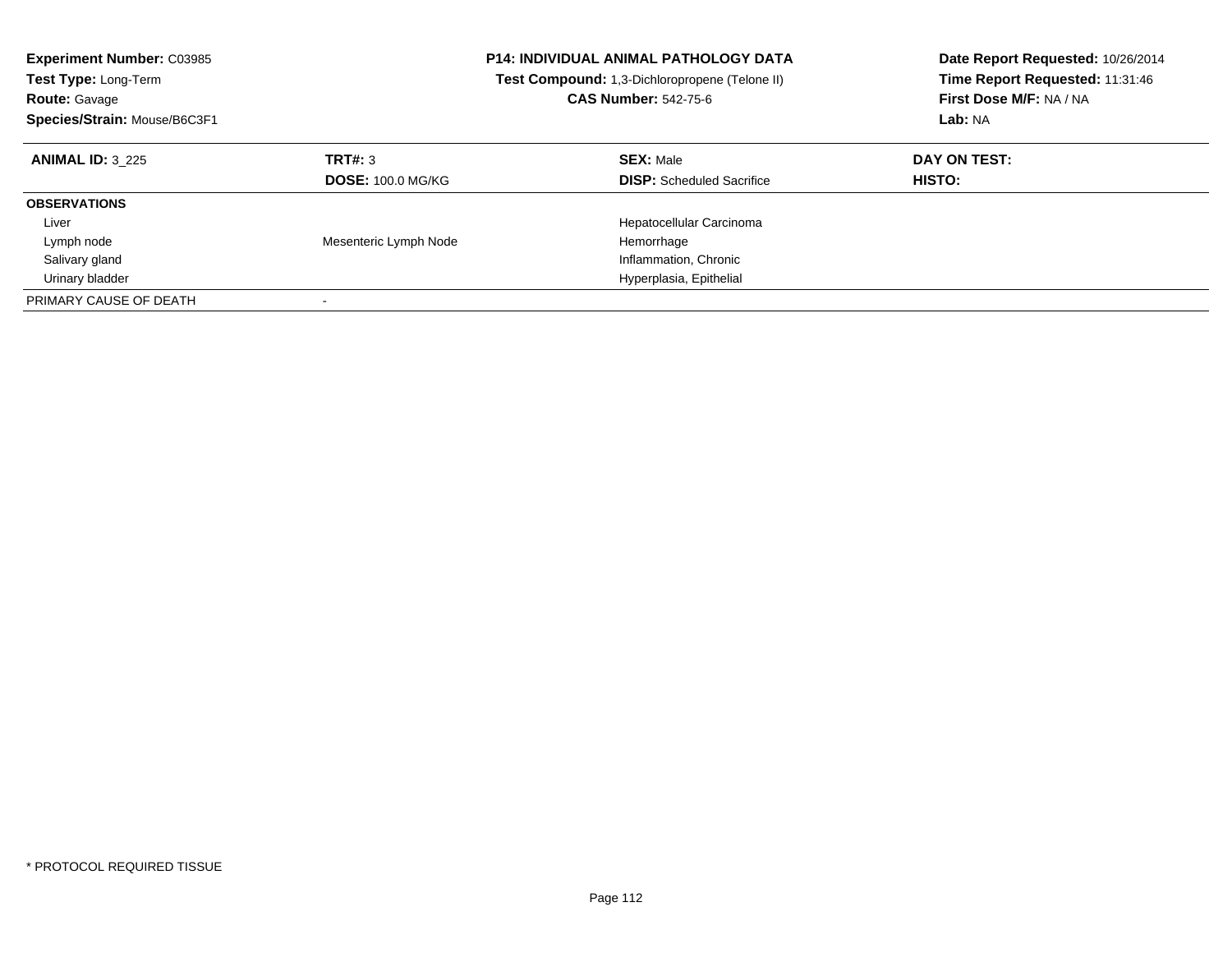**Experiment Number:** C03985
**Test Type:** Long-Term
**Route:** Gavage
**Species/Strain:** Mouse/B6C3F1

**P14: INDIVIDUAL ANIMAL PATHOLOGY DATA**
**Test Compound:** 1,3-Dichloropropene (Telone II)
**CAS Number:** 542-75-6

**Date Report Requested:** 10/26/2014
**Time Report Requested:** 11:31:46
**First Dose M/F:** NA / NA
**Lab:** NA

| **ANIMAL ID:** 3_225 | **TRT#:** 3 | **SEX:** Male | **DAY ON TEST:** |
|---|---|---|---|
| | **DOSE:** 100.0 MG/KG | **DISP:** Scheduled Sacrifice | **HISTO:** |
| **OBSERVATIONS** | | | |
| Liver | | Hepatocellular Carcinoma | |
| Lymph node | Mesenteric Lymph Node | Hemorrhage | |
| Salivary gland | | Inflammation, Chronic | |
| Urinary bladder | | Hyperplasia, Epithelial | |
| PRIMARY CAUSE OF DEATH | - | | |

* PROTOCOL REQUIRED TISSUE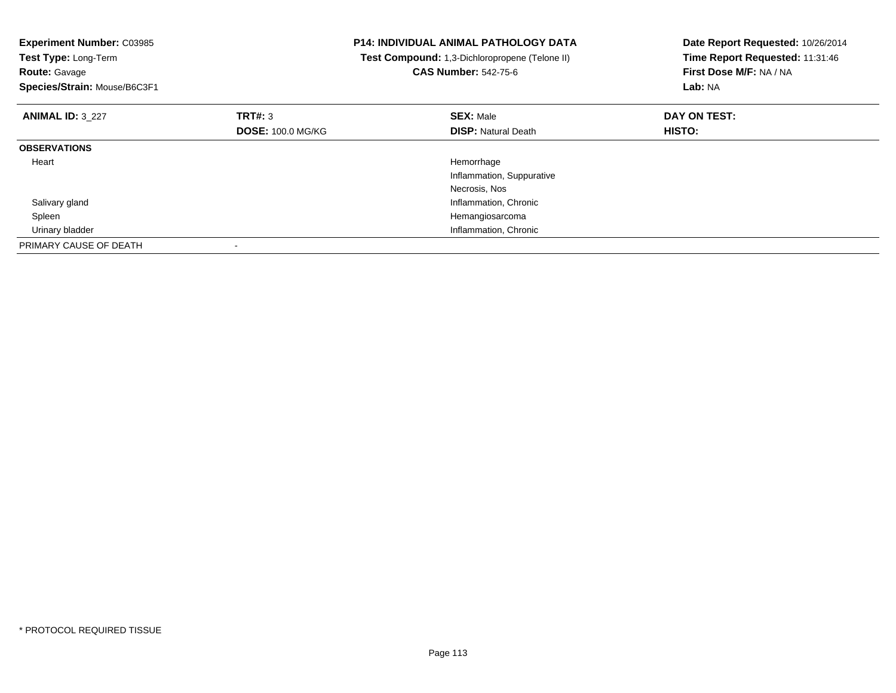**Experiment Number:** C03985
**Test Type:** Long-Term
**Route:** Gavage
**Species/Strain:** Mouse/B6C3F1

**P14: INDIVIDUAL ANIMAL PATHOLOGY DATA**
**Test Compound:** 1,3-Dichloropropene (Telone II)
**CAS Number:** 542-75-6

**Date Report Requested:** 10/26/2014
**Time Report Requested:** 11:31:46
**First Dose M/F:** NA / NA
**Lab:** NA

| **ANIMAL ID:** 3_227 | **TRT#:** 3 | **SEX:** Male | **DAY ON TEST:** |
|---|---|---|---|
| | **DOSE:** 100.0 MG/KG | **DISP:** Natural Death | **HISTO:** |
| **OBSERVATIONS** | | | |
| Heart | | Hemorrhage | |
| | | Inflammation, Suppurative | |
| | | Necrosis, Nos | |
| Salivary gland | | Inflammation, Chronic | |
| Spleen | | Hemangiosarcoma | |
| Urinary bladder | | Inflammation, Chronic | |
| PRIMARY CAUSE OF DEATH | - | | |

\* PROTOCOL REQUIRED TISSUE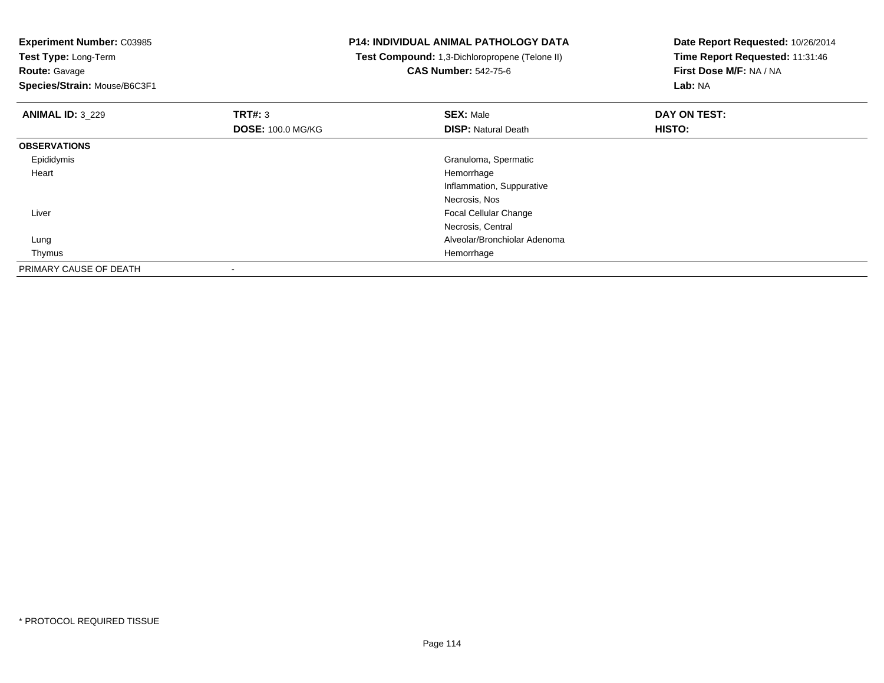**Experiment Number:** C03985
**Test Type:** Long-Term
**Route:** Gavage
**Species/Strain:** Mouse/B6C3F1

**P14: INDIVIDUAL ANIMAL PATHOLOGY DATA**
**Test Compound:** 1,3-Dichloropropene (Telone II)
**CAS Number:** 542-75-6

**Date Report Requested:** 10/26/2014
**Time Report Requested:** 11:31:46
**First Dose M/F:** NA / NA
**Lab:** NA

| **ANIMAL ID:** 3_229 | **TRT#:** 3 | **SEX:** Male | **DAY ON TEST:** |
|---|---|---|---|
| | **DOSE:** 100.0 MG/KG | **DISP:** Natural Death | **HISTO:** |
| **OBSERVATIONS** | | | |
| Epididymis | | Granuloma, Spermatic | |
| Heart | | Hemorrhage | |
| | | Inflammation, Suppurative | |
| | | Necrosis, Nos | |
| Liver | | Focal Cellular Change | |
| | | Necrosis, Central | |
| Lung | | Alveolar/Bronchiolar Adenoma | |
| Thymus | | Hemorrhage | |
| PRIMARY CAUSE OF DEATH | - | | |

* PROTOCOL REQUIRED TISSUE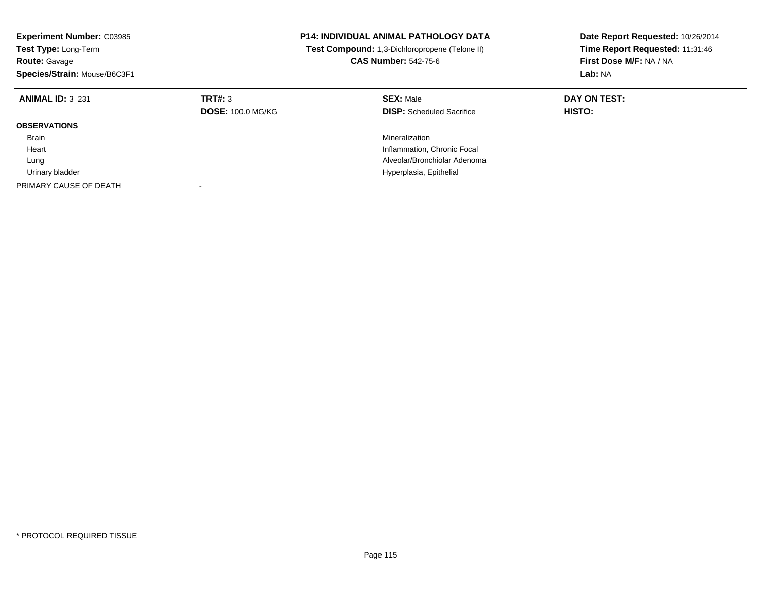**Experiment Number:** C03985
**Test Type:** Long-Term
**Route:** Gavage
**Species/Strain:** Mouse/B6C3F1

**P14: INDIVIDUAL ANIMAL PATHOLOGY DATA**
**Test Compound:** 1,3-Dichloropropene (Telone II)
**CAS Number:** 542-75-6

**Date Report Requested:** 10/26/2014
**Time Report Requested:** 11:31:46
**First Dose M/F:** NA / NA
**Lab:** NA

| **ANIMAL ID:** 3_231 | **TRT#:** 3 | **SEX:** Male | **DAY ON TEST:** |
|---|---|---|---|
| | **DOSE:** 100.0 MG/KG | **DISP:** Scheduled Sacrifice | **HISTO:** |
| **OBSERVATIONS** | | | |
| Brain | | Mineralization | |
| Heart | | Inflammation, Chronic Focal | |
| Lung | | Alveolar/Bronchiolar Adenoma | |
| Urinary bladder | | Hyperplasia, Epithelial | |
| PRIMARY CAUSE OF DEATH | - | | |

* PROTOCOL REQUIRED TISSUE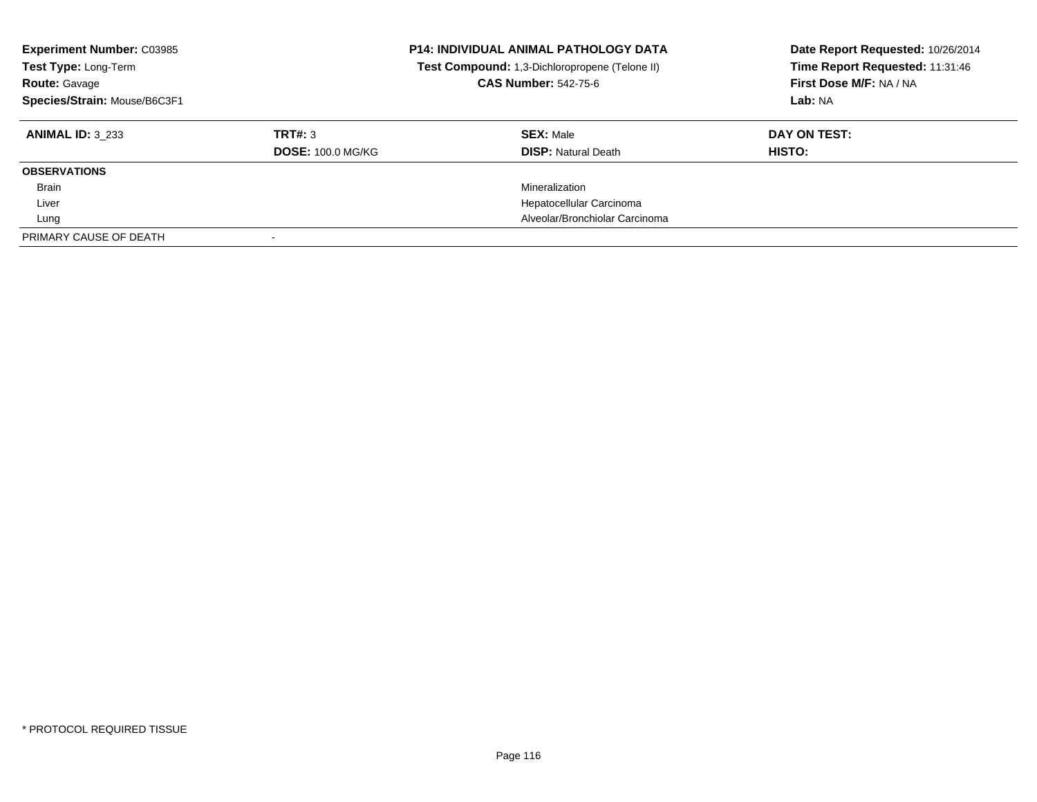**Experiment Number:** C03985
**Test Type:** Long-Term
**Route:** Gavage
**Species/Strain:** Mouse/B6C3F1

**P14: INDIVIDUAL ANIMAL PATHOLOGY DATA**
**Test Compound:** 1,3-Dichloropropene (Telone II)
**CAS Number:** 542-75-6

**Date Report Requested:** 10/26/2014
**Time Report Requested:** 11:31:46
**First Dose M/F:** NA / NA
**Lab:** NA

| **ANIMAL ID:** 3_233 | **TRT#:** 3 | **SEX:** Male | **DAY ON TEST:** |
|---|---|---|---|
| | **DOSE:** 100.0 MG/KG | **DISP:** Natural Death | **HISTO:** |
| **OBSERVATIONS** | | | |
| Brain | | Mineralization | |
| Liver | | Hepatocellular Carcinoma | |
| Lung | | Alveolar/Bronchiolar Carcinoma | |
| PRIMARY CAUSE OF DEATH | - | | |

* PROTOCOL REQUIRED TISSUE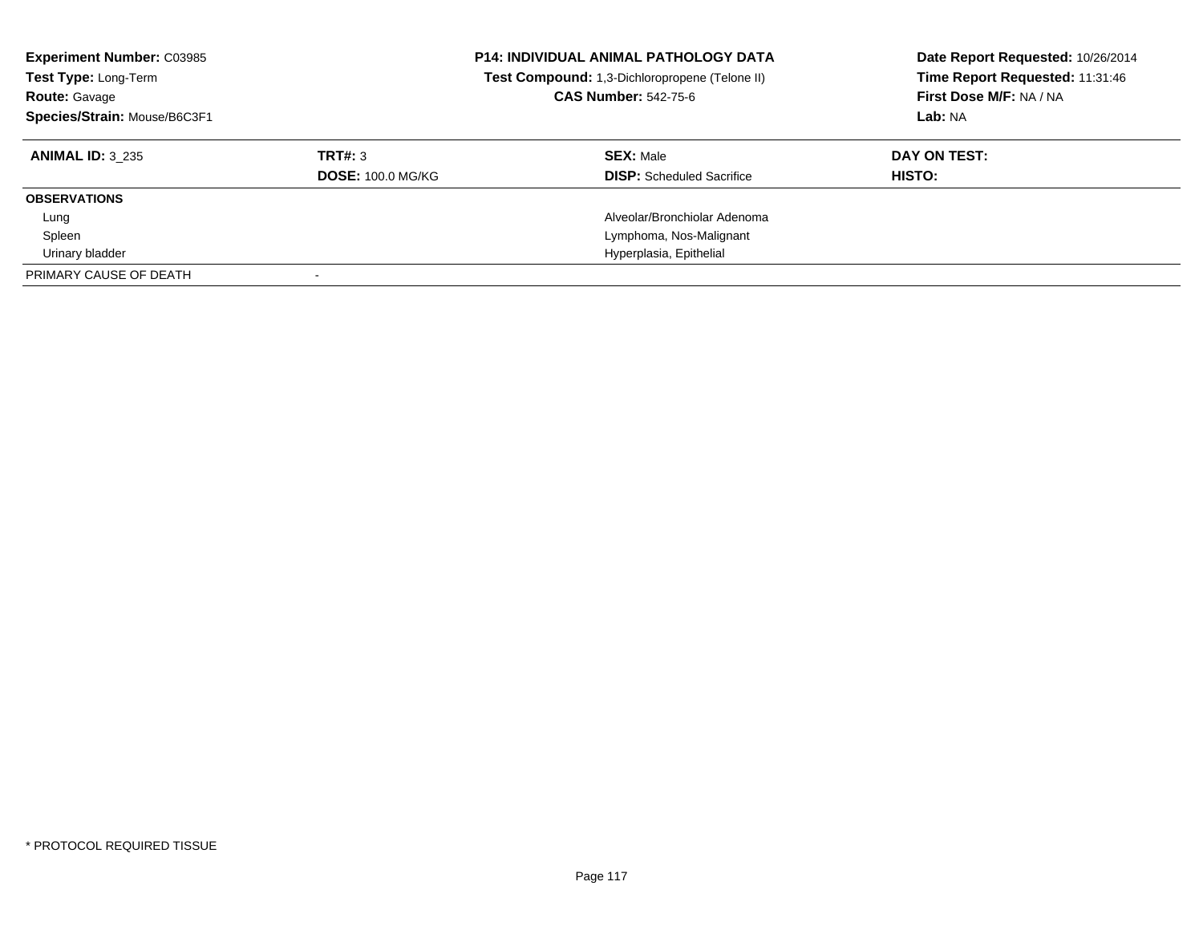**Experiment Number:** C03985
**Test Type:** Long-Term
**Route:** Gavage
**Species/Strain:** Mouse/B6C3F1

**P14: INDIVIDUAL ANIMAL PATHOLOGY DATA**
**Test Compound:** 1,3-Dichloropropene (Telone II)
**CAS Number:** 542-75-6

**Date Report Requested:** 10/26/2014
**Time Report Requested:** 11:31:46
**First Dose M/F:** NA / NA
**Lab:** NA

| **ANIMAL ID:** 3_235 | **TRT#:** 3 | **SEX:** Male | **DAY ON TEST:** |
|---|---|---|---|
| | **DOSE:** 100.0 MG/KG | **DISP:** Scheduled Sacrifice | **HISTO:** |
| **OBSERVATIONS** | | | |
| Lung | | Alveolar/Bronchiolar Adenoma | |
| Spleen | | Lymphoma, Nos-Malignant | |
| Urinary bladder | | Hyperplasia, Epithelial | |
| PRIMARY CAUSE OF DEATH | - | | |

* PROTOCOL REQUIRED TISSUE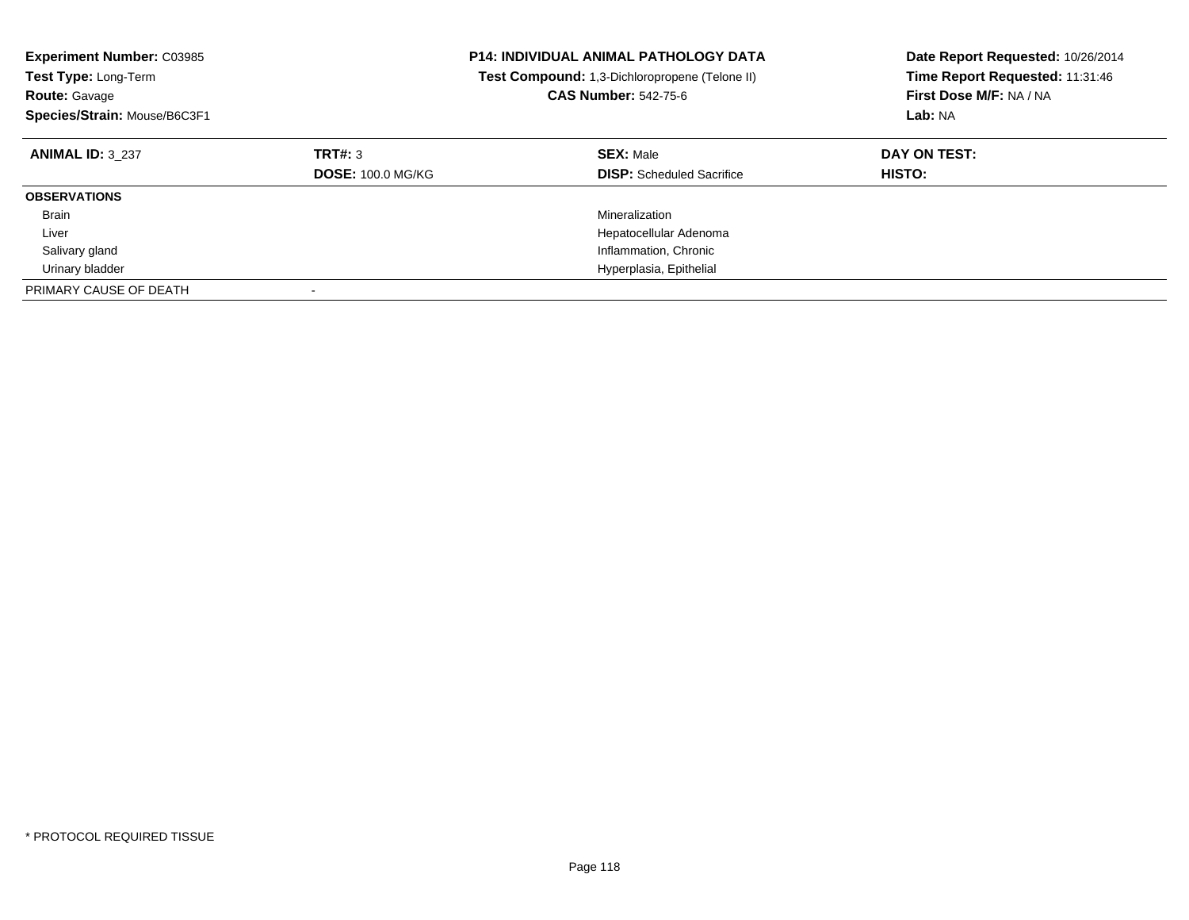**Experiment Number:** C03985
**Test Type:** Long-Term
**Route:** Gavage
**Species/Strain:** Mouse/B6C3F1

**P14: INDIVIDUAL ANIMAL PATHOLOGY DATA**
**Test Compound:** 1,3-Dichloropropene (Telone II)
**CAS Number:** 542-75-6

**Date Report Requested:** 10/26/2014
**Time Report Requested:** 11:31:46
**First Dose M/F:** NA / NA
**Lab:** NA

| **ANIMAL ID:** 3_237 | **TRT#:** 3 | **SEX:** Male | **DAY ON TEST:** |
|---|---|---|---|
| | **DOSE:** 100.0 MG/KG | **DISP:** Scheduled Sacrifice | **HISTO:** |
| **OBSERVATIONS** | | | |
| Brain | | Mineralization | |
| Liver | | Hepatocellular Adenoma | |
| Salivary gland | | Inflammation, Chronic | |
| Urinary bladder | | Hyperplasia, Epithelial | |
| PRIMARY CAUSE OF DEATH | - | | |

* PROTOCOL REQUIRED TISSUE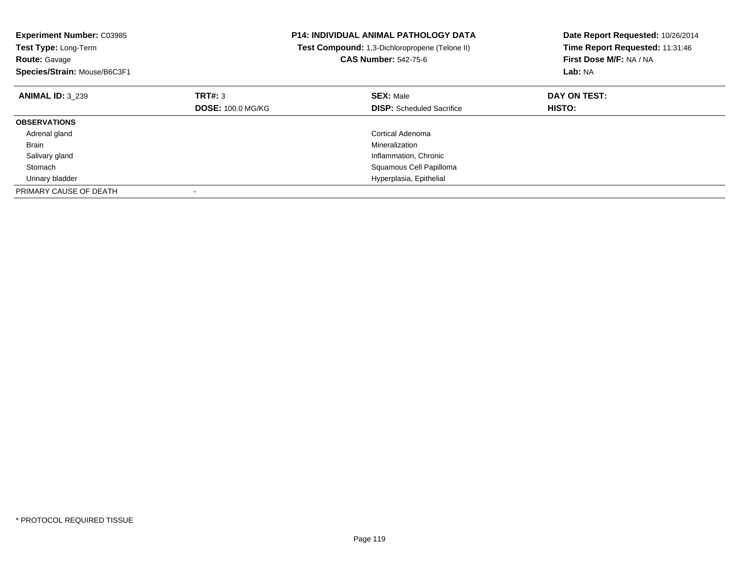**Experiment Number:** C03985
**Test Type:** Long-Term
**Route:** Gavage
**Species/Strain:** Mouse/B6C3F1

**P14: INDIVIDUAL ANIMAL PATHOLOGY DATA**
**Test Compound:** 1,3-Dichloropropene (Telone II)
**CAS Number:** 542-75-6

**Date Report Requested:** 10/26/2014
**Time Report Requested:** 11:31:46
**First Dose M/F:** NA / NA
**Lab:** NA

| **ANIMAL ID:** 3_239 | **TRT#:** 3 | **SEX:** Male | **DAY ON TEST:** |
|---|---|---|---|
| | **DOSE:** 100.0 MG/KG | **DISP:** Scheduled Sacrifice | **HISTO:** |
| **OBSERVATIONS** | | | |
| Adrenal gland | | Cortical Adenoma | |
| Brain | | Mineralization | |
| Salivary gland | | Inflammation, Chronic | |
| Stomach | | Squamous Cell Papilloma | |
| Urinary bladder | | Hyperplasia, Epithelial | |
| PRIMARY CAUSE OF DEATH | - | | |

* PROTOCOL REQUIRED TISSUE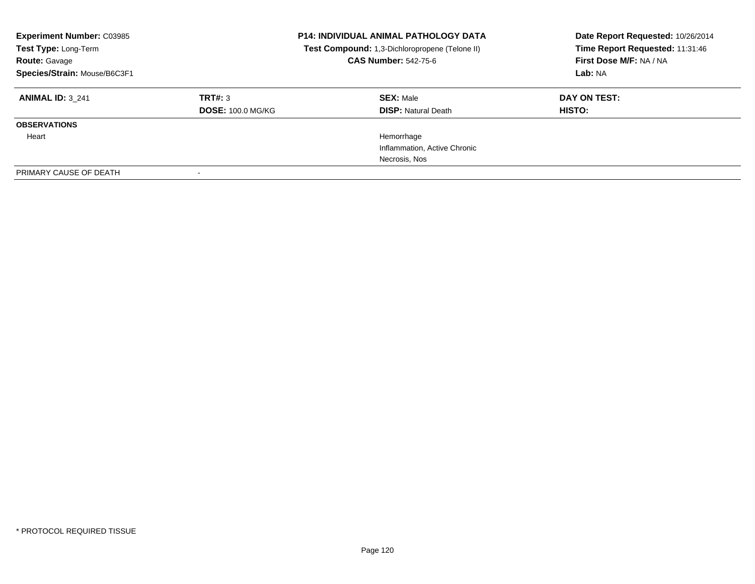**Experiment Number:** C03985
**Test Type:** Long-Term
**Route:** Gavage
**Species/Strain:** Mouse/B6C3F1

**P14: INDIVIDUAL ANIMAL PATHOLOGY DATA**
**Test Compound:** 1,3-Dichloropropene (Telone II)
**CAS Number:** 542-75-6

**Date Report Requested:** 10/26/2014
**Time Report Requested:** 11:31:46
**First Dose M/F:** NA / NA
**Lab:** NA

| **ANIMAL ID:** 3_241 | **TRT#:** 3 | **SEX:** Male | **DAY ON TEST:** |
|---|---|---|---|
| | **DOSE:** 100.0 MG/KG | **DISP:** Natural Death | **HISTO:** |
| **OBSERVATIONS** | | | |
| Heart | | Hemorrhage | |
| | | Inflammation, Active Chronic | |
| | | Necrosis, Nos | |
| PRIMARY CAUSE OF DEATH | - | | |

* PROTOCOL REQUIRED TISSUE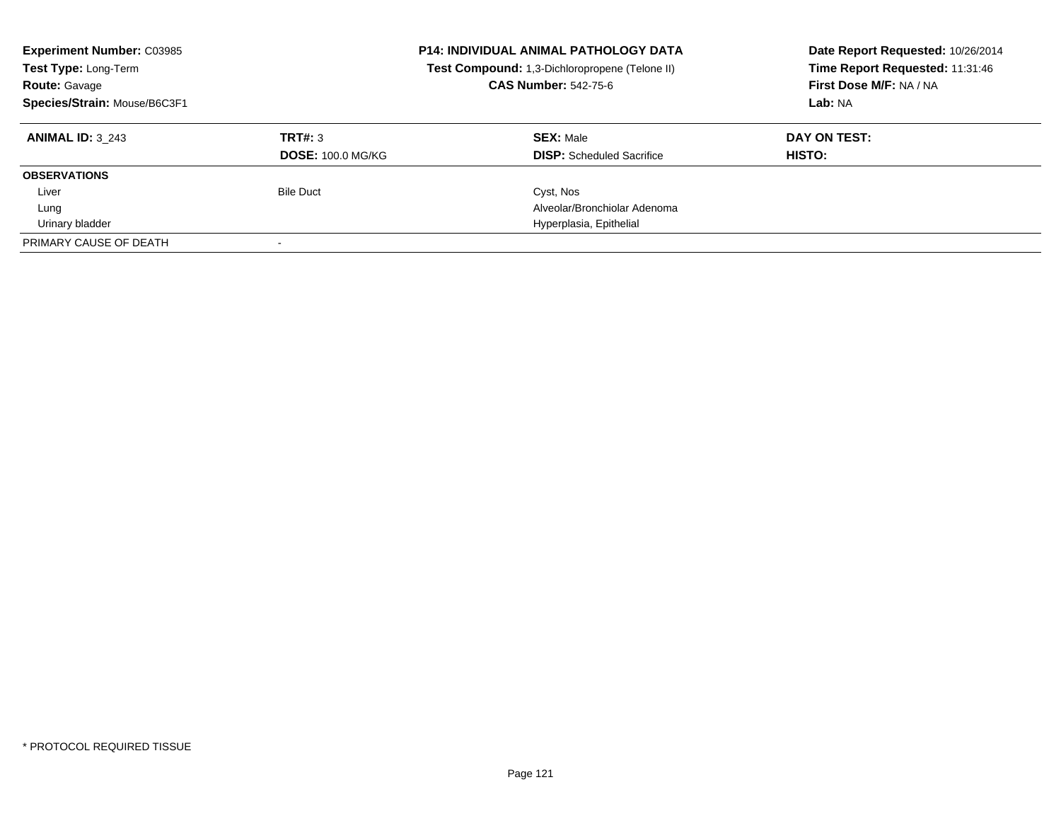**Experiment Number:** C03985
**Test Type:** Long-Term
**Route:** Gavage
**Species/Strain:** Mouse/B6C3F1

**P14: INDIVIDUAL ANIMAL PATHOLOGY DATA**
**Test Compound:** 1,3-Dichloropropene (Telone II)
**CAS Number:** 542-75-6

**Date Report Requested:** 10/26/2014
**Time Report Requested:** 11:31:46
**First Dose M/F:** NA / NA
**Lab:** NA

| **ANIMAL ID:** 3_243 | **TRT#:** 3 | **SEX:** Male | **DAY ON TEST:** |
|---|---|---|---|
| | **DOSE:** 100.0 MG/KG | **DISP:** Scheduled Sacrifice | **HISTO:** |
| **OBSERVATIONS** | | | |
| Liver | Bile Duct | Cyst, Nos | |
| Lung | | Alveolar/Bronchiolar Adenoma | |
| Urinary bladder | | Hyperplasia, Epithelial | |
| PRIMARY CAUSE OF DEATH | - | | |

* PROTOCOL REQUIRED TISSUE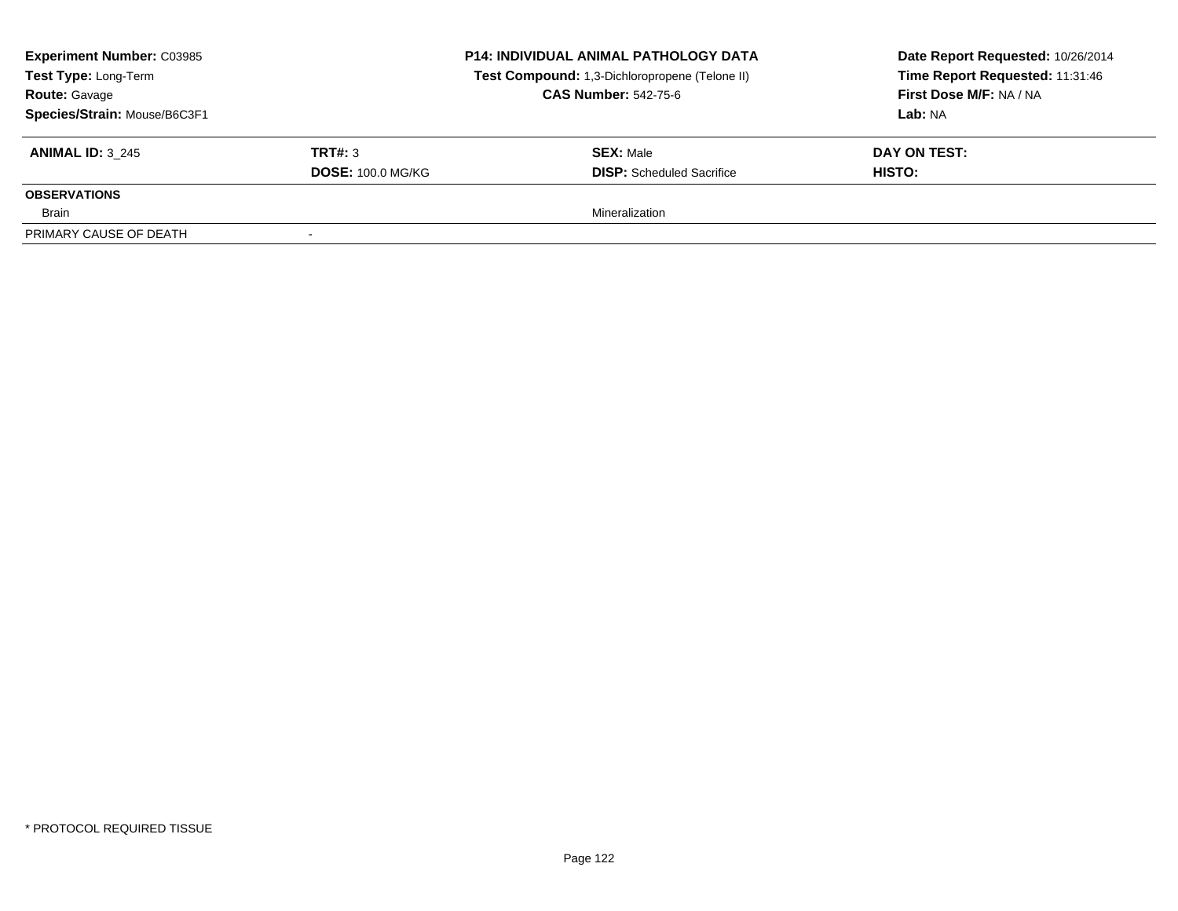**Experiment Number:** C03985
**Test Type:** Long-Term
**Route:** Gavage
**Species/Strain:** Mouse/B6C3F1

**P14: INDIVIDUAL ANIMAL PATHOLOGY DATA**
**Test Compound:** 1,3-Dichloropropene (Telone II)
**CAS Number:** 542-75-6

**Date Report Requested:** 10/26/2014
**Time Report Requested:** 11:31:46
**First Dose M/F:** NA / NA
**Lab:** NA

| **ANIMAL ID:** 3_245 | **TRT#:** 3 | **SEX:** Male | **DAY ON TEST:** |
|---|---|---|---|
| | **DOSE:** 100.0 MG/KG | **DISP:** Scheduled Sacrifice | **HISTO:** |
| **OBSERVATIONS** | | | |
| Brain | | Mineralization | |
| PRIMARY CAUSE OF DEATH | - | | |

* PROTOCOL REQUIRED TISSUE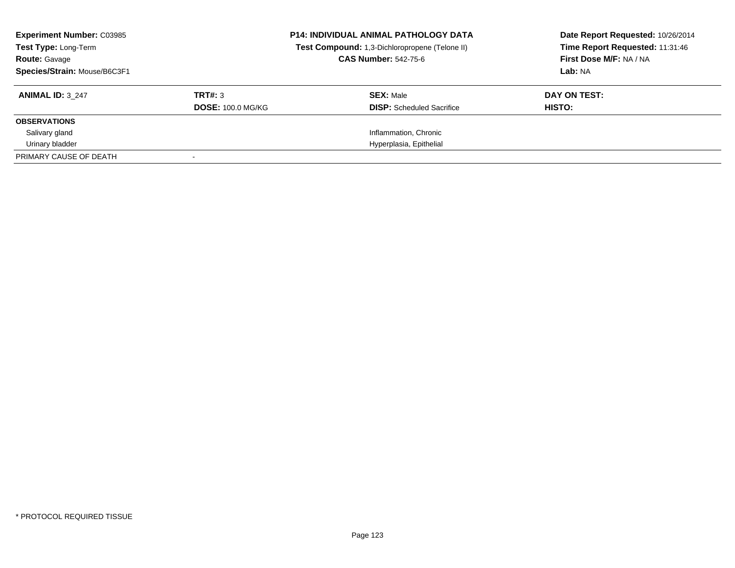**Experiment Number:** C03985
**Test Type:** Long-Term
**Route:** Gavage
**Species/Strain:** Mouse/B6C3F1

**P14: INDIVIDUAL ANIMAL PATHOLOGY DATA**
**Test Compound:** 1,3-Dichloropropene (Telone II)
**CAS Number:** 542-75-6

**Date Report Requested:** 10/26/2014
**Time Report Requested:** 11:31:46
**First Dose M/F:** NA / NA
**Lab:** NA

| **ANIMAL ID:** 3_247 | **TRT#:** 3 | **SEX:** Male | **DAY ON TEST:** |
|---|---|---|---|
| | **DOSE:** 100.0 MG/KG | **DISP:** Scheduled Sacrifice | **HISTO:** |
| **OBSERVATIONS** | | | |
| Salivary gland | | Inflammation, Chronic | |
| Urinary bladder | | Hyperplasia, Epithelial | |
| PRIMARY CAUSE OF DEATH | - | | |

* PROTOCOL REQUIRED TISSUE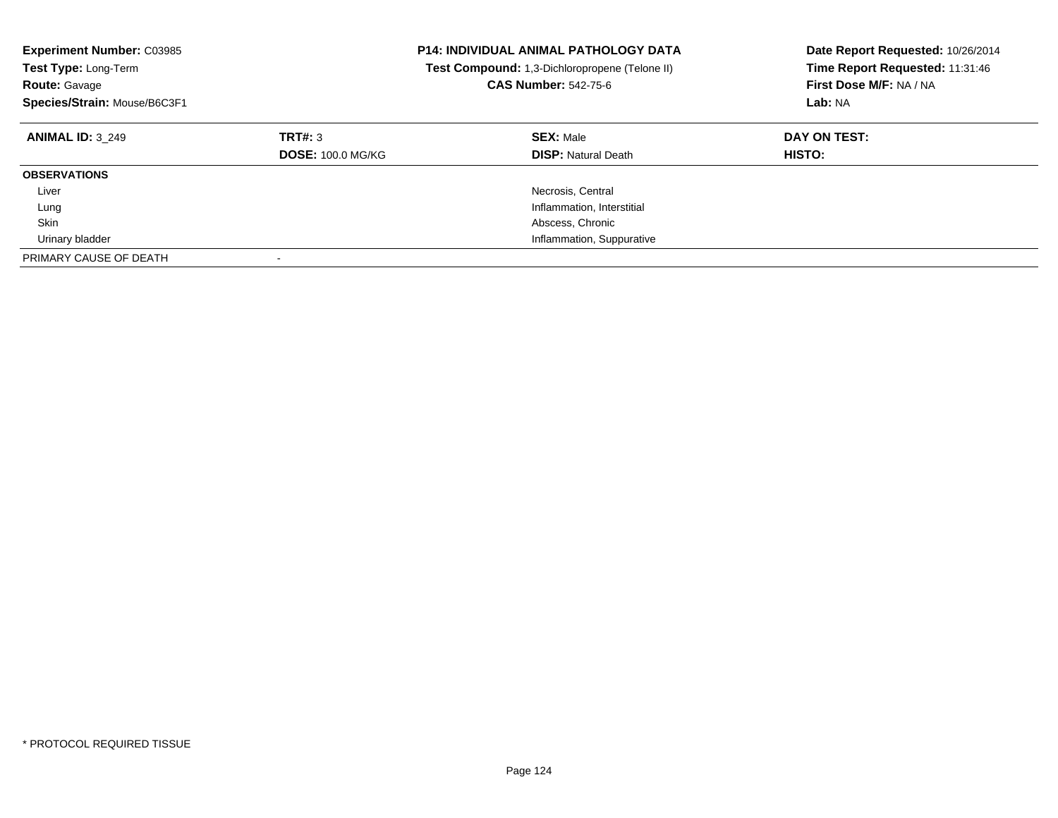**Experiment Number:** C03985
**Test Type:** Long-Term
**Route:** Gavage
**Species/Strain:** Mouse/B6C3F1

**P14: INDIVIDUAL ANIMAL PATHOLOGY DATA**
**Test Compound:** 1,3-Dichloropropene (Telone II)
**CAS Number:** 542-75-6

**Date Report Requested:** 10/26/2014
**Time Report Requested:** 11:31:46
**First Dose M/F:** NA / NA
**Lab:** NA

| **ANIMAL ID:** 3_249 | **TRT#:** 3 | **SEX:** Male | **DAY ON TEST:** |
|---|---|---|---|
| | **DOSE:** 100.0 MG/KG | **DISP:** Natural Death | **HISTO:** |
| **OBSERVATIONS** | | | |
| Liver | | Necrosis, Central | |
| Lung | | Inflammation, Interstitial | |
| Skin | | Abscess, Chronic | |
| Urinary bladder | | Inflammation, Suppurative | |
| PRIMARY CAUSE OF DEATH | - | | |

* PROTOCOL REQUIRED TISSUE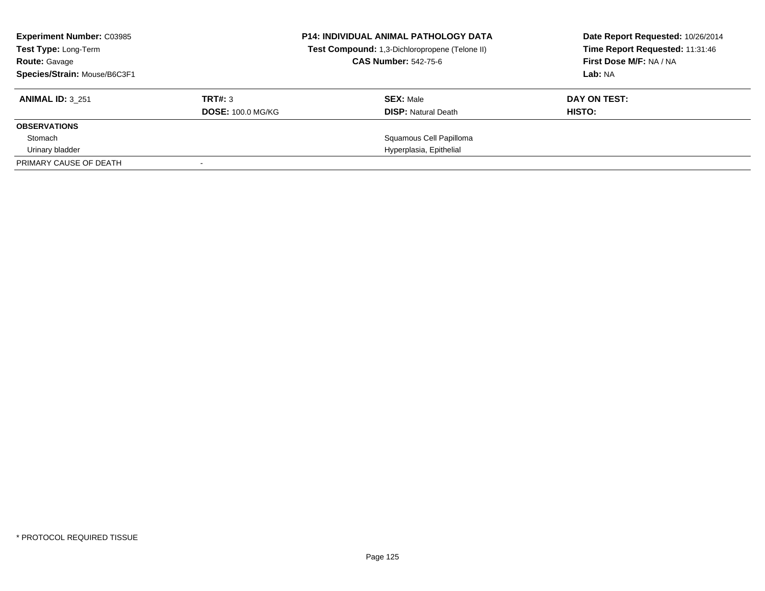**Experiment Number:** C03985
**Test Type:** Long-Term
**Route:** Gavage
**Species/Strain:** Mouse/B6C3F1

**P14: INDIVIDUAL ANIMAL PATHOLOGY DATA**
**Test Compound:** 1,3-Dichloropropene (Telone II)
**CAS Number:** 542-75-6

**Date Report Requested:** 10/26/2014
**Time Report Requested:** 11:31:46
**First Dose M/F:** NA / NA
**Lab:** NA

| **ANIMAL ID:** 3_251 | **TRT#:** 3 | **SEX:** Male | **DAY ON TEST:** |
|---|---|---|---|
| | **DOSE:** 100.0 MG/KG | **DISP:** Natural Death | **HISTO:** |
| **OBSERVATIONS** | | | |
| Stomach | | Squamous Cell Papilloma | |
| Urinary bladder | | Hyperplasia, Epithelial | |
| PRIMARY CAUSE OF DEATH | - | | |

* PROTOCOL REQUIRED TISSUE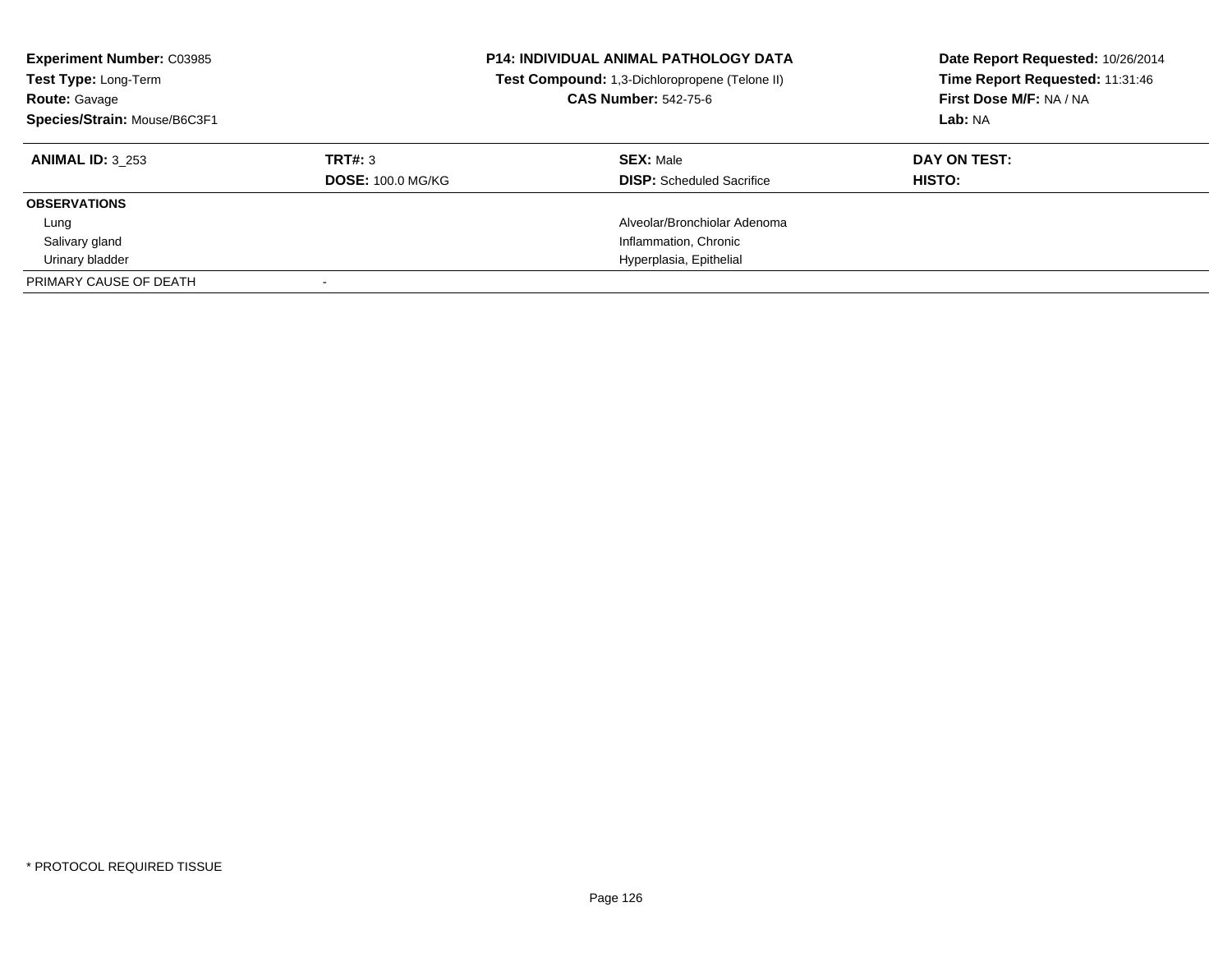**Experiment Number:** C03985
**Test Type:** Long-Term
**Route:** Gavage
**Species/Strain:** Mouse/B6C3F1

**P14: INDIVIDUAL ANIMAL PATHOLOGY DATA**
**Test Compound:** 1,3-Dichloropropene (Telone II)
**CAS Number:** 542-75-6

**Date Report Requested:** 10/26/2014
**Time Report Requested:** 11:31:46
**First Dose M/F:** NA / NA
**Lab:** NA

| **ANIMAL ID:** 3_253 | **TRT#:** 3 | **SEX:** Male | **DAY ON TEST:** |
|---|---|---|---|
| | **DOSE:** 100.0 MG/KG | **DISP:** Scheduled Sacrifice | **HISTO:** |
| **OBSERVATIONS** | | | |
| Lung | | Alveolar/Bronchiolar Adenoma | |
| Salivary gland | | Inflammation, Chronic | |
| Urinary bladder | | Hyperplasia, Epithelial | |
| PRIMARY CAUSE OF DEATH | - | | |

* PROTOCOL REQUIRED TISSUE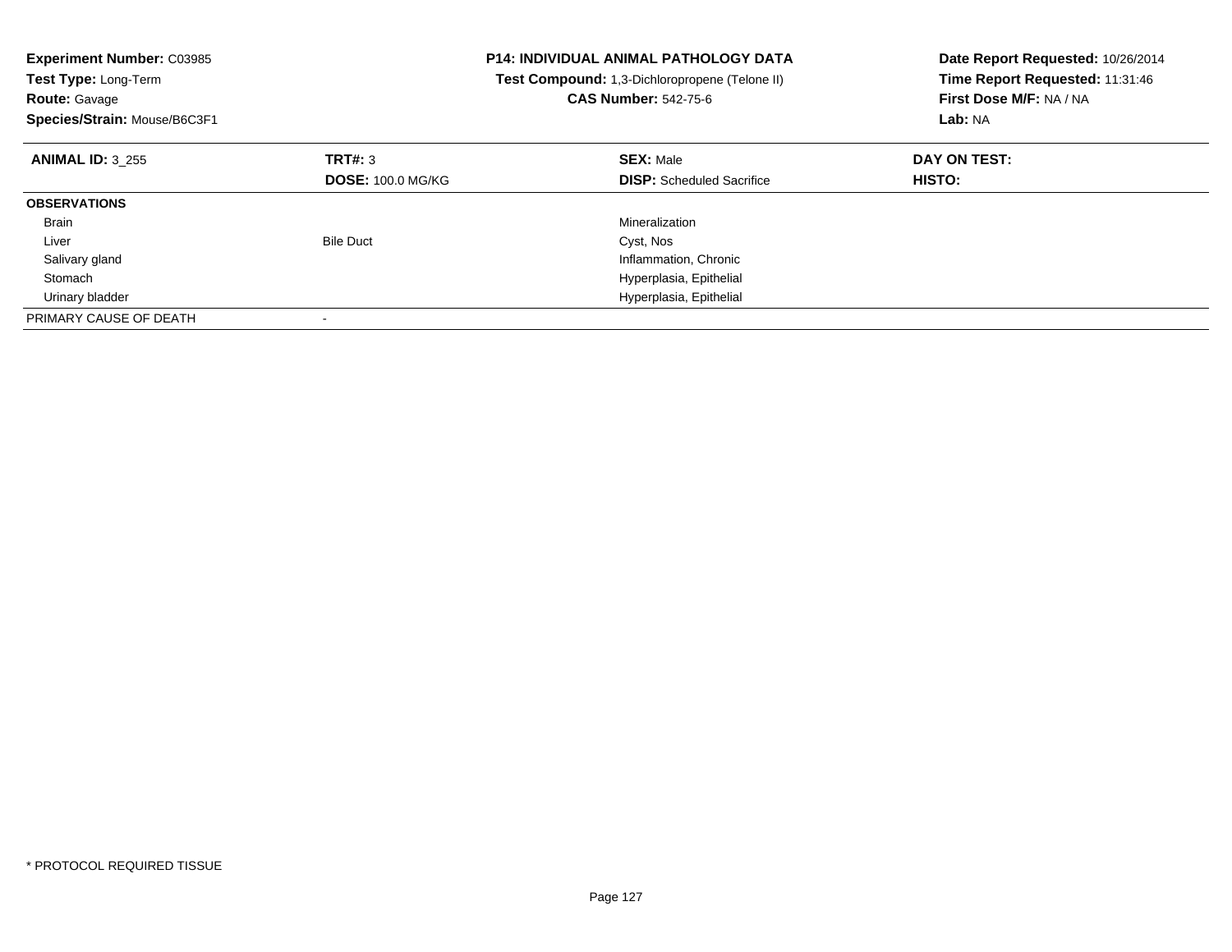**Experiment Number:** C03985
**Test Type:** Long-Term
**Route:** Gavage
**Species/Strain:** Mouse/B6C3F1

**P14: INDIVIDUAL ANIMAL PATHOLOGY DATA**
**Test Compound:** 1,3-Dichloropropene (Telone II)
**CAS Number:** 542-75-6

**Date Report Requested:** 10/26/2014
**Time Report Requested:** 11:31:46
**First Dose M/F:** NA / NA
**Lab:** NA

| **ANIMAL ID:** 3_255 | **TRT#:** 3 | **SEX:** Male | **DAY ON TEST:** |
|---|---|---|---|
| | **DOSE:** 100.0 MG/KG | **DISP:** Scheduled Sacrifice | **HISTO:** |
| **OBSERVATIONS** | | | |
| Brain | | Mineralization | |
| Liver | Bile Duct | Cyst, Nos | |
| Salivary gland | | Inflammation, Chronic | |
| Stomach | | Hyperplasia, Epithelial | |
| Urinary bladder | | Hyperplasia, Epithelial | |
| PRIMARY CAUSE OF DEATH | - | | |

* PROTOCOL REQUIRED TISSUE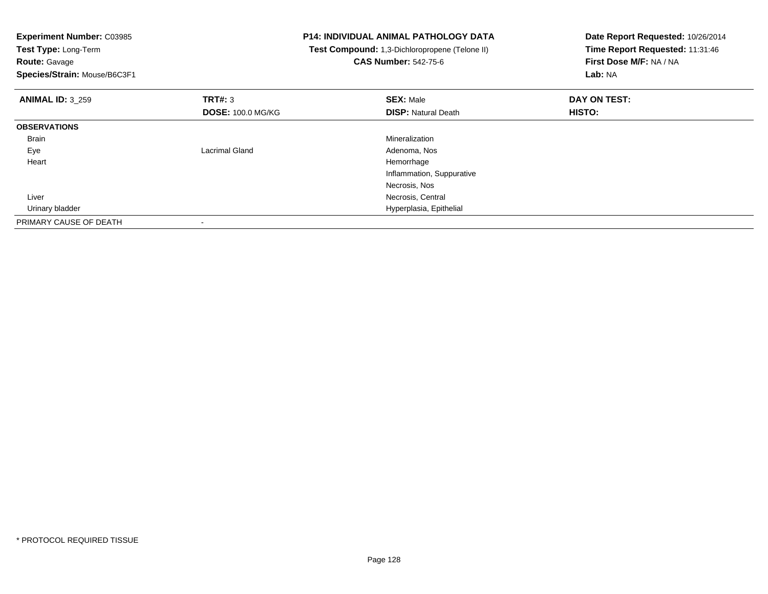**Experiment Number:** C03985
**Test Type:** Long-Term
**Route:** Gavage
**Species/Strain:** Mouse/B6C3F1

**P14: INDIVIDUAL ANIMAL PATHOLOGY DATA**
**Test Compound:** 1,3-Dichloropropene (Telone II)
**CAS Number:** 542-75-6

**Date Report Requested:** 10/26/2014
**Time Report Requested:** 11:31:46
**First Dose M/F:** NA / NA
**Lab:** NA

| **ANIMAL ID:** 3_259 | **TRT#:** 3 | **SEX:** Male | **DAY ON TEST:** |
|---|---|---|---|
| | **DOSE:** 100.0 MG/KG | **DISP:** Natural Death | **HISTO:** |
| **OBSERVATIONS** | | | |
| Brain | | Mineralization | |
| Eye | Lacrimal Gland | Adenoma, Nos | |
| Heart | | Hemorrhage | |
| | | Inflammation, Suppurative | |
| | | Necrosis, Nos | |
| Liver | | Necrosis, Central | |
| Urinary bladder | | Hyperplasia, Epithelial | |
| PRIMARY CAUSE OF DEATH | - | | |

* PROTOCOL REQUIRED TISSUE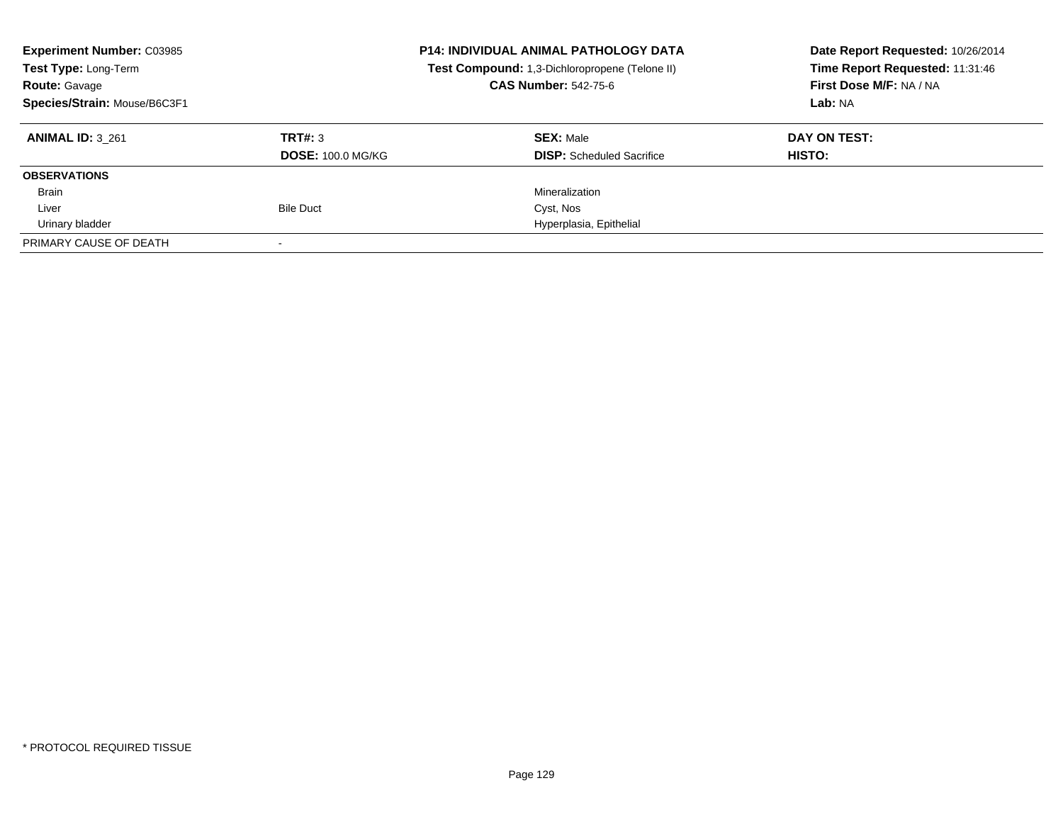**Experiment Number:** C03985
**Test Type:** Long-Term
**Route:** Gavage
**Species/Strain:** Mouse/B6C3F1

**P14: INDIVIDUAL ANIMAL PATHOLOGY DATA**
**Test Compound:** 1,3-Dichloropropene (Telone II)
**CAS Number:** 542-75-6

**Date Report Requested:** 10/26/2014
**Time Report Requested:** 11:31:46
**First Dose M/F:** NA / NA
**Lab:** NA

| **ANIMAL ID:** 3_261 | **TRT#:** 3 | **SEX:** Male | **DAY ON TEST:** |
|---|---|---|---|
| | **DOSE:** 100.0 MG/KG | **DISP:** Scheduled Sacrifice | **HISTO:** |
| **OBSERVATIONS** | | | |
| Brain | | Mineralization | |
| Liver | Bile Duct | Cyst, Nos | |
| Urinary bladder | | Hyperplasia, Epithelial | |
| PRIMARY CAUSE OF DEATH | - | | |

* PROTOCOL REQUIRED TISSUE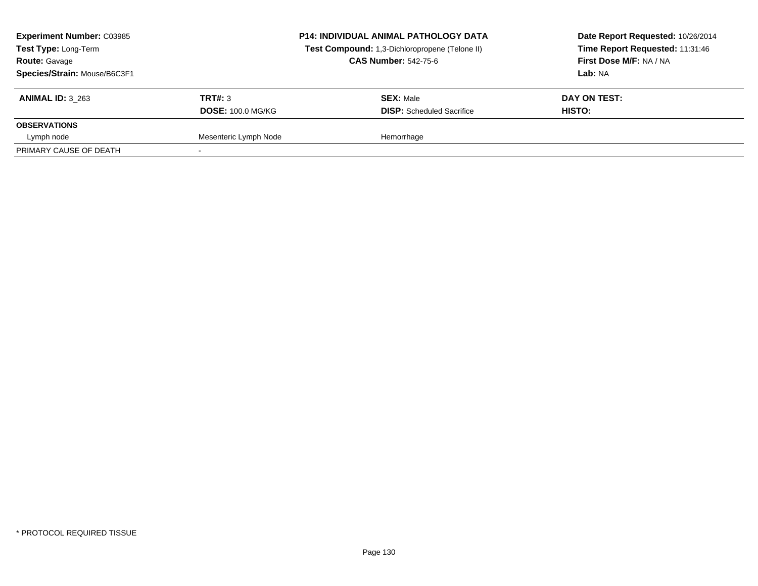**Experiment Number:** C03985
**Test Type:** Long-Term
**Route:** Gavage
**Species/Strain:** Mouse/B6C3F1

**P14: INDIVIDUAL ANIMAL PATHOLOGY DATA**
**Test Compound:** 1,3-Dichloropropene (Telone II)
**CAS Number:** 542-75-6

**Date Report Requested:** 10/26/2014
**Time Report Requested:** 11:31:46
**First Dose M/F:** NA / NA
**Lab:** NA

| **ANIMAL ID:** 3_263 | **TRT#:** 3 | **SEX:** Male | **DAY ON TEST:** |
|---|---|---|---|
| | **DOSE:** 100.0 MG/KG | **DISP:** Scheduled Sacrifice | **HISTO:** |
| **OBSERVATIONS** | | | |
| Lymph node | Mesenteric Lymph Node | Hemorrhage | |
| PRIMARY CAUSE OF DEATH | - | | |

\* PROTOCOL REQUIRED TISSUE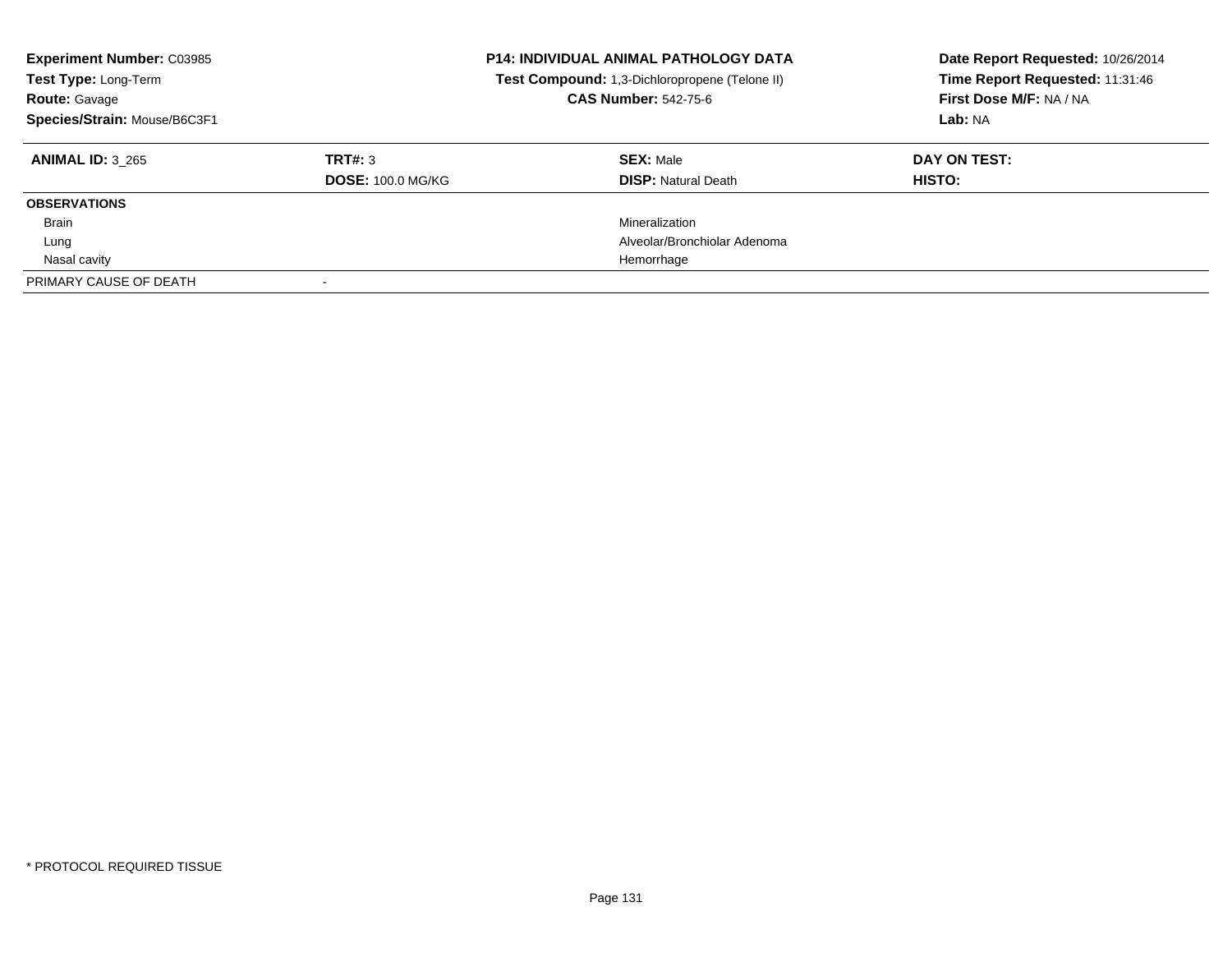**Experiment Number:** C03985
**Test Type:** Long-Term
**Route:** Gavage
**Species/Strain:** Mouse/B6C3F1

**P14: INDIVIDUAL ANIMAL PATHOLOGY DATA**
**Test Compound:** 1,3-Dichloropropene (Telone II)
**CAS Number:** 542-75-6

**Date Report Requested:** 10/26/2014
**Time Report Requested:** 11:31:46
**First Dose M/F:** NA / NA
**Lab:** NA

| **ANIMAL ID:** 3_265 | **TRT#:** 3 | **SEX:** Male | **DAY ON TEST:** |
|---|---|---|---|
| | **DOSE:** 100.0 MG/KG | **DISP:** Natural Death | **HISTO:** |
| **OBSERVATIONS** | | | |
| Brain | | Mineralization | |
| Lung | | Alveolar/Bronchiolar Adenoma | |
| Nasal cavity | | Hemorrhage | |
| PRIMARY CAUSE OF DEATH | - | | |

* PROTOCOL REQUIRED TISSUE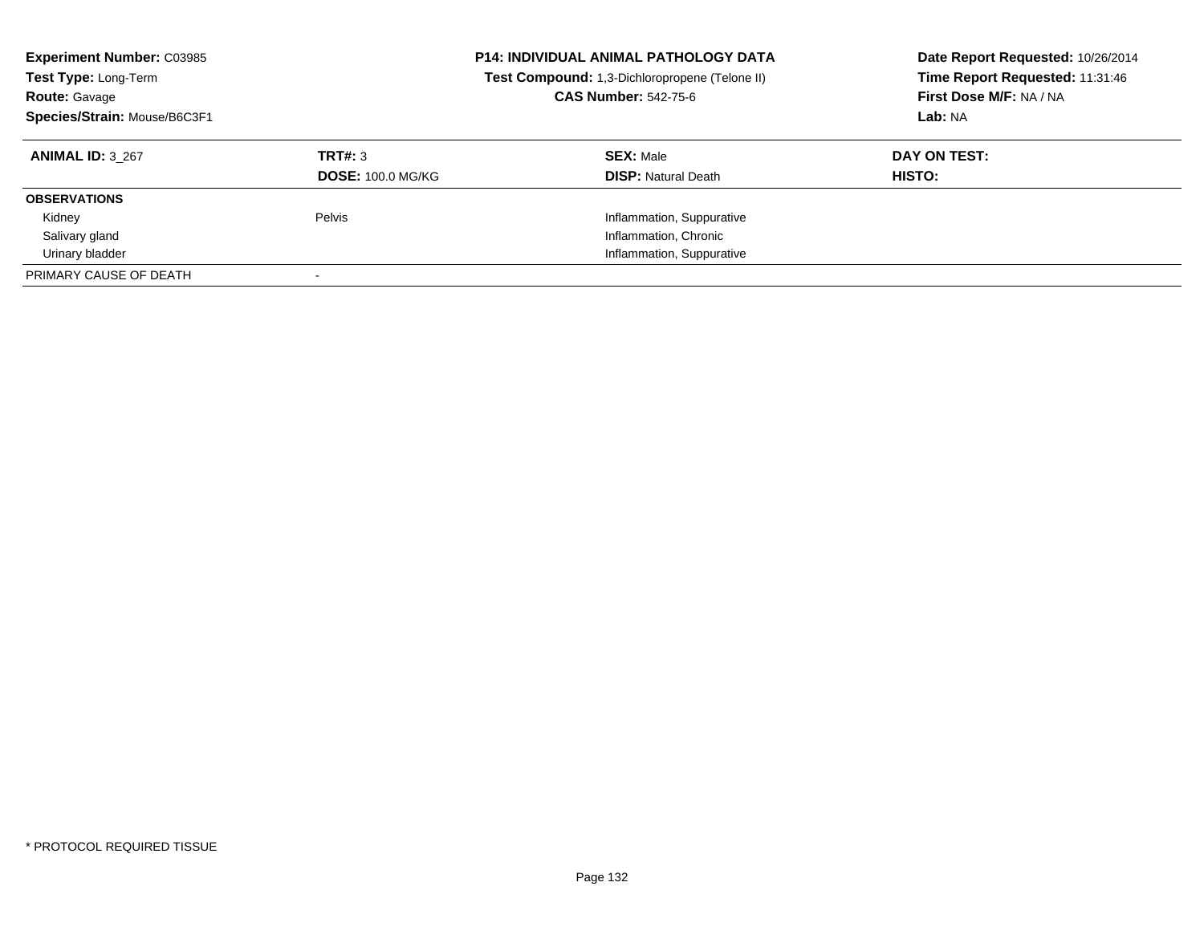**Experiment Number:** C03985
**Test Type:** Long-Term
**Route:** Gavage
**Species/Strain:** Mouse/B6C3F1

**P14: INDIVIDUAL ANIMAL PATHOLOGY DATA**
**Test Compound:** 1,3-Dichloropropene (Telone II)
**CAS Number:** 542-75-6

**Date Report Requested:** 10/26/2014
**Time Report Requested:** 11:31:46
**First Dose M/F:** NA / NA
**Lab:** NA

| **ANIMAL ID:** 3_267 | **TRT#:** 3 | **SEX:** Male | **DAY ON TEST:** |
|---|---|---|---|
| | **DOSE:** 100.0 MG/KG | **DISP:** Natural Death | **HISTO:** |
| **OBSERVATIONS** | | | |
| Kidney | Pelvis | Inflammation, Suppurative | |
| Salivary gland | | Inflammation, Chronic | |
| Urinary bladder | | Inflammation, Suppurative | |
| PRIMARY CAUSE OF DEATH | - | | |

* PROTOCOL REQUIRED TISSUE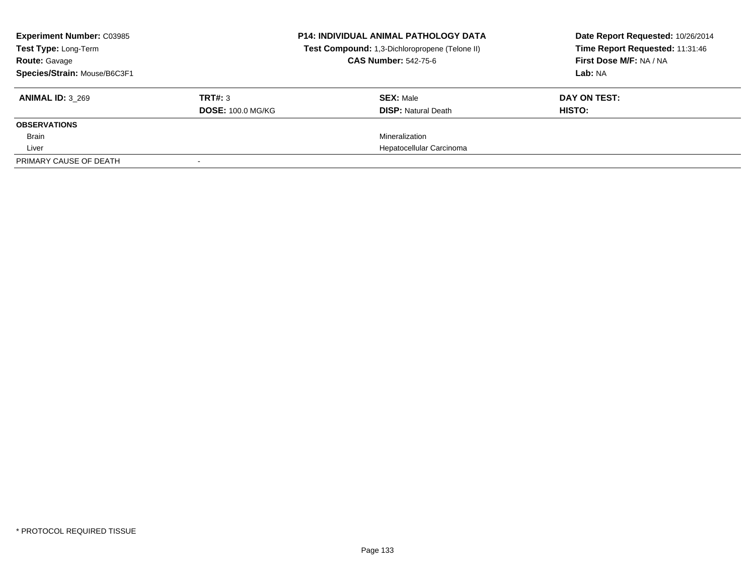**Experiment Number:** C03985
**Test Type:** Long-Term
**Route:** Gavage
**Species/Strain:** Mouse/B6C3F1

**P14: INDIVIDUAL ANIMAL PATHOLOGY DATA**
**Test Compound:** 1,3-Dichloropropene (Telone II)
**CAS Number:** 542-75-6

**Date Report Requested:** 10/26/2014
**Time Report Requested:** 11:31:46
**First Dose M/F:** NA / NA
**Lab:** NA

| **ANIMAL ID:** 3_269 | **TRT#:** 3 | **SEX:** Male | **DAY ON TEST:** |
|---|---|---|---|
| | **DOSE:** 100.0 MG/KG | **DISP:** Natural Death | **HISTO:** |
| **OBSERVATIONS** | | | |
| Brain | | Mineralization | |
| Liver | | Hepatocellular Carcinoma | |
| PRIMARY CAUSE OF DEATH | - | | |

* PROTOCOL REQUIRED TISSUE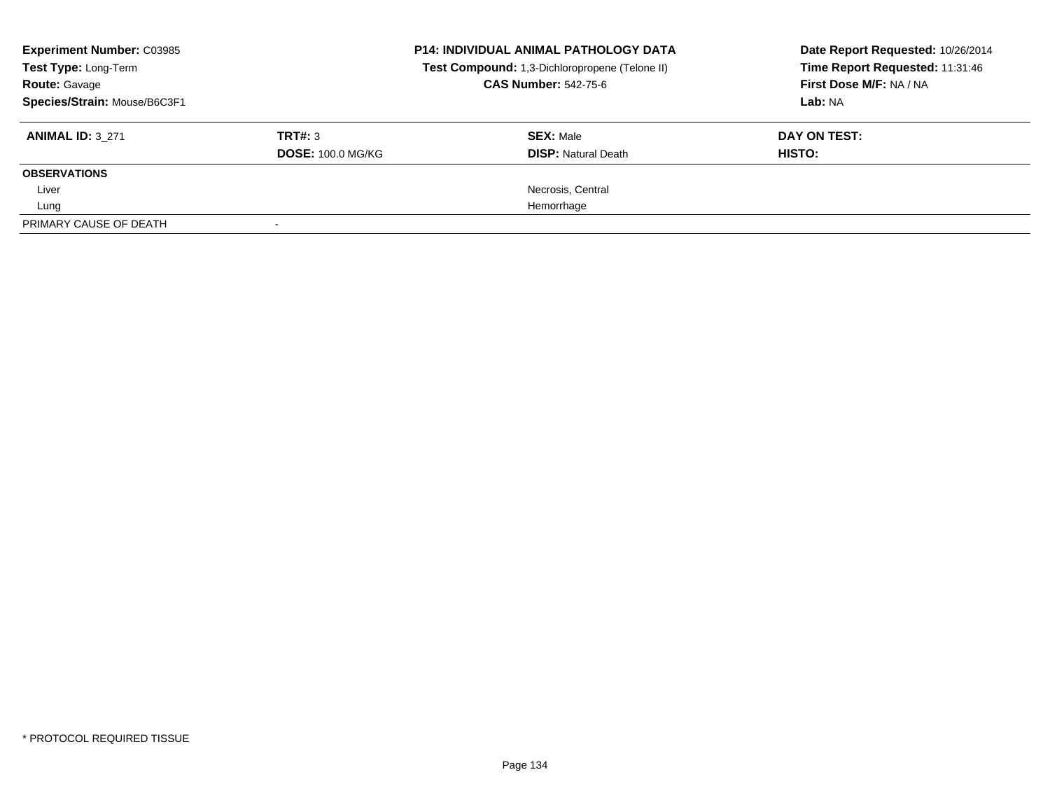**Experiment Number:** C03985
**Test Type:** Long-Term
**Route:** Gavage
**Species/Strain:** Mouse/B6C3F1

**P14: INDIVIDUAL ANIMAL PATHOLOGY DATA**
**Test Compound:** 1,3-Dichloropropene (Telone II)
**CAS Number:** 542-75-6

**Date Report Requested:** 10/26/2014
**Time Report Requested:** 11:31:46
**First Dose M/F:** NA / NA
**Lab:** NA

| **ANIMAL ID:** 3_271 | **TRT#:** 3 | **SEX:** Male | **DAY ON TEST:** |
|---|---|---|---|
| | **DOSE:** 100.0 MG/KG | **DISP:** Natural Death | **HISTO:** |
| **OBSERVATIONS** | | | |
| Liver | | Necrosis, Central | |
| Lung | | Hemorrhage | |
| PRIMARY CAUSE OF DEATH | - | | |

* PROTOCOL REQUIRED TISSUE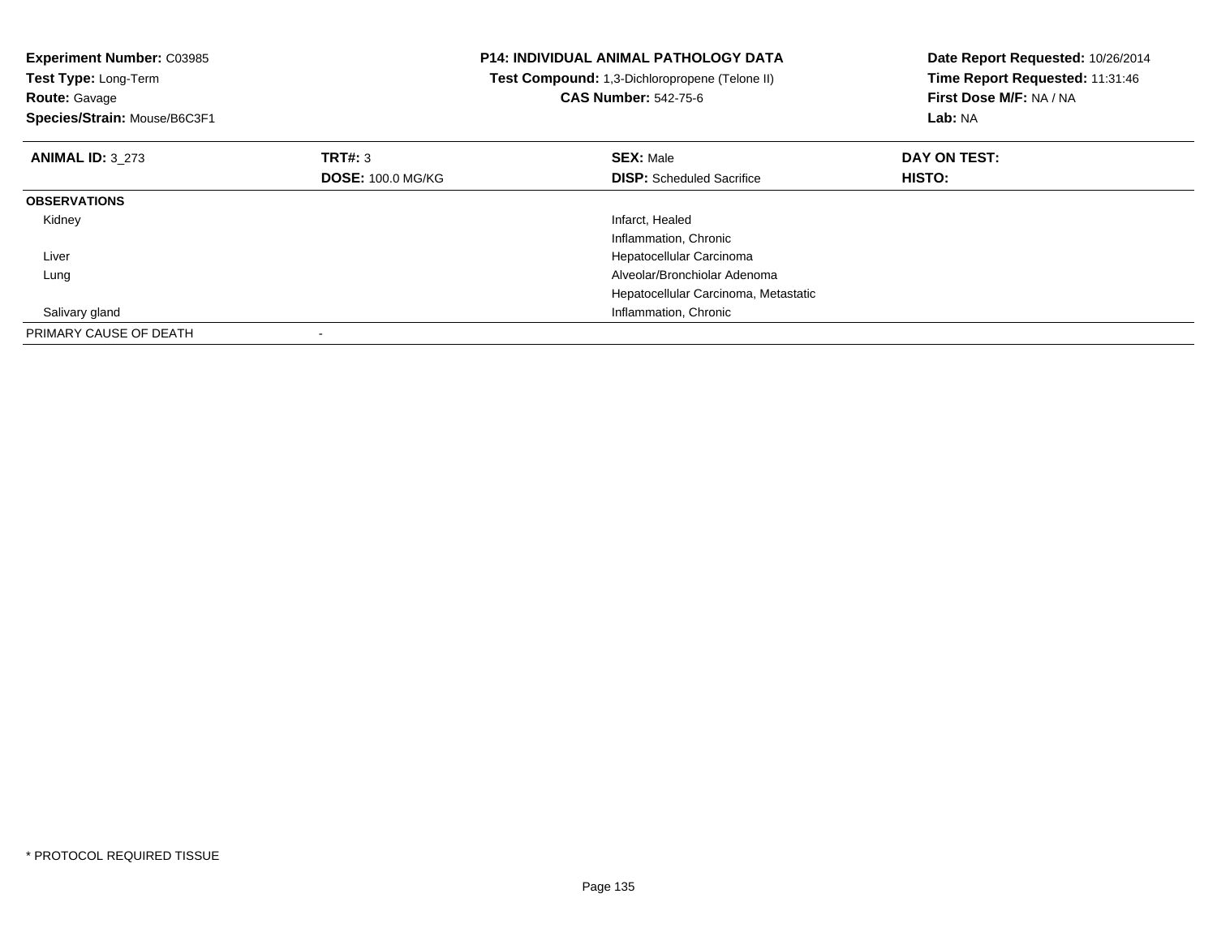**Experiment Number:** C03985
**Test Type:** Long-Term
**Route:** Gavage
**Species/Strain:** Mouse/B6C3F1

**P14: INDIVIDUAL ANIMAL PATHOLOGY DATA**
**Test Compound:** 1,3-Dichloropropene (Telone II)
**CAS Number:** 542-75-6

**Date Report Requested:** 10/26/2014
**Time Report Requested:** 11:31:46
**First Dose M/F:** NA / NA
**Lab:** NA

| **ANIMAL ID:** 3_273 | **TRT#:** 3 | **SEX:** Male | **DAY ON TEST:** |
|---|---|---|---|
| | **DOSE:** 100.0 MG/KG | **DISP:** Scheduled Sacrifice | **HISTO:** |
| **OBSERVATIONS** | | | |
| Kidney | | Infarct, Healed | |
| | | Inflammation, Chronic | |
| Liver | | Hepatocellular Carcinoma | |
| Lung | | Alveolar/Bronchiolar Adenoma | |
| | | Hepatocellular Carcinoma, Metastatic | |
| Salivary gland | | Inflammation, Chronic | |
| PRIMARY CAUSE OF DEATH | - | | |

\* PROTOCOL REQUIRED TISSUE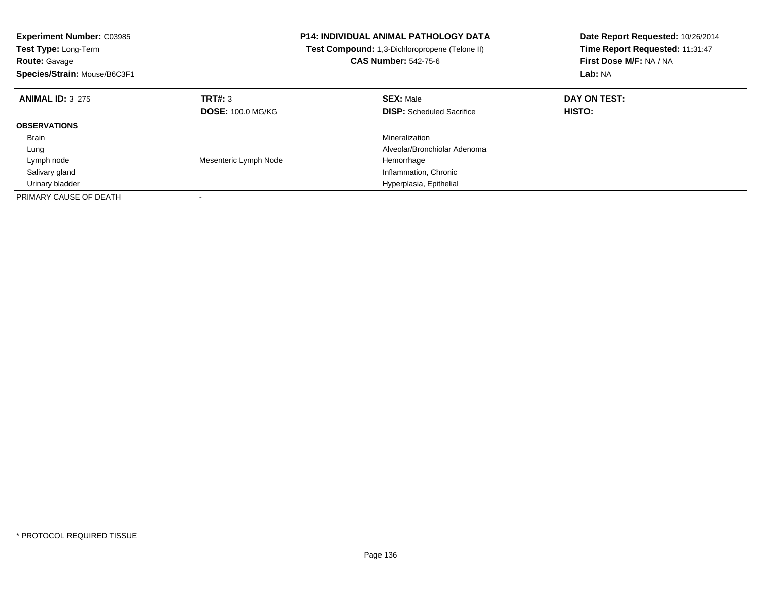**Experiment Number:** C03985
**Test Type:** Long-Term
**Route:** Gavage
**Species/Strain:** Mouse/B6C3F1

**P14: INDIVIDUAL ANIMAL PATHOLOGY DATA**
**Test Compound:** 1,3-Dichloropropene (Telone II)
**CAS Number:** 542-75-6

**Date Report Requested:** 10/26/2014
**Time Report Requested:** 11:31:47
**First Dose M/F:** NA / NA
**Lab:** NA

| **ANIMAL ID:** 3_275 | **TRT#:** 3 | **SEX:** Male | **DAY ON TEST:** |
|---|---|---|---|
| | **DOSE:** 100.0 MG/KG | **DISP:** Scheduled Sacrifice | **HISTO:** |
| **OBSERVATIONS** | | | |
| Brain | | Mineralization | |
| Lung | | Alveolar/Bronchiolar Adenoma | |
| Lymph node | Mesenteric Lymph Node | Hemorrhage | |
| Salivary gland | | Inflammation, Chronic | |
| Urinary bladder | | Hyperplasia, Epithelial | |
| PRIMARY CAUSE OF DEATH | - | | |

* PROTOCOL REQUIRED TISSUE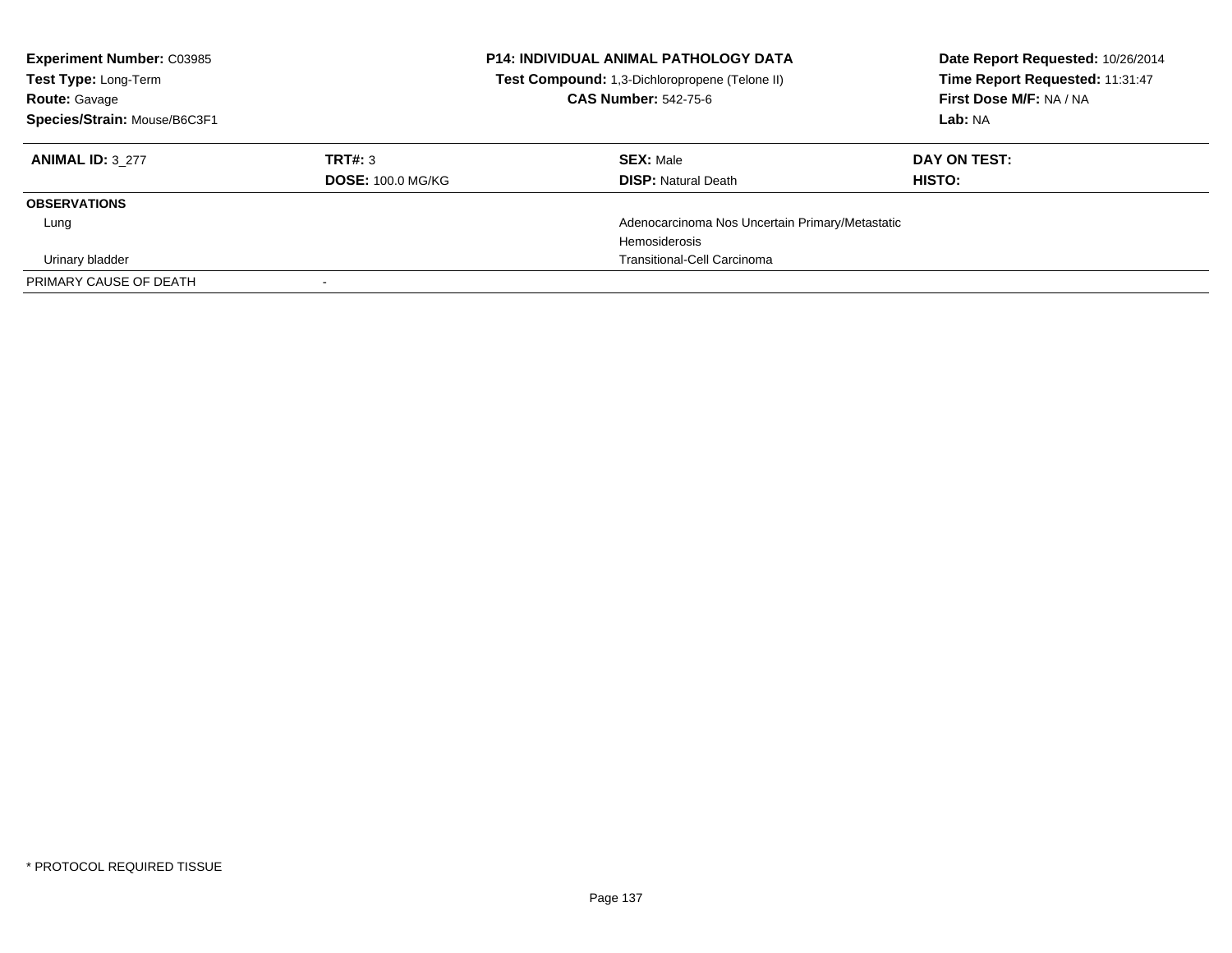**Experiment Number:** C03985
**Test Type:** Long-Term
**Route:** Gavage
**Species/Strain:** Mouse/B6C3F1

**P14: INDIVIDUAL ANIMAL PATHOLOGY DATA**
**Test Compound:** 1,3-Dichloropropene (Telone II)
**CAS Number:** 542-75-6

**Date Report Requested:** 10/26/2014
**Time Report Requested:** 11:31:47
**First Dose M/F:** NA / NA
**Lab:** NA

| **ANIMAL ID:** 3_277 | **TRT#:** 3 | **SEX:** Male | **DAY ON TEST:** |
|---|---|---|---|
| | **DOSE:** 100.0 MG/KG | **DISP:** Natural Death | **HISTO:** |
| **OBSERVATIONS** | | | |
| Lung | | Adenocarcinoma Nos Uncertain Primary/Metastatic | |
| | | Hemosiderosis | |
| Urinary bladder | | Transitional-Cell Carcinoma | |
| PRIMARY CAUSE OF DEATH | - | | |

* PROTOCOL REQUIRED TISSUE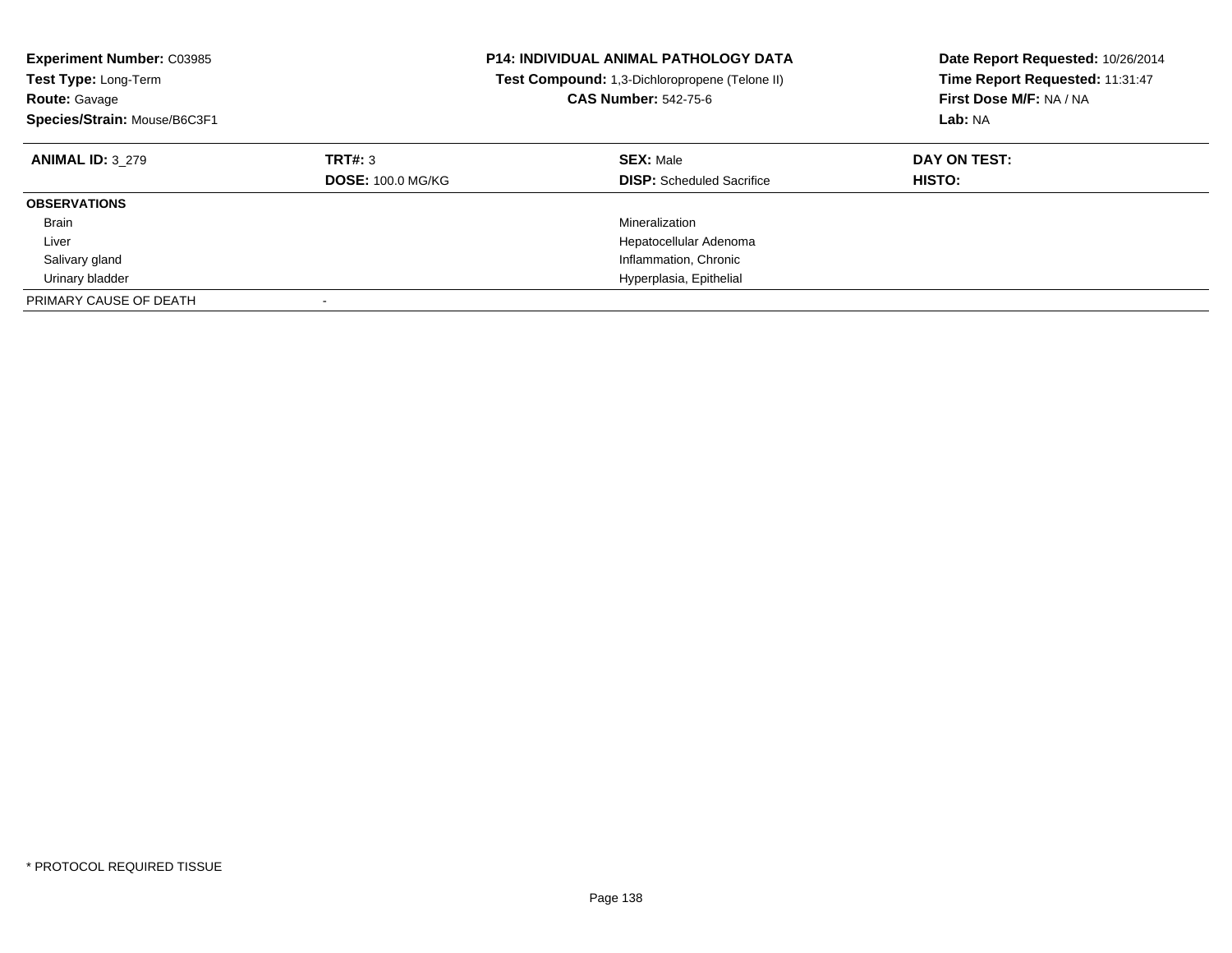**Experiment Number:** C03985
**Test Type:** Long-Term
**Route:** Gavage
**Species/Strain:** Mouse/B6C3F1

**P14: INDIVIDUAL ANIMAL PATHOLOGY DATA**
**Test Compound:** 1,3-Dichloropropene (Telone II)
**CAS Number:** 542-75-6

**Date Report Requested:** 10/26/2014
**Time Report Requested:** 11:31:47
**First Dose M/F:** NA / NA
**Lab:** NA

| **ANIMAL ID:** 3_279 | **TRT#:** 3 | **SEX:** Male | **DAY ON TEST:** |
|---|---|---|---|
| | **DOSE:** 100.0 MG/KG | **DISP:** Scheduled Sacrifice | **HISTO:** |
| **OBSERVATIONS** | | | |
| Brain | | Mineralization | |
| Liver | | Hepatocellular Adenoma | |
| Salivary gland | | Inflammation, Chronic | |
| Urinary bladder | | Hyperplasia, Epithelial | |
| PRIMARY CAUSE OF DEATH | - | | |

* PROTOCOL REQUIRED TISSUE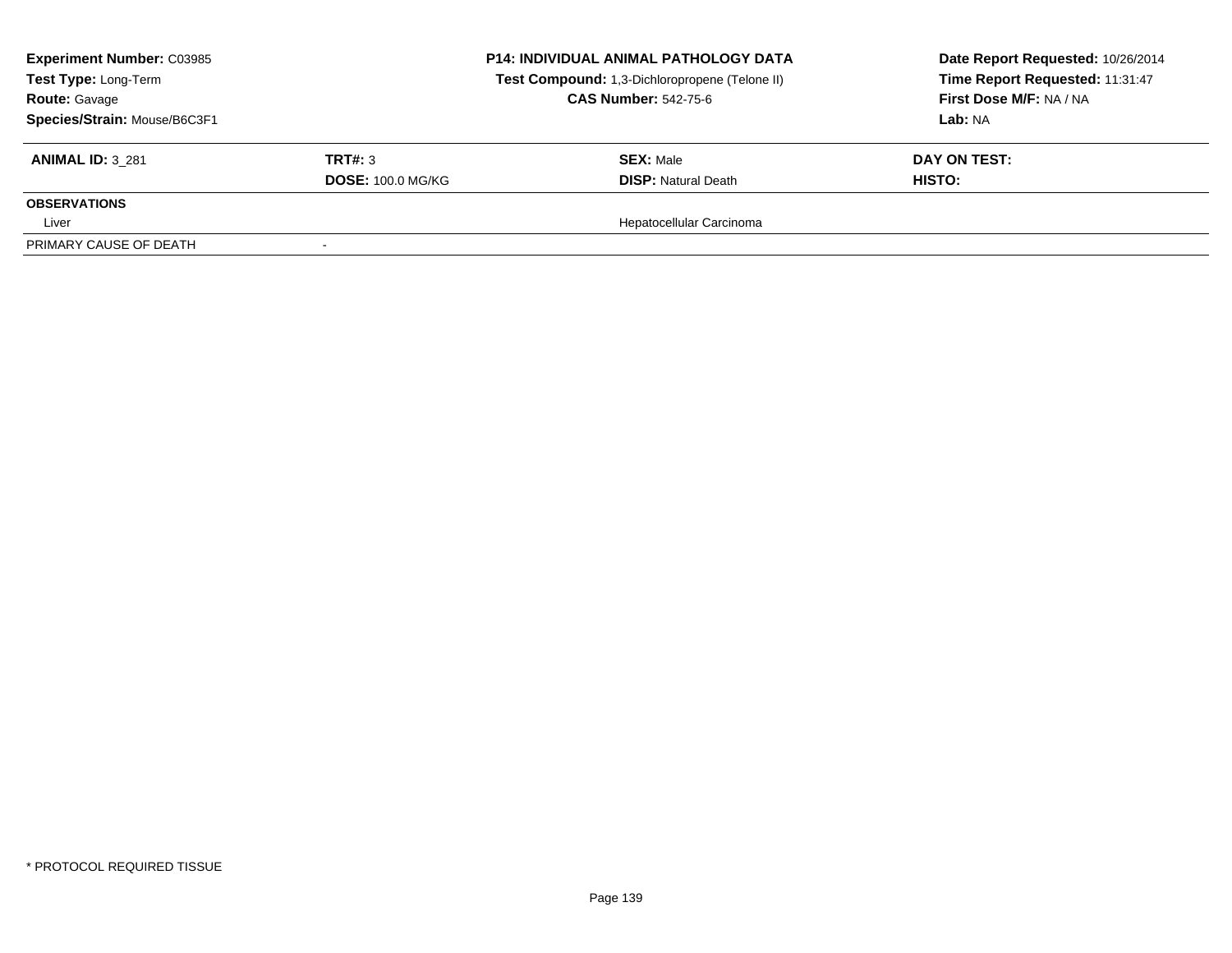| Experiment Number: C03985 | P14: INDIVIDUAL ANIMAL PATHOLOGY DATA | Date Report Requested: 10/26/2014 |
|---|---|---|
| Test Type: Long-Term | Test Compound: 1,3-Dichloropropene (Telone II) | Time Report Requested: 11:31:47 |
| Route: Gavage | CAS Number: 542-75-6 | First Dose M/F: NA / NA |
| Species/Strain: Mouse/B6C3F1 | | Lab: NA |

| ANIMAL ID: 3_281 | TRT#: 3 | SEX: Male | DAY ON TEST: |
|---|---|---|---|
| | DOSE: 100.0 MG/KG | DISP: Natural Death | HISTO: |
| **OBSERVATIONS** | | | |
| Liver | | Hepatocellular Carcinoma | |
| PRIMARY CAUSE OF DEATH | - | | |

* PROTOCOL REQUIRED TISSUE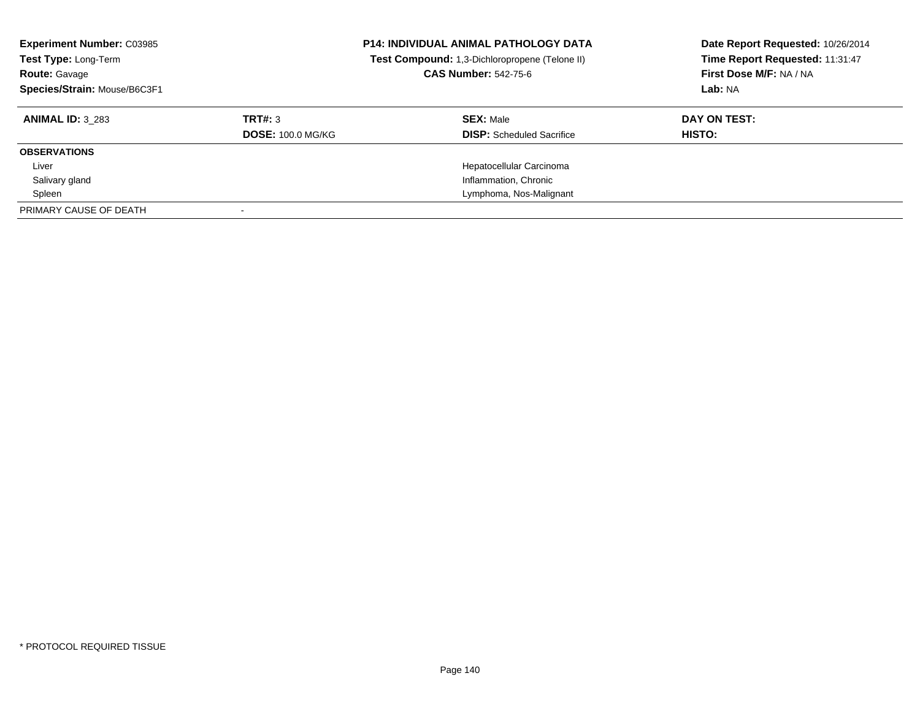**Experiment Number:** C03985
**Test Type:** Long-Term
**Route:** Gavage
**Species/Strain:** Mouse/B6C3F1

**P14: INDIVIDUAL ANIMAL PATHOLOGY DATA**
**Test Compound:** 1,3-Dichloropropene (Telone II)
**CAS Number:** 542-75-6

**Date Report Requested:** 10/26/2014
**Time Report Requested:** 11:31:47
**First Dose M/F:** NA / NA
**Lab:** NA

| **ANIMAL ID:** 3_283 | **TRT#:** 3 | **SEX:** Male | **DAY ON TEST:** |
|---|---|---|---|
| | **DOSE:** 100.0 MG/KG | **DISP:** Scheduled Sacrifice | **HISTO:** |
| **OBSERVATIONS** | | | |
| Liver | | Hepatocellular Carcinoma | |
| Salivary gland | | Inflammation, Chronic | |
| Spleen | | Lymphoma, Nos-Malignant | |
| PRIMARY CAUSE OF DEATH | - | | |

* PROTOCOL REQUIRED TISSUE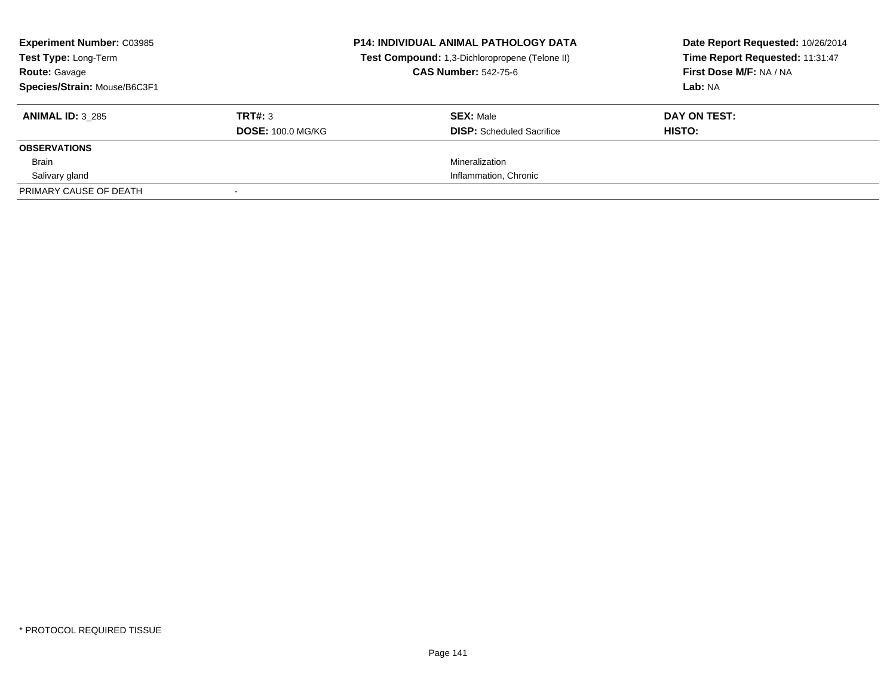**Experiment Number:** C03985
**Test Type:** Long-Term
**Route:** Gavage
**Species/Strain:** Mouse/B6C3F1

**P14: INDIVIDUAL ANIMAL PATHOLOGY DATA**
**Test Compound:** 1,3-Dichloropropene (Telone II)
**CAS Number:** 542-75-6

**Date Report Requested:** 10/26/2014
**Time Report Requested:** 11:31:47
**First Dose M/F:** NA / NA
**Lab:** NA

| **ANIMAL ID:** 3_285 | **TRT#:** 3 | **SEX:** Male | **DAY ON TEST:** |
|---|---|---|---|
| | **DOSE:** 100.0 MG/KG | **DISP:** Scheduled Sacrifice | **HISTO:** |
| **OBSERVATIONS** | | | |
| Brain | | Mineralization | |
| Salivary gland | | Inflammation, Chronic | |
| PRIMARY CAUSE OF DEATH | - | | |

\* PROTOCOL REQUIRED TISSUE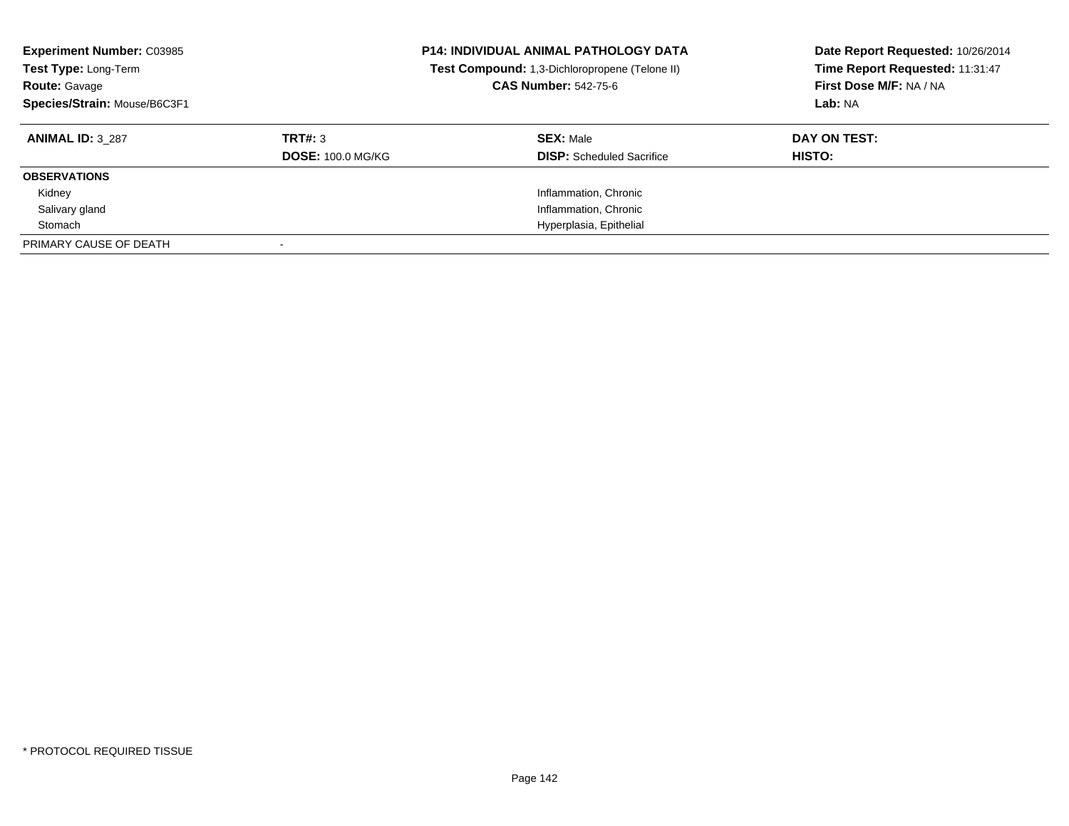**Experiment Number:** C03985
**Test Type:** Long-Term
**Route:** Gavage
**Species/Strain:** Mouse/B6C3F1

**P14: INDIVIDUAL ANIMAL PATHOLOGY DATA**
**Test Compound:** 1,3-Dichloropropene (Telone II)
**CAS Number:** 542-75-6

**Date Report Requested:** 10/26/2014
**Time Report Requested:** 11:31:47
**First Dose M/F:** NA / NA
**Lab:** NA

| **ANIMAL ID:** 3_287 | **TRT#:** 3 | **SEX:** Male | **DAY ON TEST:** |
|---|---|---|---|
| | **DOSE:** 100.0 MG/KG | **DISP:** Scheduled Sacrifice | **HISTO:** |
| **OBSERVATIONS** | | | |
| Kidney | | Inflammation, Chronic | |
| Salivary gland | | Inflammation, Chronic | |
| Stomach | | Hyperplasia, Epithelial | |
| PRIMARY CAUSE OF DEATH | - | | |

\* PROTOCOL REQUIRED TISSUE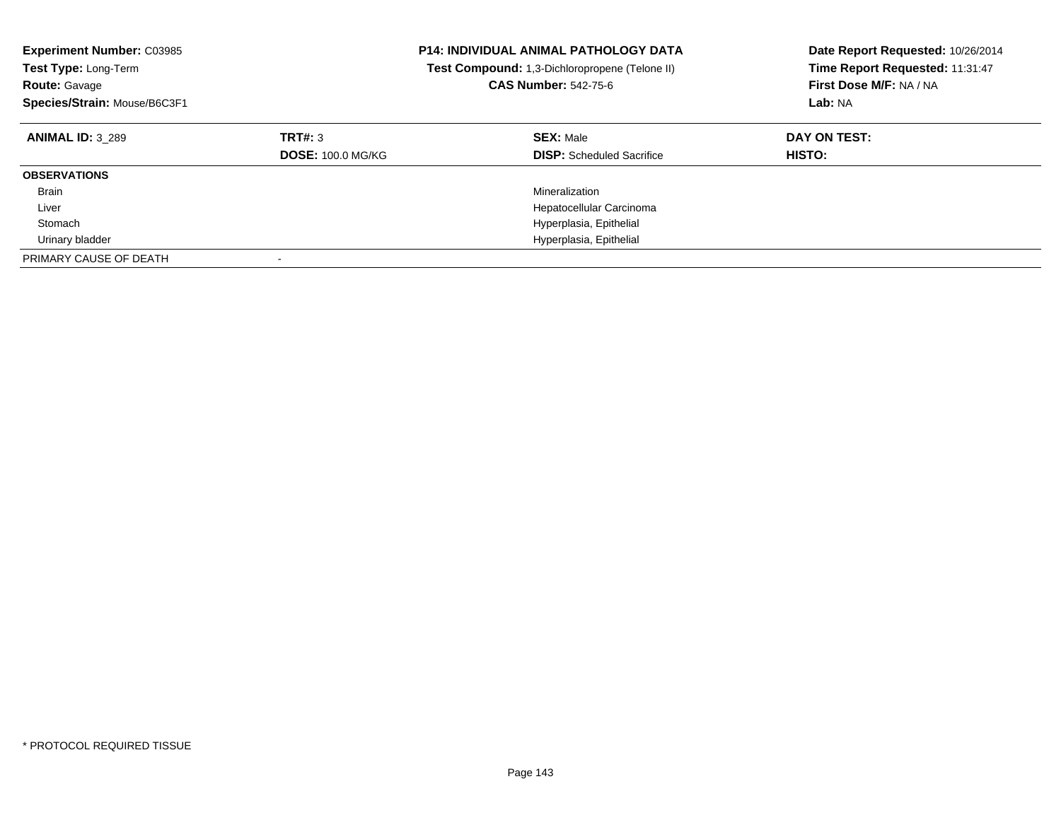**Experiment Number:** C03985
**Test Type:** Long-Term
**Route:** Gavage
**Species/Strain:** Mouse/B6C3F1

**P14: INDIVIDUAL ANIMAL PATHOLOGY DATA**
**Test Compound:** 1,3-Dichloropropene (Telone II)
**CAS Number:** 542-75-6

**Date Report Requested:** 10/26/2014
**Time Report Requested:** 11:31:47
**First Dose M/F:** NA / NA
**Lab:** NA

| **ANIMAL ID:** 3_289 | **TRT#:** 3 | **SEX:** Male | **DAY ON TEST:** |
|---|---|---|---|
| | **DOSE:** 100.0 MG/KG | **DISP:** Scheduled Sacrifice | **HISTO:** |
| **OBSERVATIONS** | | | |
| Brain | | Mineralization | |
| Liver | | Hepatocellular Carcinoma | |
| Stomach | | Hyperplasia, Epithelial | |
| Urinary bladder | | Hyperplasia, Epithelial | |
| PRIMARY CAUSE OF DEATH | - | | |

* PROTOCOL REQUIRED TISSUE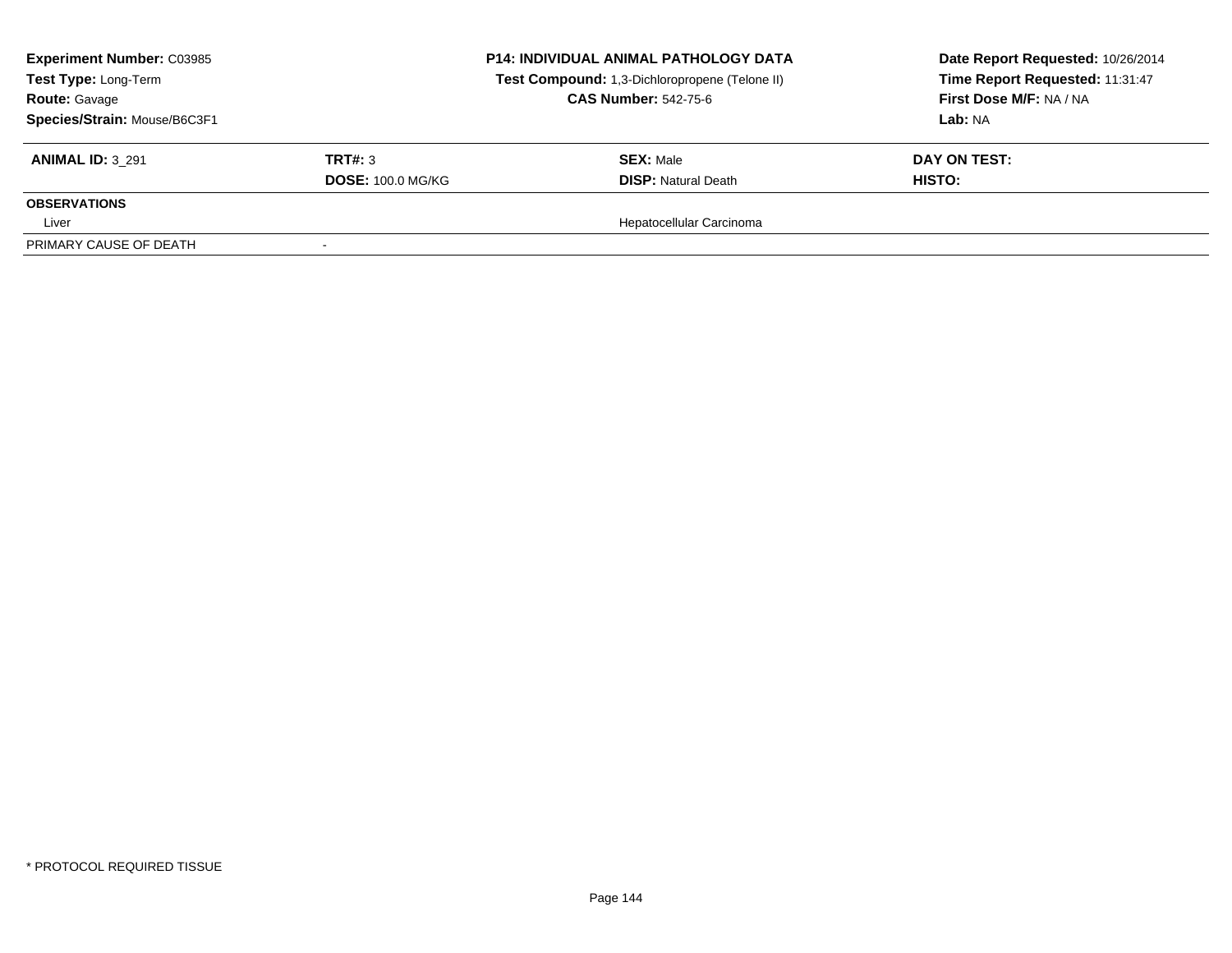**Experiment Number:** C03985
**Test Type:** Long-Term
**Route:** Gavage
**Species/Strain:** Mouse/B6C3F1

**P14: INDIVIDUAL ANIMAL PATHOLOGY DATA**
**Test Compound:** 1,3-Dichloropropene (Telone II)
**CAS Number:** 542-75-6

**Date Report Requested:** 10/26/2014
**Time Report Requested:** 11:31:47
**First Dose M/F:** NA / NA
**Lab:** NA

| **ANIMAL ID:** 3_291 | **TRT#:** 3 | **SEX:** Male | **DAY ON TEST:** |
|---|---|---|---|
| | **DOSE:** 100.0 MG/KG | **DISP:** Natural Death | **HISTO:** |
| **OBSERVATIONS** | | | |
| Liver | | Hepatocellular Carcinoma | |
| PRIMARY CAUSE OF DEATH | - | | |

* PROTOCOL REQUIRED TISSUE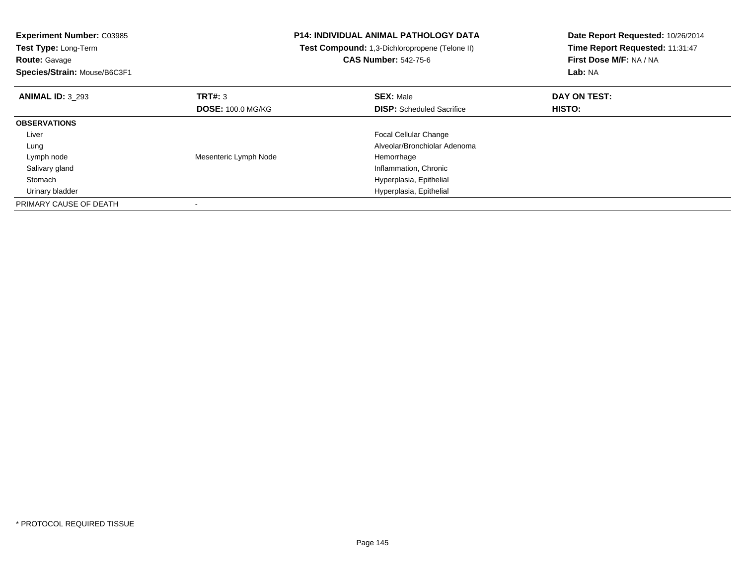**Experiment Number:** C03985
**Test Type:** Long-Term
**Route:** Gavage
**Species/Strain:** Mouse/B6C3F1

**P14: INDIVIDUAL ANIMAL PATHOLOGY DATA**
**Test Compound:** 1,3-Dichloropropene (Telone II)
**CAS Number:** 542-75-6

**Date Report Requested:** 10/26/2014
**Time Report Requested:** 11:31:47
**First Dose M/F:** NA / NA
**Lab:** NA

| **ANIMAL ID:** 3_293 | **TRT#:** 3 | **SEX:** Male | **DAY ON TEST:** |
|---|---|---|---|
| | **DOSE:** 100.0 MG/KG | **DISP:** Scheduled Sacrifice | **HISTO:** |
| **OBSERVATIONS** | | | |
| Liver | | Focal Cellular Change | |
| Lung | | Alveolar/Bronchiolar Adenoma | |
| Lymph node | Mesenteric Lymph Node | Hemorrhage | |
| Salivary gland | | Inflammation, Chronic | |
| Stomach | | Hyperplasia, Epithelial | |
| Urinary bladder | | Hyperplasia, Epithelial | |
| PRIMARY CAUSE OF DEATH | - | | |

* PROTOCOL REQUIRED TISSUE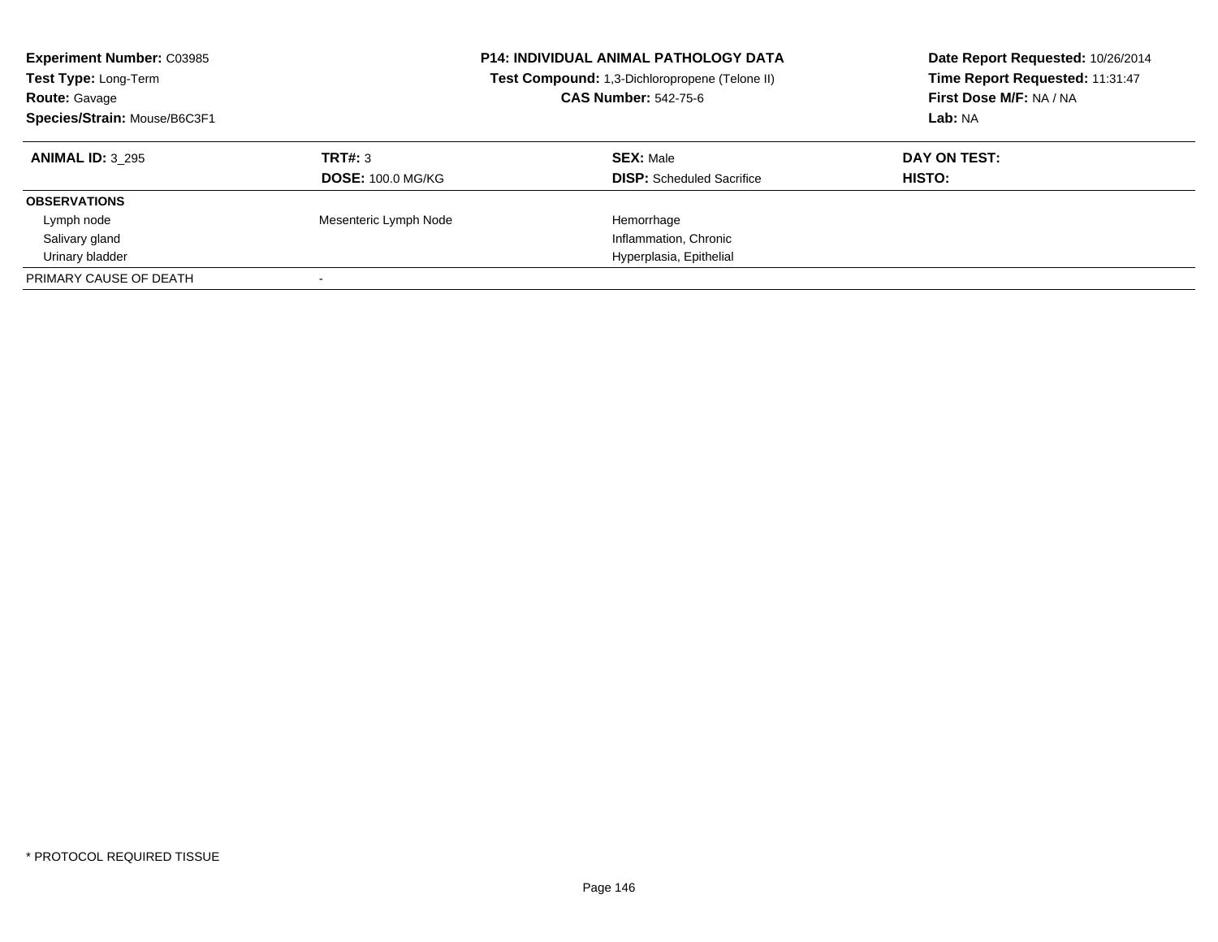**Experiment Number:** C03985
**Test Type:** Long-Term
**Route:** Gavage
**Species/Strain:** Mouse/B6C3F1

**P14: INDIVIDUAL ANIMAL PATHOLOGY DATA**
**Test Compound:** 1,3-Dichloropropene (Telone II)
**CAS Number:** 542-75-6

**Date Report Requested:** 10/26/2014
**Time Report Requested:** 11:31:47
**First Dose M/F:** NA / NA
**Lab:** NA

| **ANIMAL ID:** 3_295 | **TRT#:** 3 | **SEX:** Male | **DAY ON TEST:** |
|---|---|---|---|
| | **DOSE:** 100.0 MG/KG | **DISP:** Scheduled Sacrifice | **HISTO:** |
| **OBSERVATIONS** | | | |
| Lymph node | Mesenteric Lymph Node | Hemorrhage | |
| Salivary gland | | Inflammation, Chronic | |
| Urinary bladder | | Hyperplasia, Epithelial | |
| PRIMARY CAUSE OF DEATH | - | | |

\* PROTOCOL REQUIRED TISSUE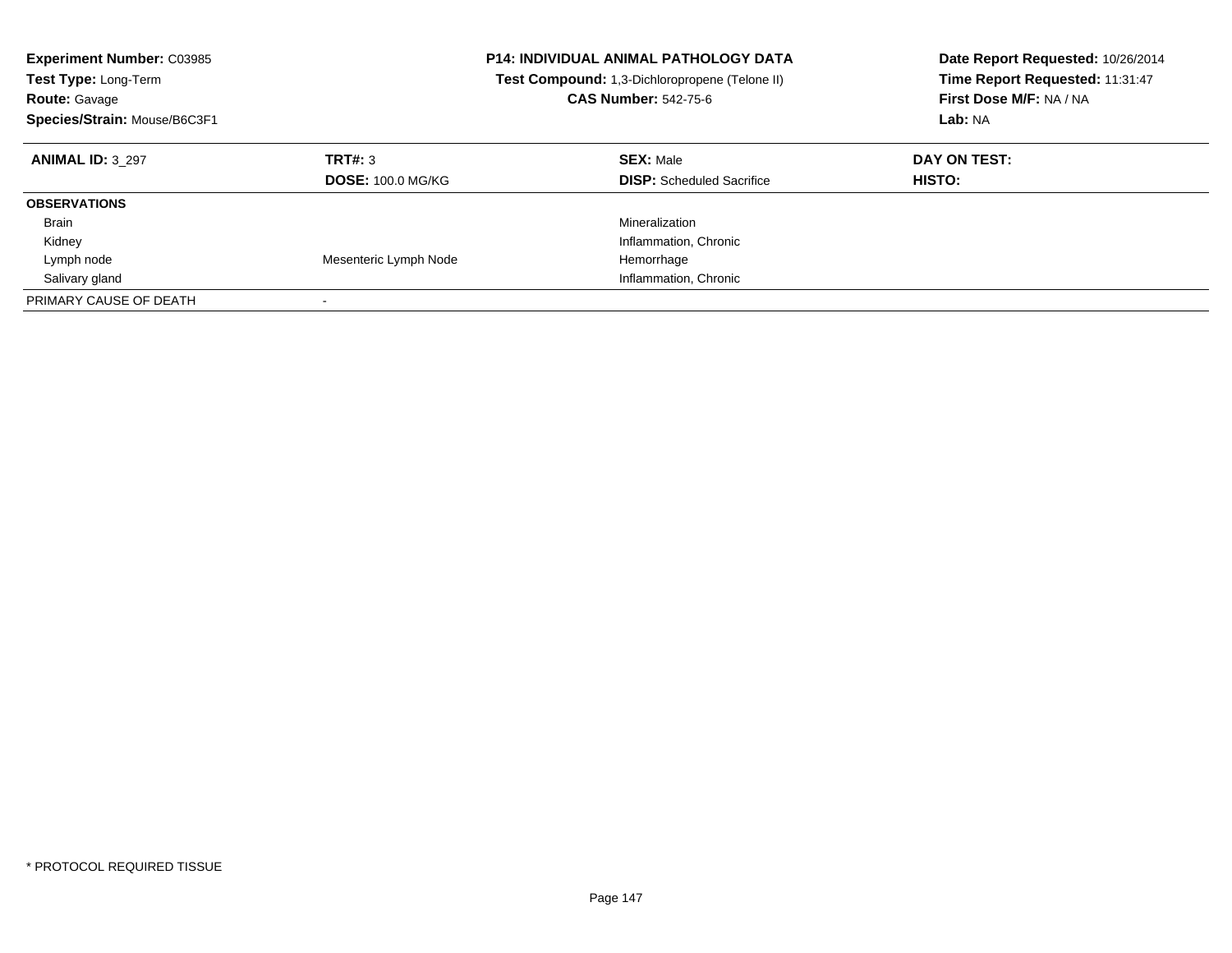**Experiment Number:** C03985
**Test Type:** Long-Term
**Route:** Gavage
**Species/Strain:** Mouse/B6C3F1

**P14: INDIVIDUAL ANIMAL PATHOLOGY DATA**
**Test Compound:** 1,3-Dichloropropene (Telone II)
**CAS Number:** 542-75-6

**Date Report Requested:** 10/26/2014
**Time Report Requested:** 11:31:47
**First Dose M/F:** NA / NA
**Lab:** NA

| **ANIMAL ID:** 3_297 | **TRT#:** 3 | **SEX:** Male | **DAY ON TEST:** |
|---|---|---|---|
| | **DOSE:** 100.0 MG/KG | **DISP:** Scheduled Sacrifice | **HISTO:** |
| **OBSERVATIONS** | | | |
| Brain | | Mineralization | |
| Kidney | | Inflammation, Chronic | |
| Lymph node | Mesenteric Lymph Node | Hemorrhage | |
| Salivary gland | | Inflammation, Chronic | |
| PRIMARY CAUSE OF DEATH | - | | |

* PROTOCOL REQUIRED TISSUE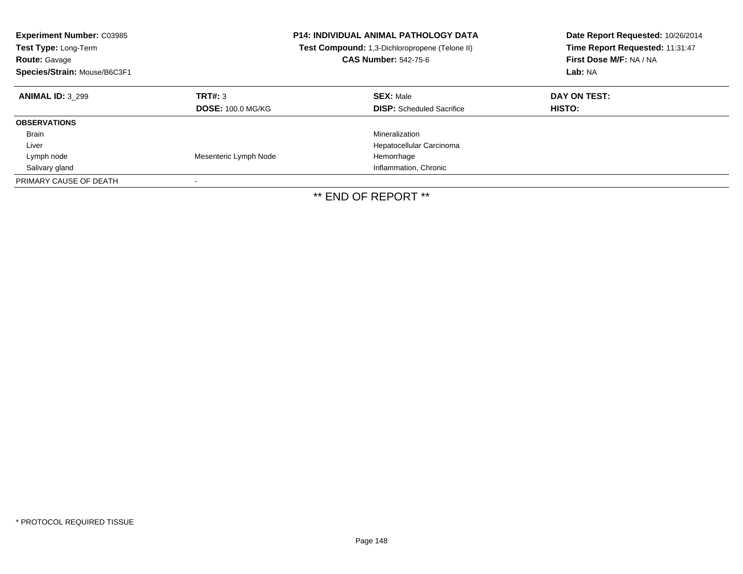**Experiment Number:** C03985
**Test Type:** Long-Term
**Route:** Gavage
**Species/Strain:** Mouse/B6C3F1

**P14: INDIVIDUAL ANIMAL PATHOLOGY DATA**
**Test Compound:** 1,3-Dichloropropene (Telone II)
**CAS Number:** 542-75-6

**Date Report Requested:** 10/26/2014
**Time Report Requested:** 11:31:47
**First Dose M/F:** NA / NA
**Lab:** NA

| **ANIMAL ID:** 3_299 | **TRT#:** 3 | **SEX:** Male | **DAY ON TEST:** |
|---|---|---|---|
| | **DOSE:** 100.0 MG/KG | **DISP:** Scheduled Sacrifice | **HISTO:** |
| **OBSERVATIONS** | | | |
| Brain | | Mineralization | |
| Liver | | Hepatocellular Carcinoma | |
| Lymph node | Mesenteric Lymph Node | Hemorrhage | |
| Salivary gland | | Inflammation, Chronic | |
| PRIMARY CAUSE OF DEATH | - | | |

** END OF REPORT **

* PROTOCOL REQUIRED TISSUE